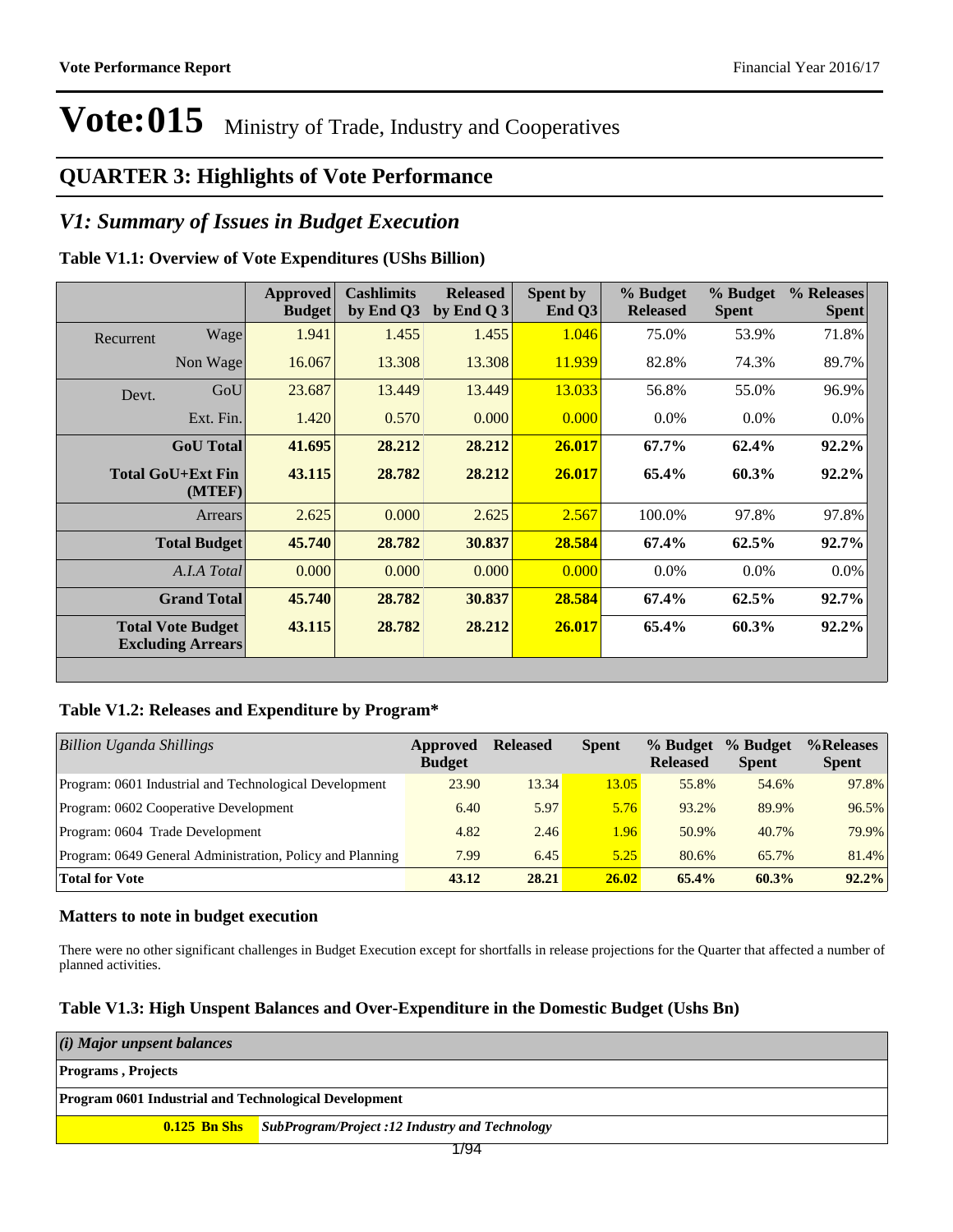# Vote:015 Ministry of Trade, Industry and Cooperatives

## QUARTER 3: Highlights of Vote Performance

## *V1: Summary of Issues in Budget Execution*

**Table V1.1: Overview of Vote Expenditures (UShs Billion)**

| | | Approved Budget | Cashlimits by End Q3 | Released by End Q 3 | Spent by End Q3 | % Budget Released | % Budget Spent | % Releases Spent |
|---|---|---|---|---|---|---|---|---|
| Recurrent | Wage | 1.941 | 1.455 | 1.455 | 1.046 | 75.0% | 53.9% | 71.8% |
| | Non Wage | 16.067 | 13.308 | 13.308 | 11.939 | 82.8% | 74.3% | 89.7% |
| Devt. | GoU | 23.687 | 13.449 | 13.449 | 13.033 | 56.8% | 55.0% | 96.9% |
| | Ext. Fin. | 1.420 | 0.570 | 0.000 | 0.000 | 0.0% | 0.0% | 0.0% |
| **GoU Total** | | **41.695** | **28.212** | **28.212** | **26.017** | **67.7%** | **62.4%** | **92.2%** |
| **Total GoU+Ext Fin (MTEF)** | | **43.115** | **28.782** | **28.212** | **26.017** | **65.4%** | **60.3%** | **92.2%** |
| Arrears | | 2.625 | 0.000 | 2.625 | 2.567 | 100.0% | 97.8% | 97.8% |
| **Total Budget** | | **45.740** | **28.782** | **30.837** | **28.584** | **67.4%** | **62.5%** | **92.7%** |
| *A.I.A Total* | | 0.000 | 0.000 | 0.000 | 0.000 | 0.0% | 0.0% | 0.0% |
| **Grand Total** | | **45.740** | **28.782** | **30.837** | **28.584** | **67.4%** | **62.5%** | **92.7%** |
| **Total Vote Budget Excluding Arrears** | | **43.115** | **28.782** | **28.212** | **26.017** | **65.4%** | **60.3%** | **92.2%** |

**Table V1.2: Releases and Expenditure by Program***

| *Billion Uganda Shillings* | Approved Budget | Released | Spent | % Budget Released | % Budget Spent | %Releases Spent |
|---|---|---|---|---|---|---|
| Program: 0601 Industrial and Technological Development | 23.90 | 13.34 | 13.05 | 55.8% | 54.6% | 97.8% |
| Program: 0602 Cooperative Development | 6.40 | 5.97 | 5.76 | 93.2% | 89.9% | 96.5% |
| Program: 0604 Trade Development | 4.82 | 2.46 | 1.96 | 50.9% | 40.7% | 79.9% |
| Program: 0649 General Administration, Policy and Planning | 7.99 | 6.45 | 5.25 | 80.6% | 65.7% | 81.4% |
| **Total for Vote** | **43.12** | **28.21** | **26.02** | **65.4%** | **60.3%** | **92.2%** |

### Matters to note in budget execution

There were no other significant challenges in Budget Execution except for shortfalls in release projections for the Quarter that affected a number of planned activities.

**Table V1.3: High Unspent Balances and Over-Expenditure in the Domestic Budget (Ushs Bn)**

| *(i) Major unpsent balances* | |
|---|---|
| **Programs , Projects** | |
| **Program 0601 Industrial and Technological Development** | |
| **0.125 Bn Shs** | ***SubProgram/Project :12 Industry and Technology*** |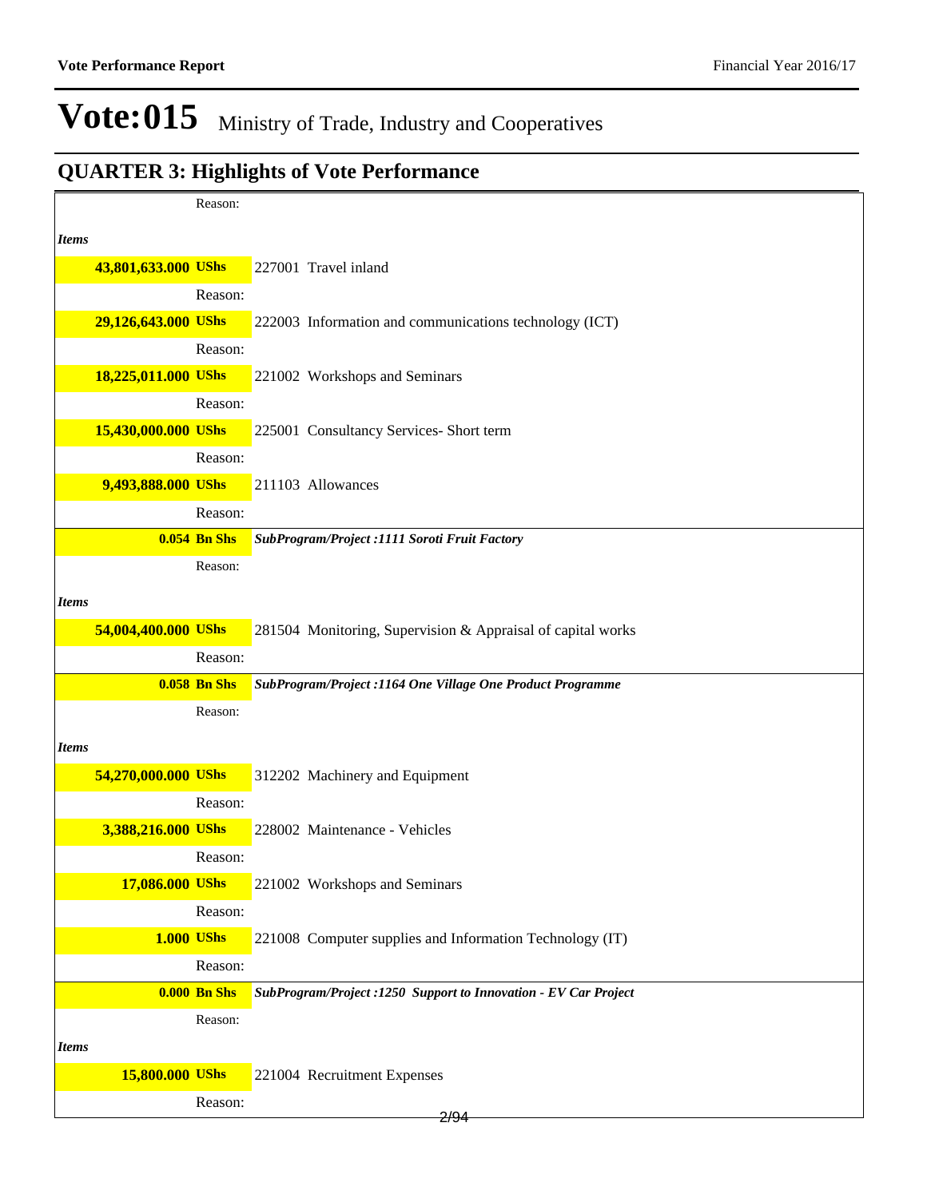# Vote:015 Ministry of Trade, Industry and Cooperatives

## QUARTER 3: Highlights of Vote Performance

Reason:

*Items*

**43,801,633.000 UShs** 227001 Travel inland

Reason:

**29,126,643.000 UShs** 222003 Information and communications technology (ICT)

Reason:

**18,225,011.000 UShs** 221002 Workshops and Seminars

Reason:

**15,430,000.000 UShs** 225001 Consultancy Services- Short term

Reason:

**9,493,888.000 UShs** 211103 Allowances

Reason:

**0.054 Bn Shs** ***SubProgram/Project :1111 Soroti Fruit Factory***

Reason:

*Items*

**54,004,400.000 UShs** 281504 Monitoring, Supervision & Appraisal of capital works

Reason:

**0.058 Bn Shs** ***SubProgram/Project :1164 One Village One Product Programme***

Reason:

*Items*

**54,270,000.000 UShs** 312202 Machinery and Equipment

Reason:

**3,388,216.000 UShs** 228002 Maintenance - Vehicles

Reason:

**17,086.000 UShs** 221002 Workshops and Seminars

Reason:

**1.000 UShs** 221008 Computer supplies and Information Technology (IT)

Reason:

**0.000 Bn Shs** ***SubProgram/Project :1250 Support to Innovation - EV Car Project***

Reason:

*Items*

**15,800.000 UShs** 221004 Recruitment Expenses

Reason: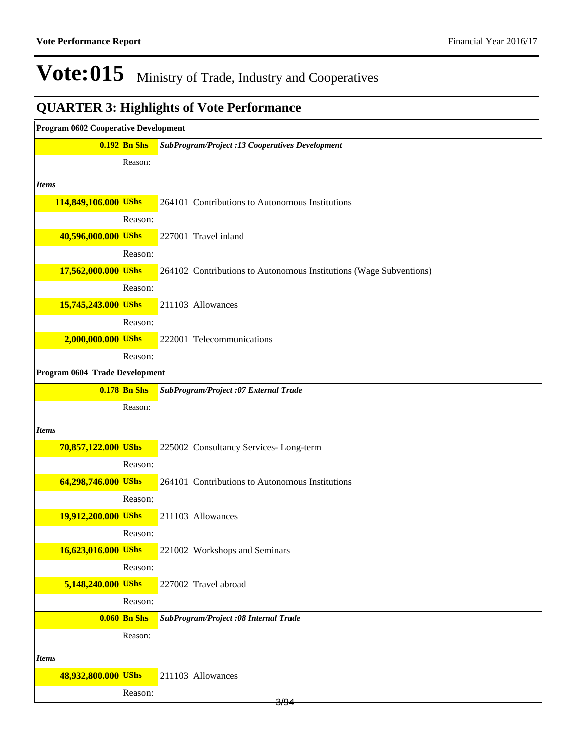# Vote:015 Ministry of Trade, Industry and Cooperatives

## QUARTER 3: Highlights of Vote Performance

**Program 0602 Cooperative Development**

| Amount | Description |
|---|---|
| **0.192 Bn Shs** | ***SubProgram/Project :13 Cooperatives Development*** |
| Reason: | |
| ***Items*** | |
| **114,849,106.000 UShs** | 264101 Contributions to Autonomous Institutions |
| Reason: | |
| **40,596,000.000 UShs** | 227001 Travel inland |
| Reason: | |
| **17,562,000.000 UShs** | 264102 Contributions to Autonomous Institutions (Wage Subventions) |
| Reason: | |
| **15,745,243.000 UShs** | 211103 Allowances |
| Reason: | |
| **2,000,000.000 UShs** | 222001 Telecommunications |
| Reason: | |

**Program 0604 Trade Development**

| Amount | Description |
|---|---|
| **0.178 Bn Shs** | ***SubProgram/Project :07 External Trade*** |
| Reason: | |
| ***Items*** | |
| **70,857,122.000 UShs** | 225002 Consultancy Services- Long-term |
| Reason: | |
| **64,298,746.000 UShs** | 264101 Contributions to Autonomous Institutions |
| Reason: | |
| **19,912,200.000 UShs** | 211103 Allowances |
| Reason: | |
| **16,623,016.000 UShs** | 221002 Workshops and Seminars |
| Reason: | |
| **5,148,240.000 UShs** | 227002 Travel abroad |
| Reason: | |
| **0.060 Bn Shs** | ***SubProgram/Project :08 Internal Trade*** |
| Reason: | |
| ***Items*** | |
| **48,932,800.000 UShs** | 211103 Allowances |
| Reason: | |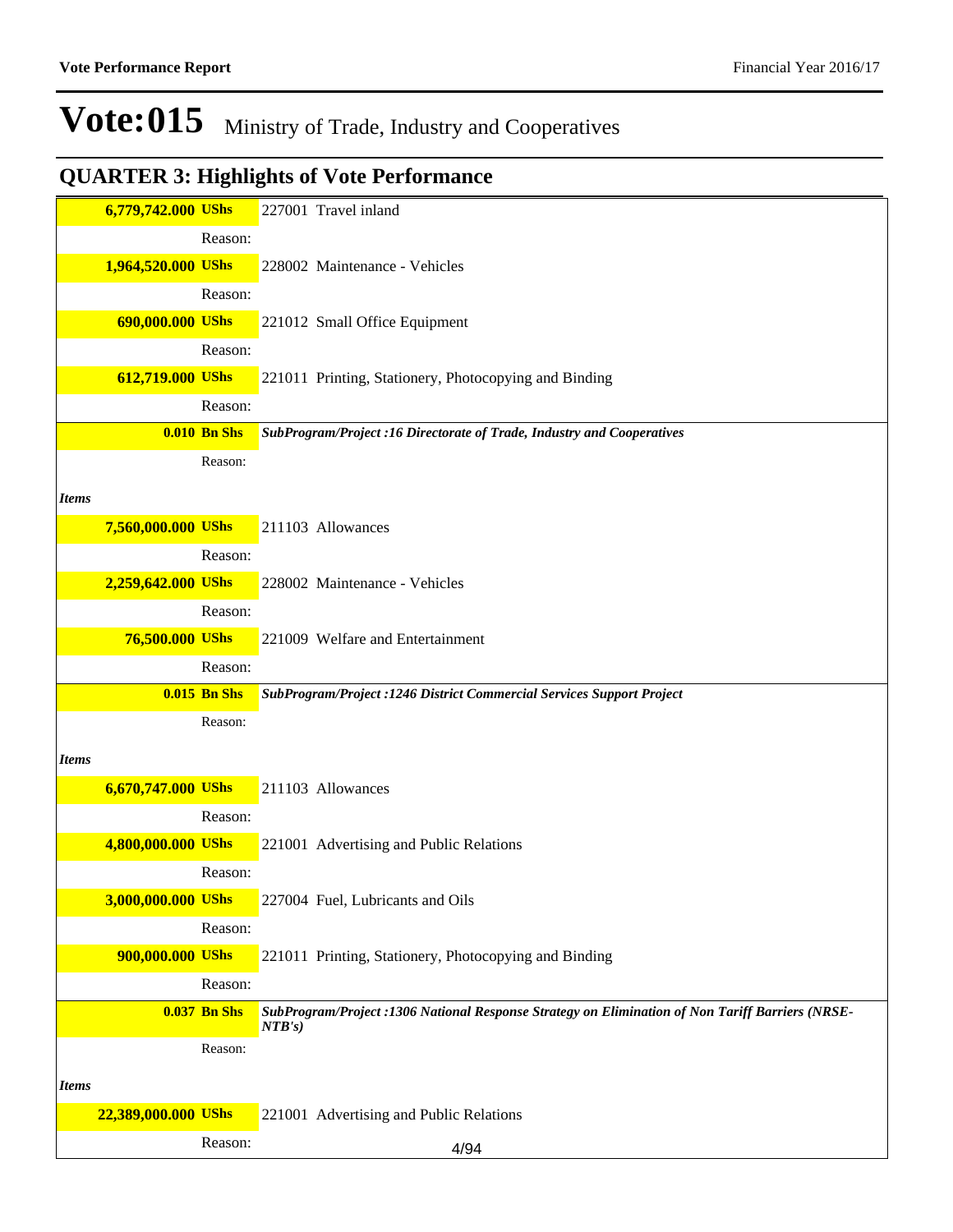# Vote:015 Ministry of Trade, Industry and Cooperatives

## QUARTER 3: Highlights of Vote Performance

| | |
|---|---|
| **6,779,742.000 UShs** | 227001 Travel inland |
| Reason: | |
| **1,964,520.000 UShs** | 228002 Maintenance - Vehicles |
| Reason: | |
| **690,000.000 UShs** | 221012 Small Office Equipment |
| Reason: | |
| **612,719.000 UShs** | 221011 Printing, Stationery, Photocopying and Binding |
| Reason: | |
| **0.010 Bn Shs** | ***SubProgram/Project :16 Directorate of Trade, Industry and Cooperatives*** |
| Reason: | |
| ***Items*** | |
| **7,560,000.000 UShs** | 211103 Allowances |
| Reason: | |
| **2,259,642.000 UShs** | 228002 Maintenance - Vehicles |
| Reason: | |
| **76,500.000 UShs** | 221009 Welfare and Entertainment |
| Reason: | |
| **0.015 Bn Shs** | ***SubProgram/Project :1246 District Commercial Services Support Project*** |
| Reason: | |
| ***Items*** | |
| **6,670,747.000 UShs** | 211103 Allowances |
| Reason: | |
| **4,800,000.000 UShs** | 221001 Advertising and Public Relations |
| Reason: | |
| **3,000,000.000 UShs** | 227004 Fuel, Lubricants and Oils |
| Reason: | |
| **900,000.000 UShs** | 221011 Printing, Stationery, Photocopying and Binding |
| Reason: | |
| **0.037 Bn Shs** | ***SubProgram/Project :1306 National Response Strategy on Elimination of Non Tariff Barriers (NRSE-NTB's)*** |
| Reason: | |
| ***Items*** | |
| **22,389,000.000 UShs** | 221001 Advertising and Public Relations |
| Reason: | |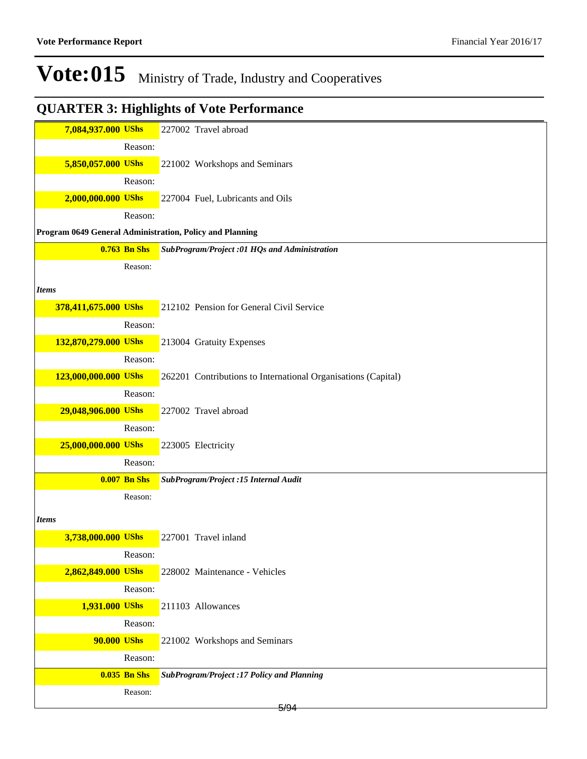# Vote:015 Ministry of Trade, Industry and Cooperatives

## QUARTER 3: Highlights of Vote Performance

| | |
|---|---|
| **7,084,937.000 UShs** | 227002 Travel abroad |
| Reason: | |
| **5,850,057.000 UShs** | 221002 Workshops and Seminars |
| Reason: | |
| **2,000,000.000 UShs** | 227004 Fuel, Lubricants and Oils |
| Reason: | |

**Program 0649 General Administration, Policy and Planning**

| | |
|---|---|
| **0.763 Bn Shs** | ***SubProgram/Project :01 HQs and Administration*** |
| Reason: | |

***Items***

| | |
|---|---|
| **378,411,675.000 UShs** | 212102 Pension for General Civil Service |
| Reason: | |
| **132,870,279.000 UShs** | 213004 Gratuity Expenses |
| Reason: | |
| **123,000,000.000 UShs** | 262201 Contributions to International Organisations (Capital) |
| Reason: | |
| **29,048,906.000 UShs** | 227002 Travel abroad |
| Reason: | |
| **25,000,000.000 UShs** | 223005 Electricity |
| Reason: | |
| **0.007 Bn Shs** | ***SubProgram/Project :15 Internal Audit*** |
| Reason: | |

***Items***

| | |
|---|---|
| **3,738,000.000 UShs** | 227001 Travel inland |
| Reason: | |
| **2,862,849.000 UShs** | 228002 Maintenance - Vehicles |
| Reason: | |
| **1,931.000 UShs** | 211103 Allowances |
| Reason: | |
| **90.000 UShs** | 221002 Workshops and Seminars |
| Reason: | |
| **0.035 Bn Shs** | ***SubProgram/Project :17 Policy and Planning*** |
| Reason: | |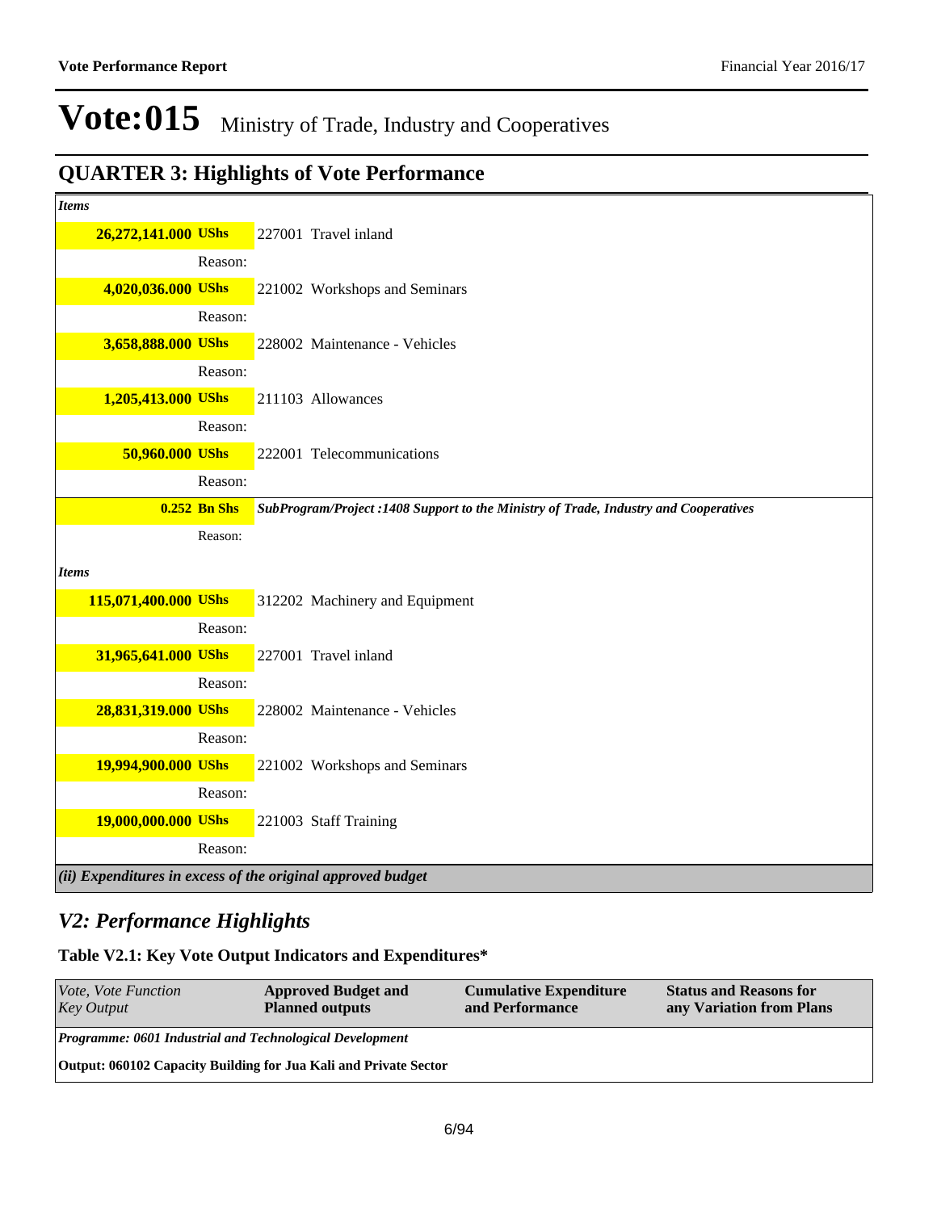# Vote:015 Ministry of Trade, Industry and Cooperatives

## QUARTER 3: Highlights of Vote Performance

| | |
|---|---|
| ***Items*** | |
| **26,272,141.000 UShs** | 227001 Travel inland |
| Reason: | |
| **4,020,036.000 UShs** | 221002 Workshops and Seminars |
| Reason: | |
| **3,658,888.000 UShs** | 228002 Maintenance - Vehicles |
| Reason: | |
| **1,205,413.000 UShs** | 211103 Allowances |
| Reason: | |
| **50,960.000 UShs** | 222001 Telecommunications |
| Reason: | |
| **0.252 Bn Shs** | ***SubProgram/Project :1408 Support to the Ministry of Trade, Industry and Cooperatives*** |
| Reason: | |
| ***Items*** | |
| **115,071,400.000 UShs** | 312202 Machinery and Equipment |
| Reason: | |
| **31,965,641.000 UShs** | 227001 Travel inland |
| Reason: | |
| **28,831,319.000 UShs** | 228002 Maintenance - Vehicles |
| Reason: | |
| **19,994,900.000 UShs** | 221002 Workshops and Seminars |
| Reason: | |
| **19,000,000.000 UShs** | 221003 Staff Training |
| Reason: | |

***(ii) Expenditures in excess of the original approved budget***

## *V2: Performance Highlights*

### Table V2.1: Key Vote Output Indicators and Expenditures*

| *Vote, Vote Function*<br>*Key Output* | **Approved Budget and Planned outputs** | **Cumulative Expenditure and Performance** | **Status and Reasons for any Variation from Plans** |
|---|---|---|---|
| ***Programme: 0601 Industrial and Technological Development*** | | | |
| **Output: 060102 Capacity Building for Jua Kali and Private Sector** | | | |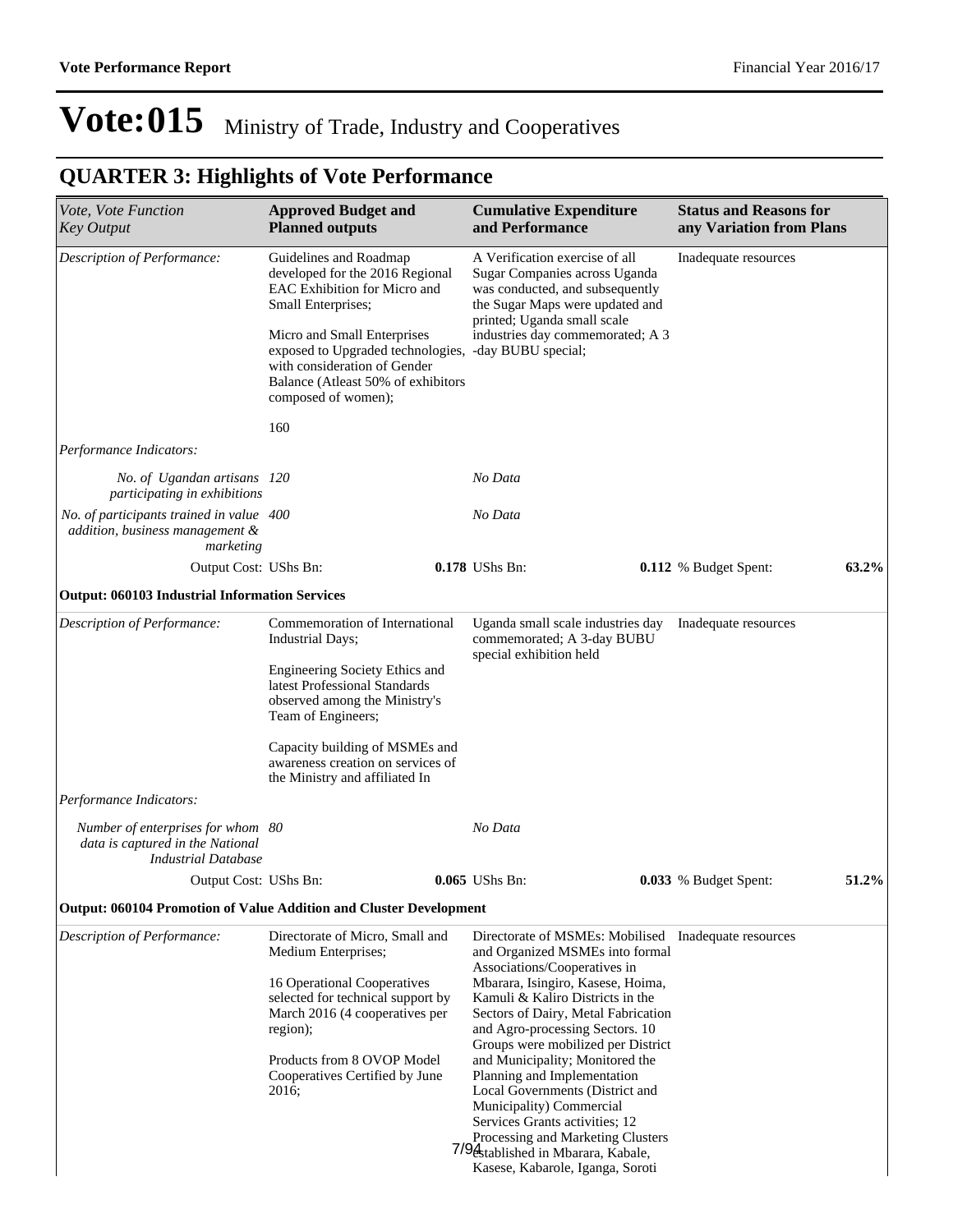# Vote:015 Ministry of Trade, Industry and Cooperatives

## QUARTER 3: Highlights of Vote Performance

| *Vote, Vote Function Key Output* | **Approved Budget and Planned outputs** | **Cumulative Expenditure and Performance** | **Status and Reasons for any Variation from Plans** |
|---|---|---|---|
| *Description of Performance:* | Guidelines and Roadmap developed for the 2016 Regional EAC Exhibition for Micro and Small Enterprises;<br><br>Micro and Small Enterprises exposed to Upgraded technologies, with consideration of Gender Balance (Atleast 50% of exhibitors composed of women);<br><br>160 | A Verification exercise of all Sugar Companies across Uganda was conducted, and subsequently the Sugar Maps were updated and printed; Uganda small scale industries day commemorated; A 3 -day BUBU special; | Inadequate resources |
| *Performance Indicators:* | | | |
| *No. of Ugandan artisans participating in exhibitions* | *120* | *No Data* | |
| *No. of participants trained in value addition, business management & marketing* | *400* | *No Data* | |
| Output Cost: UShs Bn: | **0.178** | UShs Bn: **0.112** | % Budget Spent: **63.2%** |
| **Output: 060103 Industrial Information Services** | | | |
| *Description of Performance:* | Commemoration of International Industrial Days;<br><br>Engineering Society Ethics and latest Professional Standards observed among the Ministry's Team of Engineers;<br><br>Capacity building of MSMEs and awareness creation on services of the Ministry and affiliated In | Uganda small scale industries day commemorated; A 3-day BUBU special exhibition held | Inadequate resources |
| *Performance Indicators:* | | | |
| *Number of enterprises for whom data is captured in the National Industrial Database* | *80* | *No Data* | |
| Output Cost: UShs Bn: | **0.065** | UShs Bn: **0.033** | % Budget Spent: **51.2%** |
| **Output: 060104 Promotion of Value Addition and Cluster Development** | | | |
| *Description of Performance:* | Directorate of Micro, Small and Medium Enterprises;<br><br>16 Operational Cooperatives selected for technical support by March 2016 (4 cooperatives per region);<br><br>Products from 8 OVOP Model Cooperatives Certified by June 2016; | Directorate of MSMEs: Mobilised and Organized MSMEs into formal Associations/Cooperatives in Mbarara, Isingiro, Kasese, Hoima, Kamuli & Kaliro Districts in the Sectors of Dairy, Metal Fabrication and Agro-processing Sectors. 10 Groups were mobilized per District and Municipality; Monitored the Planning and Implementation Local Governments (District and Municipality) Commercial Services Grants activities; 12 Processing and Marketing Clusters established in Mbarara, Kabale, Kasese, Kabarole, Iganga, Soroti | Inadequate resources |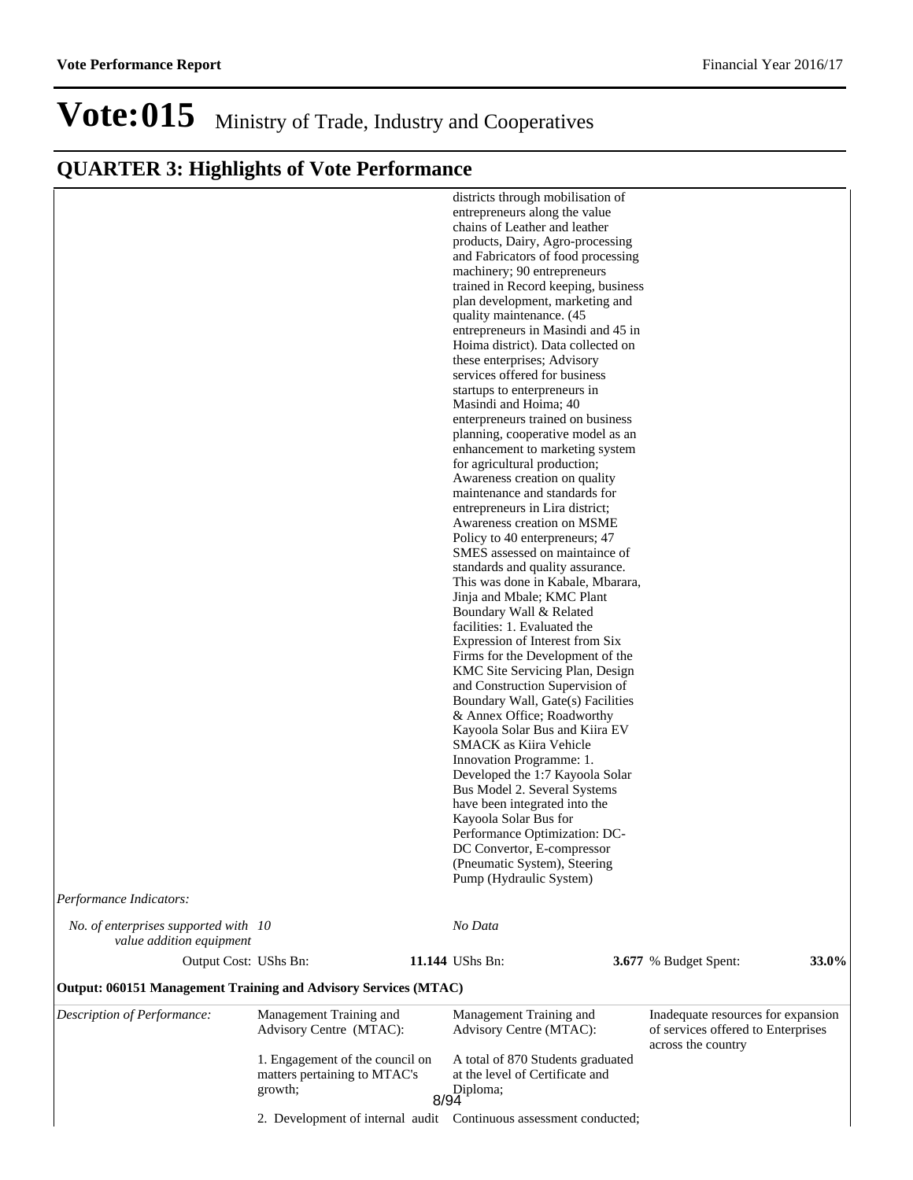# Vote:015 Ministry of Trade, Industry and Cooperatives

## QUARTER 3: Highlights of Vote Performance

| | | | |
|---|---|---|---|
| | | districts through mobilisation of entrepreneurs along the value chains of Leather and leather products, Dairy, Agro-processing and Fabricators of food processing machinery; 90 entrepreneurs trained in Record keeping, business plan development, marketing and quality maintenance. (45 entrepreneurs in Masindi and 45 in Hoima district). Data collected on these enterprises; Advisory services offered for business startups to enterpreneurs in Masindi and Hoima; 40 enterpreneurs trained on business planning, cooperative model as an enhancement to marketing system for agricultural production; Awareness creation on quality maintenance and standards for entrepreneurs in Lira district; Awareness creation on MSME Policy to 40 enterpreneurs; 47 SMES assessed on maintaince of standards and quality assurance. This was done in Kabale, Mbarara, Jinja and Mbale; KMC Plant Boundary Wall & Related facilities: 1. Evaluated the Expression of Interest from Six Firms for the Development of the KMC Site Servicing Plan, Design and Construction Supervision of Boundary Wall, Gate(s) Facilities & Annex Office; Roadworthy Kayoola Solar Bus and Kiira EV SMACK as Kiira Vehicle Innovation Programme: 1. Developed the 1:7 Kayoola Solar Bus Model 2. Several Systems have been integrated into the Kayoola Solar Bus for Performance Optimization: DC-DC Convertor, E-compressor (Pneumatic System), Steering Pump (Hydraulic System) | |
| *Performance Indicators:* | | | |
| *No. of enterprises supported with value addition equipment* | *10* | *No Data* | |
| Output Cost: UShs Bn: | **11.144** | UShs Bn: **3.677** | % Budget Spent: **33.0%** |

**Output: 060151 Management Training and Advisory Services (MTAC)**

| | | | |
|---|---|---|---|
| *Description of Performance:* | Management Training and Advisory Centre (MTAC):<br><br>1. Engagement of the council on matters pertaining to MTAC's growth;<br><br>2. Development of internal audit | Management Training and Advisory Centre (MTAC):<br><br>A total of 870 Students graduated at the level of Certificate and Diploma;<br><br>Continuous assessment conducted; | Inadequate resources for expansion of services offered to Enterprises across the country |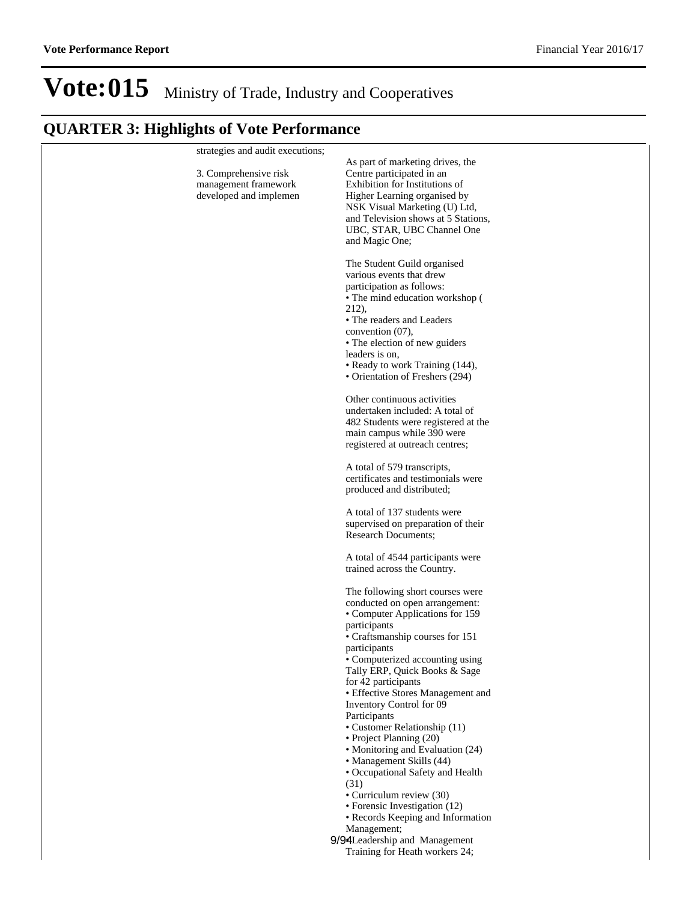# Vote:015 Ministry of Trade, Industry and Cooperatives

## QUARTER 3: Highlights of Vote Performance

| | | |
|---|---|---|
| | strategies and audit executions;<br><br>3. Comprehensive risk management framework developed and implemen | As part of marketing drives, the Centre participated in an Exhibition for Institutions of Higher Learning organised by NSK Visual Marketing (U) Ltd, and Television shows at 5 Stations, UBC, STAR, UBC Channel One and Magic One;<br><br>The Student Guild organised various events that drew participation as follows:<br>• The mind education workshop ( 212),<br>• The readers and Leaders convention (07),<br>• The election of new guiders leaders is on,<br>• Ready to work Training (144),<br>• Orientation of Freshers (294)<br><br>Other continuous activities undertaken included: A total of 482 Students were registered at the main campus while 390 were registered at outreach centres;<br><br>A total of 579 transcripts, certificates and testimonials were produced and distributed;<br><br>A total of 137 students were supervised on preparation of their Research Documents;<br><br>A total of 4544 participants were trained across the Country.<br><br>The following short courses were conducted on open arrangement:<br>• Computer Applications for 159 participants<br>• Craftsmanship courses for 151 participants<br>• Computerized accounting using Tally ERP, Quick Books & Sage for 42 participants<br>• Effective Stores Management and Inventory Control for 09 Participants<br>• Customer Relationship (11)<br>• Project Planning (20)<br>• Monitoring and Evaluation (24)<br>• Management Skills (44)<br>• Occupational Safety and Health (31)<br>• Curriculum review (30)<br>• Forensic Investigation (12)<br>• Records Keeping and Information Management;<br>• Leadership and Management Training for Heath workers 24; |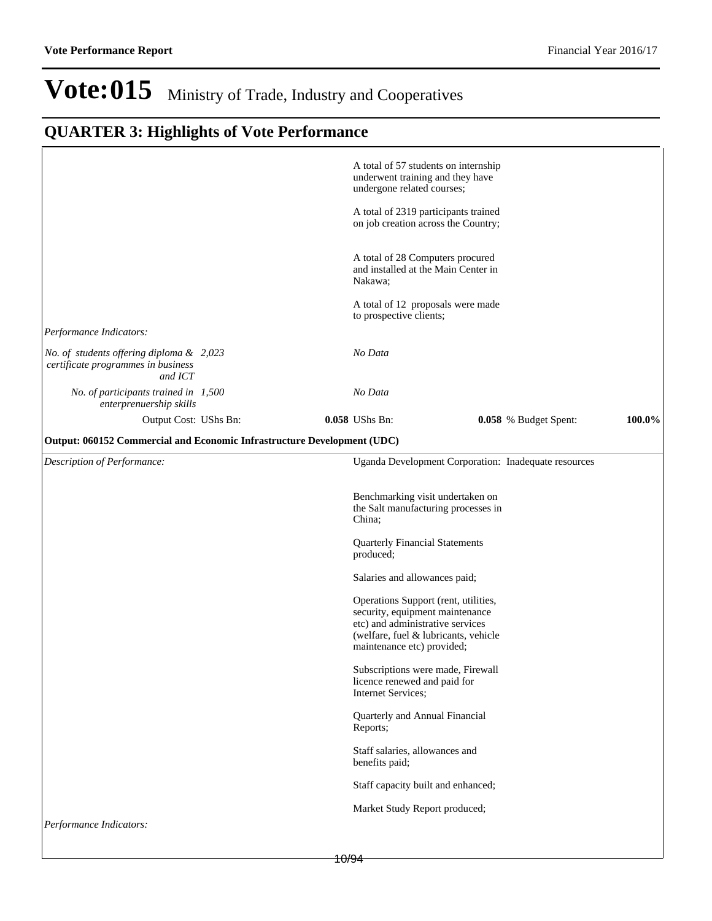# Vote:015 Ministry of Trade, Industry and Cooperatives

## QUARTER 3: Highlights of Vote Performance

A total of 57 students on internship underwent training and they have undergone related courses;

A total of 2319 participants trained on job creation across the Country;

A total of 28 Computers procured and installed at the Main Center in Nakawa;

A total of 12 proposals were made to prospective clients;

*Performance Indicators:*

| | | | | | |
|---|---|---|---|---|---|
| *No. of students offering diploma & certificate programmes in business and ICT* | *2,023* | *No Data* | | | |
| *No. of participants trained in enterprenuership skills* | *1,500* | *No Data* | | | |
| Output Cost: UShs Bn: | **0.058** | UShs Bn: | **0.058** | % Budget Spent: | **100.0%** |

**Output: 060152 Commercial and Economic Infrastructure Development (UDC)**

*Description of Performance:*

Uganda Development Corporation: Inadequate resources

Benchmarking visit undertaken on the Salt manufacturing processes in China;

Quarterly Financial Statements produced;

Salaries and allowances paid;

Operations Support (rent, utilities, security, equipment maintenance etc) and administrative services (welfare, fuel & lubricants, vehicle maintenance etc) provided;

Subscriptions were made, Firewall licence renewed and paid for Internet Services;

Quarterly and Annual Financial Reports;

Staff salaries, allowances and benefits paid;

Staff capacity built and enhanced;

Market Study Report produced;

*Performance Indicators:*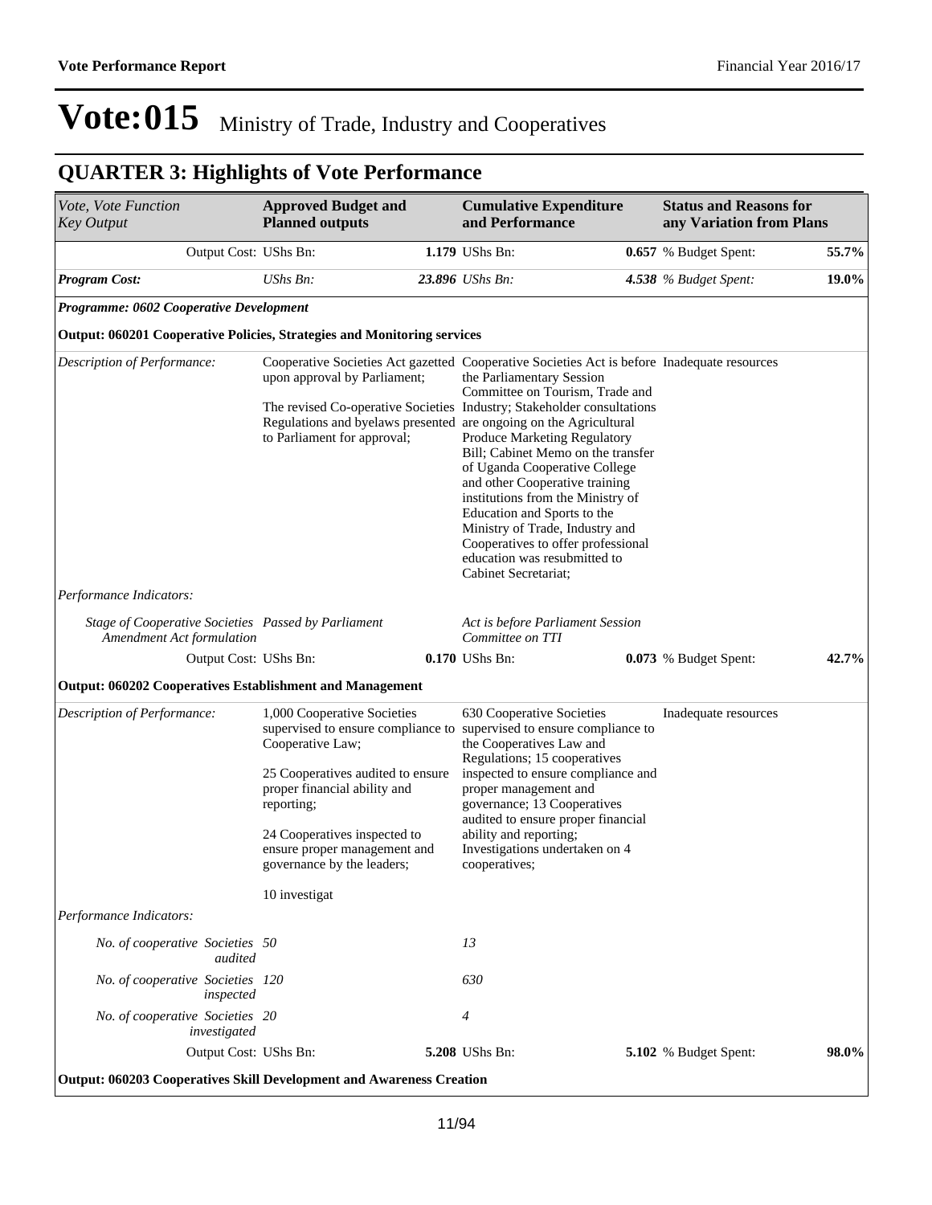# Vote:015 Ministry of Trade, Industry and Cooperatives

## QUARTER 3: Highlights of Vote Performance

| *Vote, Vote Function Key Output* | **Approved Budget and Planned outputs** | **Cumulative Expenditure and Performance** | **Status and Reasons for any Variation from Plans** |
|---|---|---|---|
| Output Cost: UShs Bn: | **1.179** UShs Bn: | **0.657** % Budget Spent: | **55.7%** |
| ***Program Cost:*** | *UShs Bn:* ***23.896*** | *UShs Bn:* ***4.538*** | *% Budget Spent:* ***19.0%*** |
| ***Programme: 0602 Cooperative Development*** | | | |
| **Output: 060201 Cooperative Policies, Strategies and Monitoring services** | | | |
| *Description of Performance:* | Cooperative Societies Act gazetted upon approval by Parliament;<br><br>The revised Co-operative Societies Regulations and byelaws presented to Parliament for approval; | Cooperative Societies Act is before the Parliamentary Session Committee on Tourism, Trade and Industry; Stakeholder consultations are ongoing on the Agricultural Produce Marketing Regulatory Bill; Cabinet Memo on the transfer of Uganda Cooperative College and other Cooperative training institutions from the Ministry of Education and Sports to the Ministry of Trade, Industry and Cooperatives to offer professional education was resubmitted to Cabinet Secretariat; | Inadequate resources |
| *Performance Indicators:* | | | |
| *Stage of Cooperative Societies Amendment Act formulation* | *Passed by Parliament* | *Act is before Parliament Session Committee on TTI* | |
| Output Cost: UShs Bn: | **0.170** UShs Bn: | **0.073** % Budget Spent: | **42.7%** |
| **Output: 060202 Cooperatives Establishment and Management** | | | |
| *Description of Performance:* | 1,000 Cooperative Societies supervised to ensure compliance to Cooperative Law;<br><br>25 Cooperatives audited to ensure proper financial ability and reporting;<br><br>24 Cooperatives inspected to ensure proper management and governance by the leaders;<br><br>10 investigat | 630 Cooperative Societies supervised to ensure compliance to the Cooperatives Law and Regulations; 15 cooperatives inspected to ensure compliance and proper management and governance; 13 Cooperatives audited to ensure proper financial ability and reporting; Investigations undertaken on 4 cooperatives; | Inadequate resources |
| *Performance Indicators:* | | | |
| *No. of cooperative Societies audited* | *50* | *13* | |
| *No. of cooperative Societies inspected* | *120* | *630* | |
| *No. of cooperative Societies investigated* | *20* | *4* | |
| Output Cost: UShs Bn: | **5.208** UShs Bn: | **5.102** % Budget Spent: | **98.0%** |
| **Output: 060203 Cooperatives Skill Development and Awareness Creation** | | | |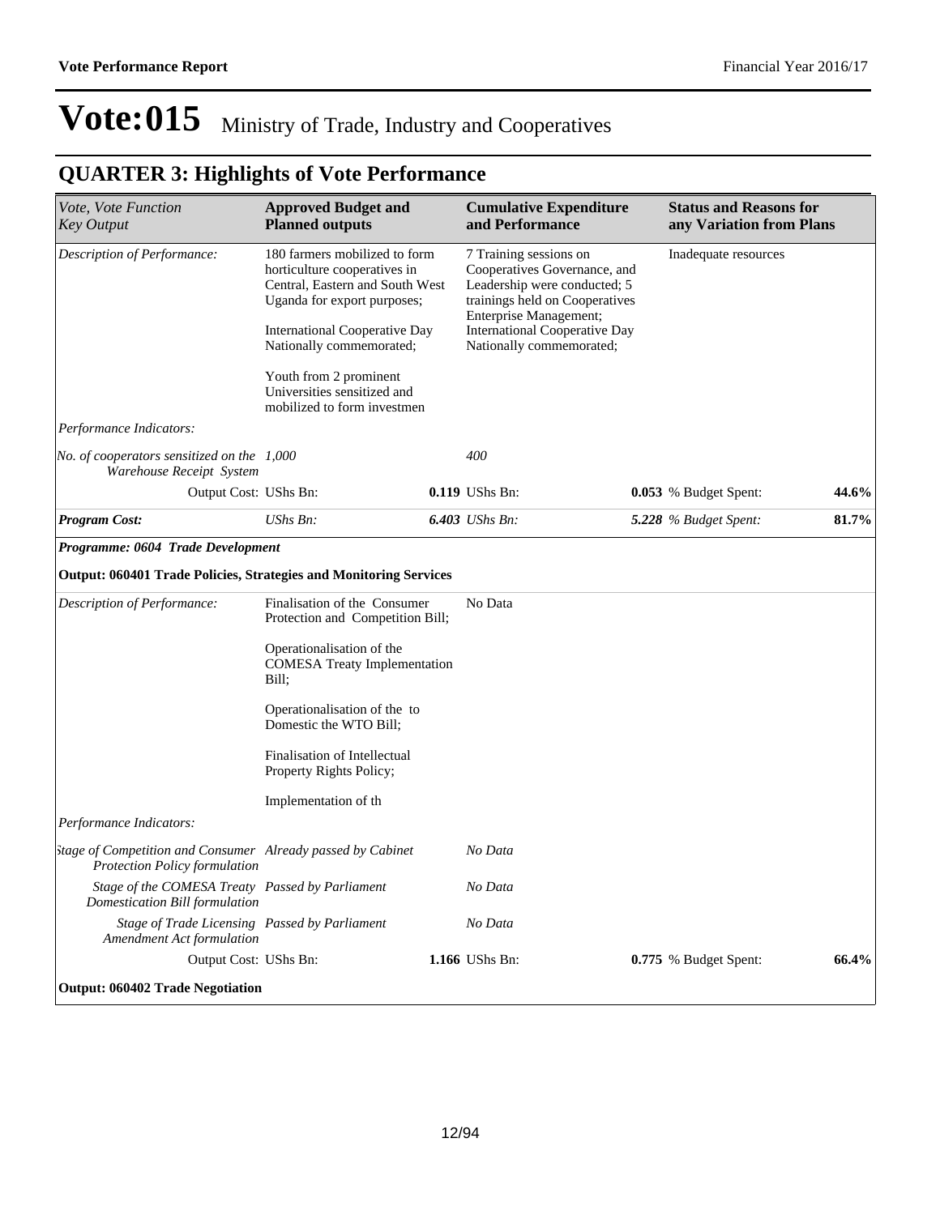# Vote:015 Ministry of Trade, Industry and Cooperatives

## QUARTER 3: Highlights of Vote Performance

| *Vote, Vote Function Key Output* | **Approved Budget and Planned outputs** | **Cumulative Expenditure and Performance** | **Status and Reasons for any Variation from Plans** | |
|---|---|---|---|---|
| *Description of Performance:* | 180 farmers mobilized to form horticulture cooperatives in Central, Eastern and South West Uganda for export purposes;<br><br>International Cooperative Day Nationally commemorated;<br><br>Youth from 2 prominent Universities sensitized and mobilized to form investmen | 7 Training sessions on Cooperatives Governance, and Leadership were conducted; 5 trainings held on Cooperatives Enterprise Management; International Cooperative Day Nationally commemorated; | Inadequate resources | |
| *Performance Indicators:* | | | | |
| *No. of cooperators sensitized on the Warehouse Receipt System* | *1,000* | *400* | | |
| Output Cost: UShs Bn: | **0.119** UShs Bn: | **0.053** % Budget Spent: | | **44.6%** |
| ***Program Cost:*** | *UShs Bn:* | ***6.403*** *UShs Bn:* | ***5.228*** *% Budget Spent:* | **81.7%** |
| ***Programme: 0604 Trade Development*** | | | | |
| **Output: 060401 Trade Policies, Strategies and Monitoring Services** | | | | |
| *Description of Performance:* | Finalisation of the Consumer Protection and Competition Bill;<br><br>Operationalisation of the COMESA Treaty Implementation Bill;<br><br>Operationalisation of the to Domestic the WTO Bill;<br><br>Finalisation of Intellectual Property Rights Policy;<br><br>Implementation of th | No Data | | |
| *Performance Indicators:* | | | | |
| *Stage of Competition and Consumer Protection Policy formulation* | *Already passed by Cabinet* | *No Data* | | |
| *Stage of the COMESA Treaty Domestication Bill formulation* | *Passed by Parliament* | *No Data* | | |
| *Stage of Trade Licensing Amendment Act formulation* | *Passed by Parliament* | *No Data* | | |
| Output Cost: UShs Bn: | **1.166** UShs Bn: | **0.775** % Budget Spent: | | **66.4%** |
| **Output: 060402 Trade Negotiation** | | | | |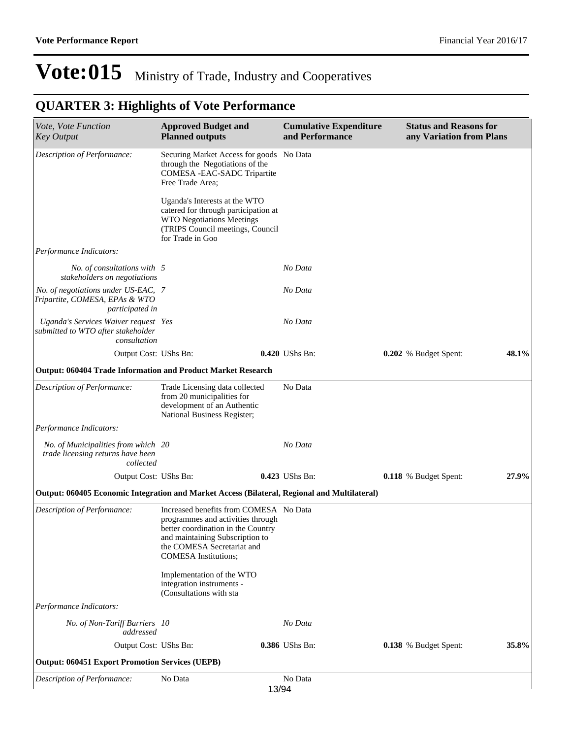# Vote:015 Ministry of Trade, Industry and Cooperatives

## QUARTER 3: Highlights of Vote Performance

| *Vote, Vote Function Key Output* | **Approved Budget and Planned outputs** | **Cumulative Expenditure and Performance** | **Status and Reasons for any Variation from Plans** | |
|---|---|---|---|---|
| *Description of Performance:* | Securing Market Access for goods through the Negotiations of the COMESA -EAC-SADC Tripartite Free Trade Area;<br><br>Uganda's Interests at the WTO catered for through participation at WTO Negotiations Meetings (TRIPS Council meetings, Council for Trade in Goo | No Data | | |
| *Performance Indicators:* | | | | |
| *No. of consultations with stakeholders on negotiations* | *5* | *No Data* | | |
| *No. of negotiations under US-EAC, Tripartite, COMESA, EPAs & WTO participated in* | *7* | *No Data* | | |
| *Uganda's Services Waiver request submitted to WTO after stakeholder consultation* | *Yes* | *No Data* | | |
| Output Cost: UShs Bn: | **0.420** UShs Bn: | **0.202** % Budget Spent: | | **48.1%** |
| **Output: 060404 Trade Information and Product Market Research** | | | | |
| *Description of Performance:* | Trade Licensing data collected from 20 municipalities for development of an Authentic National Business Register; | No Data | | |
| *Performance Indicators:* | | | | |
| *No. of Municipalities from which trade licensing returns have been collected* | *20* | *No Data* | | |
| Output Cost: UShs Bn: | **0.423** UShs Bn: | **0.118** % Budget Spent: | | **27.9%** |
| **Output: 060405 Economic Integration and Market Access (Bilateral, Regional and Multilateral)** | | | | |
| *Description of Performance:* | Increased benefits from COMESA programmes and activities through better coordination in the Country and maintaining Subscription to the COMESA Secretariat and COMESA Institutions;<br><br>Implementation of the WTO integration instruments - (Consultations with sta | No Data | | |
| *Performance Indicators:* | | | | |
| *No. of Non-Tariff Barriers addressed* | *10* | *No Data* | | |
| Output Cost: UShs Bn: | **0.386** UShs Bn: | **0.138** % Budget Spent: | | **35.8%** |
| **Output: 060451 Export Promotion Services (UEPB)** | | | | |
| *Description of Performance:* | No Data | No Data | | |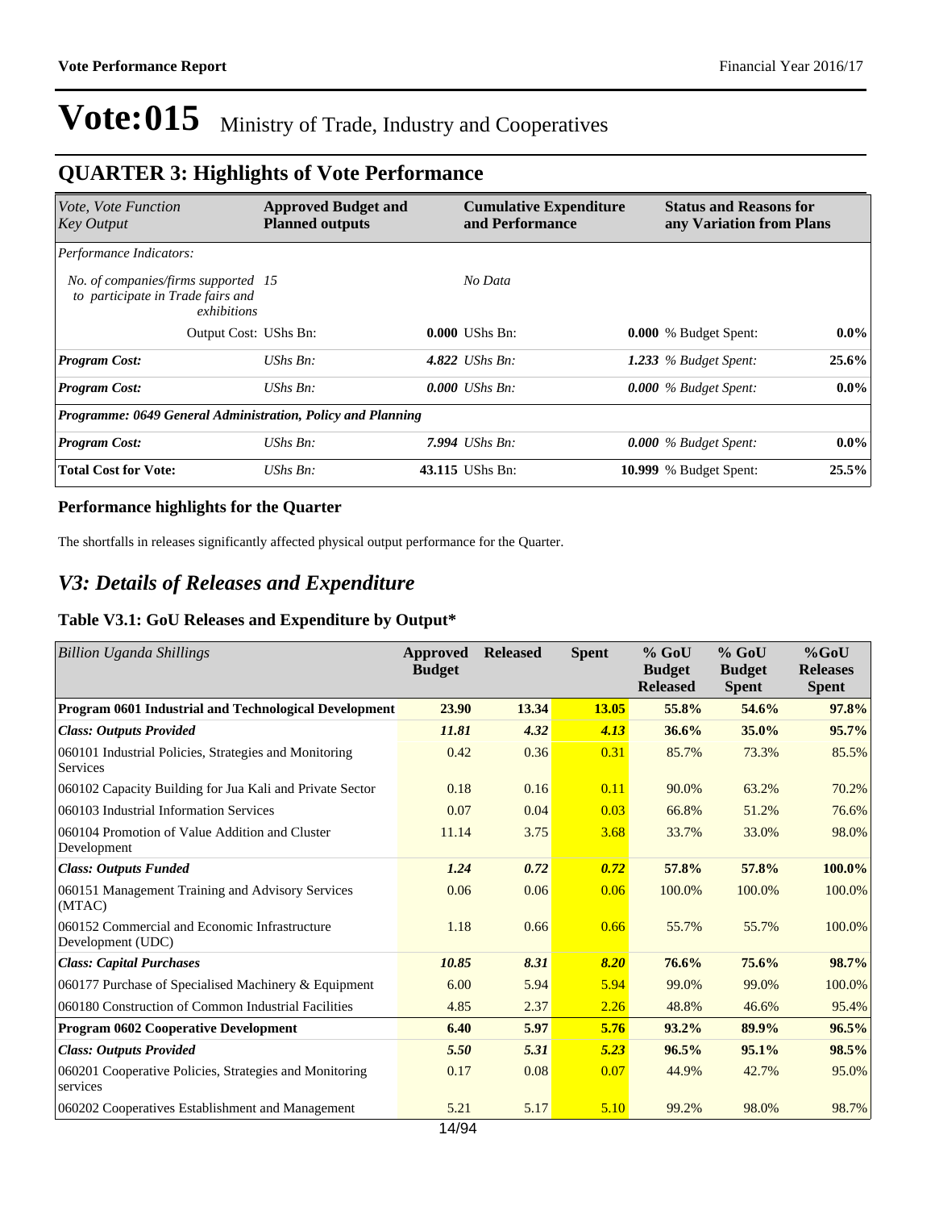# Vote:015 Ministry of Trade, Industry and Cooperatives

## QUARTER 3: Highlights of Vote Performance

| *Vote, Vote Function Key Output* | **Approved Budget and Planned outputs** | **Cumulative Expenditure and Performance** | **Status and Reasons for any Variation from Plans** | |
|---|---|---|---|---|
| *Performance Indicators:* | | | | |
| *No. of companies/firms supported to participate in Trade fairs and exhibitions* | *15* | *No Data* | | |
| Output Cost: UShs Bn: | | **0.000** UShs Bn: | **0.000** % Budget Spent: | **0.0%** |
| ***Program Cost:*** | *UShs Bn:* | ***4.822*** *UShs Bn:* | ***1.233*** *% Budget Spent:* | **25.6%** |
| ***Program Cost:*** | *UShs Bn:* | ***0.000*** *UShs Bn:* | ***0.000*** *% Budget Spent:* | **0.0%** |
| ***Programme: 0649 General Administration, Policy and Planning*** | | | | |
| ***Program Cost:*** | *UShs Bn:* | ***7.994*** *UShs Bn:* | ***0.000*** *% Budget Spent:* | **0.0%** |
| **Total Cost for Vote:** | *UShs Bn:* | **43.115** UShs Bn: | **10.999** % Budget Spent: | **25.5%** |

### Performance highlights for the Quarter

The shortfalls in releases significantly affected physical output performance for the Quarter.

## *V3: Details of Releases and Expenditure*

### Table V3.1: GoU Releases and Expenditure by Output*

| *Billion Uganda Shillings* | **Approved Budget** | **Released** | **Spent** | **% GoU Budget Released** | **% GoU Budget Spent** | **%GoU Releases Spent** |
|---|---|---|---|---|---|---|
| **Program 0601 Industrial and Technological Development** | **23.90** | **13.34** | **13.05** | **55.8%** | **54.6%** | **97.8%** |
| ***Class: Outputs Provided*** | ***11.81*** | ***4.32*** | ***4.13*** | **36.6%** | **35.0%** | **95.7%** |
| 060101 Industrial Policies, Strategies and Monitoring Services | 0.42 | 0.36 | 0.31 | 85.7% | 73.3% | 85.5% |
| 060102 Capacity Building for Jua Kali and Private Sector | 0.18 | 0.16 | 0.11 | 90.0% | 63.2% | 70.2% |
| 060103 Industrial Information Services | 0.07 | 0.04 | 0.03 | 66.8% | 51.2% | 76.6% |
| 060104 Promotion of Value Addition and Cluster Development | 11.14 | 3.75 | 3.68 | 33.7% | 33.0% | 98.0% |
| ***Class: Outputs Funded*** | ***1.24*** | ***0.72*** | ***0.72*** | **57.8%** | **57.8%** | **100.0%** |
| 060151 Management Training and Advisory Services (MTAC) | 0.06 | 0.06 | 0.06 | 100.0% | 100.0% | 100.0% |
| 060152 Commercial and Economic Infrastructure Development (UDC) | 1.18 | 0.66 | 0.66 | 55.7% | 55.7% | 100.0% |
| ***Class: Capital Purchases*** | ***10.85*** | ***8.31*** | ***8.20*** | **76.6%** | **75.6%** | **98.7%** |
| 060177 Purchase of Specialised Machinery & Equipment | 6.00 | 5.94 | 5.94 | 99.0% | 99.0% | 100.0% |
| 060180 Construction of Common Industrial Facilities | 4.85 | 2.37 | 2.26 | 48.8% | 46.6% | 95.4% |
| **Program 0602 Cooperative Development** | **6.40** | **5.97** | **5.76** | **93.2%** | **89.9%** | **96.5%** |
| ***Class: Outputs Provided*** | ***5.50*** | ***5.31*** | ***5.23*** | **96.5%** | **95.1%** | **98.5%** |
| 060201 Cooperative Policies, Strategies and Monitoring services | 0.17 | 0.08 | 0.07 | 44.9% | 42.7% | 95.0% |
| 060202 Cooperatives Establishment and Management | 5.21 | 5.17 | 5.10 | 99.2% | 98.0% | 98.7% |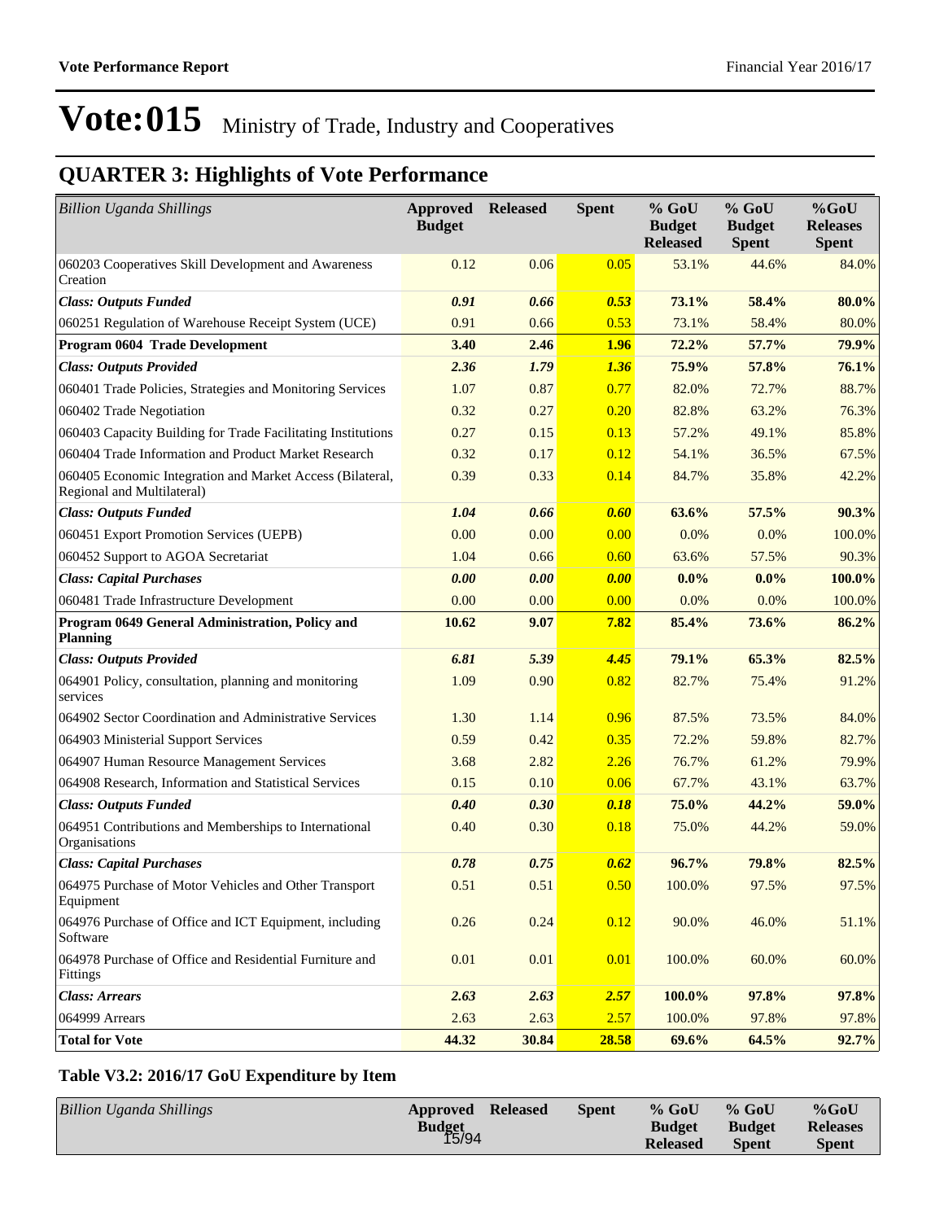# Vote:015 Ministry of Trade, Industry and Cooperatives

## QUARTER 3: Highlights of Vote Performance

| *Billion Uganda Shillings* | Approved Budget | Released | Spent | % GoU Budget Released | % GoU Budget Spent | %GoU Releases Spent |
|---|---|---|---|---|---|---|
| 060203 Cooperatives Skill Development and Awareness Creation | 0.12 | 0.06 | 0.05 | 53.1% | 44.6% | 84.0% |
| ***Class: Outputs Funded*** | ***0.91*** | ***0.66*** | ***0.53*** | **73.1%** | **58.4%** | **80.0%** |
| 060251 Regulation of Warehouse Receipt System (UCE) | 0.91 | 0.66 | 0.53 | 73.1% | 58.4% | 80.0% |
| **Program 0604 Trade Development** | **3.40** | **2.46** | **1.96** | **72.2%** | **57.7%** | **79.9%** |
| ***Class: Outputs Provided*** | ***2.36*** | ***1.79*** | ***1.36*** | **75.9%** | **57.8%** | **76.1%** |
| 060401 Trade Policies, Strategies and Monitoring Services | 1.07 | 0.87 | 0.77 | 82.0% | 72.7% | 88.7% |
| 060402 Trade Negotiation | 0.32 | 0.27 | 0.20 | 82.8% | 63.2% | 76.3% |
| 060403 Capacity Building for Trade Facilitating Institutions | 0.27 | 0.15 | 0.13 | 57.2% | 49.1% | 85.8% |
| 060404 Trade Information and Product Market Research | 0.32 | 0.17 | 0.12 | 54.1% | 36.5% | 67.5% |
| 060405 Economic Integration and Market Access (Bilateral, Regional and Multilateral) | 0.39 | 0.33 | 0.14 | 84.7% | 35.8% | 42.2% |
| ***Class: Outputs Funded*** | ***1.04*** | ***0.66*** | ***0.60*** | **63.6%** | **57.5%** | **90.3%** |
| 060451 Export Promotion Services (UEPB) | 0.00 | 0.00 | 0.00 | 0.0% | 0.0% | 100.0% |
| 060452 Support to AGOA Secretariat | 1.04 | 0.66 | 0.60 | 63.6% | 57.5% | 90.3% |
| ***Class: Capital Purchases*** | ***0.00*** | ***0.00*** | ***0.00*** | **0.0%** | **0.0%** | **100.0%** |
| 060481 Trade Infrastructure Development | 0.00 | 0.00 | 0.00 | 0.0% | 0.0% | 100.0% |
| **Program 0649 General Administration, Policy and Planning** | **10.62** | **9.07** | **7.82** | **85.4%** | **73.6%** | **86.2%** |
| ***Class: Outputs Provided*** | ***6.81*** | ***5.39*** | ***4.45*** | **79.1%** | **65.3%** | **82.5%** |
| 064901 Policy, consultation, planning and monitoring services | 1.09 | 0.90 | 0.82 | 82.7% | 75.4% | 91.2% |
| 064902 Sector Coordination and Administrative Services | 1.30 | 1.14 | 0.96 | 87.5% | 73.5% | 84.0% |
| 064903 Ministerial Support Services | 0.59 | 0.42 | 0.35 | 72.2% | 59.8% | 82.7% |
| 064907 Human Resource Management Services | 3.68 | 2.82 | 2.26 | 76.7% | 61.2% | 79.9% |
| 064908 Research, Information and Statistical Services | 0.15 | 0.10 | 0.06 | 67.7% | 43.1% | 63.7% |
| ***Class: Outputs Funded*** | ***0.40*** | ***0.30*** | ***0.18*** | **75.0%** | **44.2%** | **59.0%** |
| 064951 Contributions and Memberships to International Organisations | 0.40 | 0.30 | 0.18 | 75.0% | 44.2% | 59.0% |
| ***Class: Capital Purchases*** | ***0.78*** | ***0.75*** | ***0.62*** | **96.7%** | **79.8%** | **82.5%** |
| 064975 Purchase of Motor Vehicles and Other Transport Equipment | 0.51 | 0.51 | 0.50 | 100.0% | 97.5% | 97.5% |
| 064976 Purchase of Office and ICT Equipment, including Software | 0.26 | 0.24 | 0.12 | 90.0% | 46.0% | 51.1% |
| 064978 Purchase of Office and Residential Furniture and Fittings | 0.01 | 0.01 | 0.01 | 100.0% | 60.0% | 60.0% |
| ***Class: Arrears*** | ***2.63*** | ***2.63*** | ***2.57*** | **100.0%** | **97.8%** | **97.8%** |
| 064999 Arrears | 2.63 | 2.63 | 2.57 | 100.0% | 97.8% | 97.8% |
| **Total for Vote** | **44.32** | **30.84** | **28.58** | **69.6%** | **64.5%** | **92.7%** |

### Table V3.2: 2016/17 GoU Expenditure by Item

| *Billion Uganda Shillings* | Approved Budget | Released | Spent | % GoU Budget Released | % GoU Budget Spent | %GoU Releases Spent |
|---|---|---|---|---|---|---|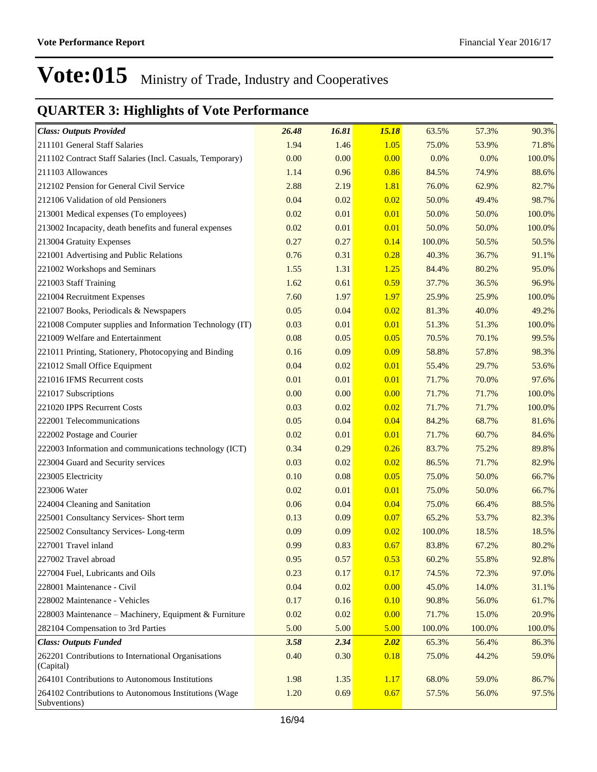# Vote:015 Ministry of Trade, Industry and Cooperatives

## QUARTER 3: Highlights of Vote Performance

| | | | | | | |
|---|---|---|---|---|---|---|
| ***Class: Outputs Provided*** | ***26.48*** | ***16.81*** | ***15.18*** | 63.5% | 57.3% | 90.3% |
| 211101 General Staff Salaries | 1.94 | 1.46 | 1.05 | 75.0% | 53.9% | 71.8% |
| 211102 Contract Staff Salaries (Incl. Casuals, Temporary) | 0.00 | 0.00 | 0.00 | 0.0% | 0.0% | 100.0% |
| 211103 Allowances | 1.14 | 0.96 | 0.86 | 84.5% | 74.9% | 88.6% |
| 212102 Pension for General Civil Service | 2.88 | 2.19 | 1.81 | 76.0% | 62.9% | 82.7% |
| 212106 Validation of old Pensioners | 0.04 | 0.02 | 0.02 | 50.0% | 49.4% | 98.7% |
| 213001 Medical expenses (To employees) | 0.02 | 0.01 | 0.01 | 50.0% | 50.0% | 100.0% |
| 213002 Incapacity, death benefits and funeral expenses | 0.02 | 0.01 | 0.01 | 50.0% | 50.0% | 100.0% |
| 213004 Gratuity Expenses | 0.27 | 0.27 | 0.14 | 100.0% | 50.5% | 50.5% |
| 221001 Advertising and Public Relations | 0.76 | 0.31 | 0.28 | 40.3% | 36.7% | 91.1% |
| 221002 Workshops and Seminars | 1.55 | 1.31 | 1.25 | 84.4% | 80.2% | 95.0% |
| 221003 Staff Training | 1.62 | 0.61 | 0.59 | 37.7% | 36.5% | 96.9% |
| 221004 Recruitment Expenses | 7.60 | 1.97 | 1.97 | 25.9% | 25.9% | 100.0% |
| 221007 Books, Periodicals & Newspapers | 0.05 | 0.04 | 0.02 | 81.3% | 40.0% | 49.2% |
| 221008 Computer supplies and Information Technology (IT) | 0.03 | 0.01 | 0.01 | 51.3% | 51.3% | 100.0% |
| 221009 Welfare and Entertainment | 0.08 | 0.05 | 0.05 | 70.5% | 70.1% | 99.5% |
| 221011 Printing, Stationery, Photocopying and Binding | 0.16 | 0.09 | 0.09 | 58.8% | 57.8% | 98.3% |
| 221012 Small Office Equipment | 0.04 | 0.02 | 0.01 | 55.4% | 29.7% | 53.6% |
| 221016 IFMS Recurrent costs | 0.01 | 0.01 | 0.01 | 71.7% | 70.0% | 97.6% |
| 221017 Subscriptions | 0.00 | 0.00 | 0.00 | 71.7% | 71.7% | 100.0% |
| 221020 IPPS Recurrent Costs | 0.03 | 0.02 | 0.02 | 71.7% | 71.7% | 100.0% |
| 222001 Telecommunications | 0.05 | 0.04 | 0.04 | 84.2% | 68.7% | 81.6% |
| 222002 Postage and Courier | 0.02 | 0.01 | 0.01 | 71.7% | 60.7% | 84.6% |
| 222003 Information and communications technology (ICT) | 0.34 | 0.29 | 0.26 | 83.7% | 75.2% | 89.8% |
| 223004 Guard and Security services | 0.03 | 0.02 | 0.02 | 86.5% | 71.7% | 82.9% |
| 223005 Electricity | 0.10 | 0.08 | 0.05 | 75.0% | 50.0% | 66.7% |
| 223006 Water | 0.02 | 0.01 | 0.01 | 75.0% | 50.0% | 66.7% |
| 224004 Cleaning and Sanitation | 0.06 | 0.04 | 0.04 | 75.0% | 66.4% | 88.5% |
| 225001 Consultancy Services- Short term | 0.13 | 0.09 | 0.07 | 65.2% | 53.7% | 82.3% |
| 225002 Consultancy Services- Long-term | 0.09 | 0.09 | 0.02 | 100.0% | 18.5% | 18.5% |
| 227001 Travel inland | 0.99 | 0.83 | 0.67 | 83.8% | 67.2% | 80.2% |
| 227002 Travel abroad | 0.95 | 0.57 | 0.53 | 60.2% | 55.8% | 92.8% |
| 227004 Fuel, Lubricants and Oils | 0.23 | 0.17 | 0.17 | 74.5% | 72.3% | 97.0% |
| 228001 Maintenance - Civil | 0.04 | 0.02 | 0.00 | 45.0% | 14.0% | 31.1% |
| 228002 Maintenance - Vehicles | 0.17 | 0.16 | 0.10 | 90.8% | 56.0% | 61.7% |
| 228003 Maintenance – Machinery, Equipment & Furniture | 0.02 | 0.02 | 0.00 | 71.7% | 15.0% | 20.9% |
| 282104 Compensation to 3rd Parties | 5.00 | 5.00 | 5.00 | 100.0% | 100.0% | 100.0% |
| ***Class: Outputs Funded*** | ***3.58*** | ***2.34*** | ***2.02*** | 65.3% | 56.4% | 86.3% |
| 262201 Contributions to International Organisations (Capital) | 0.40 | 0.30 | 0.18 | 75.0% | 44.2% | 59.0% |
| 264101 Contributions to Autonomous Institutions | 1.98 | 1.35 | 1.17 | 68.0% | 59.0% | 86.7% |
| 264102 Contributions to Autonomous Institutions (Wage Subventions) | 1.20 | 0.69 | 0.67 | 57.5% | 56.0% | 97.5% |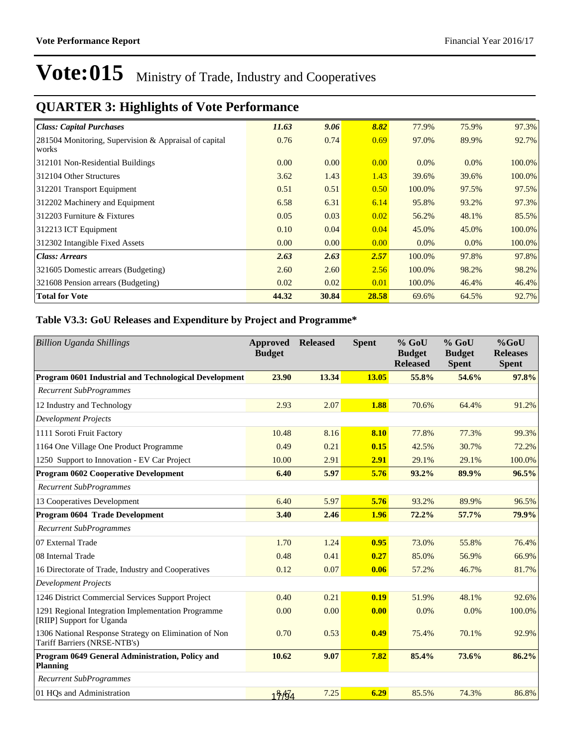# Vote:015 Ministry of Trade, Industry and Cooperatives

## QUARTER 3: Highlights of Vote Performance

| | | | | | | |
|---|---|---|---|---|---|---|
| ***Class: Capital Purchases*** | ***11.63*** | ***9.06*** | ***8.82*** | 77.9% | 75.9% | 97.3% |
| 281504 Monitoring, Supervision & Appraisal of capital works | 0.76 | 0.74 | 0.69 | 97.0% | 89.9% | 92.7% |
| 312101 Non-Residential Buildings | 0.00 | 0.00 | 0.00 | 0.0% | 0.0% | 100.0% |
| 312104 Other Structures | 3.62 | 1.43 | 1.43 | 39.6% | 39.6% | 100.0% |
| 312201 Transport Equipment | 0.51 | 0.51 | 0.50 | 100.0% | 97.5% | 97.5% |
| 312202 Machinery and Equipment | 6.58 | 6.31 | 6.14 | 95.8% | 93.2% | 97.3% |
| 312203 Furniture & Fixtures | 0.05 | 0.03 | 0.02 | 56.2% | 48.1% | 85.5% |
| 312213 ICT Equipment | 0.10 | 0.04 | 0.04 | 45.0% | 45.0% | 100.0% |
| 312302 Intangible Fixed Assets | 0.00 | 0.00 | 0.00 | 0.0% | 0.0% | 100.0% |
| ***Class: Arrears*** | ***2.63*** | ***2.63*** | ***2.57*** | 100.0% | 97.8% | 97.8% |
| 321605 Domestic arrears (Budgeting) | 2.60 | 2.60 | 2.56 | 100.0% | 98.2% | 98.2% |
| 321608 Pension arrears (Budgeting) | 0.02 | 0.02 | 0.01 | 100.0% | 46.4% | 46.4% |
| **Total for Vote** | **44.32** | **30.84** | **28.58** | 69.6% | 64.5% | 92.7% |

### Table V3.3: GoU Releases and Expenditure by Project and Programme*

| *Billion Uganda Shillings* | **Approved Budget** | **Released** | **Spent** | **% GoU Budget Released** | **% GoU Budget Spent** | **%GoU Releases Spent** |
|---|---|---|---|---|---|---|
| **Program 0601 Industrial and Technological Development** | **23.90** | **13.34** | **13.05** | **55.8%** | **54.6%** | **97.8%** |
| *Recurrent SubProgrammes* | | | | | | |
| 12 Industry and Technology | 2.93 | 2.07 | **1.88** | 70.6% | 64.4% | 91.2% |
| *Development Projects* | | | | | | |
| 1111 Soroti Fruit Factory | 10.48 | 8.16 | **8.10** | 77.8% | 77.3% | 99.3% |
| 1164 One Village One Product Programme | 0.49 | 0.21 | **0.15** | 42.5% | 30.7% | 72.2% |
| 1250 Support to Innovation - EV Car Project | 10.00 | 2.91 | **2.91** | 29.1% | 29.1% | 100.0% |
| **Program 0602 Cooperative Development** | **6.40** | **5.97** | **5.76** | **93.2%** | **89.9%** | **96.5%** |
| *Recurrent SubProgrammes* | | | | | | |
| 13 Cooperatives Development | 6.40 | 5.97 | **5.76** | 93.2% | 89.9% | 96.5% |
| **Program 0604 Trade Development** | **3.40** | **2.46** | **1.96** | **72.2%** | **57.7%** | **79.9%** |
| *Recurrent SubProgrammes* | | | | | | |
| 07 External Trade | 1.70 | 1.24 | **0.95** | 73.0% | 55.8% | 76.4% |
| 08 Internal Trade | 0.48 | 0.41 | **0.27** | 85.0% | 56.9% | 66.9% |
| 16 Directorate of Trade, Industry and Cooperatives | 0.12 | 0.07 | **0.06** | 57.2% | 46.7% | 81.7% |
| *Development Projects* | | | | | | |
| 1246 District Commercial Services Support Project | 0.40 | 0.21 | **0.19** | 51.9% | 48.1% | 92.6% |
| 1291 Regional Integration Implementation Programme [RIIP] Support for Uganda | 0.00 | 0.00 | **0.00** | 0.0% | 0.0% | 100.0% |
| 1306 National Response Strategy on Elimination of Non Tariff Barriers (NRSE-NTB's) | 0.70 | 0.53 | **0.49** | 75.4% | 70.1% | 92.9% |
| **Program 0649 General Administration, Policy and Planning** | **10.62** | **9.07** | **7.82** | **85.4%** | **73.6%** | **86.2%** |
| *Recurrent SubProgrammes* | | | | | | |
| 01 HQs and Administration | 8.47 | 7.25 | **6.29** | 85.5% | 74.3% | 86.8% |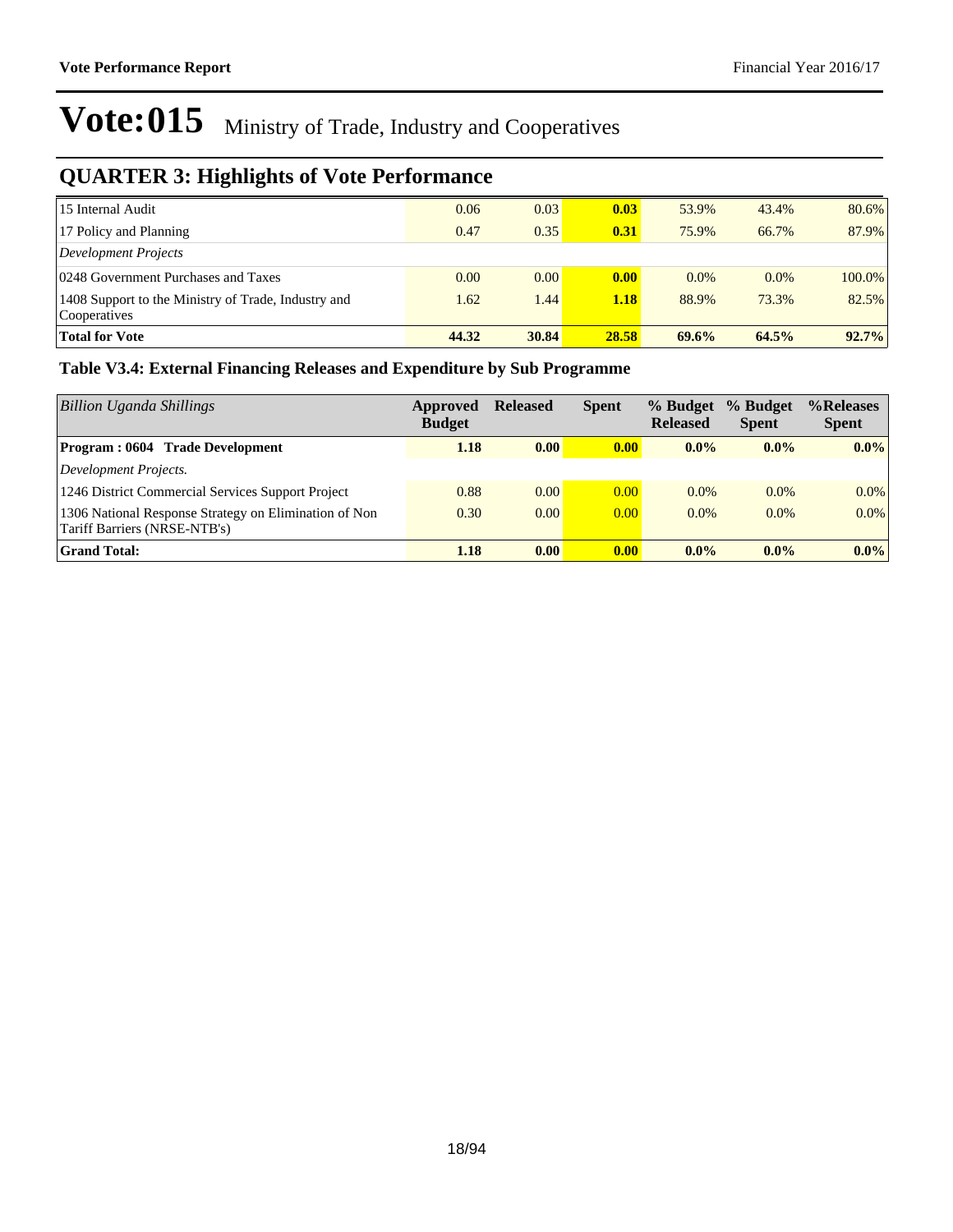# Vote:015 Ministry of Trade, Industry and Cooperatives

## QUARTER 3: Highlights of Vote Performance

| | | | | | | |
|---|---|---|---|---|---|---|
| 15 Internal Audit | 0.06 | 0.03 | **0.03** | 53.9% | 43.4% | 80.6% |
| 17 Policy and Planning | 0.47 | 0.35 | **0.31** | 75.9% | 66.7% | 87.9% |
| *Development Projects* | | | | | | |
| 0248 Government Purchases and Taxes | 0.00 | 0.00 | **0.00** | 0.0% | 0.0% | 100.0% |
| 1408 Support to the Ministry of Trade, Industry and Cooperatives | 1.62 | 1.44 | **1.18** | 88.9% | 73.3% | 82.5% |
| **Total for Vote** | **44.32** | **30.84** | **28.58** | **69.6%** | **64.5%** | **92.7%** |

### Table V3.4: External Financing Releases and Expenditure by Sub Programme

| *Billion Uganda Shillings* | Approved Budget | Released | Spent | % Budget Released | % Budget Spent | %Releases Spent |
|---|---|---|---|---|---|---|
| **Program : 0604 Trade Development** | **1.18** | **0.00** | **0.00** | **0.0%** | **0.0%** | **0.0%** |
| *Development Projects.* | | | | | | |
| 1246 District Commercial Services Support Project | 0.88 | 0.00 | 0.00 | 0.0% | 0.0% | 0.0% |
| 1306 National Response Strategy on Elimination of Non Tariff Barriers (NRSE-NTB's) | 0.30 | 0.00 | 0.00 | 0.0% | 0.0% | 0.0% |
| **Grand Total:** | **1.18** | **0.00** | **0.00** | **0.0%** | **0.0%** | **0.0%** |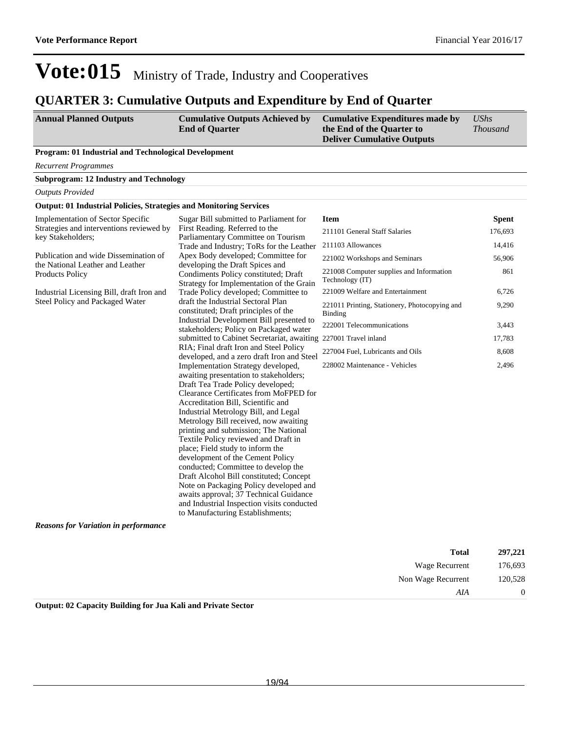# Vote:015 Ministry of Trade, Industry and Cooperatives

## QUARTER 3: Cumulative Outputs and Expenditure by End of Quarter

| Annual Planned Outputs | Cumulative Outputs Achieved by End of Quarter | Cumulative Expenditures made by the End of the Quarter to Deliver Cumulative Outputs | *UShs Thousand* |
|---|---|---|---|

**Program: 01 Industrial and Technological Development**

*Recurrent Programmes*

**Subprogram: 12 Industry and Technology**

*Outputs Provided*

**Output: 01 Industrial Policies, Strategies and Monitoring Services**

**Annual Planned Outputs:**

Implementation of Sector Specific Strategies and interventions reviewed by key Stakeholders;

Publication and wide Dissemination of the National Leather and Leather Products Policy

Industrial Licensing Bill, draft Iron and Steel Policy and Packaged Water

**Cumulative Outputs Achieved by End of Quarter:**

Sugar Bill submitted to Parliament for First Reading. Referred to the Parliamentary Committee on Tourism Trade and Industry; ToRs for the Leather Apex Body developed; Committee for developing the Draft Spices and Condiments Policy constituted; Draft Strategy for Implementation of the Grain Trade Policy developed; Committee to draft the Industrial Sectoral Plan constituted; Draft principles of the Industrial Development Bill presented to stakeholders; Policy on Packaged water submitted to Cabinet Secretariat, awaiting RIA; Final draft Iron and Steel Policy developed, and a zero draft Iron and Steel Implementation Strategy developed, awaiting presentation to stakeholders; Draft Tea Trade Policy developed; Clearance Certificates from MoFPED for Accreditation Bill, Scientific and Industrial Metrology Bill, and Legal Metrology Bill received, now awaiting printing and submission; The National Textile Policy reviewed and Draft in place; Field study to inform the development of the Cement Policy conducted; Committee to develop the Draft Alcohol Bill constituted; Concept Note on Packaging Policy developed and awaits approval; 37 Technical Guidance and Industrial Inspection visits conducted to Manufacturing Establishments;

| Item | Spent |
|---|---|
| 211101 General Staff Salaries | 176,693 |
| 211103 Allowances | 14,416 |
| 221002 Workshops and Seminars | 56,906 |
| 221008 Computer supplies and Information Technology (IT) | 861 |
| 221009 Welfare and Entertainment | 6,726 |
| 221011 Printing, Stationery, Photocopying and Binding | 9,290 |
| 222001 Telecommunications | 3,443 |
| 227001 Travel inland | 17,783 |
| 227004 Fuel, Lubricants and Oils | 8,608 |
| 228002 Maintenance - Vehicles | 2,496 |

***Reasons for Variation in performance***

| | |
|---|---|
| **Total** | **297,221** |
| Wage Recurrent | 176,693 |
| Non Wage Recurrent | 120,528 |
| *AIA* | 0 |

**Output: 02 Capacity Building for Jua Kali and Private Sector**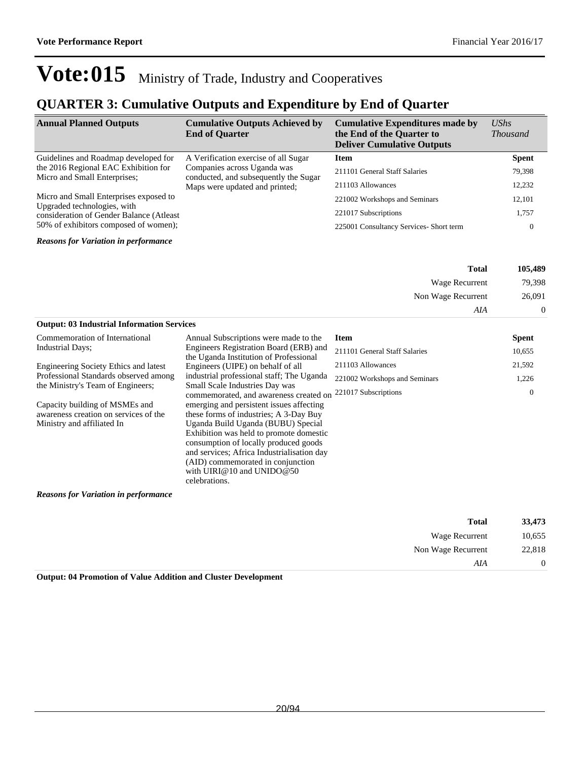# Vote:015 Ministry of Trade, Industry and Cooperatives

## QUARTER 3: Cumulative Outputs and Expenditure by End of Quarter

| Annual Planned Outputs | Cumulative Outputs Achieved by End of Quarter | Cumulative Expenditures made by the End of the Quarter to Deliver Cumulative Outputs | *UShs Thousand* |
|---|---|---|---|
| Guidelines and Roadmap developed for the 2016 Regional EAC Exhibition for Micro and Small Enterprises;<br><br>Micro and Small Enterprises exposed to Upgraded technologies, with consideration of Gender Balance (Atleast 50% of exhibitors composed of women); | A Verification exercise of all Sugar Companies across Uganda was conducted, and subsequently the Sugar Maps were updated and printed; | **Item** | **Spent** |
| | | 211101 General Staff Salaries | 79,398 |
| | | 211103 Allowances | 12,232 |
| | | 221002 Workshops and Seminars | 12,101 |
| | | 221017 Subscriptions | 1,757 |
| | | 225001 Consultancy Services- Short term | 0 |

***Reasons for Variation in performance***

| | |
|---|---|
| **Total** | **105,489** |
| Wage Recurrent | 79,398 |
| Non Wage Recurrent | 26,091 |
| *AIA* | 0 |

**Output: 03 Industrial Information Services**

| Annual Planned Outputs | Cumulative Outputs Achieved by End of Quarter | Item | Spent |
|---|---|---|---|
| Commemoration of International Industrial Days;<br><br>Engineering Society Ethics and latest Professional Standards observed among the Ministry's Team of Engineers;<br><br>Capacity building of MSMEs and awareness creation on services of the Ministry and affiliated In | Annual Subscriptions were made to the Engineers Registration Board (ERB) and the Uganda Institution of Professional Engineers (UIPE) on behalf of all industrial professional staff; The Uganda Small Scale Industries Day was commemorated, and awareness created on emerging and persistent issues affecting these forms of industries; A 3-Day Buy Uganda Build Uganda (BUBU) Special Exhibition was held to promote domestic consumption of locally produced goods and services; Africa Industrialisation day (AID) commemorated in conjunction with UIRI@10 and UNIDO@50 celebrations. | 211101 General Staff Salaries | 10,655 |
| | | 211103 Allowances | 21,592 |
| | | 221002 Workshops and Seminars | 1,226 |
| | | 221017 Subscriptions | 0 |

***Reasons for Variation in performance***

| | |
|---|---|
| **Total** | **33,473** |
| Wage Recurrent | 10,655 |
| Non Wage Recurrent | 22,818 |
| *AIA* | 0 |

**Output: 04 Promotion of Value Addition and Cluster Development**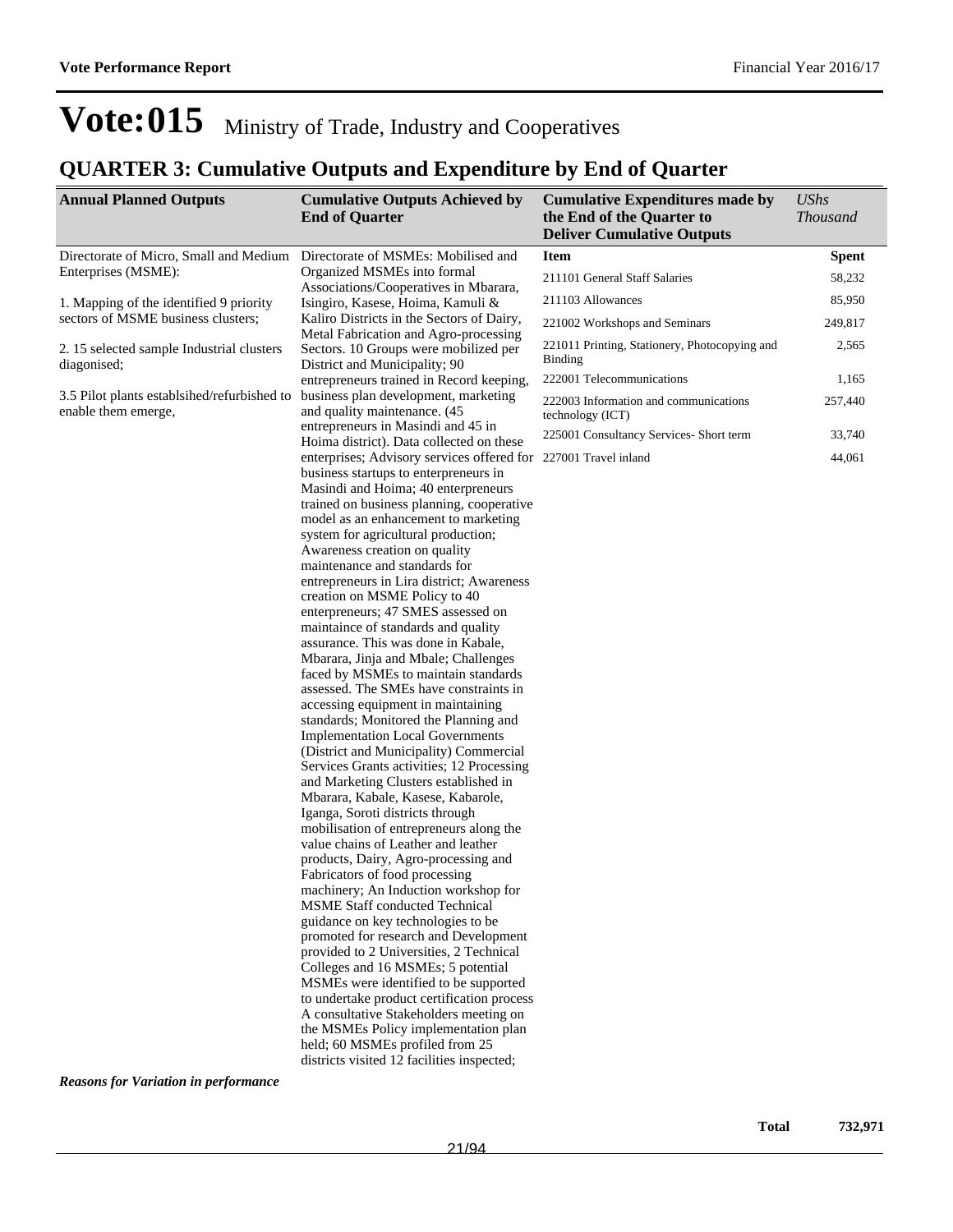# Vote:015 Ministry of Trade, Industry and Cooperatives

## QUARTER 3: Cumulative Outputs and Expenditure by End of Quarter

| Annual Planned Outputs | Cumulative Outputs Achieved by End of Quarter | Cumulative Expenditures made by the End of the Quarter to Deliver Cumulative Outputs | *UShs Thousand* |
|---|---|---|---|
| Directorate of Micro, Small and Medium Enterprises (MSME):<br><br>1. Mapping of the identified 9 priority sectors of MSME business clusters;<br><br>2. 15 selected sample Industrial clusters diagonised;<br><br>3.5 Pilot plants establsihed/refurbished to enable them emerge, | Directorate of MSMEs: Mobilised and Organized MSMEs into formal Associations/Cooperatives in Mbarara, Isingiro, Kasese, Hoima, Kamuli & Kaliro Districts in the Sectors of Dairy, Metal Fabrication and Agro-processing Sectors. 10 Groups were mobilized per District and Municipality; 90 entrepreneurs trained in Record keeping, business plan development, marketing and quality maintenance. (45 entrepreneurs in Masindi and 45 in Hoima district). Data collected on these enterprises; Advisory services offered for business startups to enterpreneurs in Masindi and Hoima; 40 enterpreneurs trained on business planning, cooperative model as an enhancement to marketing system for agricultural production; Awareness creation on quality maintenance and standards for entrepreneurs in Lira district; Awareness creation on MSME Policy to 40 enterpreneurs; 47 SMES assessed on maintaince of standards and quality assurance. This was done in Kabale, Mbarara, Jinja and Mbale; Challenges faced by MSMEs to maintain standards assessed. The SMEs have constraints in accessing equipment in maintaining standards; Monitored the Planning and Implementation Local Governments (District and Municipality) Commercial Services Grants activities; 12 Processing and Marketing Clusters established in Mbarara, Kabale, Kasese, Kabarole, Iganga, Soroti districts through mobilisation of entrepreneurs along the value chains of Leather and leather products, Dairy, Agro-processing and Fabricators of food processing machinery; An Induction workshop for MSME Staff conducted Technical guidance on key technologies to be promoted for research and Development provided to 2 Universities, 2 Technical Colleges and 16 MSMEs; 5 potential MSMEs were identified to be supported to undertake product certification process A consultative Stakeholders meeting on the MSMEs Policy implementation plan held; 60 MSMEs profiled from 25 districts visited 12 facilities inspected; | **Item** | **Spent** |
| | | 211101 General Staff Salaries | 58,232 |
| | | 211103 Allowances | 85,950 |
| | | 221002 Workshops and Seminars | 249,817 |
| | | 221011 Printing, Stationery, Photocopying and Binding | 2,565 |
| | | 222001 Telecommunications | 1,165 |
| | | 222003 Information and communications technology (ICT) | 257,440 |
| | | 225001 Consultancy Services- Short term | 33,740 |
| | | 227001 Travel inland | 44,061 |

***Reasons for Variation in performance***

| | | **Total** | **732,971** |
|---|---|---|---|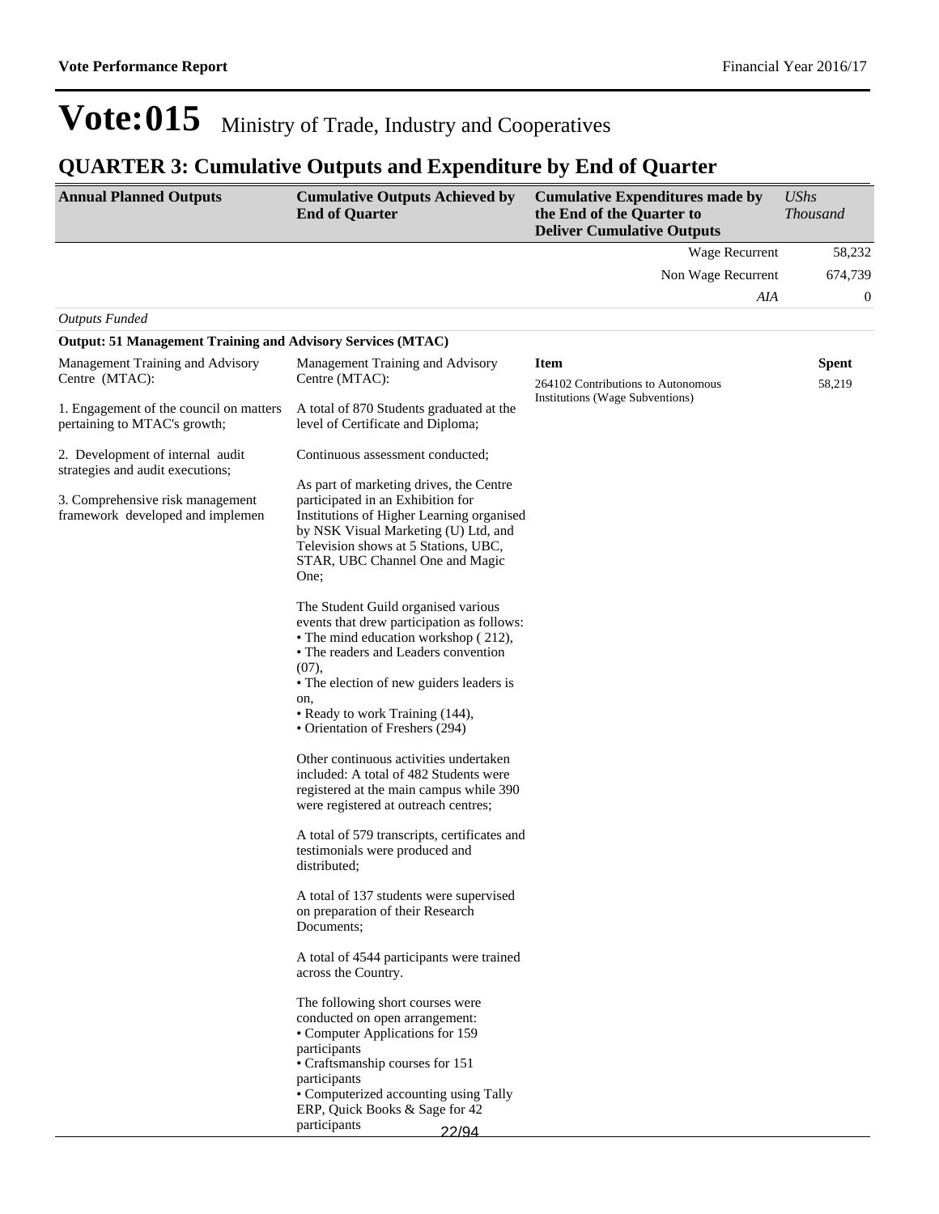# Vote:015 Ministry of Trade, Industry and Cooperatives

## QUARTER 3: Cumulative Outputs and Expenditure by End of Quarter

| Annual Planned Outputs | Cumulative Outputs Achieved by End of Quarter | Cumulative Expenditures made by the End of the Quarter to Deliver Cumulative Outputs | *UShs Thousand* |
|---|---|---|---|
| | | Wage Recurrent | 58,232 |
| | | Non Wage Recurrent | 674,739 |
| | | *AIA* | 0 |

*Outputs Funded*

**Output: 51 Management Training and Advisory Services (MTAC)**

| Annual Planned Outputs | Cumulative Outputs Achieved by End of Quarter | Item | Spent |
|---|---|---|---|
| Management Training and Advisory Centre (MTAC):<br><br>1. Engagement of the council on matters pertaining to MTAC's growth;<br><br>2. Development of internal audit strategies and audit executions;<br><br>3. Comprehensive risk management framework developed and implemen | Management Training and Advisory Centre (MTAC):<br><br>A total of 870 Students graduated at the level of Certificate and Diploma;<br><br>Continuous assessment conducted;<br><br>As part of marketing drives, the Centre participated in an Exhibition for Institutions of Higher Learning organised by NSK Visual Marketing (U) Ltd, and Television shows at 5 Stations, UBC, STAR, UBC Channel One and Magic One;<br><br>The Student Guild organised various events that drew participation as follows:<br>• The mind education workshop ( 212),<br>• The readers and Leaders convention (07),<br>• The election of new guiders leaders is on,<br>• Ready to work Training (144),<br>• Orientation of Freshers (294)<br><br>Other continuous activities undertaken included: A total of 482 Students were registered at the main campus while 390 were registered at outreach centres;<br><br>A total of 579 transcripts, certificates and testimonials were produced and distributed;<br><br>A total of 137 students were supervised on preparation of their Research Documents;<br><br>A total of 4544 participants were trained across the Country.<br><br>The following short courses were conducted on open arrangement:<br>• Computer Applications for 159 participants<br>• Craftsmanship courses for 151 participants<br>• Computerized accounting using Tally ERP, Quick Books & Sage for 42 participants | 264102 Contributions to Autonomous Institutions (Wage Subventions) | 58,219 |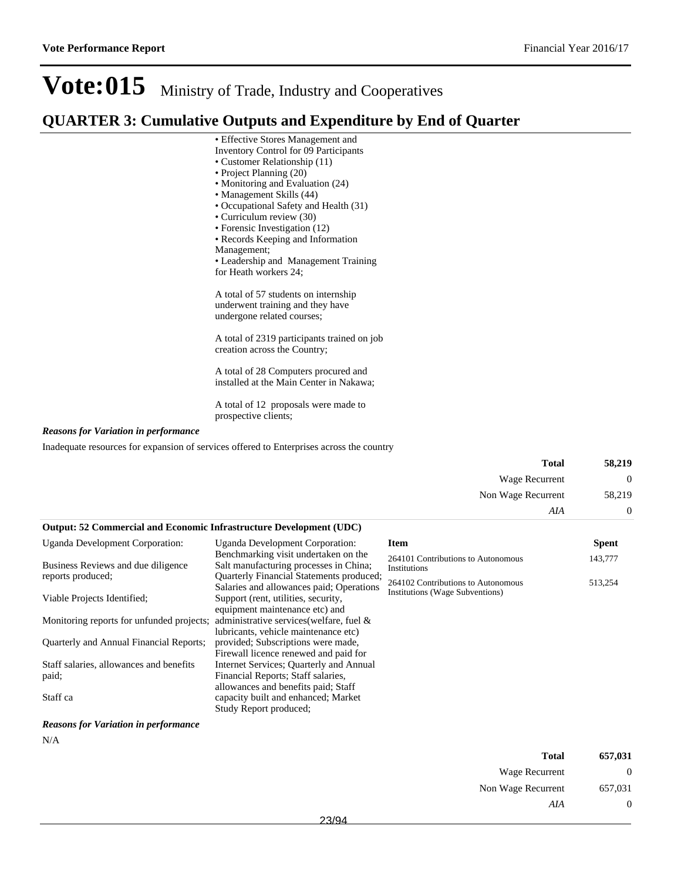# Vote:015 Ministry of Trade, Industry and Cooperatives

## QUARTER 3: Cumulative Outputs and Expenditure by End of Quarter

- • Effective Stores Management and Inventory Control for 09 Participants
- • Customer Relationship (11)
- • Project Planning (20)
- • Monitoring and Evaluation (24)
- • Management Skills (44)
- • Occupational Safety and Health (31)
- • Curriculum review (30)
- • Forensic Investigation (12)
- • Records Keeping and Information Management;
- • Leadership and Management Training for Heath workers 24;

A total of 57 students on internship underwent training and they have undergone related courses;

A total of 2319 participants trained on job creation across the Country;

A total of 28 Computers procured and installed at the Main Center in Nakawa;

A total of 12 proposals were made to prospective clients;

***Reasons for Variation in performance***

Inadequate resources for expansion of services offered to Enterprises across the country

| | |
|---|---|
| **Total** | **58,219** |
| Wage Recurrent | 0 |
| Non Wage Recurrent | 58,219 |
| *AIA* | 0 |

**Output: 52 Commercial and Economic Infrastructure Development (UDC)**

| Planned Outputs | Actual Outputs | Item | Spent |
|---|---|---|---|
| Uganda Development Corporation:<br><br>Business Reviews and due diligence reports produced;<br><br>Viable Projects Identified;<br><br>Monitoring reports for unfunded projects;<br><br>Quarterly and Annual Financial Reports;<br><br>Staff salaries, allowances and benefits paid;<br><br>Staff ca | Uganda Development Corporation: Benchmarking visit undertaken on the Salt manufacturing processes in China; Quarterly Financial Statements produced; Salaries and allowances paid; Operations Support (rent, utilities, security, equipment maintenance etc) and administrative services(welfare, fuel & lubricants, vehicle maintenance etc) provided; Subscriptions were made, Firewall licence renewed and paid for Internet Services; Quarterly and Annual Financial Reports; Staff salaries, allowances and benefits paid; Staff capacity built and enhanced; Market Study Report produced; | 264101 Contributions to Autonomous Institutions | 143,777 |
| | | 264102 Contributions to Autonomous Institutions (Wage Subventions) | 513,254 |

***Reasons for Variation in performance***

N/A

| | |
|---|---|
| **Total** | **657,031** |
| Wage Recurrent | 0 |
| Non Wage Recurrent | 657,031 |
| *AIA* | 0 |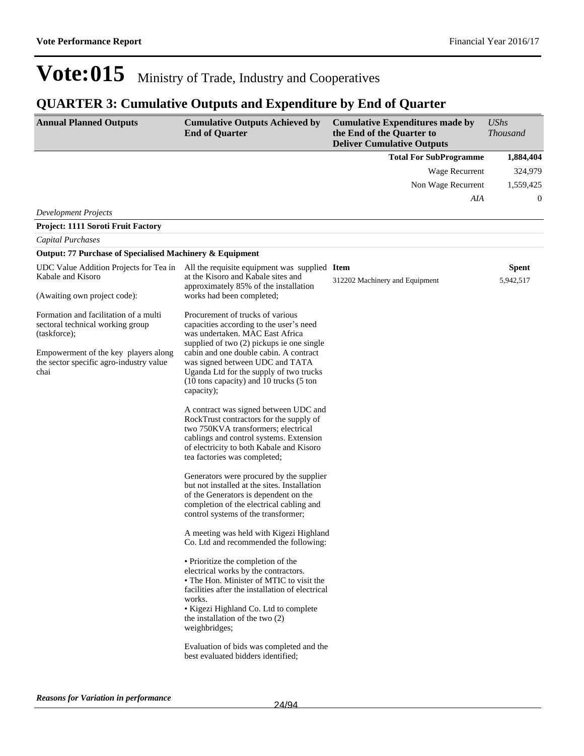# Vote:015 Ministry of Trade, Industry and Cooperatives

## QUARTER 3: Cumulative Outputs and Expenditure by End of Quarter

| Annual Planned Outputs | Cumulative Outputs Achieved by End of Quarter | Cumulative Expenditures made by the End of the Quarter to Deliver Cumulative Outputs | *UShs Thousand* |
|---|---|---|---|
| | | **Total For SubProgramme** | **1,884,404** |
| | | Wage Recurrent | 324,979 |
| | | Non Wage Recurrent | 1,559,425 |
| | | *AIA* | 0 |

*Development Projects*

**Project: 1111 Soroti Fruit Factory**

*Capital Purchases*

**Output: 77 Purchase of Specialised Machinery & Equipment**

| Annual Planned Outputs | Cumulative Outputs Achieved by End of Quarter | Item | Spent |
|---|---|---|---|
| UDC Value Addition Projects for Tea in Kabale and Kisoro<br><br>(Awaiting own project code):<br><br>Formation and facilitation of a multi sectoral technical working group (taskforce);<br><br>Empowerment of the key players along the sector specific agro-industry value chai | All the requisite equipment was supplied at the Kisoro and Kabale sites and approximately 85% of the installation works had been completed;<br><br>Procurement of trucks of various capacities according to the user's need was undertaken. MAC East Africa supplied of two (2) pickups ie one single cabin and one double cabin. A contract was signed between UDC and TATA Uganda Ltd for the supply of two trucks (10 tons capacity) and 10 trucks (5 ton capacity);<br><br>A contract was signed between UDC and RockTrust contractors for the supply of two 750KVA transformers; electrical cablings and control systems. Extension of electricity to both Kabale and Kisoro tea factories was completed;<br><br>Generators were procured by the supplier but not installed at the sites. Installation of the Generators is dependent on the completion of the electrical cabling and control systems of the transformer;<br><br>A meeting was held with Kigezi Highland Co. Ltd and recommended the following:<br><br>• Prioritize the completion of the electrical works by the contractors.<br>• The Hon. Minister of MTIC to visit the facilities after the installation of electrical works.<br>• Kigezi Highland Co. Ltd to complete the installation of the two (2) weighbridges;<br><br>Evaluation of bids was completed and the best evaluated bidders identified; | 312202 Machinery and Equipment | 5,942,517 |

***Reasons for Variation in performance***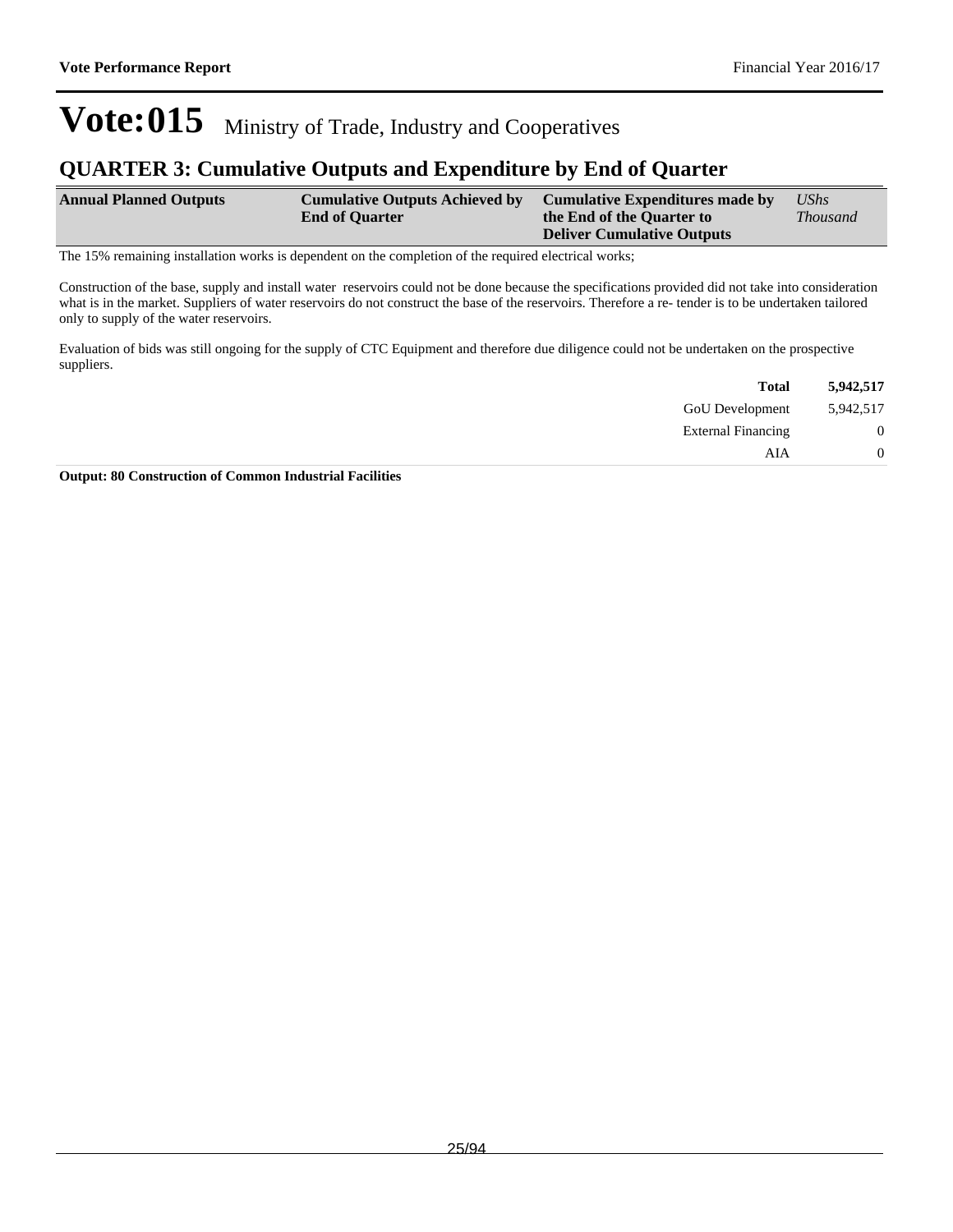# Vote:015 Ministry of Trade, Industry and Cooperatives

## QUARTER 3: Cumulative Outputs and Expenditure by End of Quarter

| Annual Planned Outputs | Cumulative Outputs Achieved by End of Quarter | Cumulative Expenditures made by the End of the Quarter to Deliver Cumulative Outputs | *UShs Thousand* |
|---|---|---|---|

The 15% remaining installation works is dependent on the completion of the required electrical works;

Construction of the base, supply and install water reservoirs could not be done because the specifications provided did not take into consideration what is in the market. Suppliers of water reservoirs do not construct the base of the reservoirs. Therefore a re- tender is to be undertaken tailored only to supply of the water reservoirs.

Evaluation of bids was still ongoing for the supply of CTC Equipment and therefore due diligence could not be undertaken on the prospective suppliers.

| | |
|---|---|
| **Total** | **5,942,517** |
| GoU Development | 5,942,517 |
| External Financing | 0 |
| AIA | 0 |

**Output: 80 Construction of Common Industrial Facilities**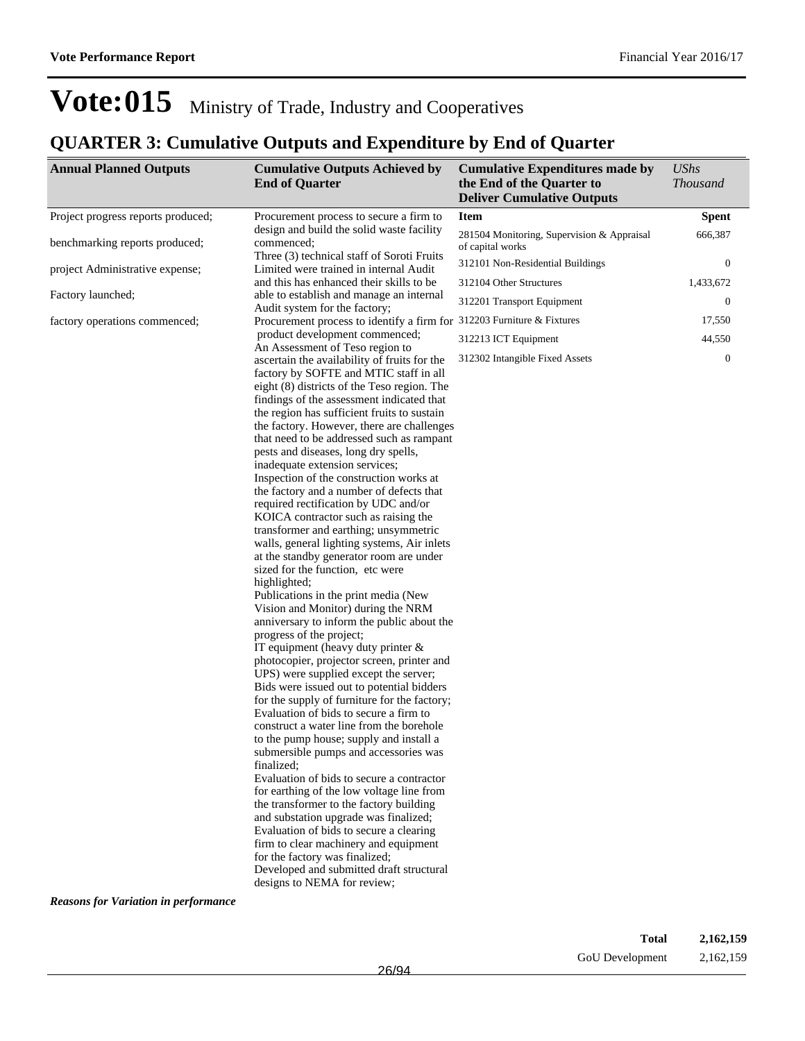# Vote:015 Ministry of Trade, Industry and Cooperatives

## QUARTER 3: Cumulative Outputs and Expenditure by End of Quarter

| Annual Planned Outputs | Cumulative Outputs Achieved by End of Quarter | Cumulative Expenditures made by the End of the Quarter to Deliver Cumulative Outputs | *UShs Thousand* |
|---|---|---|---|
| Project progress reports produced;<br><br>benchmarking reports produced;<br><br>project Administrative expense;<br><br>Factory launched;<br><br>factory operations commenced; | Procurement process to secure a firm to design and build the solid waste facility commenced;<br>Three (3) technical staff of Soroti Fruits Limited were trained in internal Audit and this has enhanced their skills to be able to establish and manage an internal Audit system for the factory;<br>Procurement process to identify a firm for product development commenced;<br>An Assessment of Teso region to ascertain the availability of fruits for the factory by SOFTE and MTIC staff in all eight (8) districts of the Teso region. The findings of the assessment indicated that the region has sufficient fruits to sustain the factory. However, there are challenges that need to be addressed such as rampant pests and diseases, long dry spells, inadequate extension services;<br>Inspection of the construction works at the factory and a number of defects that required rectification by UDC and/or KOICA contractor such as raising the transformer and earthing; unsymmetric walls, general lighting systems, Air inlets at the standby generator room are under sized for the function, etc were highlighted;<br>Publications in the print media (New Vision and Monitor) during the NRM anniversary to inform the public about the progress of the project;<br>IT equipment (heavy duty printer & photocopier, projector screen, printer and UPS) were supplied except the server;<br>Bids were issued out to potential bidders for the supply of furniture for the factory;<br>Evaluation of bids to secure a firm to construct a water line from the borehole to the pump house; supply and install a submersible pumps and accessories was finalized;<br>Evaluation of bids to secure a contractor for earthing of the low voltage line from the transformer to the factory building and substation upgrade was finalized;<br>Evaluation of bids to secure a clearing firm to clear machinery and equipment for the factory was finalized;<br>Developed and submitted draft structural designs to NEMA for review; | **Item** | **Spent** |
| | | 281504 Monitoring, Supervision & Appraisal of capital works | 666,387 |
| | | 312101 Non-Residential Buildings | 0 |
| | | 312104 Other Structures | 1,433,672 |
| | | 312201 Transport Equipment | 0 |
| | | 312203 Furniture & Fixtures | 17,550 |
| | | 312213 ICT Equipment | 44,550 |
| | | 312302 Intangible Fixed Assets | 0 |

***Reasons for Variation in performance***

| | |
|---|---|
| **Total** | **2,162,159** |
| GoU Development | 2,162,159 |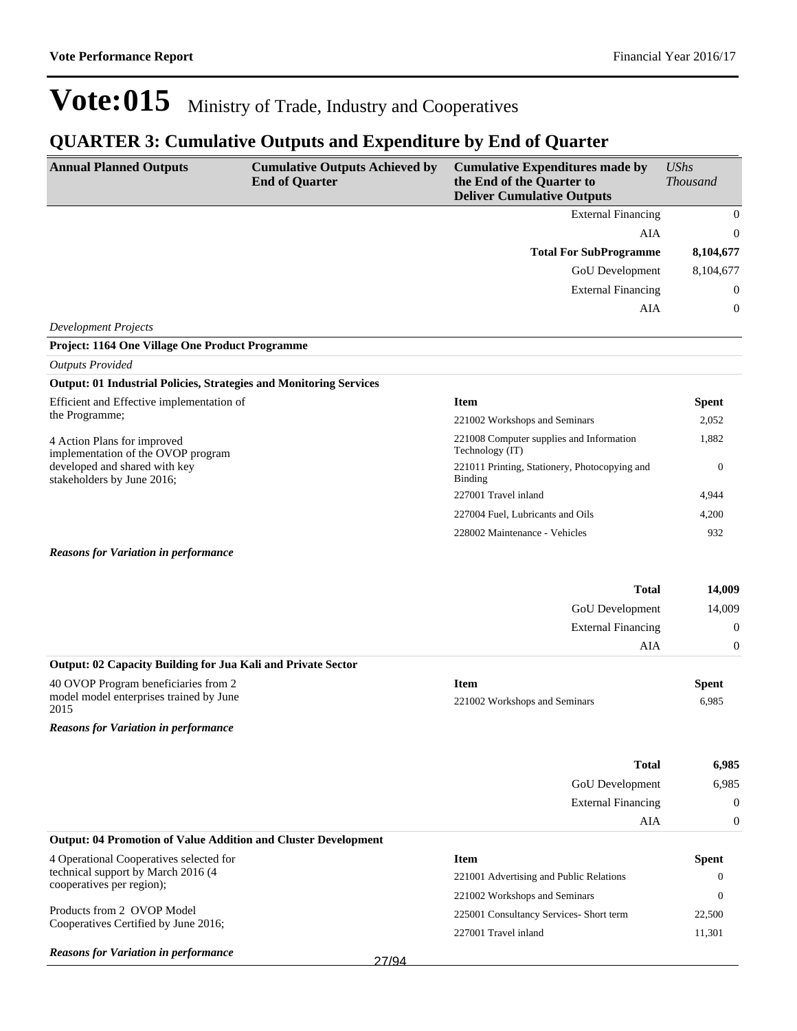# Vote:015 Ministry of Trade, Industry and Cooperatives

## QUARTER 3: Cumulative Outputs and Expenditure by End of Quarter

| Annual Planned Outputs | Cumulative Outputs Achieved by End of Quarter | Cumulative Expenditures made by the End of the Quarter to Deliver Cumulative Outputs | *UShs Thousand* |
|---|---|---|---|
| | | External Financing | 0 |
| | | AIA | 0 |
| | | **Total For SubProgramme** | **8,104,677** |
| | | GoU Development | 8,104,677 |
| | | External Financing | 0 |
| | | AIA | 0 |

*Development Projects*

**Project: 1164 One Village One Product Programme**

*Outputs Provided*

**Output: 01 Industrial Policies, Strategies and Monitoring Services**

Efficient and Effective implementation of the Programme;

4 Action Plans for improved implementation of the OVOP program developed and shared with key stakeholders by June 2016;

| Item | Spent |
|---|---|
| 221002 Workshops and Seminars | 2,052 |
| 221008 Computer supplies and Information Technology (IT) | 1,882 |
| 221011 Printing, Stationery, Photocopying and Binding | 0 |
| 227001 Travel inland | 4,944 |
| 227004 Fuel, Lubricants and Oils | 4,200 |
| 228002 Maintenance - Vehicles | 932 |

***Reasons for Variation in performance***

| | |
|---|---|
| **Total** | **14,009** |
| GoU Development | 14,009 |
| External Financing | 0 |
| AIA | 0 |

**Output: 02 Capacity Building for Jua Kali and Private Sector**

40 OVOP Program beneficiaries from 2 model model enterprises trained by June 2015

| Item | Spent |
|---|---|
| 221002 Workshops and Seminars | 6,985 |

***Reasons for Variation in performance***

| | |
|---|---|
| **Total** | **6,985** |
| GoU Development | 6,985 |
| External Financing | 0 |
| AIA | 0 |

**Output: 04 Promotion of Value Addition and Cluster Development**

4 Operational Cooperatives selected for technical support by March 2016 (4 cooperatives per region);

Products from 2 OVOP Model Cooperatives Certified by June 2016;

| Item | Spent |
|---|---|
| 221001 Advertising and Public Relations | 0 |
| 221002 Workshops and Seminars | 0 |
| 225001 Consultancy Services- Short term | 22,500 |
| 227001 Travel inland | 11,301 |

***Reasons for Variation in performance***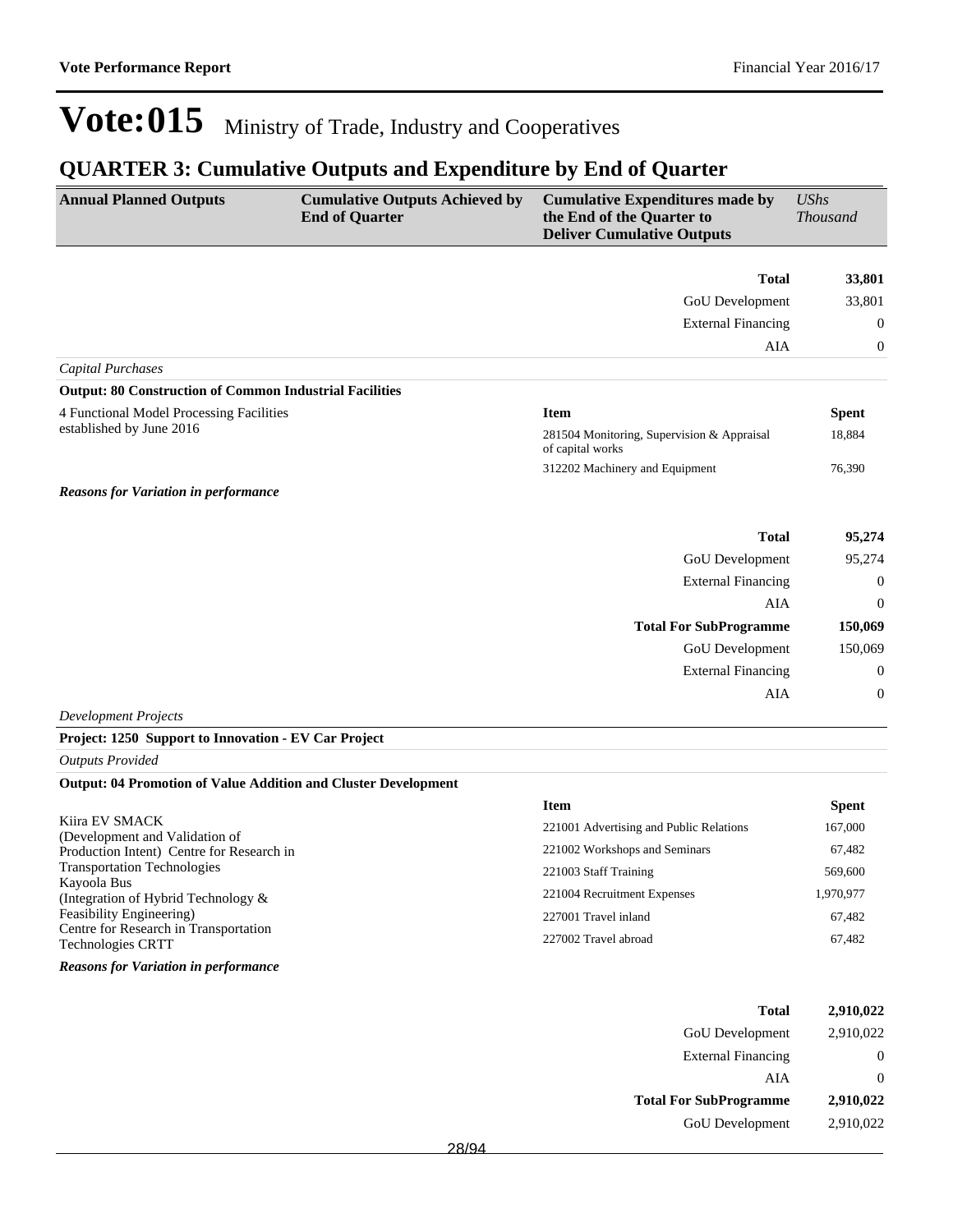# Vote:015 Ministry of Trade, Industry and Cooperatives

## QUARTER 3: Cumulative Outputs and Expenditure by End of Quarter

| Annual Planned Outputs | Cumulative Outputs Achieved by End of Quarter | Cumulative Expenditures made by the End of the Quarter to Deliver Cumulative Outputs | *UShs Thousand* |
|---|---|---|---|
| | | **Total** | **33,801** |
| | | GoU Development | 33,801 |
| | | External Financing | 0 |
| | | AIA | 0 |

*Capital Purchases*

**Output: 80 Construction of Common Industrial Facilities**

4 Functional Model Processing Facilities established by June 2016

| Item | Spent |
|---|---|
| 281504 Monitoring, Supervision & Appraisal of capital works | 18,884 |
| 312202 Machinery and Equipment | 76,390 |

***Reasons for Variation in performance***

| | |
|---|---|
| **Total** | **95,274** |
| GoU Development | 95,274 |
| External Financing | 0 |
| AIA | 0 |
| **Total For SubProgramme** | **150,069** |
| GoU Development | 150,069 |
| External Financing | 0 |
| AIA | 0 |

*Development Projects*

**Project: 1250 Support to Innovation - EV Car Project**

*Outputs Provided*

**Output: 04 Promotion of Value Addition and Cluster Development**

Kiira EV SMACK
(Development and Validation of Production Intent) Centre for Research in Transportation Technologies
Kayoola Bus
(Integration of Hybrid Technology & Feasibility Engineering)
Centre for Research in Transportation Technologies CRTT

| Item | Spent |
|---|---|
| 221001 Advertising and Public Relations | 167,000 |
| 221002 Workshops and Seminars | 67,482 |
| 221003 Staff Training | 569,600 |
| 221004 Recruitment Expenses | 1,970,977 |
| 227001 Travel inland | 67,482 |
| 227002 Travel abroad | 67,482 |

***Reasons for Variation in performance***

| | |
|---|---|
| **Total** | **2,910,022** |
| GoU Development | 2,910,022 |
| External Financing | 0 |
| AIA | 0 |
| **Total For SubProgramme** | **2,910,022** |
| GoU Development | 2,910,022 |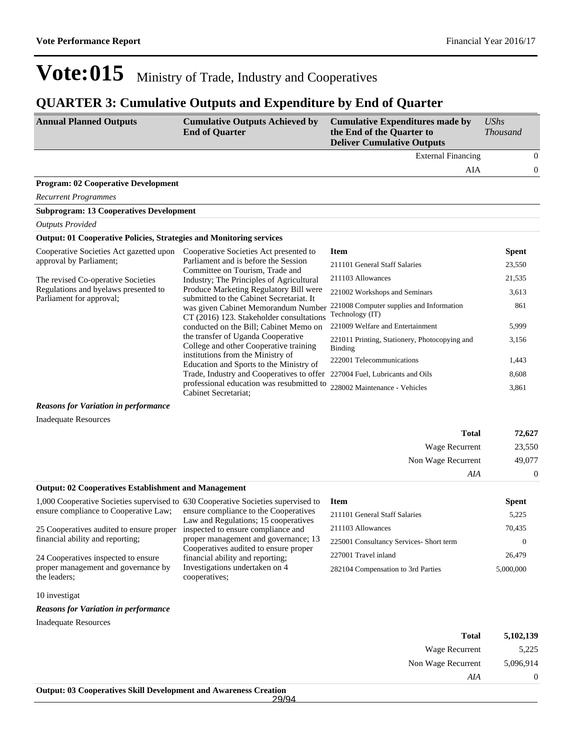# Vote:015 Ministry of Trade, Industry and Cooperatives

## QUARTER 3: Cumulative Outputs and Expenditure by End of Quarter

| Annual Planned Outputs | Cumulative Outputs Achieved by End of Quarter | Cumulative Expenditures made by the End of the Quarter to Deliver Cumulative Outputs | UShs Thousand |
|---|---|---|---|
| | | External Financing | 0 |
| | | AIA | 0 |

**Program: 02 Cooperative Development**

*Recurrent Programmes*

**Subprogram: 13 Cooperatives Development**

*Outputs Provided*

**Output: 01 Cooperative Policies, Strategies and Monitoring services**

| Annual Planned Outputs | Cumulative Outputs Achieved by End of Quarter | Item | Spent |
|---|---|---|---|
| Cooperative Societies Act gazetted upon approval by Parliament;<br><br>The revised Co-operative Societies Regulations and byelaws presented to Parliament for approval; | Cooperative Societies Act presented to Parliament and is before the Session Committee on Tourism, Trade and Industry; The Principles of Agricultural Produce Marketing Regulatory Bill were submitted to the Cabinet Secretariat. It was given Cabinet Memorandum Number CT (2016) 123. Stakeholder consultations conducted on the Bill; Cabinet Memo on the transfer of Uganda Cooperative College and other Cooperative training institutions from the Ministry of Education and Sports to the Ministry of Trade, Industry and Cooperatives to offer professional education was resubmitted to Cabinet Secretariat; | 211101 General Staff Salaries | 23,550 |
| | | 211103 Allowances | 21,535 |
| | | 221002 Workshops and Seminars | 3,613 |
| | | 221008 Computer supplies and Information Technology (IT) | 861 |
| | | 221009 Welfare and Entertainment | 5,999 |
| | | 221011 Printing, Stationery, Photocopying and Binding | 3,156 |
| | | 222001 Telecommunications | 1,443 |
| | | 227004 Fuel, Lubricants and Oils | 8,608 |
| | | 228002 Maintenance - Vehicles | 3,861 |

***Reasons for Variation in performance***

Inadequate Resources

| | |
|---|---|
| **Total** | **72,627** |
| Wage Recurrent | 23,550 |
| Non Wage Recurrent | 49,077 |
| *AIA* | 0 |

**Output: 02 Cooperatives Establishment and Management**

| Annual Planned Outputs | Cumulative Outputs Achieved by End of Quarter | Item | Spent |
|---|---|---|---|
| 1,000 Cooperative Societies supervised to ensure compliance to Cooperative Law;<br><br>25 Cooperatives audited to ensure proper financial ability and reporting;<br><br>24 Cooperatives inspected to ensure proper management and governance by the leaders; | 630 Cooperative Societies supervised to ensure compliance to the Cooperatives Law and Regulations; 15 cooperatives inspected to ensure compliance and proper management and governance; 13 Cooperatives audited to ensure proper financial ability and reporting; Investigations undertaken on 4 cooperatives; | 211101 General Staff Salaries | 5,225 |
| | | 211103 Allowances | 70,435 |
| | | 225001 Consultancy Services- Short term | 0 |
| | | 227001 Travel inland | 26,479 |
| | | 282104 Compensation to 3rd Parties | 5,000,000 |

10 investigat

***Reasons for Variation in performance***

Inadequate Resources

| | |
|---|---|
| **Total** | **5,102,139** |
| Wage Recurrent | 5,225 |
| Non Wage Recurrent | 5,096,914 |
| *AIA* | 0 |

**Output: 03 Cooperatives Skill Development and Awareness Creation**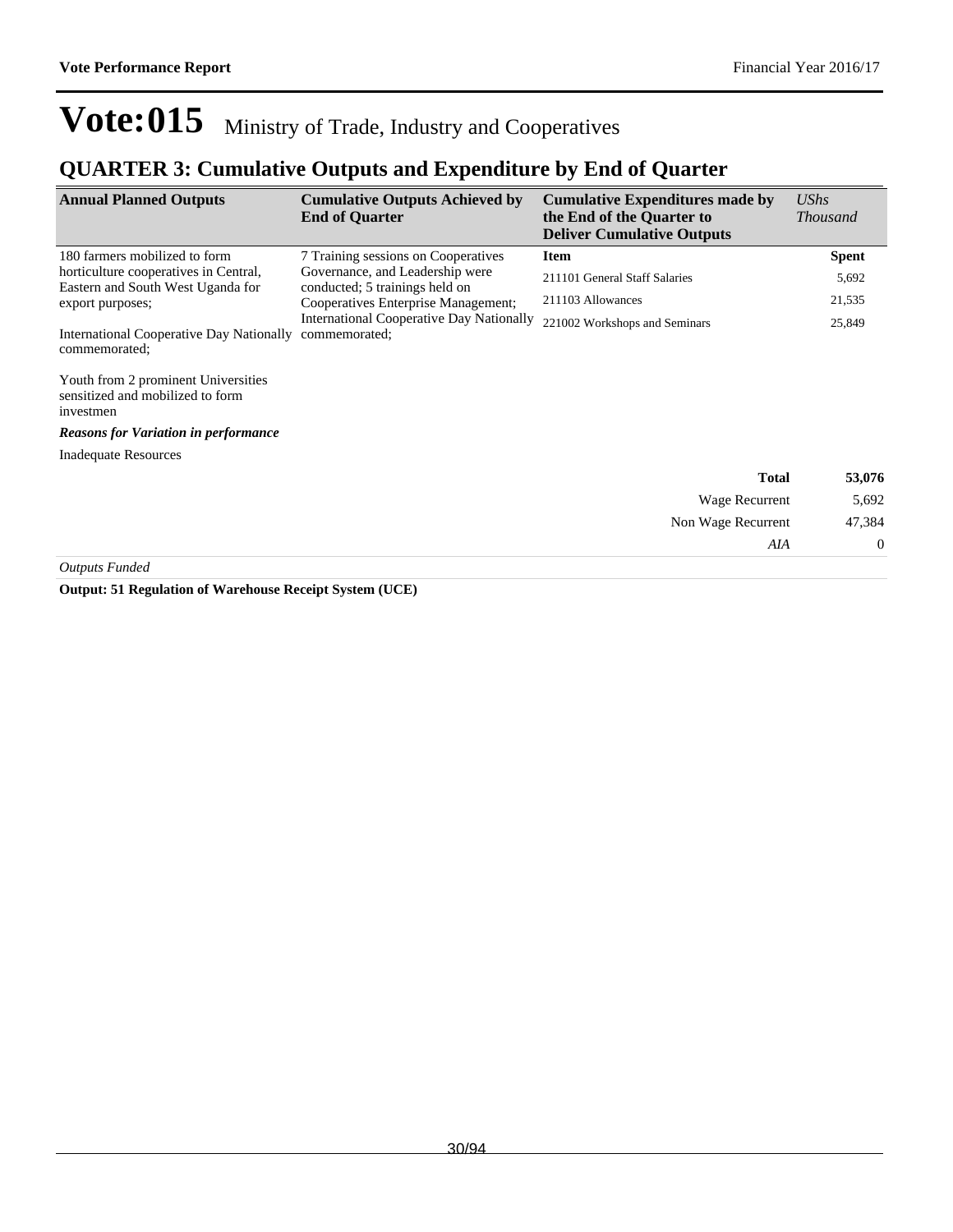# Vote:015 Ministry of Trade, Industry and Cooperatives

## QUARTER 3: Cumulative Outputs and Expenditure by End of Quarter

| Annual Planned Outputs | Cumulative Outputs Achieved by End of Quarter | Cumulative Expenditures made by the End of the Quarter to Deliver Cumulative Outputs | *UShs Thousand* |
|---|---|---|---|
| 180 farmers mobilized to form horticulture cooperatives in Central, Eastern and South West Uganda for export purposes;<br><br>International Cooperative Day Nationally commemorated;<br><br>Youth from 2 prominent Universities sensitized and mobilized to form investmen | 7 Training sessions on Cooperatives Governance, and Leadership were conducted; 5 trainings held on Cooperatives Enterprise Management; International Cooperative Day Nationally commemorated; | **Item** | **Spent** |
| | | 211101 General Staff Salaries | 5,692 |
| | | 211103 Allowances | 21,535 |
| | | 221002 Workshops and Seminars | 25,849 |

***Reasons for Variation in performance***

Inadequate Resources

| | |
|---|---|
| **Total** | **53,076** |
| Wage Recurrent | 5,692 |
| Non Wage Recurrent | 47,384 |
| *AIA* | 0 |

*Outputs Funded*

**Output: 51 Regulation of Warehouse Receipt System (UCE)**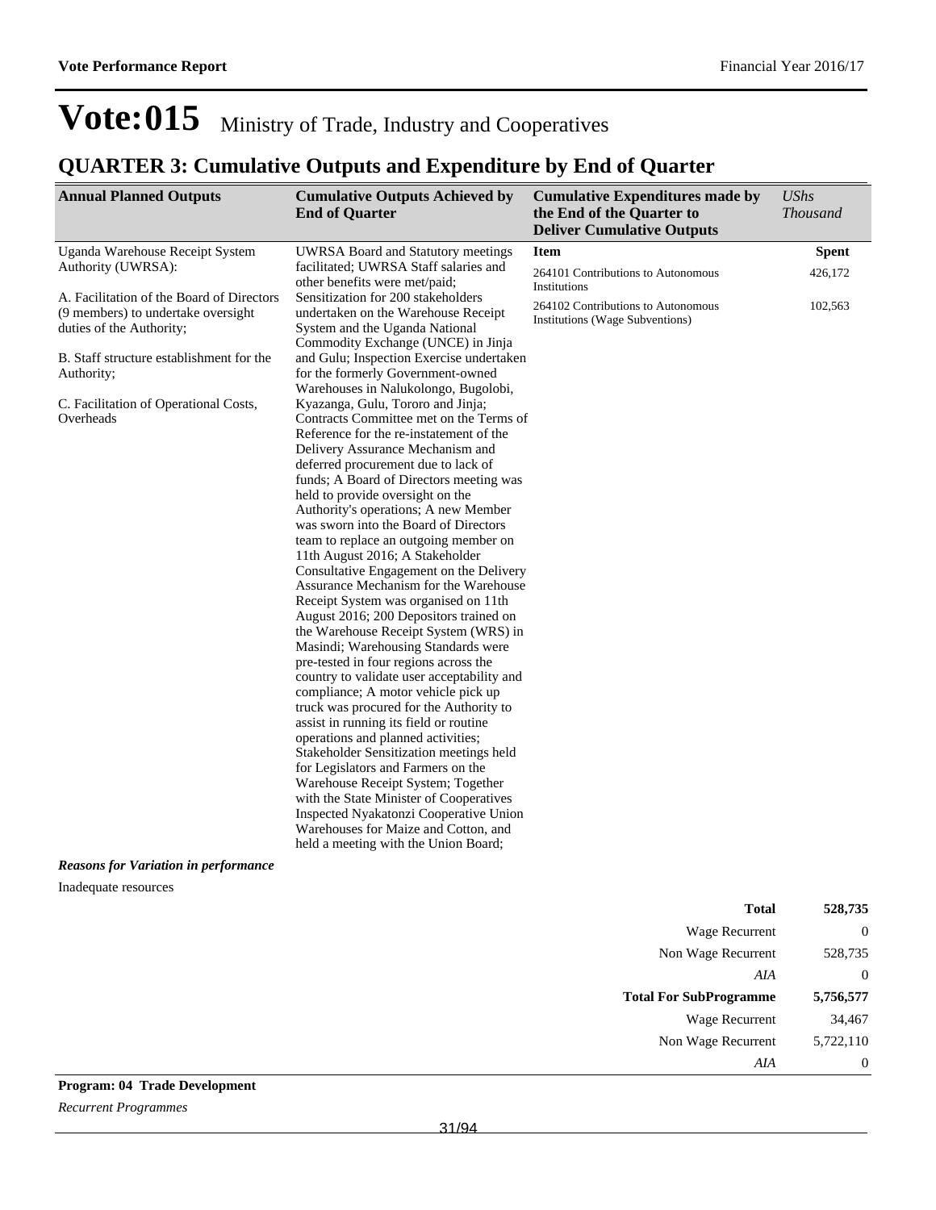# Vote:015 Ministry of Trade, Industry and Cooperatives

## QUARTER 3: Cumulative Outputs and Expenditure by End of Quarter

| Annual Planned Outputs | Cumulative Outputs Achieved by End of Quarter | Cumulative Expenditures made by the End of the Quarter to Deliver Cumulative Outputs | *UShs Thousand* |
|---|---|---|---|
| Uganda Warehouse Receipt System Authority (UWRSA):<br><br>A. Facilitation of the Board of Directors (9 members) to undertake oversight duties of the Authority;<br><br>B. Staff structure establishment for the Authority;<br><br>C. Facilitation of Operational Costs, Overheads | UWRSA Board and Statutory meetings facilitated; UWRSA Staff salaries and other benefits were met/paid; Sensitization for 200 stakeholders undertaken on the Warehouse Receipt System and the Uganda National Commodity Exchange (UNCE) in Jinja and Gulu; Inspection Exercise undertaken for the formerly Government-owned Warehouses in Nalukolongo, Bugolobi, Kyazanga, Gulu, Tororo and Jinja; Contracts Committee met on the Terms of Reference for the re-instatement of the Delivery Assurance Mechanism and deferred procurement due to lack of funds; A Board of Directors meeting was held to provide oversight on the Authority's operations; A new Member was sworn into the Board of Directors team to replace an outgoing member on 11th August 2016; A Stakeholder Consultative Engagement on the Delivery Assurance Mechanism for the Warehouse Receipt System was organised on 11th August 2016; 200 Depositors trained on the Warehouse Receipt System (WRS) in Masindi; Warehousing Standards were pre-tested in four regions across the country to validate user acceptability and compliance; A motor vehicle pick up truck was procured for the Authority to assist in running its field or routine operations and planned activities; Stakeholder Sensitization meetings held for Legislators and Farmers on the Warehouse Receipt System; Together with the State Minister of Cooperatives Inspected Nyakatonzi Cooperative Union Warehouses for Maize and Cotton, and held a meeting with the Union Board; | **Item** | **Spent** |
| | | 264101 Contributions to Autonomous Institutions | 426,172 |
| | | 264102 Contributions to Autonomous Institutions (Wage Subventions) | 102,563 |

***Reasons for Variation in performance***

Inadequate resources

| | |
|---|---:|
| **Total** | **528,735** |
| Wage Recurrent | 0 |
| Non Wage Recurrent | 528,735 |
| *AIA* | 0 |
| **Total For SubProgramme** | **5,756,577** |
| Wage Recurrent | 34,467 |
| Non Wage Recurrent | 5,722,110 |
| *AIA* | 0 |

**Program: 04 Trade Development**

*Recurrent Programmes*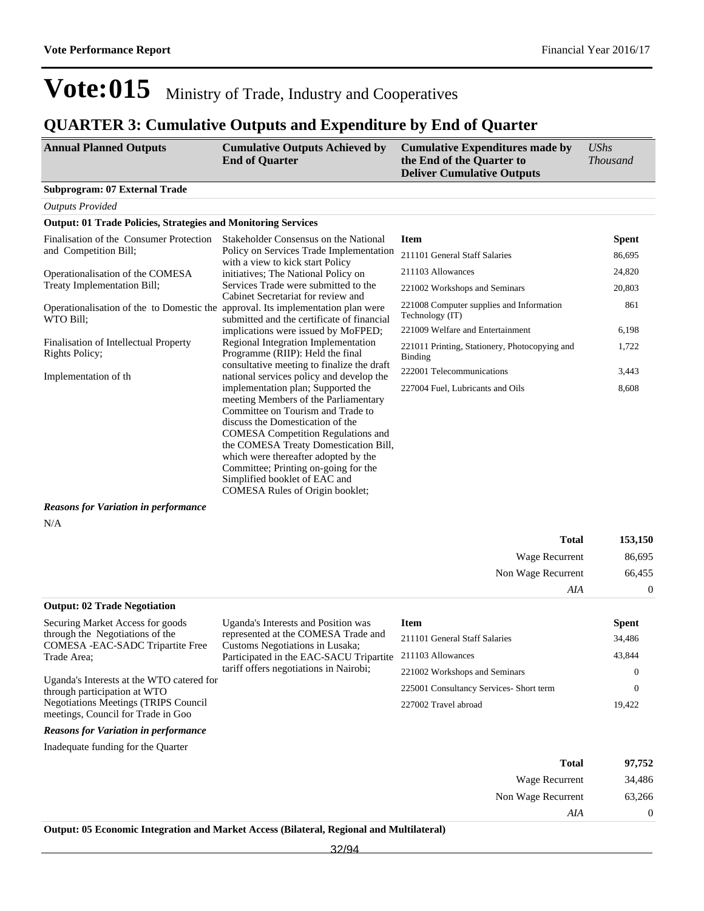# Vote:015 Ministry of Trade, Industry and Cooperatives

## QUARTER 3: Cumulative Outputs and Expenditure by End of Quarter

| Annual Planned Outputs | Cumulative Outputs Achieved by End of Quarter | Cumulative Expenditures made by the End of the Quarter to Deliver Cumulative Outputs | *UShs Thousand* |
|---|---|---|---|

**Subprogram: 07 External Trade**

*Outputs Provided*

**Output: 01 Trade Policies, Strategies and Monitoring Services**

| Annual Planned Outputs | Cumulative Outputs Achieved by End of Quarter | Item | Spent |
|---|---|---|---|
| Finalisation of the Consumer Protection and Competition Bill;<br><br>Operationalisation of the COMESA Treaty Implementation Bill;<br><br>Operationalisation of the to Domestic the WTO Bill;<br><br>Finalisation of Intellectual Property Rights Policy;<br><br>Implementation of th | Stakeholder Consensus on the National Policy on Services Trade Implementation with a view to kick start Policy initiatives; The National Policy on Services Trade were submitted to the Cabinet Secretariat for review and approval. Its implementation plan were submitted and the certificate of financial implications were issued by MoFPED; Regional Integration Implementation Programme (RIIP): Held the final consultative meeting to finalize the draft national services policy and develop the implementation plan; Supported the meeting Members of the Parliamentary Committee on Tourism and Trade to discuss the Domestication of the COMESA Competition Regulations and the COMESA Treaty Domestication Bill, which were thereafter adopted by the Committee; Printing on-going for the Simplified booklet of EAC and COMESA Rules of Origin booklet; | 211101 General Staff Salaries | 86,695 |
| | | 211103 Allowances | 24,820 |
| | | 221002 Workshops and Seminars | 20,803 |
| | | 221008 Computer supplies and Information Technology (IT) | 861 |
| | | 221009 Welfare and Entertainment | 6,198 |
| | | 221011 Printing, Stationery, Photocopying and Binding | 1,722 |
| | | 222001 Telecommunications | 3,443 |
| | | 227004 Fuel, Lubricants and Oils | 8,608 |

***Reasons for Variation in performance***

N/A

| | |
|---|---|
| **Total** | **153,150** |
| Wage Recurrent | 86,695 |
| Non Wage Recurrent | 66,455 |
| *AIA* | 0 |

**Output: 02 Trade Negotiation**

| Annual Planned Outputs | Cumulative Outputs Achieved by End of Quarter | Item | Spent |
|---|---|---|---|
| Securing Market Access for goods through the Negotiations of the COMESA -EAC-SADC Tripartite Free Trade Area;<br><br>Uganda's Interests at the WTO catered for through participation at WTO Negotiations Meetings (TRIPS Council meetings, Council for Trade in Goo | Uganda's Interests and Position was represented at the COMESA Trade and Customs Negotiations in Lusaka; Participated in the EAC-SACU Tripartite tariff offers negotiations in Nairobi; | 211101 General Staff Salaries | 34,486 |
| | | 211103 Allowances | 43,844 |
| | | 221002 Workshops and Seminars | 0 |
| | | 225001 Consultancy Services- Short term | 0 |
| | | 227002 Travel abroad | 19,422 |

***Reasons for Variation in performance***

Inadequate funding for the Quarter

| | |
|---|---|
| **Total** | **97,752** |
| Wage Recurrent | 34,486 |
| Non Wage Recurrent | 63,266 |
| *AIA* | 0 |

**Output: 05 Economic Integration and Market Access (Bilateral, Regional and Multilateral)**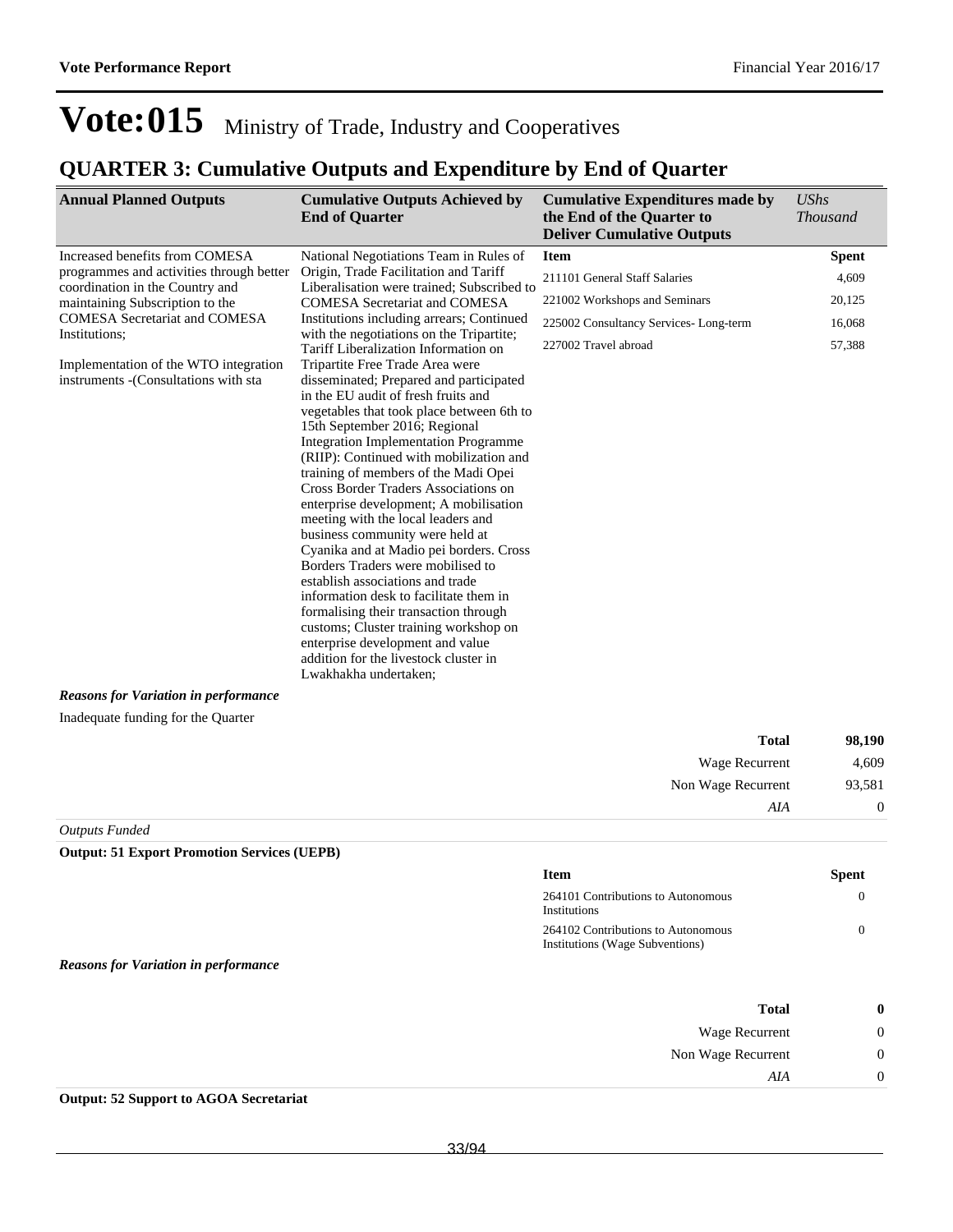# Vote:015 Ministry of Trade, Industry and Cooperatives

## QUARTER 3: Cumulative Outputs and Expenditure by End of Quarter

| Annual Planned Outputs | Cumulative Outputs Achieved by End of Quarter | Cumulative Expenditures made by the End of the Quarter to Deliver Cumulative Outputs | *UShs Thousand* |
|---|---|---|---|
| Increased benefits from COMESA programmes and activities through better coordination in the Country and maintaining Subscription to the COMESA Secretariat and COMESA Institutions;<br><br>Implementation of the WTO integration instruments -(Consultations with sta | National Negotiations Team in Rules of Origin, Trade Facilitation and Tariff Liberalisation were trained; Subscribed to COMESA Secretariat and COMESA Institutions including arrears; Continued with the negotiations on the Tripartite; Tariff Liberalization Information on Tripartite Free Trade Area were disseminated; Prepared and participated in the EU audit of fresh fruits and vegetables that took place between 6th to 15th September 2016; Regional Integration Implementation Programme (RIIP): Continued with mobilization and training of members of the Madi Opei Cross Border Traders Associations on enterprise development; A mobilisation meeting with the local leaders and business community were held at Cyanika and at Madio pei borders. Cross Borders Traders were mobilised to establish associations and trade information desk to facilitate them in formalising their transaction through customs; Cluster training workshop on enterprise development and value addition for the livestock cluster in Lwakhakha undertaken; | **Item** | **Spent** |
| | | 211101 General Staff Salaries | 4,609 |
| | | 221002 Workshops and Seminars | 20,125 |
| | | 225002 Consultancy Services- Long-term | 16,068 |
| | | 227002 Travel abroad | 57,388 |

***Reasons for Variation in performance***

Inadequate funding for the Quarter

| | |
|---|---|
| **Total** | **98,190** |
| Wage Recurrent | 4,609 |
| Non Wage Recurrent | 93,581 |
| *AIA* | 0 |

*Outputs Funded*

**Output: 51 Export Promotion Services (UEPB)**

| Item | Spent |
|---|---|
| 264101 Contributions to Autonomous Institutions | 0 |
| 264102 Contributions to Autonomous Institutions (Wage Subventions) | 0 |

***Reasons for Variation in performance***

| | |
|---|---|
| **Total** | **0** |
| Wage Recurrent | 0 |
| Non Wage Recurrent | 0 |
| *AIA* | 0 |

**Output: 52 Support to AGOA Secretariat**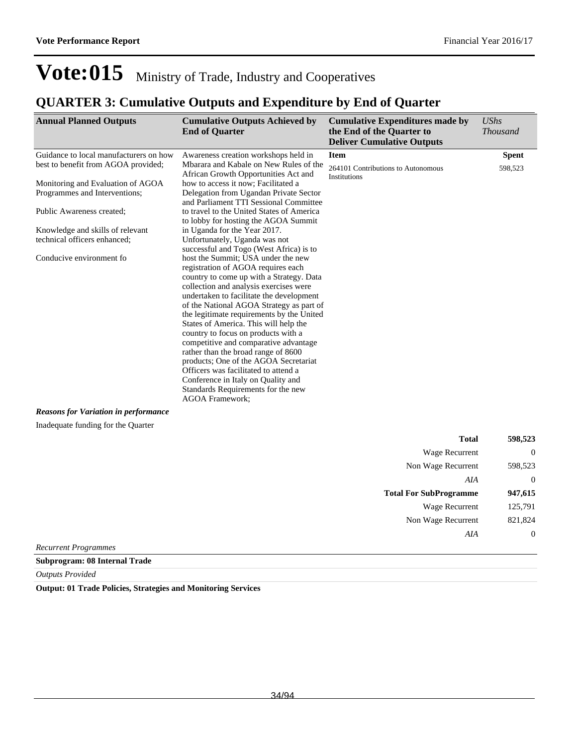# Vote:015 Ministry of Trade, Industry and Cooperatives

## QUARTER 3: Cumulative Outputs and Expenditure by End of Quarter

| Annual Planned Outputs | Cumulative Outputs Achieved by End of Quarter | Cumulative Expenditures made by the End of the Quarter to Deliver Cumulative Outputs | *UShs Thousand* |
|---|---|---|---|
| Guidance to local manufacturers on how best to benefit from AGOA provided;<br><br>Monitoring and Evaluation of AGOA Programmes and Interventions;<br><br>Public Awareness created;<br><br>Knowledge and skills of relevant technical officers enhanced;<br><br>Conducive environment fo | Awareness creation workshops held in Mbarara and Kabale on New Rules of the African Growth Opportunities Act and how to access it now; Facilitated a Delegation from Ugandan Private Sector and Parliament TTI Sessional Committee to travel to the United States of America to lobby for hosting the AGOA Summit in Uganda for the Year 2017. Unfortunately, Uganda was not successful and Togo (West Africa) is to host the Summit; USA under the new registration of AGOA requires each country to come up with a Strategy. Data collection and analysis exercises were undertaken to facilitate the development of the National AGOA Strategy as part of the legitimate requirements by the United States of America. This will help the country to focus on products with a competitive and comparative advantage rather than the broad range of 8600 products; One of the AGOA Secretariat Officers was facilitated to attend a Conference in Italy on Quality and Standards Requirements for the new AGOA Framework; | **Item**<br>264101 Contributions to Autonomous Institutions | **Spent**<br>598,523 |

***Reasons for Variation in performance***

Inadequate funding for the Quarter

| | |
|---|---|
| **Total** | **598,523** |
| Wage Recurrent | 0 |
| Non Wage Recurrent | 598,523 |
| *AIA* | 0 |
| **Total For SubProgramme** | **947,615** |
| Wage Recurrent | 125,791 |
| Non Wage Recurrent | 821,824 |
| *AIA* | 0 |

*Recurrent Programmes*

**Subprogram: 08 Internal Trade**

*Outputs Provided*

**Output: 01 Trade Policies, Strategies and Monitoring Services**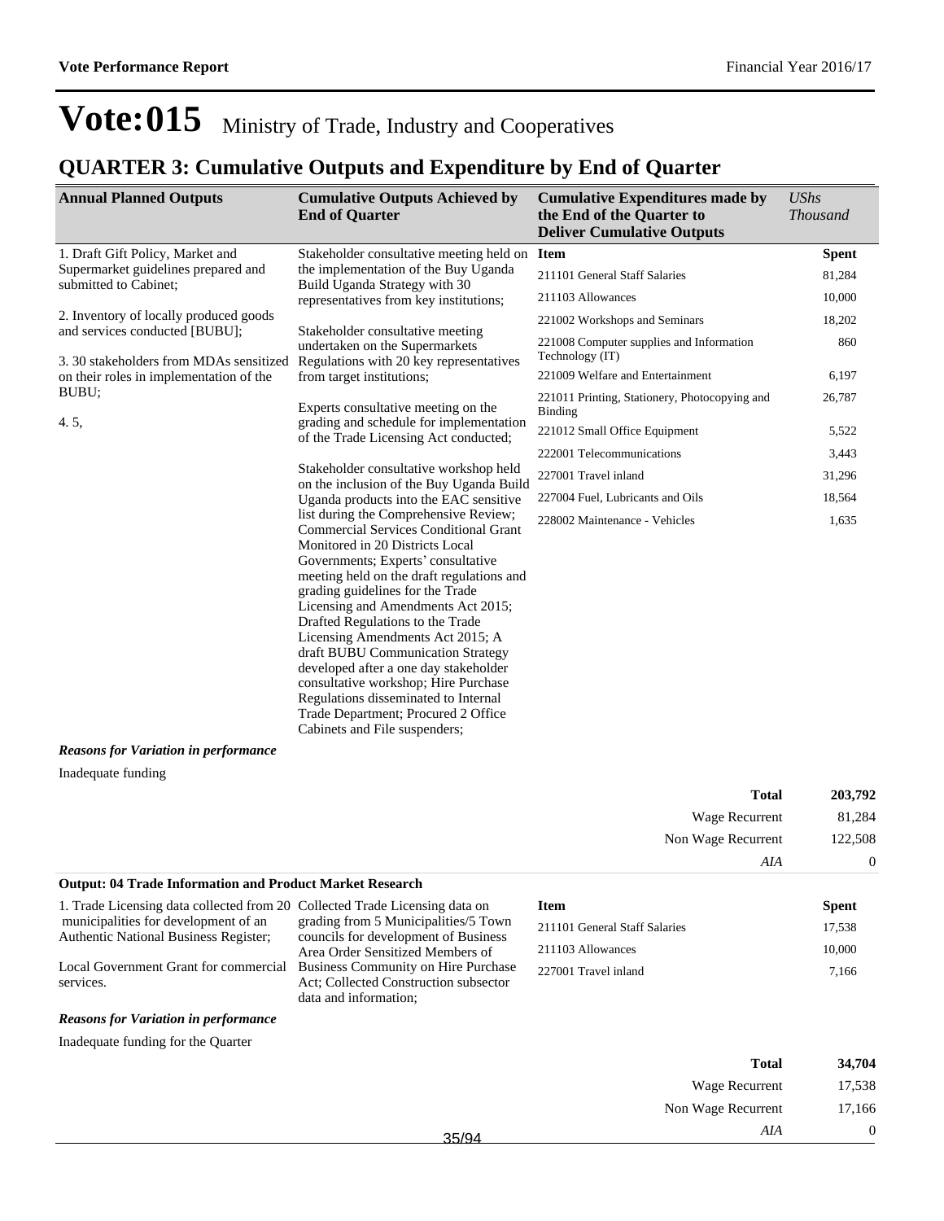# Vote:015 Ministry of Trade, Industry and Cooperatives

## QUARTER 3: Cumulative Outputs and Expenditure by End of Quarter

| Annual Planned Outputs | Cumulative Outputs Achieved by End of Quarter | Cumulative Expenditures made by the End of the Quarter to Deliver Cumulative Outputs | *UShs Thousand* |
|---|---|---|---|
| 1. Draft Gift Policy, Market and Supermarket guidelines prepared and submitted to Cabinet;<br><br>2. Inventory of locally produced goods and services conducted [BUBU];<br><br>3. 30 stakeholders from MDAs sensitized on their roles in implementation of the BUBU;<br><br>4. 5, | Stakeholder consultative meeting held on the implementation of the Buy Uganda Build Uganda Strategy with 30 representatives from key institutions;<br><br>Stakeholder consultative meeting undertaken on the Supermarkets Regulations with 20 key representatives from target institutions;<br><br>Experts consultative meeting on the grading and schedule for implementation of the Trade Licensing Act conducted;<br><br>Stakeholder consultative workshop held on the inclusion of the Buy Uganda Build Uganda products into the EAC sensitive list during the Comprehensive Review; Commercial Services Conditional Grant Monitored in 20 Districts Local Governments; Experts' consultative meeting held on the draft regulations and grading guidelines for the Trade Licensing and Amendments Act 2015; Drafted Regulations to the Trade Licensing Amendments Act 2015; A draft BUBU Communication Strategy developed after a one day stakeholder consultative workshop; Hire Purchase Regulations disseminated to Internal Trade Department; Procured 2 Office Cabinets and File suspenders; | **Item** | **Spent** |
| | | 211101 General Staff Salaries | 81,284 |
| | | 211103 Allowances | 10,000 |
| | | 221002 Workshops and Seminars | 18,202 |
| | | 221008 Computer supplies and Information Technology (IT) | 860 |
| | | 221009 Welfare and Entertainment | 6,197 |
| | | 221011 Printing, Stationery, Photocopying and Binding | 26,787 |
| | | 221012 Small Office Equipment | 5,522 |
| | | 222001 Telecommunications | 3,443 |
| | | 227001 Travel inland | 31,296 |
| | | 227004 Fuel, Lubricants and Oils | 18,564 |
| | | 228002 Maintenance - Vehicles | 1,635 |

***Reasons for Variation in performance***

Inadequate funding

| | |
|---|---|
| **Total** | **203,792** |
| Wage Recurrent | 81,284 |
| Non Wage Recurrent | 122,508 |
| *AIA* | 0 |

**Output: 04 Trade Information and Product Market Research**

| Annual Planned Outputs | Cumulative Outputs Achieved by End of Quarter | Item | Spent |
|---|---|---|---|
| 1. Trade Licensing data collected from 20 municipalities for development of an Authentic National Business Register;<br><br>Local Government Grant for commercial services. | Collected Trade Licensing data on grading from 5 Municipalities/5 Town councils for development of Business Area Order Sensitized Members of Business Community on Hire Purchase Act; Collected Construction subsector data and information; | 211101 General Staff Salaries | 17,538 |
| | | 211103 Allowances | 10,000 |
| | | 227001 Travel inland | 7,166 |

***Reasons for Variation in performance***

Inadequate funding for the Quarter

| | |
|---|---|
| **Total** | **34,704** |
| Wage Recurrent | 17,538 |
| Non Wage Recurrent | 17,166 |
| *AIA* | 0 |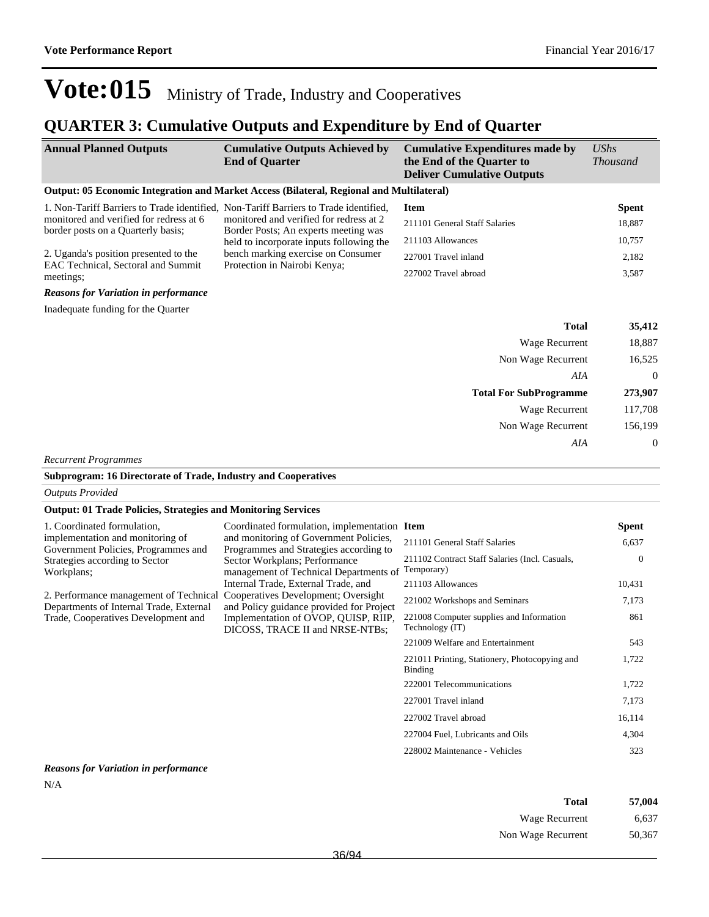# Vote:015 Ministry of Trade, Industry and Cooperatives

## QUARTER 3: Cumulative Outputs and Expenditure by End of Quarter

| Annual Planned Outputs | Cumulative Outputs Achieved by End of Quarter | Cumulative Expenditures made by the End of the Quarter to Deliver Cumulative Outputs | *UShs Thousand* |
|---|---|---|---|

**Output: 05 Economic Integration and Market Access (Bilateral, Regional and Multilateral)**

| Annual Planned Outputs | Cumulative Outputs Achieved | Item | Spent |
|---|---|---|---|
| 1. Non-Tariff Barriers to Trade identified, monitored and verified for redress at 6 border posts on a Quarterly basis;<br><br>2. Uganda's position presented to the EAC Technical, Sectoral and Summit meetings; | Non-Tariff Barriers to Trade identified, monitored and verified for redress at 2 Border Posts; An experts meeting was held to incorporate inputs following the bench marking exercise on Consumer Protection in Nairobi Kenya; | 211101 General Staff Salaries | 18,887 |
| | | 211103 Allowances | 10,757 |
| | | 227001 Travel inland | 2,182 |
| | | 227002 Travel abroad | 3,587 |

***Reasons for Variation in performance***

Inadequate funding for the Quarter

| | |
|---|---|
| **Total** | **35,412** |
| Wage Recurrent | 18,887 |
| Non Wage Recurrent | 16,525 |
| *AIA* | 0 |
| **Total For SubProgramme** | **273,907** |
| Wage Recurrent | 117,708 |
| Non Wage Recurrent | 156,199 |
| *AIA* | 0 |

*Recurrent Programmes*

**Subprogram: 16 Directorate of Trade, Industry and Cooperatives**

*Outputs Provided*

**Output: 01 Trade Policies, Strategies and Monitoring Services**

| Annual Planned Outputs | Cumulative Outputs Achieved | Item | Spent |
|---|---|---|---|
| 1. Coordinated formulation, implementation and monitoring of Government Policies, Programmes and Strategies according to Sector Workplans;<br><br>2. Performance management of Technical Departments of Internal Trade, External Trade, Cooperatives Development and | Coordinated formulation, implementation and monitoring of Government Policies, Programmes and Strategies according to Sector Workplans; Performance management of Technical Departments of Internal Trade, External Trade, and Cooperatives Development; Oversight and Policy guidance provided for Project Implementation of OVOP, QUISP, RIIP, DICOSS, TRACE II and NRSE-NTBs; | 211101 General Staff Salaries | 6,637 |
| | | 211102 Contract Staff Salaries (Incl. Casuals, Temporary) | 0 |
| | | 211103 Allowances | 10,431 |
| | | 221002 Workshops and Seminars | 7,173 |
| | | 221008 Computer supplies and Information Technology (IT) | 861 |
| | | 221009 Welfare and Entertainment | 543 |
| | | 221011 Printing, Stationery, Photocopying and Binding | 1,722 |
| | | 222001 Telecommunications | 1,722 |
| | | 227001 Travel inland | 7,173 |
| | | 227002 Travel abroad | 16,114 |
| | | 227004 Fuel, Lubricants and Oils | 4,304 |
| | | 228002 Maintenance - Vehicles | 323 |

***Reasons for Variation in performance***

N/A

| | |
|---|---|
| **Total** | **57,004** |
| Wage Recurrent | 6,637 |
| Non Wage Recurrent | 50,367 |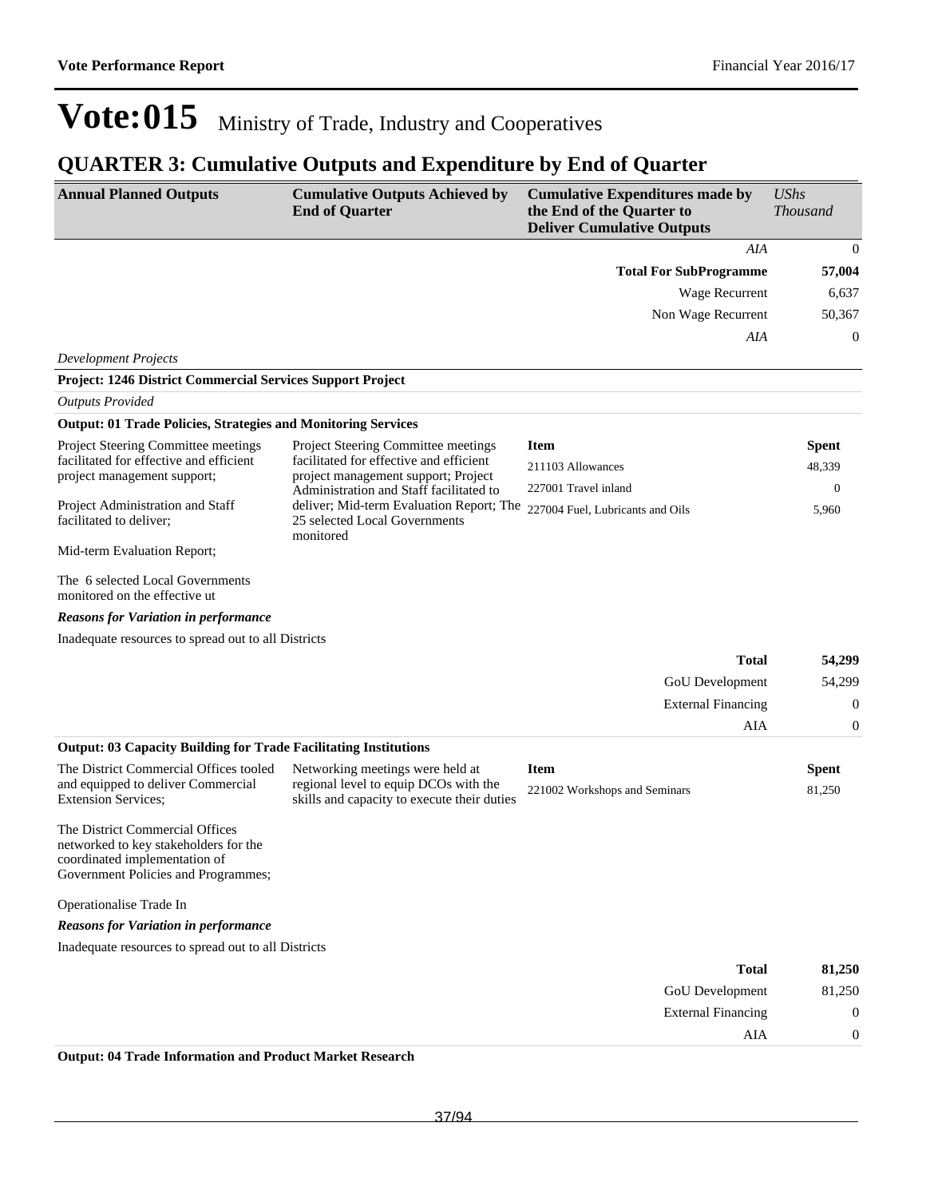# Vote:015 Ministry of Trade, Industry and Cooperatives

## QUARTER 3: Cumulative Outputs and Expenditure by End of Quarter

| Annual Planned Outputs | Cumulative Outputs Achieved by End of Quarter | Cumulative Expenditures made by the End of the Quarter to Deliver Cumulative Outputs | UShs Thousand |
|---|---|---|---|
| | | *AIA* | 0 |
| | | **Total For SubProgramme** | **57,004** |
| | | Wage Recurrent | 6,637 |
| | | Non Wage Recurrent | 50,367 |
| | | *AIA* | 0 |

*Development Projects*

**Project: 1246 District Commercial Services Support Project**

*Outputs Provided*

**Output: 01 Trade Policies, Strategies and Monitoring Services**

| Annual Planned Outputs | Cumulative Outputs Achieved by End of Quarter | Item | Spent |
|---|---|---|---|
| Project Steering Committee meetings facilitated for effective and efficient project management support;<br><br>Project Administration and Staff facilitated to deliver;<br><br>Mid-term Evaluation Report;<br><br>The 6 selected Local Governments monitored on the effective ut | Project Steering Committee meetings facilitated for effective and efficient project management support; Project Administration and Staff facilitated to deliver; Mid-term Evaluation Report; The 25 selected Local Governments monitored | 211103 Allowances | 48,339 |
| | | 227001 Travel inland | 0 |
| | | 227004 Fuel, Lubricants and Oils | 5,960 |

***Reasons for Variation in performance***

Inadequate resources to spread out to all Districts

| | |
|---|---|
| **Total** | **54,299** |
| GoU Development | 54,299 |
| External Financing | 0 |
| AIA | 0 |

**Output: 03 Capacity Building for Trade Facilitating Institutions**

| Annual Planned Outputs | Cumulative Outputs Achieved by End of Quarter | Item | Spent |
|---|---|---|---|
| The District Commercial Offices tooled and equipped to deliver Commercial Extension Services;<br><br>The District Commercial Offices networked to key stakeholders for the coordinated implementation of Government Policies and Programmes;<br><br>Operationalise Trade In | Networking meetings were held at regional level to equip DCOs with the skills and capacity to execute their duties | 221002 Workshops and Seminars | 81,250 |

***Reasons for Variation in performance***

Inadequate resources to spread out to all Districts

| | |
|---|---|
| **Total** | **81,250** |
| GoU Development | 81,250 |
| External Financing | 0 |
| AIA | 0 |

**Output: 04 Trade Information and Product Market Research**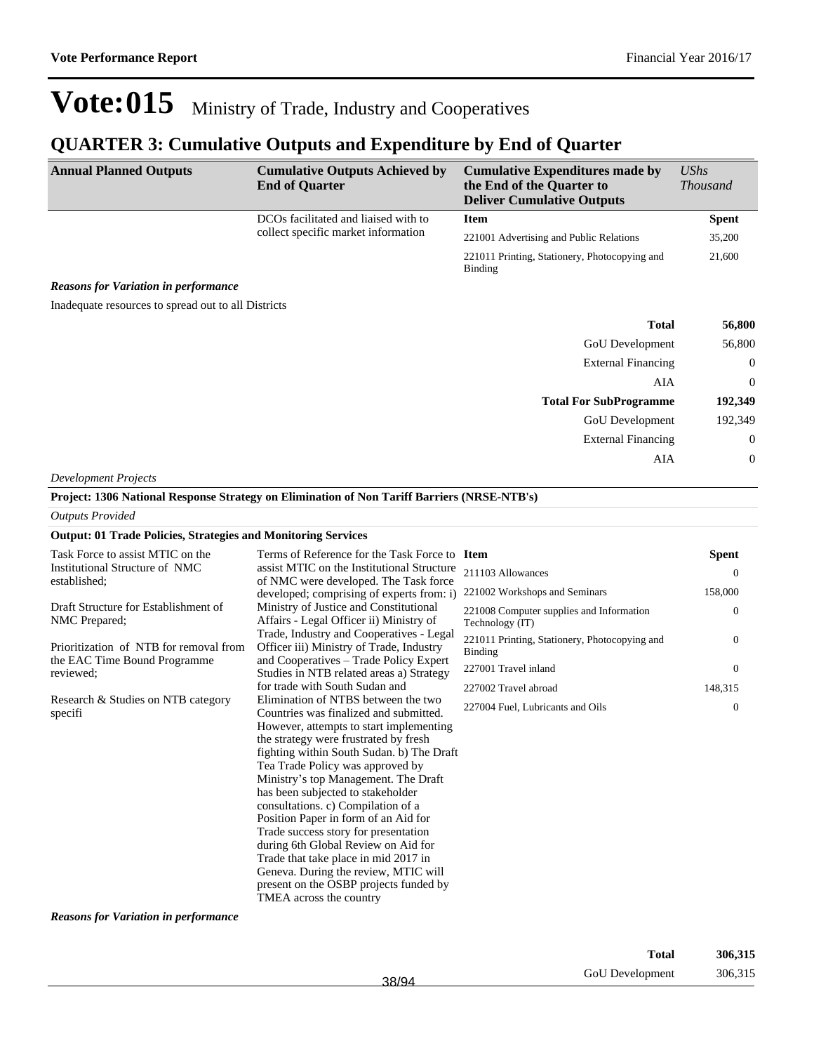# Vote:015 Ministry of Trade, Industry and Cooperatives

## QUARTER 3: Cumulative Outputs and Expenditure by End of Quarter

| Annual Planned Outputs | Cumulative Outputs Achieved by End of Quarter | Cumulative Expenditures made by the End of the Quarter to Deliver Cumulative Outputs | *UShs Thousand* |
|---|---|---|---|
| | DCOs facilitated and liaised with to collect specific market information | **Item** | **Spent** |
| | | 221001 Advertising and Public Relations | 35,200 |
| | | 221011 Printing, Stationery, Photocopying and Binding | 21,600 |

***Reasons for Variation in performance***

Inadequate resources to spread out to all Districts

| | |
|---|---|
| **Total** | **56,800** |
| GoU Development | 56,800 |
| External Financing | 0 |
| AIA | 0 |
| **Total For SubProgramme** | **192,349** |
| GoU Development | 192,349 |
| External Financing | 0 |
| AIA | 0 |

*Development Projects*

**Project: 1306 National Response Strategy on Elimination of Non Tariff Barriers (NRSE-NTB's)**

*Outputs Provided*

**Output: 01 Trade Policies, Strategies and Monitoring Services**

| Annual Planned Outputs | Cumulative Outputs Achieved by End of Quarter | Item | Spent |
|---|---|---|---|
| Task Force to assist MTIC on the Institutional Structure of NMC established;<br><br>Draft Structure for Establishment of NMC Prepared;<br><br>Prioritization of NTB for removal from the EAC Time Bound Programme reviewed;<br><br>Research & Studies on NTB category specifi | Terms of Reference for the Task Force to assist MTIC on the Institutional Structure of NMC were developed. The Task force developed; comprising of experts from: i) Ministry of Justice and Constitutional Affairs - Legal Officer ii) Ministry of Trade, Industry and Cooperatives - Legal Officer iii) Ministry of Trade, Industry and Cooperatives – Trade Policy Expert Studies in NTB related areas a) Strategy for trade with South Sudan and Elimination of NTBS between the two Countries was finalized and submitted. However, attempts to start implementing the strategy were frustrated by fresh fighting within South Sudan. b) The Draft Tea Trade Policy was approved by Ministry's top Management. The Draft has been subjected to stakeholder consultations. c) Compilation of a Position Paper in form of an Aid for Trade success story for presentation during 6th Global Review on Aid for Trade that take place in mid 2017 in Geneva. During the review, MTIC will present on the OSBP projects funded by TMEA across the country | 211103 Allowances | 0 |
| | | 221002 Workshops and Seminars | 158,000 |
| | | 221008 Computer supplies and Information Technology (IT) | 0 |
| | | 221011 Printing, Stationery, Photocopying and Binding | 0 |
| | | 227001 Travel inland | 0 |
| | | 227002 Travel abroad | 148,315 |
| | | 227004 Fuel, Lubricants and Oils | 0 |

***Reasons for Variation in performance***

| | |
|---|---|
| **Total** | **306,315** |
| GoU Development | 306,315 |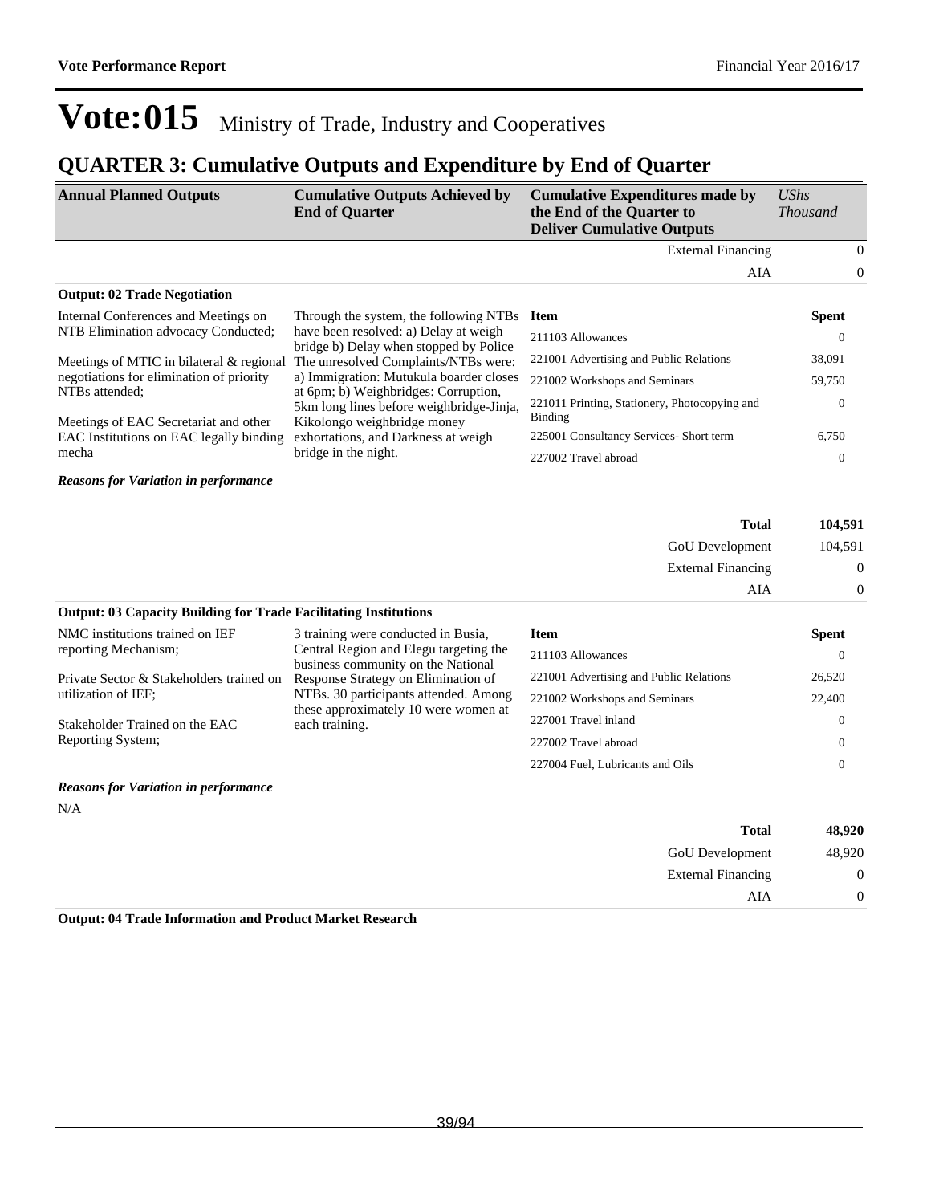# Vote:015 Ministry of Trade, Industry and Cooperatives

## QUARTER 3: Cumulative Outputs and Expenditure by End of Quarter

| Annual Planned Outputs | Cumulative Outputs Achieved by End of Quarter | Cumulative Expenditures made by the End of the Quarter to Deliver Cumulative Outputs | *UShs Thousand* |
|---|---|---|---|
| | | External Financing | 0 |
| | | AIA | 0 |

**Output: 02 Trade Negotiation**

| Annual Planned Outputs | Cumulative Outputs Achieved by End of Quarter | Item | Spent |
|---|---|---|---|
| Internal Conferences and Meetings on NTB Elimination advocacy Conducted;<br><br>Meetings of MTIC in bilateral & regional negotiations for elimination of priority NTBs attended;<br><br>Meetings of EAC Secretariat and other EAC Institutions on EAC legally binding mecha | Through the system, the following NTBs have been resolved: a) Delay at weigh bridge b) Delay when stopped by Police The unresolved Complaints/NTBs were: a) Immigration: Mutukula boarder closes at 6pm; b) Weighbridges: Corruption, 5km long lines before weighbridge-Jinja, Kikolongo weighbridge money exhortations, and Darkness at weigh bridge in the night. | 211103 Allowances | 0 |
| | | 221001 Advertising and Public Relations | 38,091 |
| | | 221002 Workshops and Seminars | 59,750 |
| | | 221011 Printing, Stationery, Photocopying and Binding | 0 |
| | | 225001 Consultancy Services- Short term | 6,750 |
| | | 227002 Travel abroad | 0 |

***Reasons for Variation in performance***

| | Total | 104,591 |
|---|---|---|
| | GoU Development | 104,591 |
| | External Financing | 0 |
| | AIA | 0 |

**Output: 03 Capacity Building for Trade Facilitating Institutions**

| Annual Planned Outputs | Cumulative Outputs Achieved by End of Quarter | Item | Spent |
|---|---|---|---|
| NMC institutions trained on IEF reporting Mechanism;<br><br>Private Sector & Stakeholders trained on utilization of IEF;<br><br>Stakeholder Trained on the EAC Reporting System; | 3 training were conducted in Busia, Central Region and Elegu targeting the business community on the National Response Strategy on Elimination of NTBs. 30 participants attended. Among these approximately 10 were women at each training. | 211103 Allowances | 0 |
| | | 221001 Advertising and Public Relations | 26,520 |
| | | 221002 Workshops and Seminars | 22,400 |
| | | 227001 Travel inland | 0 |
| | | 227002 Travel abroad | 0 |
| | | 227004 Fuel, Lubricants and Oils | 0 |

***Reasons for Variation in performance***

N/A

| | Total | 48,920 |
|---|---|---|
| | GoU Development | 48,920 |
| | External Financing | 0 |
| | AIA | 0 |

**Output: 04 Trade Information and Product Market Research**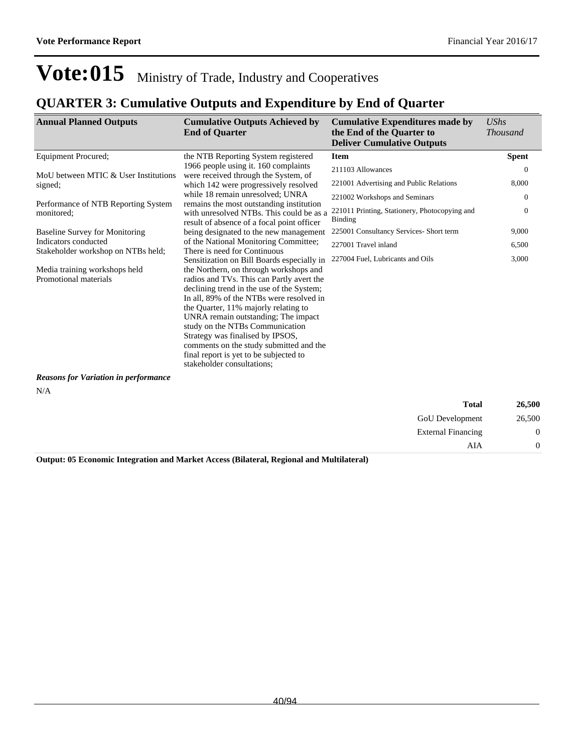# Vote:015 Ministry of Trade, Industry and Cooperatives

## QUARTER 3: Cumulative Outputs and Expenditure by End of Quarter

| Annual Planned Outputs | Cumulative Outputs Achieved by End of Quarter | Cumulative Expenditures made by the End of the Quarter to Deliver Cumulative Outputs | *UShs Thousand* |
|---|---|---|---|
| Equipment Procured;<br><br>MoU between MTIC & User Institutions signed;<br><br>Performance of NTB Reporting System monitored;<br><br>Baseline Survey for Monitoring Indicators conducted<br>Stakeholder workshop on NTBs held;<br><br>Media training workshops held<br>Promotional materials | the NTB Reporting System registered 1966 people using it. 160 complaints were received through the System, of which 142 were progressively resolved while 18 remain unresolved; UNRA remains the most outstanding institution with unresolved NTBs. This could be as a result of absence of a focal point officer being designated to the new management of the National Monitoring Committee; There is need for Continuous Sensitization on Bill Boards especially in the Northern, on through workshops and radios and TVs. This can Partly avert the declining trend in the use of the System; In all, 89% of the NTBs were resolved in the Quarter, 11% majorly relating to UNRA remain outstanding; The impact study on the NTBs Communication Strategy was finalised by IPSOS, comments on the study submitted and the final report is yet to be subjected to stakeholder consultations; | **Item** | **Spent** |
| | | 211103 Allowances | 0 |
| | | 221001 Advertising and Public Relations | 8,000 |
| | | 221002 Workshops and Seminars | 0 |
| | | 221011 Printing, Stationery, Photocopying and Binding | 0 |
| | | 225001 Consultancy Services- Short term | 9,000 |
| | | 227001 Travel inland | 6,500 |
| | | 227004 Fuel, Lubricants and Oils | 3,000 |

***Reasons for Variation in performance***

N/A

| | |
|---|---|
| **Total** | **26,500** |
| GoU Development | 26,500 |
| External Financing | 0 |
| AIA | 0 |

**Output: 05 Economic Integration and Market Access (Bilateral, Regional and Multilateral)**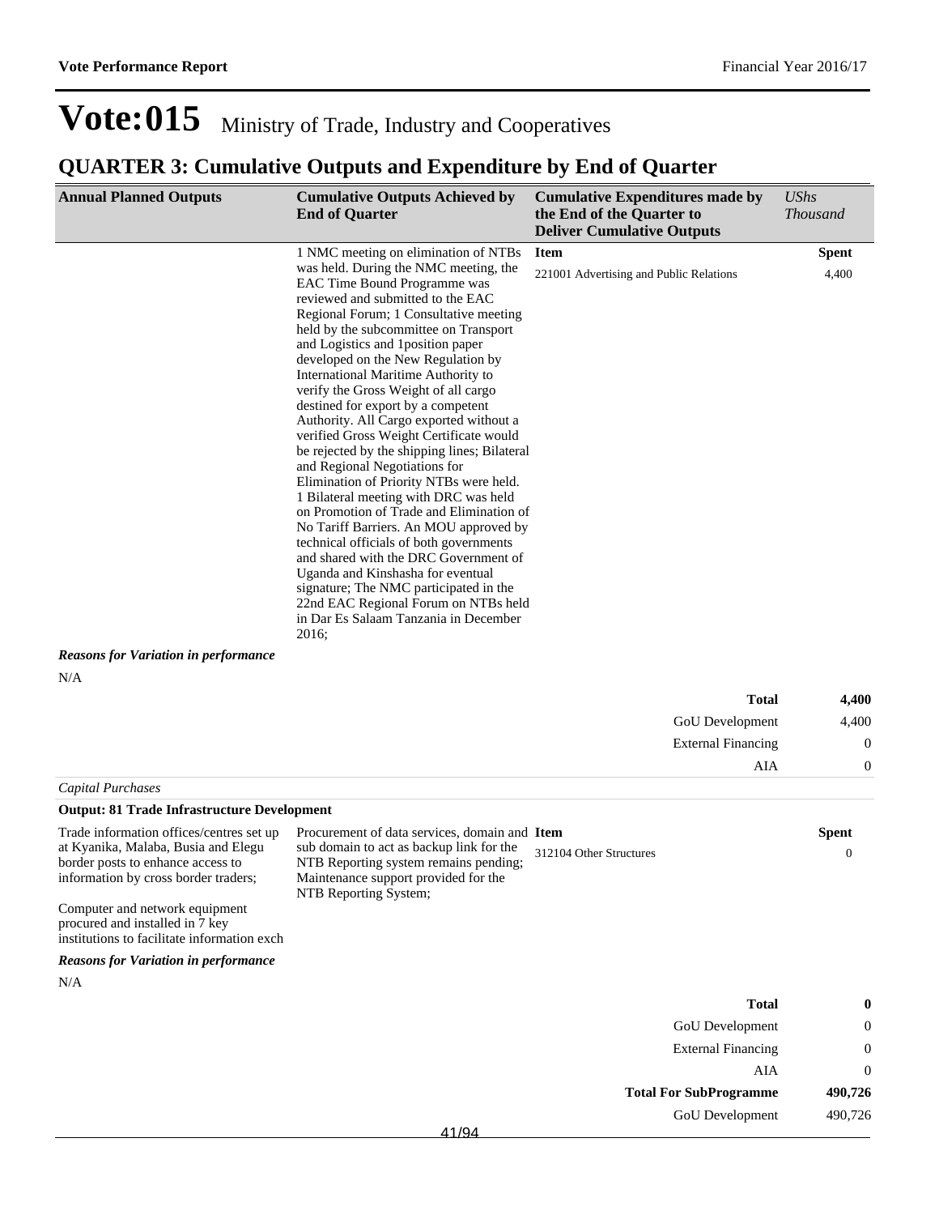# Vote:015 Ministry of Trade, Industry and Cooperatives

## QUARTER 3: Cumulative Outputs and Expenditure by End of Quarter

| Annual Planned Outputs | Cumulative Outputs Achieved by End of Quarter | Cumulative Expenditures made by the End of the Quarter to Deliver Cumulative Outputs | *UShs Thousand* |
|---|---|---|---|
| | 1 NMC meeting on elimination of NTBs was held. During the NMC meeting, the EAC Time Bound Programme was reviewed and submitted to the EAC Regional Forum; 1 Consultative meeting held by the subcommittee on Transport and Logistics and 1position paper developed on the New Regulation by International Maritime Authority to verify the Gross Weight of all cargo destined for export by a competent Authority. All Cargo exported without a verified Gross Weight Certificate would be rejected by the shipping lines; Bilateral and Regional Negotiations for Elimination of Priority NTBs were held. 1 Bilateral meeting with DRC was held on Promotion of Trade and Elimination of No Tariff Barriers. An MOU approved by technical officials of both governments and shared with the DRC Government of Uganda and Kinshasha for eventual signature; The NMC participated in the 22nd EAC Regional Forum on NTBs held in Dar Es Salaam Tanzania in December 2016; | **Item** | **Spent** |
| | | 221001 Advertising and Public Relations | 4,400 |

***Reasons for Variation in performance***

N/A

| | |
|---|---|
| **Total** | **4,400** |
| GoU Development | 4,400 |
| External Financing | 0 |
| AIA | 0 |

*Capital Purchases*

**Output: 81 Trade Infrastructure Development**

| Annual Planned Outputs | Cumulative Outputs Achieved by End of Quarter | Item | Spent |
|---|---|---|---|
| Trade information offices/centres set up at Kyanika, Malaba, Busia and Elegu border posts to enhance access to information by cross border traders;<br><br>Computer and network equipment procured and installed in 7 key institutions to facilitate information exch | Procurement of data services, domain and sub domain to act as backup link for the NTB Reporting system remains pending; Maintenance support provided for the NTB Reporting System; | 312104 Other Structures | 0 |

***Reasons for Variation in performance***

N/A

| | |
|---|---|
| **Total** | **0** |
| GoU Development | 0 |
| External Financing | 0 |
| AIA | 0 |
| **Total For SubProgramme** | **490,726** |
| GoU Development | 490,726 |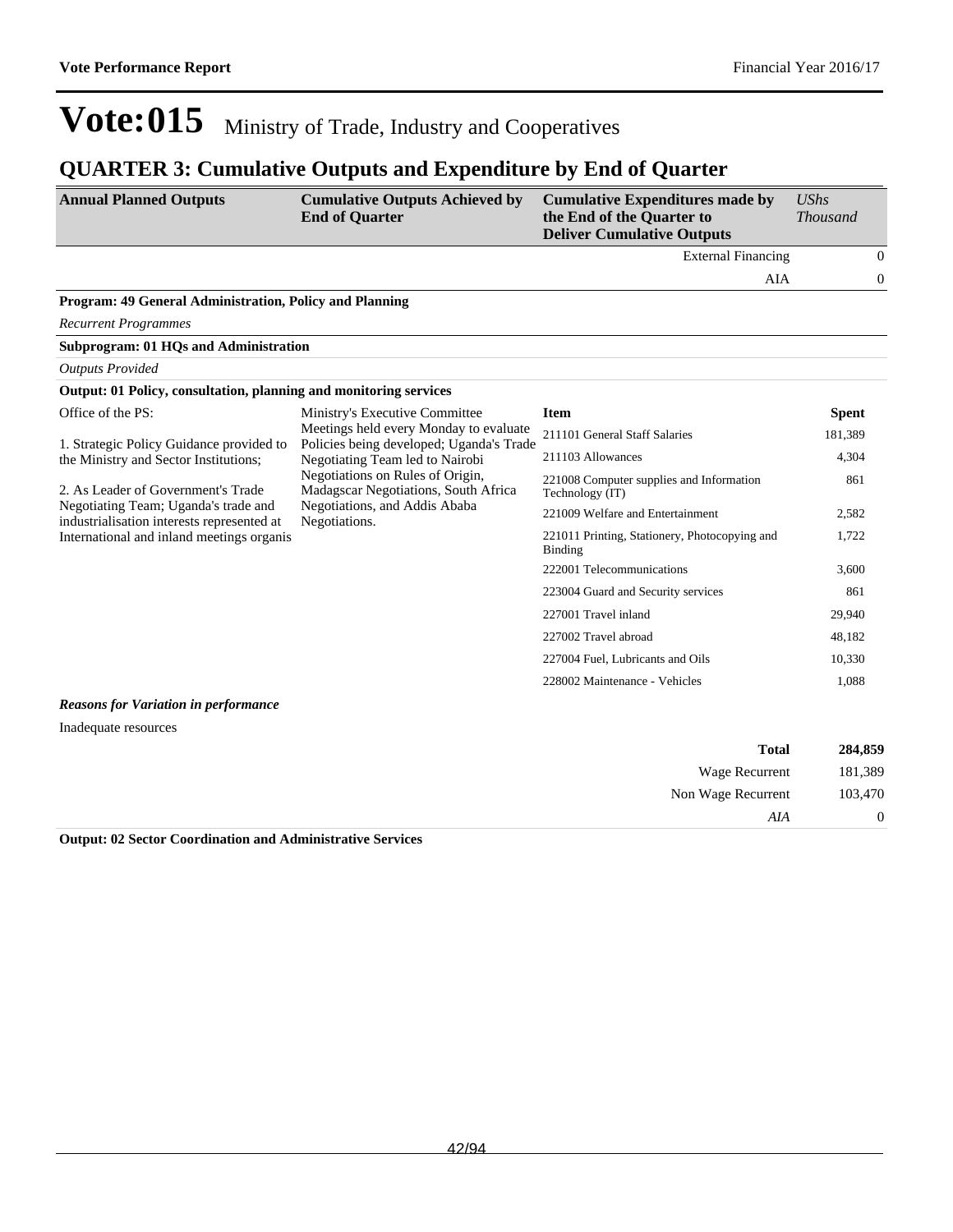# Vote:015 Ministry of Trade, Industry and Cooperatives

## QUARTER 3: Cumulative Outputs and Expenditure by End of Quarter

| Annual Planned Outputs | Cumulative Outputs Achieved by End of Quarter | Cumulative Expenditures made by the End of the Quarter to Deliver Cumulative Outputs | *UShs Thousand* |
|---|---|---|---|
| | | External Financing | 0 |
| | | AIA | 0 |

**Program: 49 General Administration, Policy and Planning**

*Recurrent Programmes*

**Subprogram: 01 HQs and Administration**

*Outputs Provided*

**Output: 01 Policy, consultation, planning and monitoring services**

| Annual Planned Outputs | Cumulative Outputs Achieved by End of Quarter | Item | Spent |
|---|---|---|---|
| Office of the PS:<br><br>1. Strategic Policy Guidance provided to the Ministry and Sector Institutions;<br><br>2. As Leader of Government's Trade Negotiating Team; Uganda's trade and industrialisation interests represented at International and inland meetings organis | Ministry's Executive Committee Meetings held every Monday to evaluate Policies being developed; Uganda's Trade Negotiating Team led to Nairobi Negotiations on Rules of Origin, Madagscar Negotiations, South Africa Negotiations, and Addis Ababa Negotiations. | 211101 General Staff Salaries | 181,389 |
| | | 211103 Allowances | 4,304 |
| | | 221008 Computer supplies and Information Technology (IT) | 861 |
| | | 221009 Welfare and Entertainment | 2,582 |
| | | 221011 Printing, Stationery, Photocopying and Binding | 1,722 |
| | | 222001 Telecommunications | 3,600 |
| | | 223004 Guard and Security services | 861 |
| | | 227001 Travel inland | 29,940 |
| | | 227002 Travel abroad | 48,182 |
| | | 227004 Fuel, Lubricants and Oils | 10,330 |
| | | 228002 Maintenance - Vehicles | 1,088 |

***Reasons for Variation in performance***

Inadequate resources

| | |
|---|---|
| **Total** | **284,859** |
| Wage Recurrent | 181,389 |
| Non Wage Recurrent | 103,470 |
| *AIA* | 0 |

**Output: 02 Sector Coordination and Administrative Services**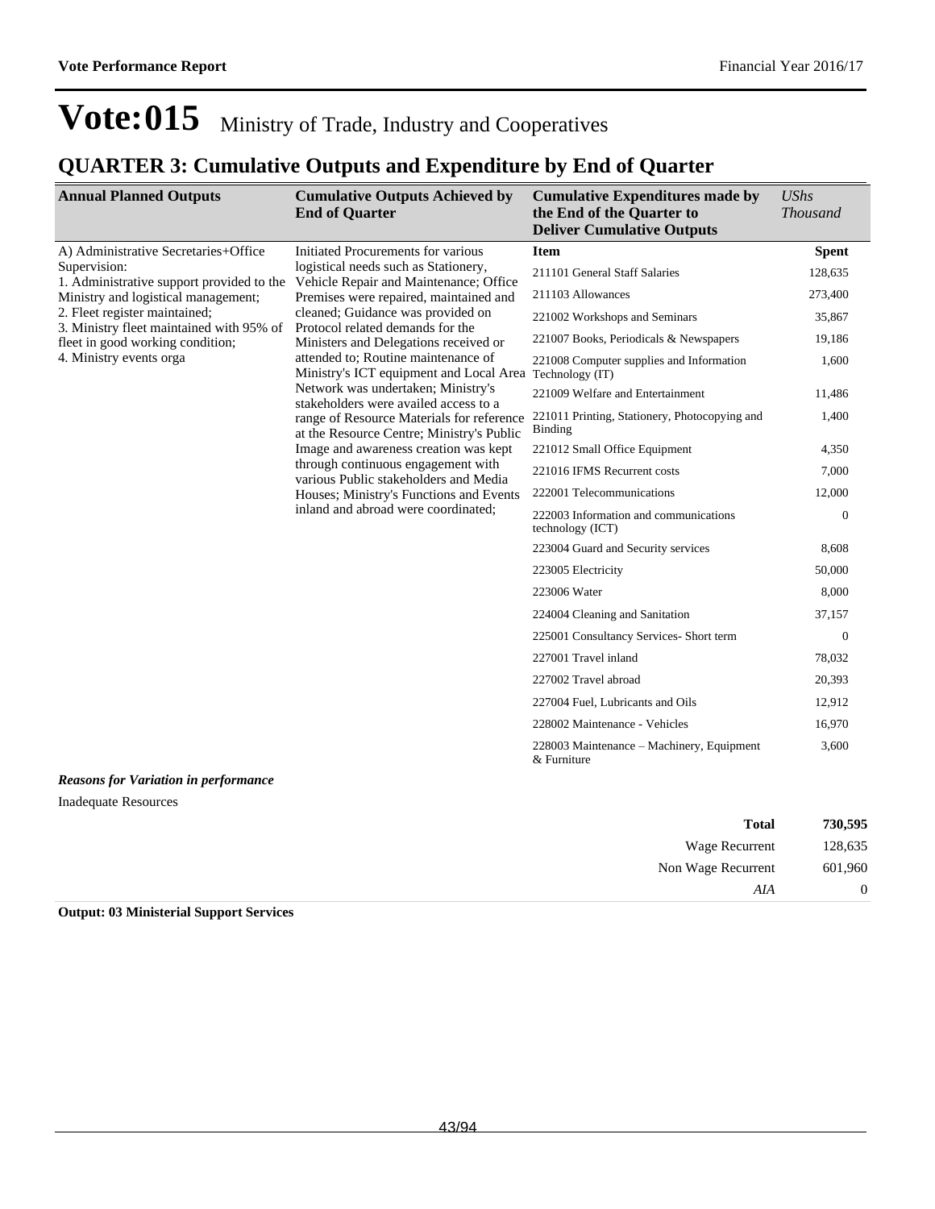# Vote:015 Ministry of Trade, Industry and Cooperatives

## QUARTER 3: Cumulative Outputs and Expenditure by End of Quarter

| Annual Planned Outputs | Cumulative Outputs Achieved by End of Quarter | Cumulative Expenditures made by the End of the Quarter to Deliver Cumulative Outputs | *UShs Thousand* |
|---|---|---|---|
| A) Administrative Secretaries+Office Supervision:<br>1. Administrative support provided to the Ministry and logistical management;<br>2. Fleet register maintained;<br>3. Ministry fleet maintained with 95% of fleet in good working condition;<br>4. Ministry events orga | Initiated Procurements for various logistical needs such as Stationery, Vehicle Repair and Maintenance; Office Premises were repaired, maintained and cleaned; Guidance was provided on Protocol related demands for the Ministers and Delegations received or attended to; Routine maintenance of Ministry's ICT equipment and Local Area Network was undertaken; Ministry's stakeholders were availed access to a range of Resource Materials for reference at the Resource Centre; Ministry's Public Image and awareness creation was kept through continuous engagement with various Public stakeholders and Media Houses; Ministry's Functions and Events inland and abroad were coordinated; | **Item** | **Spent** |
| | | 211101 General Staff Salaries | 128,635 |
| | | 211103 Allowances | 273,400 |
| | | 221002 Workshops and Seminars | 35,867 |
| | | 221007 Books, Periodicals & Newspapers | 19,186 |
| | | 221008 Computer supplies and Information Technology (IT) | 1,600 |
| | | 221009 Welfare and Entertainment | 11,486 |
| | | 221011 Printing, Stationery, Photocopying and Binding | 1,400 |
| | | 221012 Small Office Equipment | 4,350 |
| | | 221016 IFMS Recurrent costs | 7,000 |
| | | 222001 Telecommunications | 12,000 |
| | | 222003 Information and communications technology (ICT) | 0 |
| | | 223004 Guard and Security services | 8,608 |
| | | 223005 Electricity | 50,000 |
| | | 223006 Water | 8,000 |
| | | 224004 Cleaning and Sanitation | 37,157 |
| | | 225001 Consultancy Services- Short term | 0 |
| | | 227001 Travel inland | 78,032 |
| | | 227002 Travel abroad | 20,393 |
| | | 227004 Fuel, Lubricants and Oils | 12,912 |
| | | 228002 Maintenance - Vehicles | 16,970 |
| | | 228003 Maintenance – Machinery, Equipment & Furniture | 3,600 |

***Reasons for Variation in performance***

Inadequate Resources

| | |
|---|---|
| **Total** | **730,595** |
| Wage Recurrent | 128,635 |
| Non Wage Recurrent | 601,960 |
| *AIA* | 0 |

**Output: 03 Ministerial Support Services**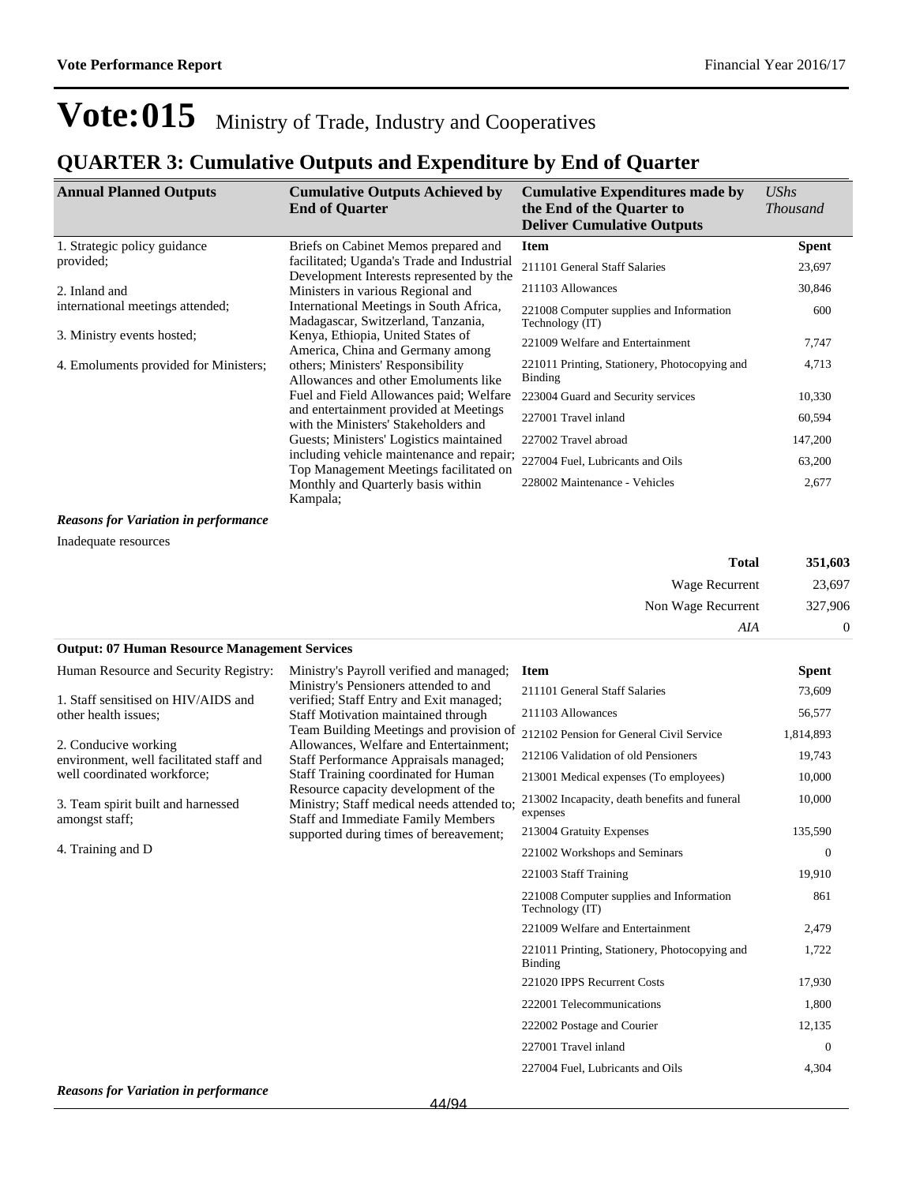# Vote:015 Ministry of Trade, Industry and Cooperatives

## QUARTER 3: Cumulative Outputs and Expenditure by End of Quarter

| Annual Planned Outputs | Cumulative Outputs Achieved by End of Quarter | Cumulative Expenditures made by the End of the Quarter to Deliver Cumulative Outputs | *UShs Thousand* |
|---|---|---|---|
| 1. Strategic policy guidance provided;<br><br>2. Inland and international meetings attended;<br><br>3. Ministry events hosted;<br><br>4. Emoluments provided for Ministers; | Briefs on Cabinet Memos prepared and facilitated; Uganda's Trade and Industrial Development Interests represented by the Ministers in various Regional and International Meetings in South Africa, Madagascar, Switzerland, Tanzania, Kenya, Ethiopia, United States of America, China and Germany among others; Ministers' Responsibility Allowances and other Emoluments like Fuel and Field Allowances paid; Welfare and entertainment provided at Meetings with the Ministers' Stakeholders and Guests; Ministers' Logistics maintained including vehicle maintenance and repair; Top Management Meetings facilitated on Monthly and Quarterly basis within Kampala; | **Item** | **Spent** |
| | | 211101 General Staff Salaries | 23,697 |
| | | 211103 Allowances | 30,846 |
| | | 221008 Computer supplies and Information Technology (IT) | 600 |
| | | 221009 Welfare and Entertainment | 7,747 |
| | | 221011 Printing, Stationery, Photocopying and Binding | 4,713 |
| | | 223004 Guard and Security services | 10,330 |
| | | 227001 Travel inland | 60,594 |
| | | 227002 Travel abroad | 147,200 |
| | | 227004 Fuel, Lubricants and Oils | 63,200 |
| | | 228002 Maintenance - Vehicles | 2,677 |

***Reasons for Variation in performance***

Inadequate resources

| | |
|---|---:|
| **Total** | **351,603** |
| Wage Recurrent | 23,697 |
| Non Wage Recurrent | 327,906 |
| *AIA* | 0 |

**Output: 07 Human Resource Management Services**

| Annual Planned Outputs | Cumulative Outputs Achieved by End of Quarter | Item | Spent |
|---|---|---|---|
| Human Resource and Security Registry:<br><br>1. Staff sensitised on HIV/AIDS and other health issues;<br><br>2. Conducive working environment, well facilitated staff and well coordinated workforce;<br><br>3. Team spirit built and harnessed amongst staff;<br><br>4. Training and D | Ministry's Payroll verified and managed; Ministry's Pensioners attended to and verified; Staff Entry and Exit managed; Staff Motivation maintained through Team Building Meetings and provision of Allowances, Welfare and Entertainment; Staff Performance Appraisals managed; Staff Training coordinated for Human Resource capacity development of the Ministry; Staff medical needs attended to; Staff and Immediate Family Members supported during times of bereavement; | 211101 General Staff Salaries | 73,609 |
| | | 211103 Allowances | 56,577 |
| | | 212102 Pension for General Civil Service | 1,814,893 |
| | | 212106 Validation of old Pensioners | 19,743 |
| | | 213001 Medical expenses (To employees) | 10,000 |
| | | 213002 Incapacity, death benefits and funeral expenses | 10,000 |
| | | 213004 Gratuity Expenses | 135,590 |
| | | 221002 Workshops and Seminars | 0 |
| | | 221003 Staff Training | 19,910 |
| | | 221008 Computer supplies and Information Technology (IT) | 861 |
| | | 221009 Welfare and Entertainment | 2,479 |
| | | 221011 Printing, Stationery, Photocopying and Binding | 1,722 |
| | | 221020 IPPS Recurrent Costs | 17,930 |
| | | 222001 Telecommunications | 1,800 |
| | | 222002 Postage and Courier | 12,135 |
| | | 227001 Travel inland | 0 |
| | | 227004 Fuel, Lubricants and Oils | 4,304 |

***Reasons for Variation in performance***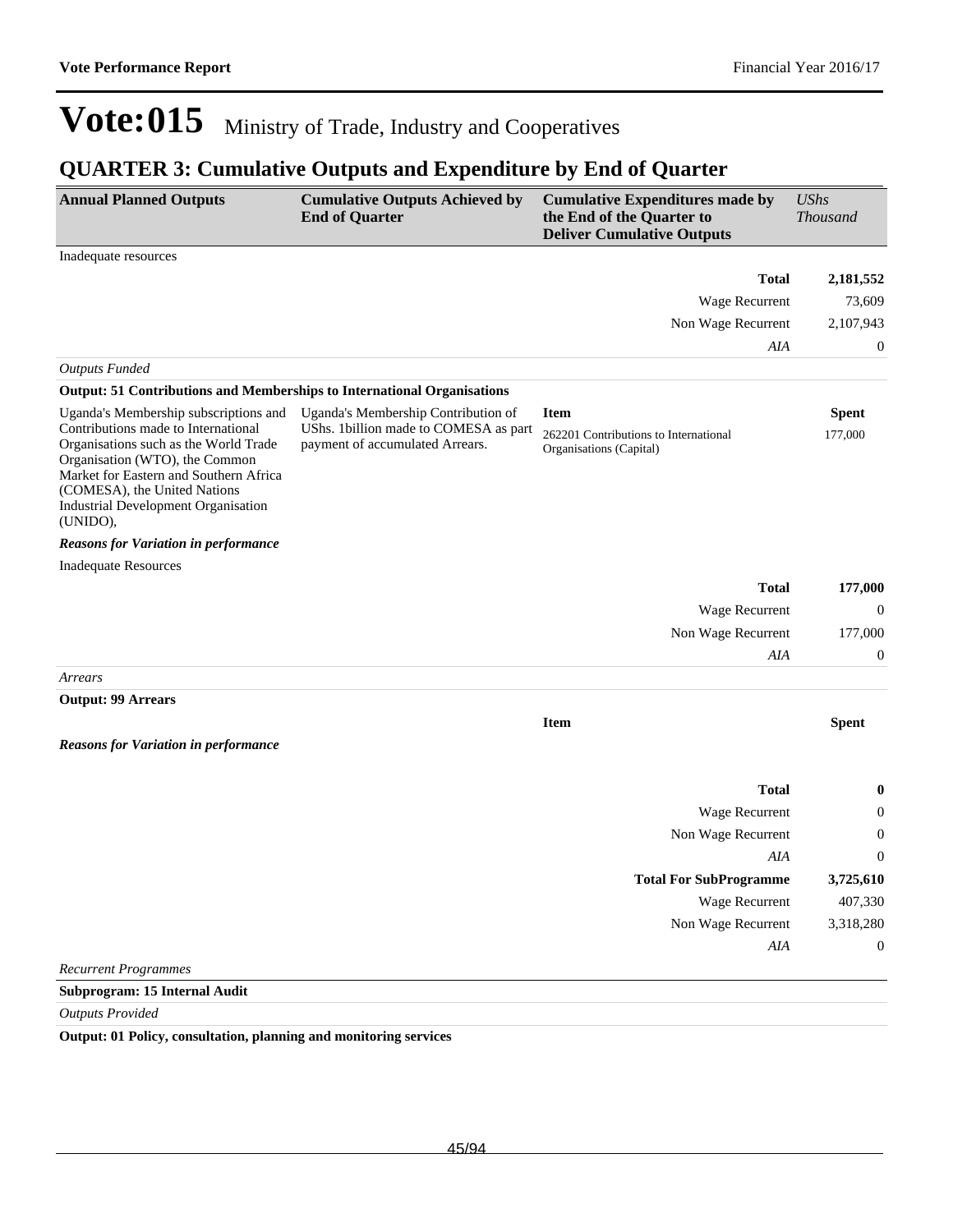# Vote:015 Ministry of Trade, Industry and Cooperatives

## QUARTER 3: Cumulative Outputs and Expenditure by End of Quarter

| Annual Planned Outputs | Cumulative Outputs Achieved by End of Quarter | Cumulative Expenditures made by the End of the Quarter to Deliver Cumulative Outputs | *UShs Thousand* |
|---|---|---|---|
| Inadequate resources | | | |
| | | **Total** | **2,181,552** |
| | | Wage Recurrent | 73,609 |
| | | Non Wage Recurrent | 2,107,943 |
| | | *AIA* | 0 |
| *Outputs Funded* | | | |
| **Output: 51 Contributions and Memberships to International Organisations** | | | |
| Uganda's Membership subscriptions and Contributions made to International Organisations such as the World Trade Organisation (WTO), the Common Market for Eastern and Southern Africa (COMESA), the United Nations Industrial Development Organisation (UNIDO), | Uganda's Membership Contribution of UShs. 1billion made to COMESA as part payment of accumulated Arrears. | **Item** | **Spent** |
| | | 262201 Contributions to International Organisations (Capital) | 177,000 |
| ***Reasons for Variation in performance*** | | | |
| Inadequate Resources | | | |
| | | **Total** | **177,000** |
| | | Wage Recurrent | 0 |
| | | Non Wage Recurrent | 177,000 |
| | | *AIA* | 0 |
| *Arrears* | | | |
| **Output: 99 Arrears** | | | |
| | | **Item** | **Spent** |
| ***Reasons for Variation in performance*** | | | |
| | | **Total** | **0** |
| | | Wage Recurrent | 0 |
| | | Non Wage Recurrent | 0 |
| | | *AIA* | 0 |
| | | **Total For SubProgramme** | **3,725,610** |
| | | Wage Recurrent | 407,330 |
| | | Non Wage Recurrent | 3,318,280 |
| | | *AIA* | 0 |
| *Recurrent Programmes* | | | |
| **Subprogram: 15 Internal Audit** | | | |
| *Outputs Provided* | | | |
| **Output: 01 Policy, consultation, planning and monitoring services** | | | |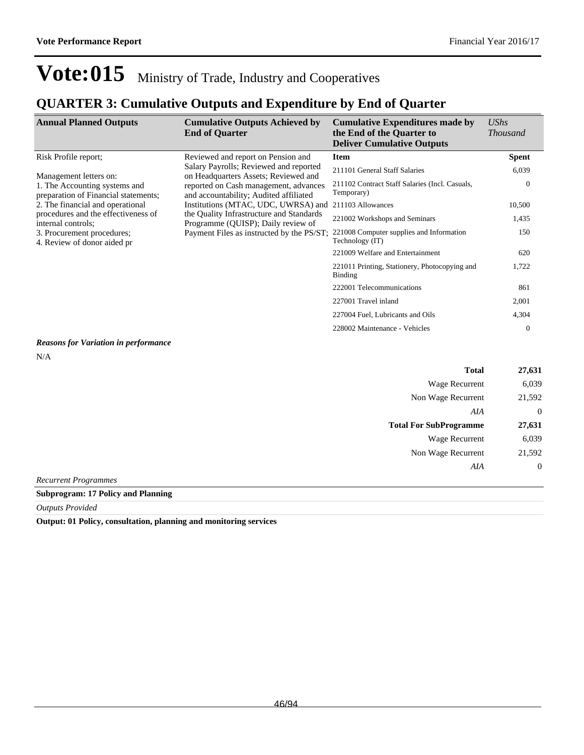# Vote:015 Ministry of Trade, Industry and Cooperatives

## QUARTER 3: Cumulative Outputs and Expenditure by End of Quarter

| Annual Planned Outputs | Cumulative Outputs Achieved by End of Quarter | Cumulative Expenditures made by the End of the Quarter to Deliver Cumulative Outputs | *UShs Thousand* |
|---|---|---|---|
| Risk Profile report;<br><br>Management letters on:<br>1. The Accounting systems and preparation of Financial statements;<br>2. The financial and operational procedures and the effectiveness of internal controls;<br>3. Procurement procedures;<br>4. Review of donor aided pr | Reviewed and report on Pension and Salary Payrolls; Reviewed and reported on Headquarters Assets; Reviewed and reported on Cash management, advances and accountability; Audited affiliated Institutions (MTAC, UDC, UWRSA) and the Quality Infrastructure and Standards Programme (QUISP); Daily review of Payment Files as instructed by the PS/ST; | **Item** | **Spent** |
| | | 211101 General Staff Salaries | 6,039 |
| | | 211102 Contract Staff Salaries (Incl. Casuals, Temporary) | 0 |
| | | 211103 Allowances | 10,500 |
| | | 221002 Workshops and Seminars | 1,435 |
| | | 221008 Computer supplies and Information Technology (IT) | 150 |
| | | 221009 Welfare and Entertainment | 620 |
| | | 221011 Printing, Stationery, Photocopying and Binding | 1,722 |
| | | 222001 Telecommunications | 861 |
| | | 227001 Travel inland | 2,001 |
| | | 227004 Fuel, Lubricants and Oils | 4,304 |
| | | 228002 Maintenance - Vehicles | 0 |

***Reasons for Variation in performance***

N/A

| | |
|---|---|
| **Total** | **27,631** |
| Wage Recurrent | 6,039 |
| Non Wage Recurrent | 21,592 |
| *AIA* | 0 |
| **Total For SubProgramme** | **27,631** |
| Wage Recurrent | 6,039 |
| Non Wage Recurrent | 21,592 |
| *AIA* | 0 |

*Recurrent Programmes*

**Subprogram: 17 Policy and Planning**

*Outputs Provided*

**Output: 01 Policy, consultation, planning and monitoring services**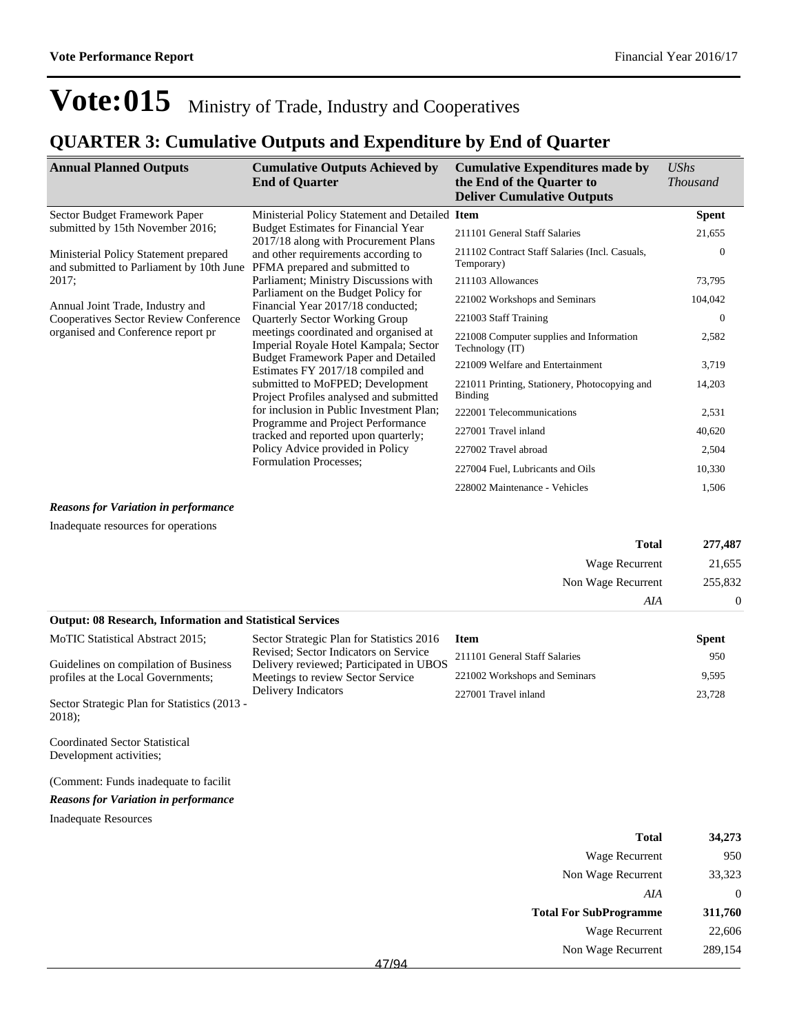# Vote:015 Ministry of Trade, Industry and Cooperatives

## QUARTER 3: Cumulative Outputs and Expenditure by End of Quarter

| Annual Planned Outputs | Cumulative Outputs Achieved by End of Quarter | Cumulative Expenditures made by the End of the Quarter to Deliver Cumulative Outputs | *UShs Thousand* |
|---|---|---|---|
| Sector Budget Framework Paper submitted by 15th November 2016;<br><br>Ministerial Policy Statement prepared and submitted to Parliament by 10th June 2017;<br><br>Annual Joint Trade, Industry and Cooperatives Sector Review Conference organised and Conference report pr | Ministerial Policy Statement and Detailed Budget Estimates for Financial Year 2017/18 along with Procurement Plans and other requirements according to PFMA prepared and submitted to Parliament; Ministry Discussions with Parliament on the Budget Policy for Financial Year 2017/18 conducted; Quarterly Sector Working Group meetings coordinated and organised at Imperial Royale Hotel Kampala; Sector Budget Framework Paper and Detailed Estimates FY 2017/18 compiled and submitted to MoFPED; Development Project Profiles analysed and submitted for inclusion in Public Investment Plan; Programme and Project Performance tracked and reported upon quarterly; Policy Advice provided in Policy Formulation Processes; | **Item** | **Spent** |
| | | 211101 General Staff Salaries | 21,655 |
| | | 211102 Contract Staff Salaries (Incl. Casuals, Temporary) | 0 |
| | | 211103 Allowances | 73,795 |
| | | 221002 Workshops and Seminars | 104,042 |
| | | 221003 Staff Training | 0 |
| | | 221008 Computer supplies and Information Technology (IT) | 2,582 |
| | | 221009 Welfare and Entertainment | 3,719 |
| | | 221011 Printing, Stationery, Photocopying and Binding | 14,203 |
| | | 222001 Telecommunications | 2,531 |
| | | 227001 Travel inland | 40,620 |
| | | 227002 Travel abroad | 2,504 |
| | | 227004 Fuel, Lubricants and Oils | 10,330 |
| | | 228002 Maintenance - Vehicles | 1,506 |

***Reasons for Variation in performance***

Inadequate resources for operations

| | |
|---|---|
| **Total** | **277,487** |
| Wage Recurrent | 21,655 |
| Non Wage Recurrent | 255,832 |
| *AIA* | 0 |

**Output: 08 Research, Information and Statistical Services**

| Annual Planned Outputs | Cumulative Outputs Achieved by End of Quarter | Item | Spent |
|---|---|---|---|
| MoTIC Statistical Abstract 2015;<br><br>Guidelines on compilation of Business profiles at the Local Governments;<br><br>Sector Strategic Plan for Statistics (2013 - 2018);<br><br>Coordinated Sector Statistical Development activities;<br><br>(Comment: Funds inadequate to facilit | Sector Strategic Plan for Statistics 2016 Revised; Sector Indicators on Service Delivery reviewed; Participated in UBOS Meetings to review Sector Service Delivery Indicators | 211101 General Staff Salaries | 950 |
| | | 221002 Workshops and Seminars | 9,595 |
| | | 227001 Travel inland | 23,728 |

***Reasons for Variation in performance***

Inadequate Resources

| | |
|---|---|
| **Total** | **34,273** |
| Wage Recurrent | 950 |
| Non Wage Recurrent | 33,323 |
| *AIA* | 0 |
| **Total For SubProgramme** | **311,760** |
| Wage Recurrent | 22,606 |
| Non Wage Recurrent | 289,154 |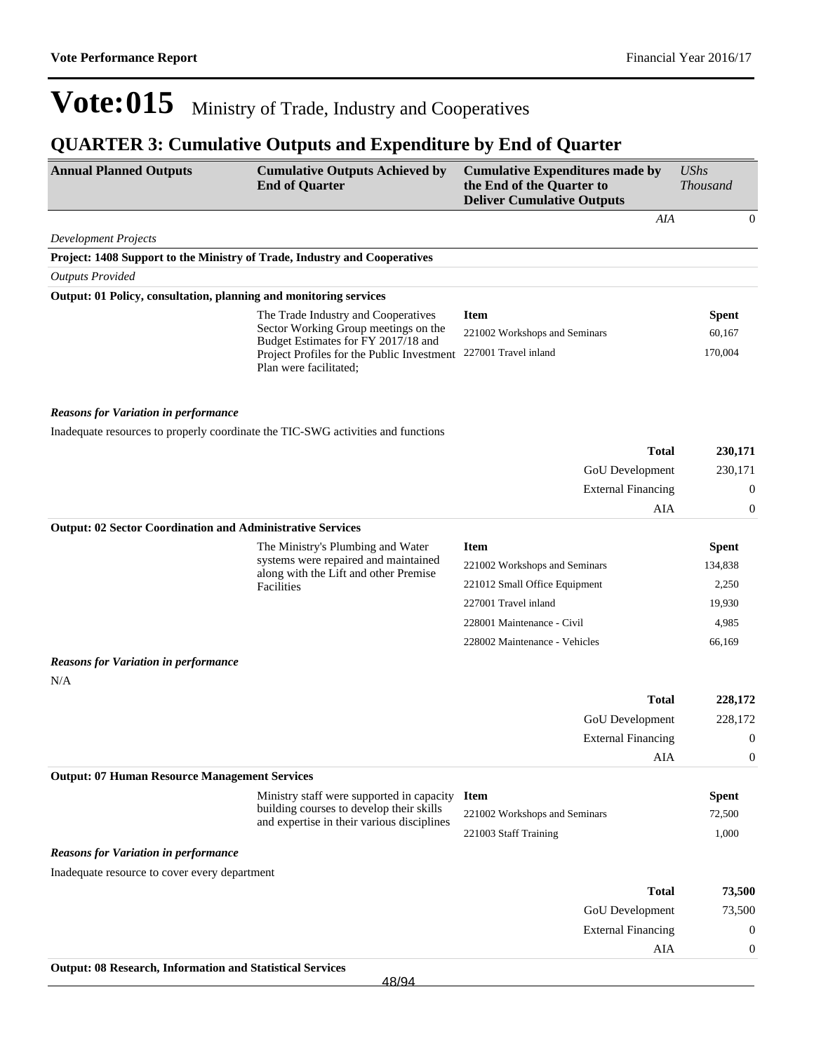# Vote:015 Ministry of Trade, Industry and Cooperatives

## QUARTER 3: Cumulative Outputs and Expenditure by End of Quarter

| Annual Planned Outputs | Cumulative Outputs Achieved by End of Quarter | Cumulative Expenditures made by the End of the Quarter to Deliver Cumulative Outputs | *UShs Thousand* |
|---|---|---|---|
| | | *AIA* | 0 |

*Development Projects*

**Project: 1408 Support to the Ministry of Trade, Industry and Cooperatives**

*Outputs Provided*

**Output: 01 Policy, consultation, planning and monitoring services**

| | Cumulative Outputs Achieved | Item | Spent |
|---|---|---|---|
| | The Trade Industry and Cooperatives Sector Working Group meetings on the Budget Estimates for FY 2017/18 and Project Profiles for the Public Investment Plan were facilitated; | 221002 Workshops and Seminars | 60,167 |
| | | 227001 Travel inland | 170,004 |

***Reasons for Variation in performance***

Inadequate resources to properly coordinate the TIC-SWG activities and functions

| | |
|---|---|
| **Total** | **230,171** |
| GoU Development | 230,171 |
| External Financing | 0 |
| AIA | 0 |

**Output: 02 Sector Coordination and Administrative Services**

| | Cumulative Outputs Achieved | Item | Spent |
|---|---|---|---|
| | The Ministry's Plumbing and Water systems were repaired and maintained along with the Lift and other Premise Facilities | 221002 Workshops and Seminars | 134,838 |
| | | 221012 Small Office Equipment | 2,250 |
| | | 227001 Travel inland | 19,930 |
| | | 228001 Maintenance - Civil | 4,985 |
| | | 228002 Maintenance - Vehicles | 66,169 |

***Reasons for Variation in performance***

N/A

| | |
|---|---|
| **Total** | **228,172** |
| GoU Development | 228,172 |
| External Financing | 0 |
| AIA | 0 |

**Output: 07 Human Resource Management Services**

| | Cumulative Outputs Achieved | Item | Spent |
|---|---|---|---|
| | Ministry staff were supported in capacity building courses to develop their skills and expertise in their various disciplines | 221002 Workshops and Seminars | 72,500 |
| | | 221003 Staff Training | 1,000 |

***Reasons for Variation in performance***

Inadequate resource to cover every department

| | |
|---|---|
| **Total** | **73,500** |
| GoU Development | 73,500 |
| External Financing | 0 |
| AIA | 0 |

**Output: 08 Research, Information and Statistical Services**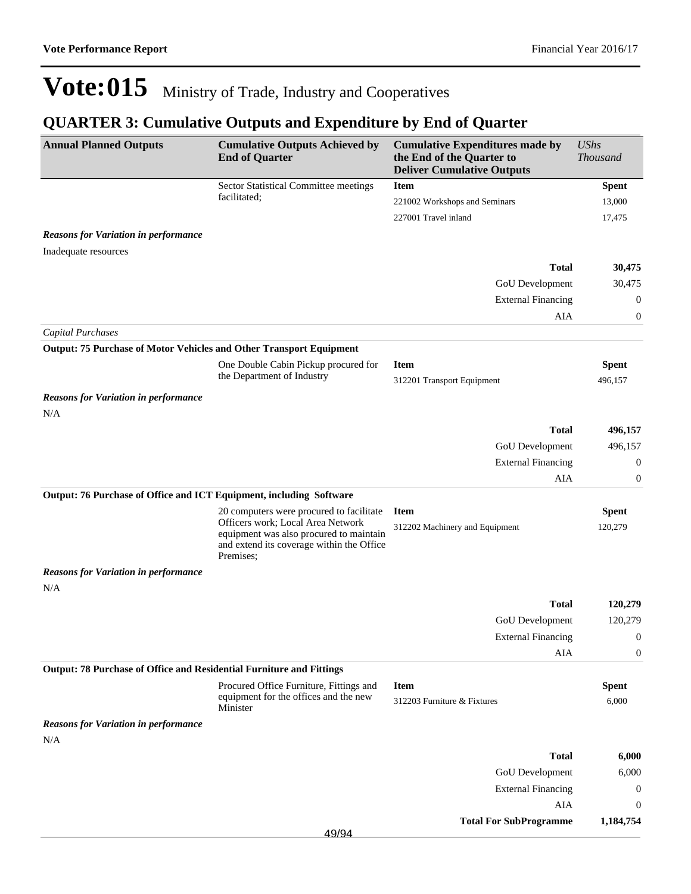# Vote:015 Ministry of Trade, Industry and Cooperatives

## QUARTER 3: Cumulative Outputs and Expenditure by End of Quarter

| Annual Planned Outputs | Cumulative Outputs Achieved by End of Quarter | Cumulative Expenditures made by the End of the Quarter to Deliver Cumulative Outputs | *UShs Thousand* |
|---|---|---|---|
| | Sector Statistical Committee meetings facilitated; | **Item** | **Spent** |
| | | 221002 Workshops and Seminars | 13,000 |
| | | 227001 Travel inland | 17,475 |

***Reasons for Variation in performance***

Inadequate resources

| | |
|---|---|
| **Total** | **30,475** |
| GoU Development | 30,475 |
| External Financing | 0 |
| AIA | 0 |

*Capital Purchases*

**Output: 75 Purchase of Motor Vehicles and Other Transport Equipment**

| | | | |
|---|---|---|---|
| | One Double Cabin Pickup procured for the Department of Industry | **Item** | **Spent** |
| | | 312201 Transport Equipment | 496,157 |

***Reasons for Variation in performance***

N/A

| | |
|---|---|
| **Total** | **496,157** |
| GoU Development | 496,157 |
| External Financing | 0 |
| AIA | 0 |

**Output: 76 Purchase of Office and ICT Equipment, including Software**

| | | | |
|---|---|---|---|
| | 20 computers were procured to facilitate Officers work; Local Area Network equipment was also procured to maintain and extend its coverage within the Office Premises; | **Item** | **Spent** |
| | | 312202 Machinery and Equipment | 120,279 |

***Reasons for Variation in performance***

N/A

| | |
|---|---|
| **Total** | **120,279** |
| GoU Development | 120,279 |
| External Financing | 0 |
| AIA | 0 |

**Output: 78 Purchase of Office and Residential Furniture and Fittings**

| | | | |
|---|---|---|---|
| | Procured Office Furniture, Fittings and equipment for the offices and the new Minister | **Item** | **Spent** |
| | | 312203 Furniture & Fixtures | 6,000 |

***Reasons for Variation in performance***

N/A

| | |
|---|---|
| **Total** | **6,000** |
| GoU Development | 6,000 |
| External Financing | 0 |
| AIA | 0 |
| **Total For SubProgramme** | **1,184,754** |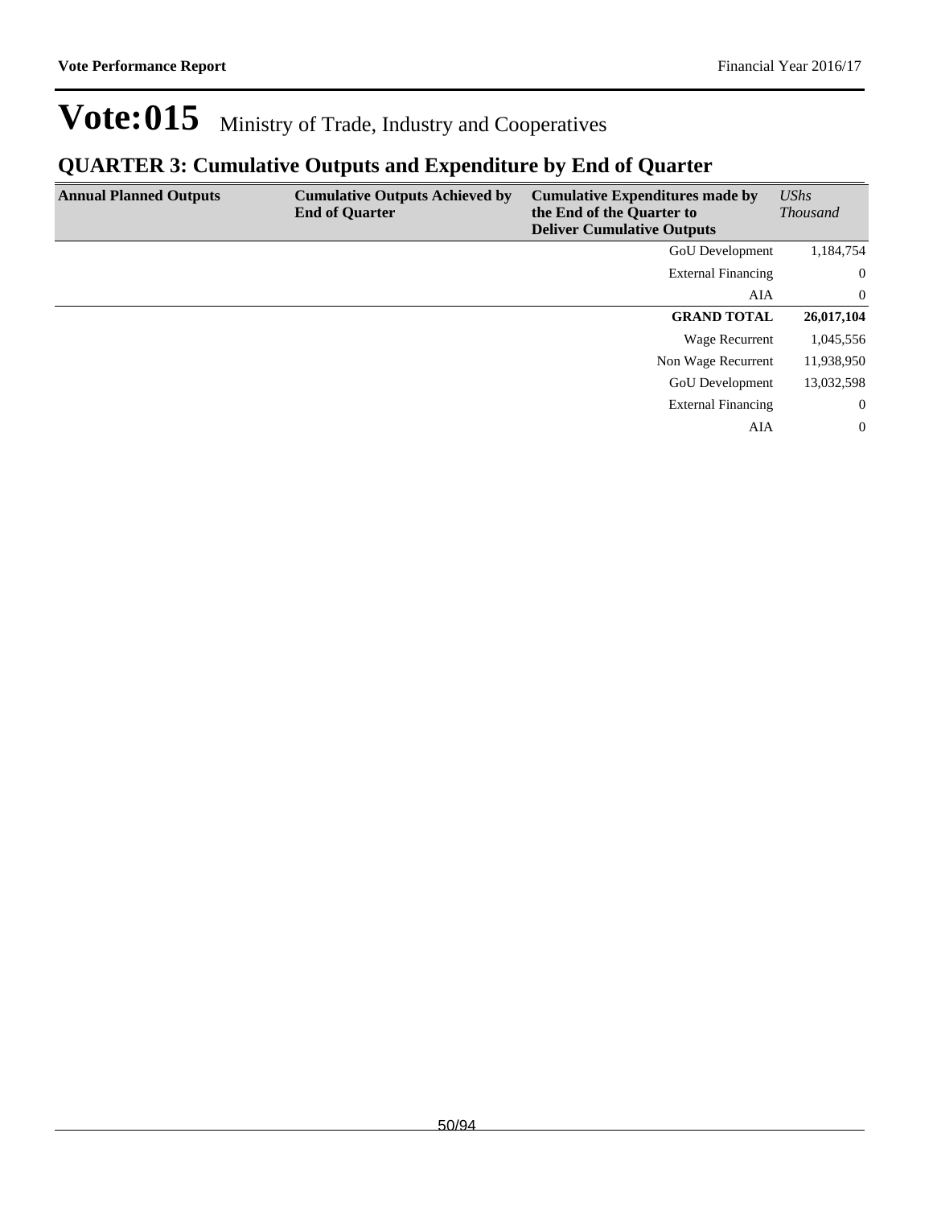# Vote:015 Ministry of Trade, Industry and Cooperatives

## QUARTER 3: Cumulative Outputs and Expenditure by End of Quarter

| Annual Planned Outputs | Cumulative Outputs Achieved by End of Quarter | Cumulative Expenditures made by the End of the Quarter to Deliver Cumulative Outputs | *UShs Thousand* |
|---|---|---|---|
| | | GoU Development | 1,184,754 |
| | | External Financing | 0 |
| | | AIA | 0 |
| | | **GRAND TOTAL** | **26,017,104** |
| | | Wage Recurrent | 1,045,556 |
| | | Non Wage Recurrent | 11,938,950 |
| | | GoU Development | 13,032,598 |
| | | External Financing | 0 |
| | | AIA | 0 |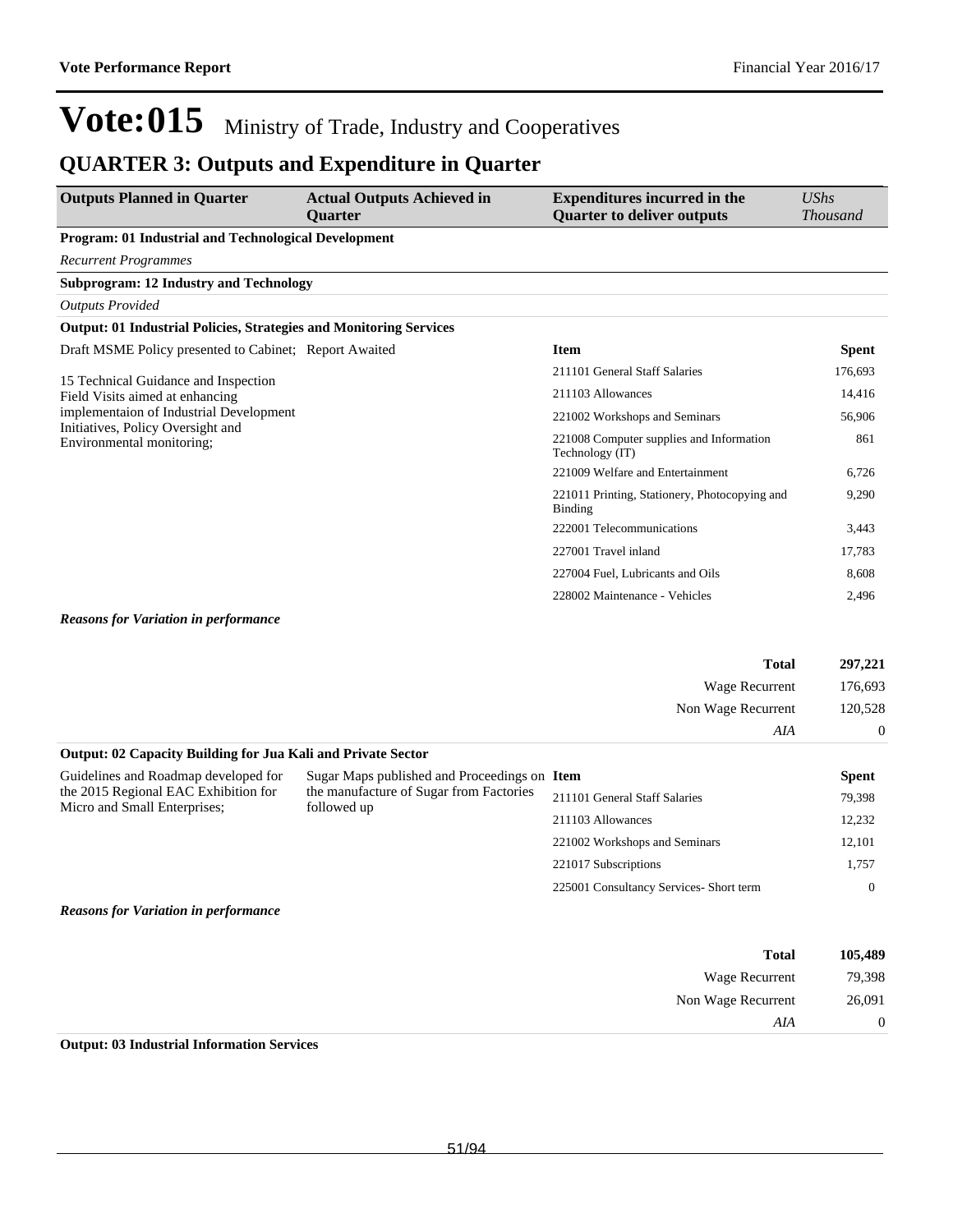# Vote:015 Ministry of Trade, Industry and Cooperatives

## QUARTER 3: Outputs and Expenditure in Quarter

| Outputs Planned in Quarter | Actual Outputs Achieved in Quarter | Expenditures incurred in the Quarter to deliver outputs | *UShs Thousand* |
|---|---|---|---|
| **Program: 01 Industrial and Technological Development** | | | |
| *Recurrent Programmes* | | | |
| **Subprogram: 12 Industry and Technology** | | | |
| *Outputs Provided* | | | |
| **Output: 01 Industrial Policies, Strategies and Monitoring Services** | | | |
| Draft MSME Policy presented to Cabinet; | Report Awaited | **Item** | **Spent** |
| 15 Technical Guidance and Inspection Field Visits aimed at enhancing implementaion of Industrial Development Initiatives, Policy Oversight and Environmental monitoring; | | 211101 General Staff Salaries | 176,693 |
| | | 211103 Allowances | 14,416 |
| | | 221002 Workshops and Seminars | 56,906 |
| | | 221008 Computer supplies and Information Technology (IT) | 861 |
| | | 221009 Welfare and Entertainment | 6,726 |
| | | 221011 Printing, Stationery, Photocopying and Binding | 9,290 |
| | | 222001 Telecommunications | 3,443 |
| | | 227001 Travel inland | 17,783 |
| | | 227004 Fuel, Lubricants and Oils | 8,608 |
| | | 228002 Maintenance - Vehicles | 2,496 |
| ***Reasons for Variation in performance*** | | | |
| | | **Total** | **297,221** |
| | | Wage Recurrent | 176,693 |
| | | Non Wage Recurrent | 120,528 |
| | | *AIA* | 0 |
| **Output: 02 Capacity Building for Jua Kali and Private Sector** | | | |
| Guidelines and Roadmap developed for the 2015 Regional EAC Exhibition for Micro and Small Enterprises; | Sugar Maps published and Proceedings on the manufacture of Sugar from Factories followed up | **Item** | **Spent** |
| | | 211101 General Staff Salaries | 79,398 |
| | | 211103 Allowances | 12,232 |
| | | 221002 Workshops and Seminars | 12,101 |
| | | 221017 Subscriptions | 1,757 |
| | | 225001 Consultancy Services- Short term | 0 |
| ***Reasons for Variation in performance*** | | | |
| | | **Total** | **105,489** |
| | | Wage Recurrent | 79,398 |
| | | Non Wage Recurrent | 26,091 |
| | | *AIA* | 0 |
| **Output: 03 Industrial Information Services** | | | |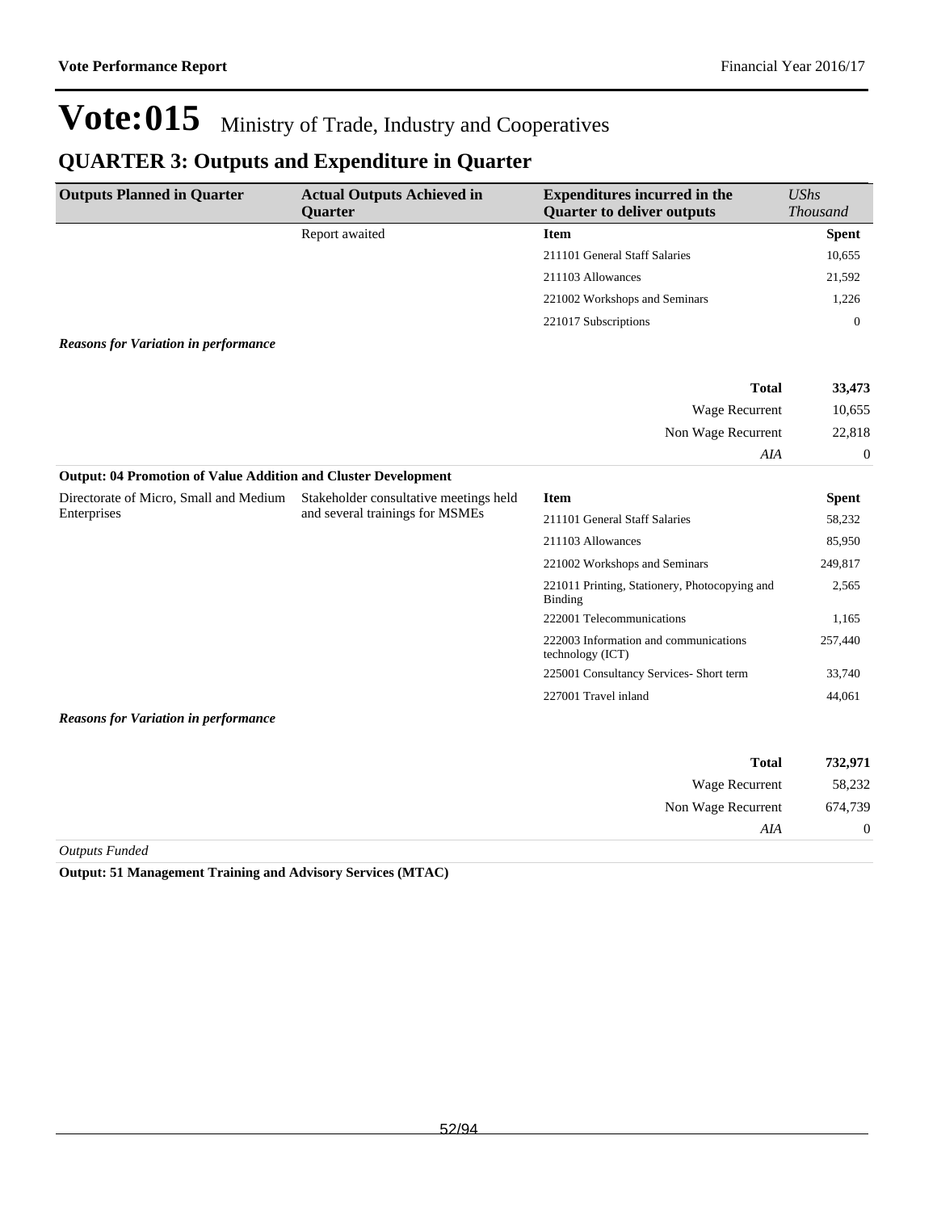# Vote:015 Ministry of Trade, Industry and Cooperatives

## QUARTER 3: Outputs and Expenditure in Quarter

| Outputs Planned in Quarter | Actual Outputs Achieved in Quarter | Expenditures incurred in the Quarter to deliver outputs | *UShs Thousand* |
|---|---|---|---|
| | Report awaited | **Item** | **Spent** |
| | | 211101 General Staff Salaries | 10,655 |
| | | 211103 Allowances | 21,592 |
| | | 221002 Workshops and Seminars | 1,226 |
| | | 221017 Subscriptions | 0 |

***Reasons for Variation in performance***

| | |
|---|---|
| **Total** | **33,473** |
| Wage Recurrent | 10,655 |
| Non Wage Recurrent | 22,818 |
| *AIA* | 0 |

**Output: 04 Promotion of Value Addition and Cluster Development**

| Outputs Planned in Quarter | Actual Outputs Achieved in Quarter | Expenditures incurred in the Quarter to deliver outputs | *UShs Thousand* |
|---|---|---|---|
| Directorate of Micro, Small and Medium Enterprises | Stakeholder consultative meetings held and several trainings for MSMEs | **Item** | **Spent** |
| | | 211101 General Staff Salaries | 58,232 |
| | | 211103 Allowances | 85,950 |
| | | 221002 Workshops and Seminars | 249,817 |
| | | 221011 Printing, Stationery, Photocopying and Binding | 2,565 |
| | | 222001 Telecommunications | 1,165 |
| | | 222003 Information and communications technology (ICT) | 257,440 |
| | | 225001 Consultancy Services- Short term | 33,740 |
| | | 227001 Travel inland | 44,061 |

***Reasons for Variation in performance***

| | |
|---|---|
| **Total** | **732,971** |
| Wage Recurrent | 58,232 |
| Non Wage Recurrent | 674,739 |
| *AIA* | 0 |

*Outputs Funded*

**Output: 51 Management Training and Advisory Services (MTAC)**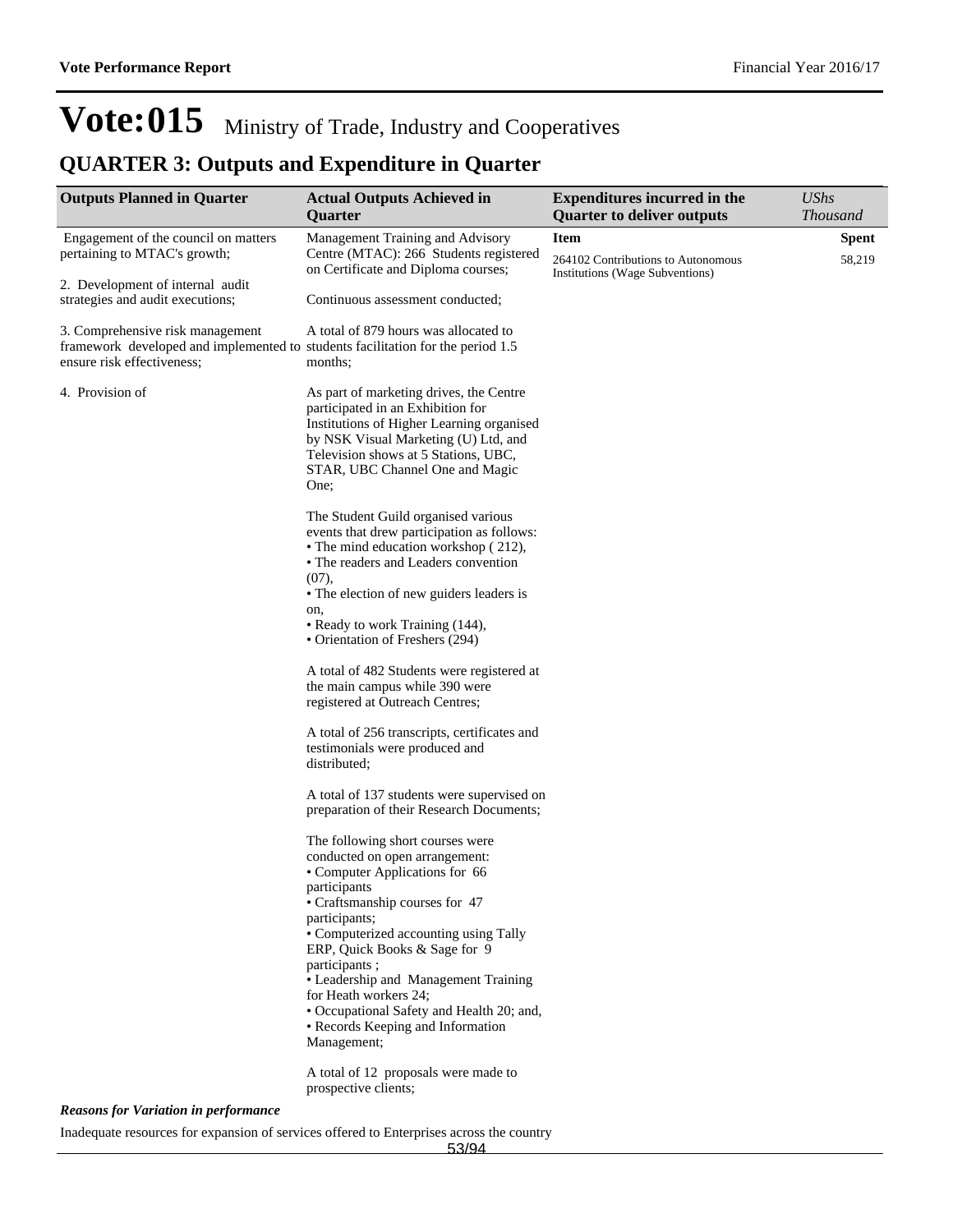# Vote:015 Ministry of Trade, Industry and Cooperatives

## QUARTER 3: Outputs and Expenditure in Quarter

| Outputs Planned in Quarter | Actual Outputs Achieved in Quarter | Expenditures incurred in the Quarter to deliver outputs | *UShs Thousand* |
|---|---|---|---|
| Engagement of the council on matters pertaining to MTAC's growth;<br><br>2. Development of internal audit strategies and audit executions;<br><br>3. Comprehensive risk management framework developed and implemented to ensure risk effectiveness;<br><br>4. Provision of | Management Training and Advisory Centre (MTAC): 266 Students registered on Certificate and Diploma courses;<br><br>Continuous assessment conducted;<br><br>A total of 879 hours was allocated to students facilitation for the period 1.5 months;<br><br>As part of marketing drives, the Centre participated in an Exhibition for Institutions of Higher Learning organised by NSK Visual Marketing (U) Ltd, and Television shows at 5 Stations, UBC, STAR, UBC Channel One and Magic One;<br><br>The Student Guild organised various events that drew participation as follows:<br>• The mind education workshop ( 212),<br>• The readers and Leaders convention (07),<br>• The election of new guiders leaders is on,<br>• Ready to work Training (144),<br>• Orientation of Freshers (294)<br><br>A total of 482 Students were registered at the main campus while 390 were registered at Outreach Centres;<br><br>A total of 256 transcripts, certificates and testimonials were produced and distributed;<br><br>A total of 137 students were supervised on preparation of their Research Documents;<br><br>The following short courses were conducted on open arrangement:<br>• Computer Applications for 66 participants<br>• Craftsmanship courses for 47 participants;<br>• Computerized accounting using Tally ERP, Quick Books & Sage for 9 participants ;<br>• Leadership and Management Training for Heath workers 24;<br>• Occupational Safety and Health 20; and,<br>• Records Keeping and Information Management;<br><br>A total of 12 proposals were made to prospective clients; | **Item**<br><br>264102 Contributions to Autonomous Institutions (Wage Subventions) | **Spent**<br><br>58,219 |

***Reasons for Variation in performance***

Inadequate resources for expansion of services offered to Enterprises across the country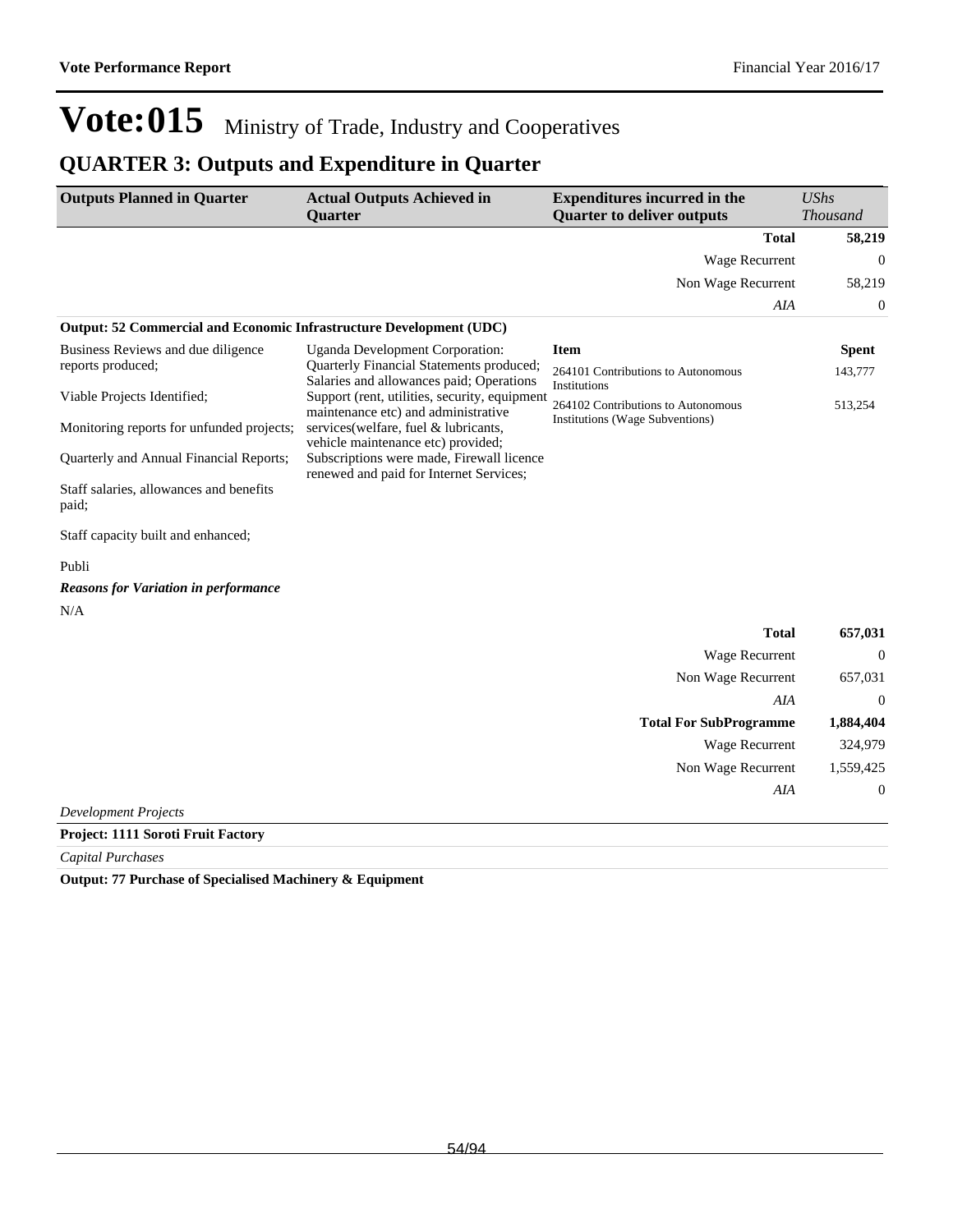# Vote:015 Ministry of Trade, Industry and Cooperatives

## QUARTER 3: Outputs and Expenditure in Quarter

| Outputs Planned in Quarter | Actual Outputs Achieved in Quarter | Expenditures incurred in the Quarter to deliver outputs | *UShs Thousand* |
|---|---|---|---|
| | | **Total** | **58,219** |
| | | Wage Recurrent | 0 |
| | | Non Wage Recurrent | 58,219 |
| | | *AIA* | 0 |

**Output: 52 Commercial and Economic Infrastructure Development (UDC)**

| Outputs Planned in Quarter | Actual Outputs Achieved in Quarter | Item | Spent |
|---|---|---|---|
| Business Reviews and due diligence reports produced;<br><br>Viable Projects Identified;<br><br>Monitoring reports for unfunded projects;<br><br>Quarterly and Annual Financial Reports;<br><br>Staff salaries, allowances and benefits paid;<br><br>Staff capacity built and enhanced;<br><br>Publi | Uganda Development Corporation: Quarterly Financial Statements produced; Salaries and allowances paid; Operations Support (rent, utilities, security, equipment maintenance etc) and administrative services(welfare, fuel & lubricants, vehicle maintenance etc) provided; Subscriptions were made, Firewall licence renewed and paid for Internet Services; | 264101 Contributions to Autonomous Institutions | 143,777 |
| | | 264102 Contributions to Autonomous Institutions (Wage Subventions) | 513,254 |

***Reasons for Variation in performance***

N/A

| | |
|---|---|
| **Total** | **657,031** |
| Wage Recurrent | 0 |
| Non Wage Recurrent | 657,031 |
| *AIA* | 0 |
| **Total For SubProgramme** | **1,884,404** |
| Wage Recurrent | 324,979 |
| Non Wage Recurrent | 1,559,425 |
| *AIA* | 0 |

*Development Projects*

**Project: 1111 Soroti Fruit Factory**

*Capital Purchases*

**Output: 77 Purchase of Specialised Machinery & Equipment**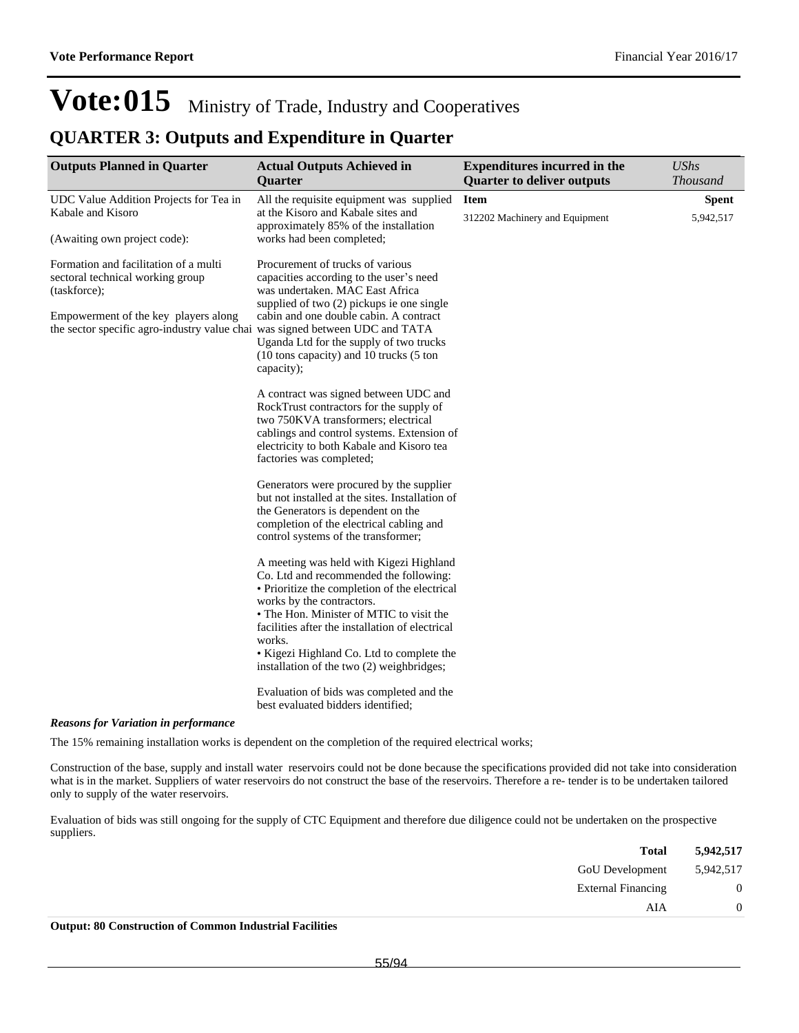# Vote:015 Ministry of Trade, Industry and Cooperatives

## QUARTER 3: Outputs and Expenditure in Quarter

| Outputs Planned in Quarter | Actual Outputs Achieved in Quarter | Expenditures incurred in the Quarter to deliver outputs | *UShs Thousand* |
|---|---|---|---|
| UDC Value Addition Projects for Tea in Kabale and Kisoro<br><br>(Awaiting own project code):<br><br>Formation and facilitation of a multi sectoral technical working group (taskforce);<br><br>Empowerment of the key players along the sector specific agro-industry value chai | All the requisite equipment was supplied at the Kisoro and Kabale sites and approximately 85% of the installation works had been completed;<br><br>Procurement of trucks of various capacities according to the user's need was undertaken. MAC East Africa supplied of two (2) pickups ie one single cabin and one double cabin. A contract was signed between UDC and TATA Uganda Ltd for the supply of two trucks (10 tons capacity) and 10 trucks (5 ton capacity);<br><br>A contract was signed between UDC and RockTrust contractors for the supply of two 750KVA transformers; electrical cablings and control systems. Extension of electricity to both Kabale and Kisoro tea factories was completed;<br><br>Generators were procured by the supplier but not installed at the sites. Installation of the Generators is dependent on the completion of the electrical cabling and control systems of the transformer;<br><br>A meeting was held with Kigezi Highland Co. Ltd and recommended the following:<br>• Prioritize the completion of the electrical works by the contractors.<br>• The Hon. Minister of MTIC to visit the facilities after the installation of electrical works.<br>• Kigezi Highland Co. Ltd to complete the installation of the two (2) weighbridges;<br><br>Evaluation of bids was completed and the best evaluated bidders identified; | **Item**<br><br>312202 Machinery and Equipment | **Spent**<br><br>5,942,517 |

***Reasons for Variation in performance***

The 15% remaining installation works is dependent on the completion of the required electrical works;

Construction of the base, supply and install water reservoirs could not be done because the specifications provided did not take into consideration what is in the market. Suppliers of water reservoirs do not construct the base of the reservoirs. Therefore a re- tender is to be undertaken tailored only to supply of the water reservoirs.

Evaluation of bids was still ongoing for the supply of CTC Equipment and therefore due diligence could not be undertaken on the prospective suppliers.

| | |
|---|---|
| **Total** | **5,942,517** |
| GoU Development | 5,942,517 |
| External Financing | 0 |
| AIA | 0 |

**Output: 80 Construction of Common Industrial Facilities**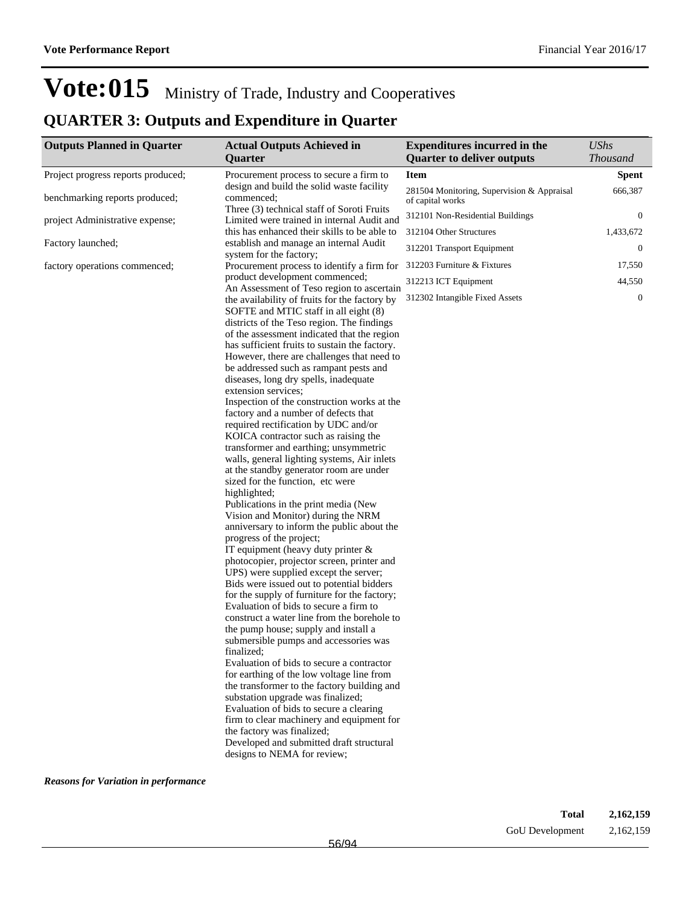# Vote:015 Ministry of Trade, Industry and Cooperatives

## QUARTER 3: Outputs and Expenditure in Quarter

| Outputs Planned in Quarter | Actual Outputs Achieved in Quarter | Expenditures incurred in the Quarter to deliver outputs | *UShs Thousand* |
|---|---|---|---|
| Project progress reports produced;<br>benchmarking reports produced;<br>project Administrative expense;<br>Factory launched;<br>factory operations commenced; | Procurement process to secure a firm to design and build the solid waste facility commenced;<br>Three (3) technical staff of Soroti Fruits Limited were trained in internal Audit and this has enhanced their skills to be able to establish and manage an internal Audit system for the factory;<br>Procurement process to identify a firm for product development commenced;<br>An Assessment of Teso region to ascertain the availability of fruits for the factory by SOFTE and MTIC staff in all eight (8) districts of the Teso region. The findings of the assessment indicated that the region has sufficient fruits to sustain the factory. However, there are challenges that need to be addressed such as rampant pests and diseases, long dry spells, inadequate extension services;<br>Inspection of the construction works at the factory and a number of defects that required rectification by UDC and/or KOICA contractor such as raising the transformer and earthing; unsymmetric walls, general lighting systems, Air inlets at the standby generator room are under sized for the function, etc were highlighted;<br>Publications in the print media (New Vision and Monitor) during the NRM anniversary to inform the public about the progress of the project;<br>IT equipment (heavy duty printer & photocopier, projector screen, printer and UPS) were supplied except the server;<br>Bids were issued out to potential bidders for the supply of furniture for the factory;<br>Evaluation of bids to secure a firm to construct a water line from the borehole to the pump house; supply and install a submersible pumps and accessories was finalized;<br>Evaluation of bids to secure a contractor for earthing of the low voltage line from the transformer to the factory building and substation upgrade was finalized;<br>Evaluation of bids to secure a clearing firm to clear machinery and equipment for the factory was finalized;<br>Developed and submitted draft structural designs to NEMA for review; | **Item** | **Spent** |
| | | 281504 Monitoring, Supervision & Appraisal of capital works | 666,387 |
| | | 312101 Non-Residential Buildings | 0 |
| | | 312104 Other Structures | 1,433,672 |
| | | 312201 Transport Equipment | 0 |
| | | 312203 Furniture & Fixtures | 17,550 |
| | | 312213 ICT Equipment | 44,550 |
| | | 312302 Intangible Fixed Assets | 0 |

***Reasons for Variation in performance***

| | |
|---|---|
| **Total** | **2,162,159** |
| GoU Development | 2,162,159 |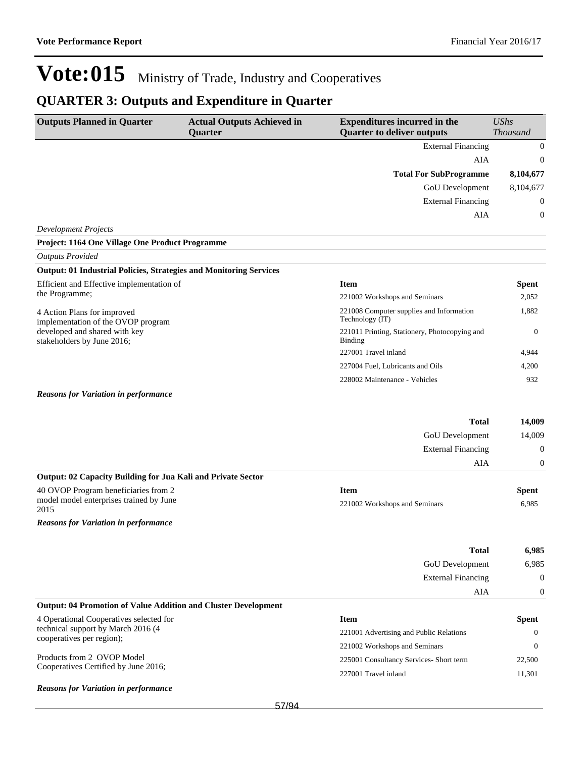# Vote:015 Ministry of Trade, Industry and Cooperatives

## QUARTER 3: Outputs and Expenditure in Quarter

| Outputs Planned in Quarter | Actual Outputs Achieved in Quarter | Expenditures incurred in the Quarter to deliver outputs | *UShs Thousand* |
|---|---|---|---|
| | | External Financing | 0 |
| | | AIA | 0 |
| | | **Total For SubProgramme** | **8,104,677** |
| | | GoU Development | 8,104,677 |
| | | External Financing | 0 |
| | | AIA | 0 |

*Development Projects*

**Project: 1164 One Village One Product Programme**

*Outputs Provided*

**Output: 01 Industrial Policies, Strategies and Monitoring Services**

Efficient and Effective implementation of the Programme;

4 Action Plans for improved implementation of the OVOP program developed and shared with key stakeholders by June 2016;

| Item | Spent |
|---|---|
| 221002 Workshops and Seminars | 2,052 |
| 221008 Computer supplies and Information Technology (IT) | 1,882 |
| 221011 Printing, Stationery, Photocopying and Binding | 0 |
| 227001 Travel inland | 4,944 |
| 227004 Fuel, Lubricants and Oils | 4,200 |
| 228002 Maintenance - Vehicles | 932 |

***Reasons for Variation in performance***

| | |
|---|---|
| **Total** | **14,009** |
| GoU Development | 14,009 |
| External Financing | 0 |
| AIA | 0 |

**Output: 02 Capacity Building for Jua Kali and Private Sector**

40 OVOP Program beneficiaries from 2 model model enterprises trained by June 2015

| Item | Spent |
|---|---|
| 221002 Workshops and Seminars | 6,985 |

***Reasons for Variation in performance***

| | |
|---|---|
| **Total** | **6,985** |
| GoU Development | 6,985 |
| External Financing | 0 |
| AIA | 0 |

**Output: 04 Promotion of Value Addition and Cluster Development**

4 Operational Cooperatives selected for technical support by March 2016 (4 cooperatives per region);

Products from 2 OVOP Model Cooperatives Certified by June 2016;

| Item | Spent |
|---|---|
| 221001 Advertising and Public Relations | 0 |
| 221002 Workshops and Seminars | 0 |
| 225001 Consultancy Services- Short term | 22,500 |
| 227001 Travel inland | 11,301 |

***Reasons for Variation in performance***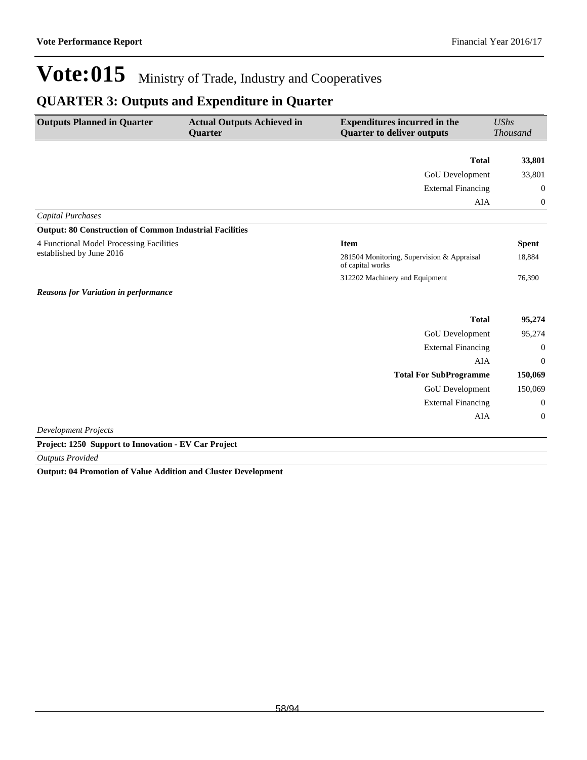# Vote:015 Ministry of Trade, Industry and Cooperatives

## QUARTER 3: Outputs and Expenditure in Quarter

| Outputs Planned in Quarter | Actual Outputs Achieved in Quarter | Expenditures incurred in the Quarter to deliver outputs | *UShs Thousand* |
|---|---|---|---|
| | | **Total** | **33,801** |
| | | GoU Development | 33,801 |
| | | External Financing | 0 |
| | | AIA | 0 |

*Capital Purchases*

**Output: 80 Construction of Common Industrial Facilities**

| Outputs Planned in Quarter | Actual Outputs Achieved in Quarter | Item | Spent |
|---|---|---|---|
| 4 Functional Model Processing Facilities established by June 2016 | | 281504 Monitoring, Supervision & Appraisal of capital works | 18,884 |
| | | 312202 Machinery and Equipment | 76,390 |

***Reasons for Variation in performance***

| | | | |
|---|---|---|---|
| | | **Total** | **95,274** |
| | | GoU Development | 95,274 |
| | | External Financing | 0 |
| | | AIA | 0 |
| | | **Total For SubProgramme** | **150,069** |
| | | GoU Development | 150,069 |
| | | External Financing | 0 |
| | | AIA | 0 |

*Development Projects*

**Project: 1250 Support to Innovation - EV Car Project**

*Outputs Provided*

**Output: 04 Promotion of Value Addition and Cluster Development**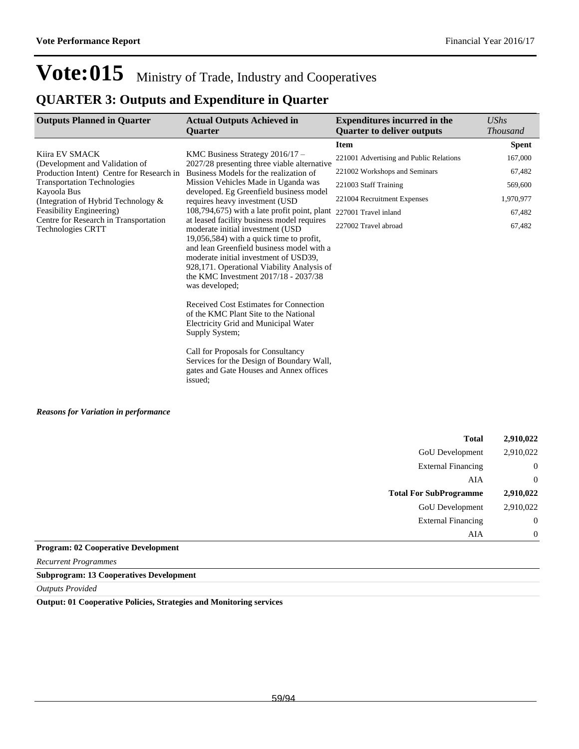# Vote:015 Ministry of Trade, Industry and Cooperatives

## QUARTER 3: Outputs and Expenditure in Quarter

| Outputs Planned in Quarter | Actual Outputs Achieved in Quarter | Expenditures incurred in the Quarter to deliver outputs | *UShs Thousand* |
|---|---|---|---|
| | | **Item** | **Spent** |
| Kiira EV SMACK (Development and Validation of Production Intent) Centre for Research in Transportation Technologies<br>Kayoola Bus (Integration of Hybrid Technology & Feasibility Engineering)<br>Centre for Research in Transportation Technologies CRTT | KMC Business Strategy 2016/17 – 2027/28 presenting three viable alternative Business Models for the realization of Mission Vehicles Made in Uganda was developed. Eg Greenfield business model requires heavy investment (USD 108,794,675) with a late profit point, plant at leased facility business model requires moderate initial investment (USD 19,056,584) with a quick time to profit, and lean Greenfield business model with a moderate initial investment of USD39, 928,171. Operational Viability Analysis of the KMC Investment 2017/18 - 2037/38 was developed;<br><br>Received Cost Estimates for Connection of the KMC Plant Site to the National Electricity Grid and Municipal Water Supply System;<br><br>Call for Proposals for Consultancy Services for the Design of Boundary Wall, gates and Gate Houses and Annex offices issued; | 221001 Advertising and Public Relations | 167,000 |
| | | 221002 Workshops and Seminars | 67,482 |
| | | 221003 Staff Training | 569,600 |
| | | 221004 Recruitment Expenses | 1,970,977 |
| | | 227001 Travel inland | 67,482 |
| | | 227002 Travel abroad | 67,482 |

***Reasons for Variation in performance***

| | |
|---|---|
| **Total** | **2,910,022** |
| GoU Development | 2,910,022 |
| External Financing | 0 |
| AIA | 0 |
| **Total For SubProgramme** | **2,910,022** |
| GoU Development | 2,910,022 |
| External Financing | 0 |
| AIA | 0 |

**Program: 02 Cooperative Development**

*Recurrent Programmes*

**Subprogram: 13 Cooperatives Development**

*Outputs Provided*

**Output: 01 Cooperative Policies, Strategies and Monitoring services**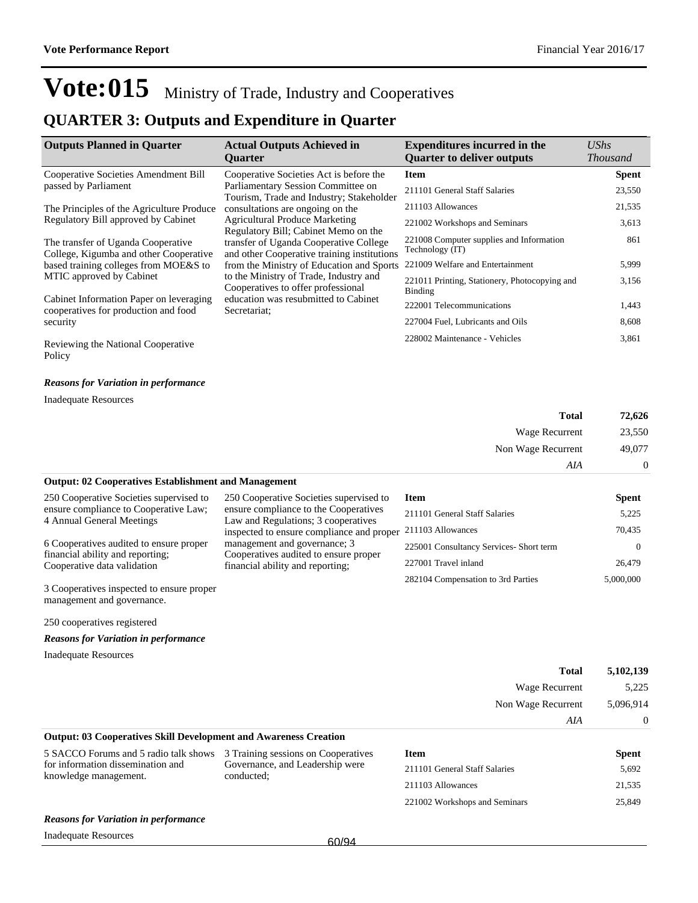# Vote:015 Ministry of Trade, Industry and Cooperatives

## QUARTER 3: Outputs and Expenditure in Quarter

| Outputs Planned in Quarter | Actual Outputs Achieved in Quarter | Expenditures incurred in the Quarter to deliver outputs | UShs Thousand |
|---|---|---|---|
| Cooperative Societies Amendment Bill passed by Parliament<br><br>The Principles of the Agriculture Produce Regulatory Bill approved by Cabinet<br><br>The transfer of Uganda Cooperative College, Kigumba and other Cooperative based training colleges from MOE&S to MTIC approved by Cabinet<br><br>Cabinet Information Paper on leveraging cooperatives for production and food security<br><br>Reviewing the National Cooperative Policy | Cooperative Societies Act is before the Parliamentary Session Committee on Tourism, Trade and Industry; Stakeholder consultations are ongoing on the Agricultural Produce Marketing Regulatory Bill; Cabinet Memo on the transfer of Uganda Cooperative College and other Cooperative training institutions from the Ministry of Education and Sports to the Ministry of Trade, Industry and Cooperatives to offer professional education was resubmitted to Cabinet Secretariat; | **Item** | **Spent** |
| | | 211101 General Staff Salaries | 23,550 |
| | | 211103 Allowances | 21,535 |
| | | 221002 Workshops and Seminars | 3,613 |
| | | 221008 Computer supplies and Information Technology (IT) | 861 |
| | | 221009 Welfare and Entertainment | 5,999 |
| | | 221011 Printing, Stationery, Photocopying and Binding | 3,156 |
| | | 222001 Telecommunications | 1,443 |
| | | 227004 Fuel, Lubricants and Oils | 8,608 |
| | | 228002 Maintenance - Vehicles | 3,861 |

***Reasons for Variation in performance***

Inadequate Resources

| | |
|---|---|
| **Total** | **72,626** |
| Wage Recurrent | 23,550 |
| Non Wage Recurrent | 49,077 |
| *AIA* | 0 |

**Output: 02 Cooperatives Establishment and Management**

| Outputs Planned in Quarter | Actual Outputs Achieved in Quarter | Item | Spent |
|---|---|---|---|
| 250 Cooperative Societies supervised to ensure compliance to Cooperative Law; 4 Annual General Meetings<br><br>6 Cooperatives audited to ensure proper financial ability and reporting; Cooperative data validation<br><br>3 Cooperatives inspected to ensure proper management and governance.<br><br>250 cooperatives registered | 250 Cooperative Societies supervised to ensure compliance to the Cooperatives Law and Regulations; 3 cooperatives inspected to ensure compliance and proper management and governance; 3 Cooperatives audited to ensure proper financial ability and reporting; | 211101 General Staff Salaries | 5,225 |
| | | 211103 Allowances | 70,435 |
| | | 225001 Consultancy Services- Short term | 0 |
| | | 227001 Travel inland | 26,479 |
| | | 282104 Compensation to 3rd Parties | 5,000,000 |

***Reasons for Variation in performance***

Inadequate Resources

| | |
|---|---|
| **Total** | **5,102,139** |
| Wage Recurrent | 5,225 |
| Non Wage Recurrent | 5,096,914 |
| *AIA* | 0 |

**Output: 03 Cooperatives Skill Development and Awareness Creation**

| Outputs Planned in Quarter | Actual Outputs Achieved in Quarter | Item | Spent |
|---|---|---|---|
| 5 SACCO Forums and 5 radio talk shows for information dissemination and knowledge management. | 3 Training sessions on Cooperatives Governance, and Leadership were conducted; | 211101 General Staff Salaries | 5,692 |
| | | 211103 Allowances | 21,535 |
| | | 221002 Workshops and Seminars | 25,849 |

***Reasons for Variation in performance***

Inadequate Resources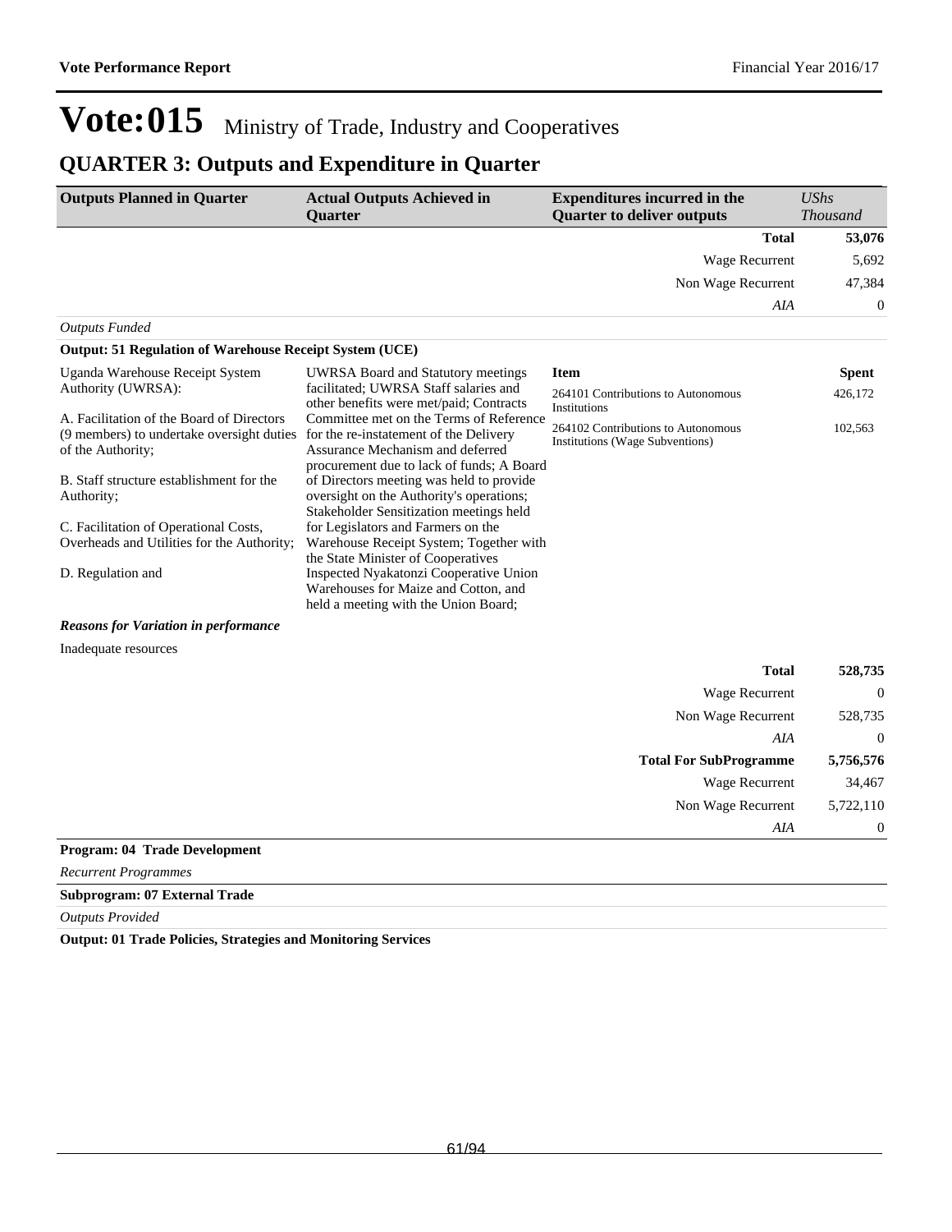# Vote:015 Ministry of Trade, Industry and Cooperatives

## QUARTER 3: Outputs and Expenditure in Quarter

| Outputs Planned in Quarter | Actual Outputs Achieved in Quarter | Expenditures incurred in the Quarter to deliver outputs | *UShs Thousand* |
|---|---|---|---|
| | | **Total** | **53,076** |
| | | Wage Recurrent | 5,692 |
| | | Non Wage Recurrent | 47,384 |
| | | *AIA* | 0 |

*Outputs Funded*

**Output: 51 Regulation of Warehouse Receipt System (UCE)**

| Outputs Planned in Quarter | Actual Outputs Achieved in Quarter | Item | Spent |
|---|---|---|---|
| Uganda Warehouse Receipt System Authority (UWRSA):<br><br>A. Facilitation of the Board of Directors (9 members) to undertake oversight duties of the Authority;<br><br>B. Staff structure establishment for the Authority;<br><br>C. Facilitation of Operational Costs, Overheads and Utilities for the Authority;<br><br>D. Regulation and | UWRSA Board and Statutory meetings facilitated; UWRSA Staff salaries and other benefits were met/paid; Contracts Committee met on the Terms of Reference for the re-instatement of the Delivery Assurance Mechanism and deferred procurement due to lack of funds; A Board of Directors meeting was held to provide oversight on the Authority's operations; Stakeholder Sensitization meetings held for Legislators and Farmers on the Warehouse Receipt System; Together with the State Minister of Cooperatives Inspected Nyakatonzi Cooperative Union Warehouses for Maize and Cotton, and held a meeting with the Union Board; | 264101 Contributions to Autonomous Institutions | 426,172 |
| | | 264102 Contributions to Autonomous Institutions (Wage Subventions) | 102,563 |

***Reasons for Variation in performance***

Inadequate resources

| | |
|---|---|
| **Total** | **528,735** |
| Wage Recurrent | 0 |
| Non Wage Recurrent | 528,735 |
| *AIA* | 0 |
| **Total For SubProgramme** | **5,756,576** |
| Wage Recurrent | 34,467 |
| Non Wage Recurrent | 5,722,110 |
| *AIA* | 0 |

**Program: 04 Trade Development**

*Recurrent Programmes*

**Subprogram: 07 External Trade**

*Outputs Provided*

**Output: 01 Trade Policies, Strategies and Monitoring Services**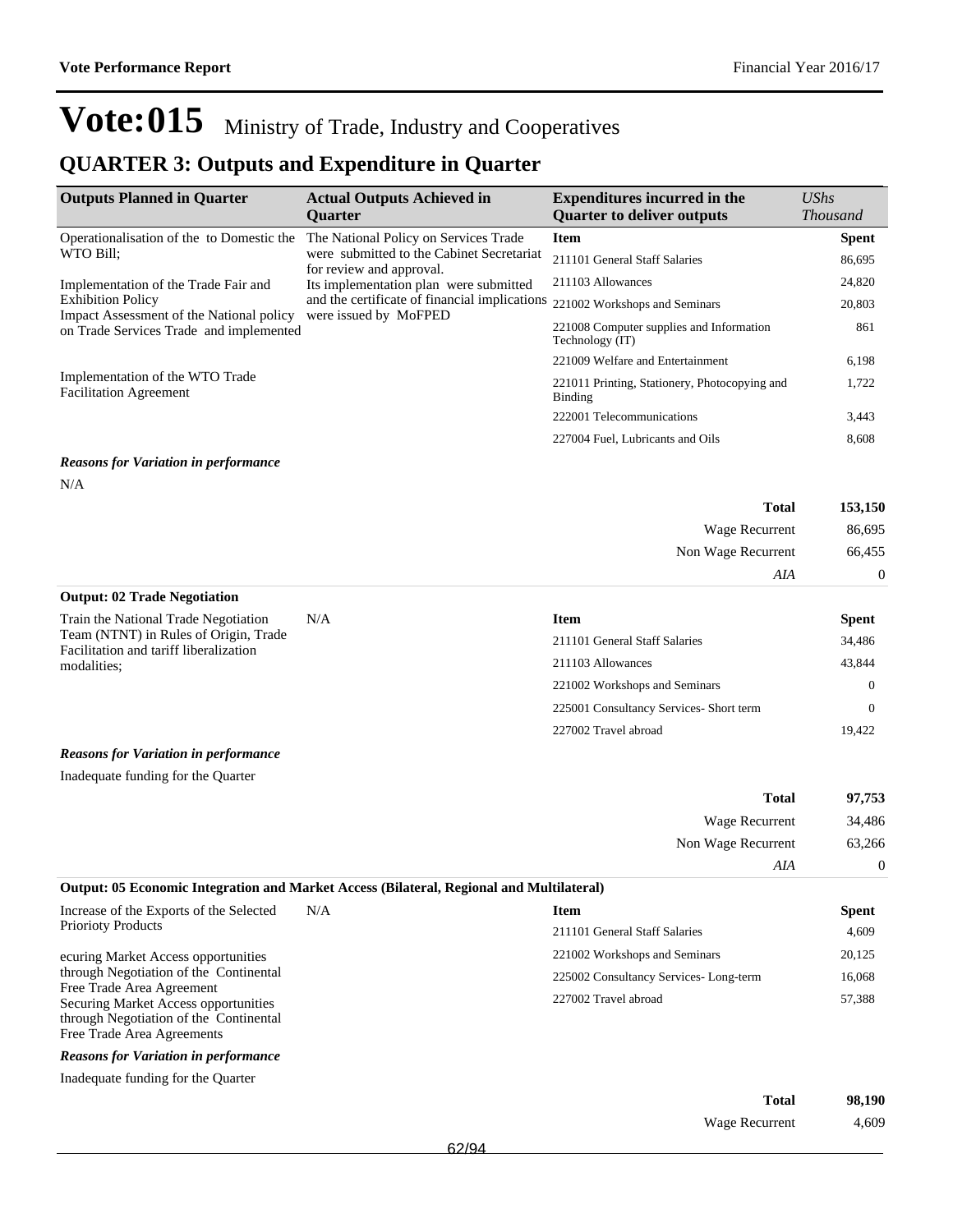# Vote:015 Ministry of Trade, Industry and Cooperatives

## QUARTER 3: Outputs and Expenditure in Quarter

| Outputs Planned in Quarter | Actual Outputs Achieved in Quarter | Expenditures incurred in the Quarter to deliver outputs | UShs Thousand |
|---|---|---|---|
| Operationalisation of the to Domestic the WTO Bill;<br><br>Implementation of the Trade Fair and Exhibition Policy<br>Impact Assessment of the National policy on Trade Services Trade and implemented<br><br>Implementation of the WTO Trade Facilitation Agreement | The National Policy on Services Trade were submitted to the Cabinet Secretariat for review and approval.<br>Its implementation plan were submitted and the certificate of financial implications were issued by MoFPED | **Item** | **Spent** |
| | | 211101 General Staff Salaries | 86,695 |
| | | 211103 Allowances | 24,820 |
| | | 221002 Workshops and Seminars | 20,803 |
| | | 221008 Computer supplies and Information Technology (IT) | 861 |
| | | 221009 Welfare and Entertainment | 6,198 |
| | | 221011 Printing, Stationery, Photocopying and Binding | 1,722 |
| | | 222001 Telecommunications | 3,443 |
| | | 227004 Fuel, Lubricants and Oils | 8,608 |

***Reasons for Variation in performance***

N/A

| | |
|---|---|
| **Total** | **153,150** |
| Wage Recurrent | 86,695 |
| Non Wage Recurrent | 66,455 |
| *AIA* | 0 |

**Output: 02 Trade Negotiation**

| Outputs Planned in Quarter | Actual Outputs Achieved in Quarter | Item | Spent |
|---|---|---|---|
| Train the National Trade Negotiation Team (NTNT) in Rules of Origin, Trade Facilitation and tariff liberalization modalities; | N/A | 211101 General Staff Salaries | 34,486 |
| | | 211103 Allowances | 43,844 |
| | | 221002 Workshops and Seminars | 0 |
| | | 225001 Consultancy Services- Short term | 0 |
| | | 227002 Travel abroad | 19,422 |

***Reasons for Variation in performance***

Inadequate funding for the Quarter

| | |
|---|---|
| **Total** | **97,753** |
| Wage Recurrent | 34,486 |
| Non Wage Recurrent | 63,266 |
| *AIA* | 0 |

**Output: 05 Economic Integration and Market Access (Bilateral, Regional and Multilateral)**

| Outputs Planned in Quarter | Actual Outputs Achieved in Quarter | Item | Spent |
|---|---|---|---|
| Increase of the Exports of the Selected Priorioty Products<br><br>ecuring Market Access opportunities through Negotiation of the Continental Free Trade Area Agreement<br>Securing Market Access opportunities through Negotiation of the Continental Free Trade Area Agreements | N/A | 211101 General Staff Salaries | 4,609 |
| | | 221002 Workshops and Seminars | 20,125 |
| | | 225002 Consultancy Services- Long-term | 16,068 |
| | | 227002 Travel abroad | 57,388 |

***Reasons for Variation in performance***

Inadequate funding for the Quarter

| | |
|---|---|
| **Total** | **98,190** |
| Wage Recurrent | 4,609 |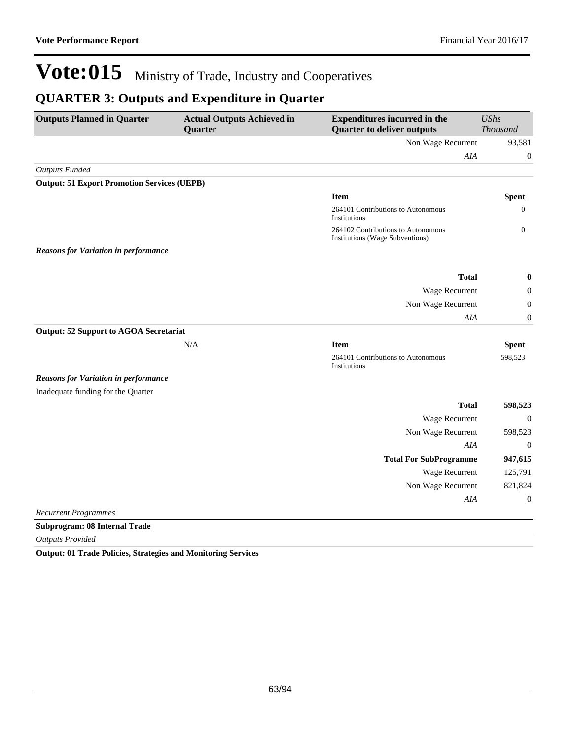# Vote:015 Ministry of Trade, Industry and Cooperatives

## QUARTER 3: Outputs and Expenditure in Quarter

| Outputs Planned in Quarter | Actual Outputs Achieved in Quarter | Expenditures incurred in the Quarter to deliver outputs | *UShs Thousand* |
|---|---|---|---|
| | | Non Wage Recurrent | 93,581 |
| | | *AIA* | 0 |

*Outputs Funded*

**Output: 51 Export Promotion Services (UEPB)**

| | | Item | Spent |
|---|---|---|---|
| | | 264101 Contributions to Autonomous Institutions | 0 |
| | | 264102 Contributions to Autonomous Institutions (Wage Subventions) | 0 |

***Reasons for Variation in performance***

| | |
|---|---|
| **Total** | **0** |
| Wage Recurrent | 0 |
| Non Wage Recurrent | 0 |
| *AIA* | 0 |

**Output: 52 Support to AGOA Secretariat**

| | | Item | Spent |
|---|---|---|---|
| | N/A | 264101 Contributions to Autonomous Institutions | 598,523 |

***Reasons for Variation in performance***

Inadequate funding for the Quarter

| | |
|---|---|
| **Total** | **598,523** |
| Wage Recurrent | 0 |
| Non Wage Recurrent | 598,523 |
| *AIA* | 0 |
| **Total For SubProgramme** | **947,615** |
| Wage Recurrent | 125,791 |
| Non Wage Recurrent | 821,824 |
| *AIA* | 0 |

*Recurrent Programmes*

**Subprogram: 08 Internal Trade**

*Outputs Provided*

**Output: 01 Trade Policies, Strategies and Monitoring Services**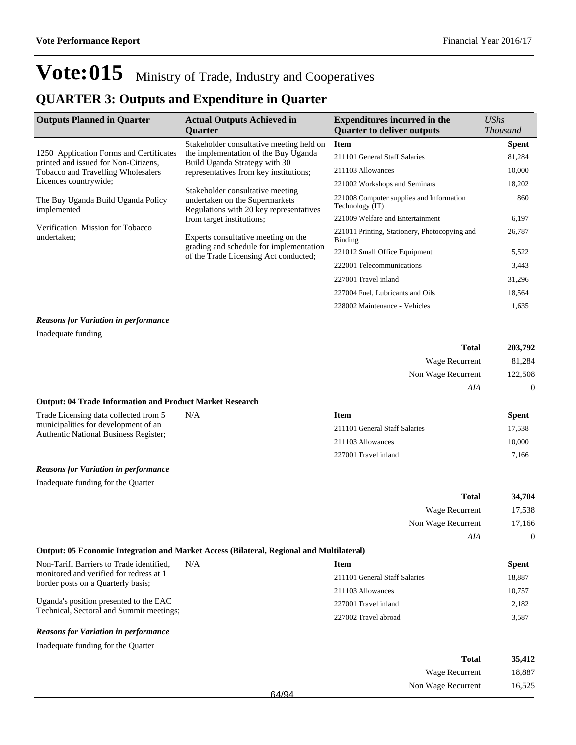# Vote:015 Ministry of Trade, Industry and Cooperatives

## QUARTER 3: Outputs and Expenditure in Quarter

| Outputs Planned in Quarter | Actual Outputs Achieved in Quarter | Expenditures incurred in the Quarter to deliver outputs | *UShs Thousand* |
|---|---|---|---|
| 1250 Application Forms and Certificates printed and issued for Non-Citizens, Tobacco and Travelling Wholesalers Licences countrywide;<br><br>The Buy Uganda Build Uganda Policy implemented<br><br>Verification Mission for Tobacco undertaken; | Stakeholder consultative meeting held on the implementation of the Buy Uganda Build Uganda Strategy with 30 representatives from key institutions;<br><br>Stakeholder consultative meeting undertaken on the Supermarkets Regulations with 20 key representatives from target institutions;<br><br>Experts consultative meeting on the grading and schedule for implementation of the Trade Licensing Act conducted; | **Item** | **Spent** |
| | | 211101 General Staff Salaries | 81,284 |
| | | 211103 Allowances | 10,000 |
| | | 221002 Workshops and Seminars | 18,202 |
| | | 221008 Computer supplies and Information Technology (IT) | 860 |
| | | 221009 Welfare and Entertainment | 6,197 |
| | | 221011 Printing, Stationery, Photocopying and Binding | 26,787 |
| | | 221012 Small Office Equipment | 5,522 |
| | | 222001 Telecommunications | 3,443 |
| | | 227001 Travel inland | 31,296 |
| | | 227004 Fuel, Lubricants and Oils | 18,564 |
| | | 228002 Maintenance - Vehicles | 1,635 |

***Reasons for Variation in performance***

Inadequate funding

| | |
|---|---|
| **Total** | **203,792** |
| Wage Recurrent | 81,284 |
| Non Wage Recurrent | 122,508 |
| *AIA* | 0 |

**Output: 04 Trade Information and Product Market Research**

| Outputs Planned in Quarter | Actual Outputs Achieved in Quarter | Item | Spent |
|---|---|---|---|
| Trade Licensing data collected from 5 municipalities for development of an Authentic National Business Register; | N/A | 211101 General Staff Salaries | 17,538 |
| | | 211103 Allowances | 10,000 |
| | | 227001 Travel inland | 7,166 |

***Reasons for Variation in performance***

Inadequate funding for the Quarter

| | |
|---|---|
| **Total** | **34,704** |
| Wage Recurrent | 17,538 |
| Non Wage Recurrent | 17,166 |
| *AIA* | 0 |

**Output: 05 Economic Integration and Market Access (Bilateral, Regional and Multilateral)**

| Outputs Planned in Quarter | Actual Outputs Achieved in Quarter | Item | Spent |
|---|---|---|---|
| Non-Tariff Barriers to Trade identified, monitored and verified for redress at 1 border posts on a Quarterly basis;<br><br>Uganda's position presented to the EAC Technical, Sectoral and Summit meetings; | N/A | 211101 General Staff Salaries | 18,887 |
| | | 211103 Allowances | 10,757 |
| | | 227001 Travel inland | 2,182 |
| | | 227002 Travel abroad | 3,587 |

***Reasons for Variation in performance***

Inadequate funding for the Quarter

| | |
|---|---|
| **Total** | **35,412** |
| Wage Recurrent | 18,887 |
| Non Wage Recurrent | 16,525 |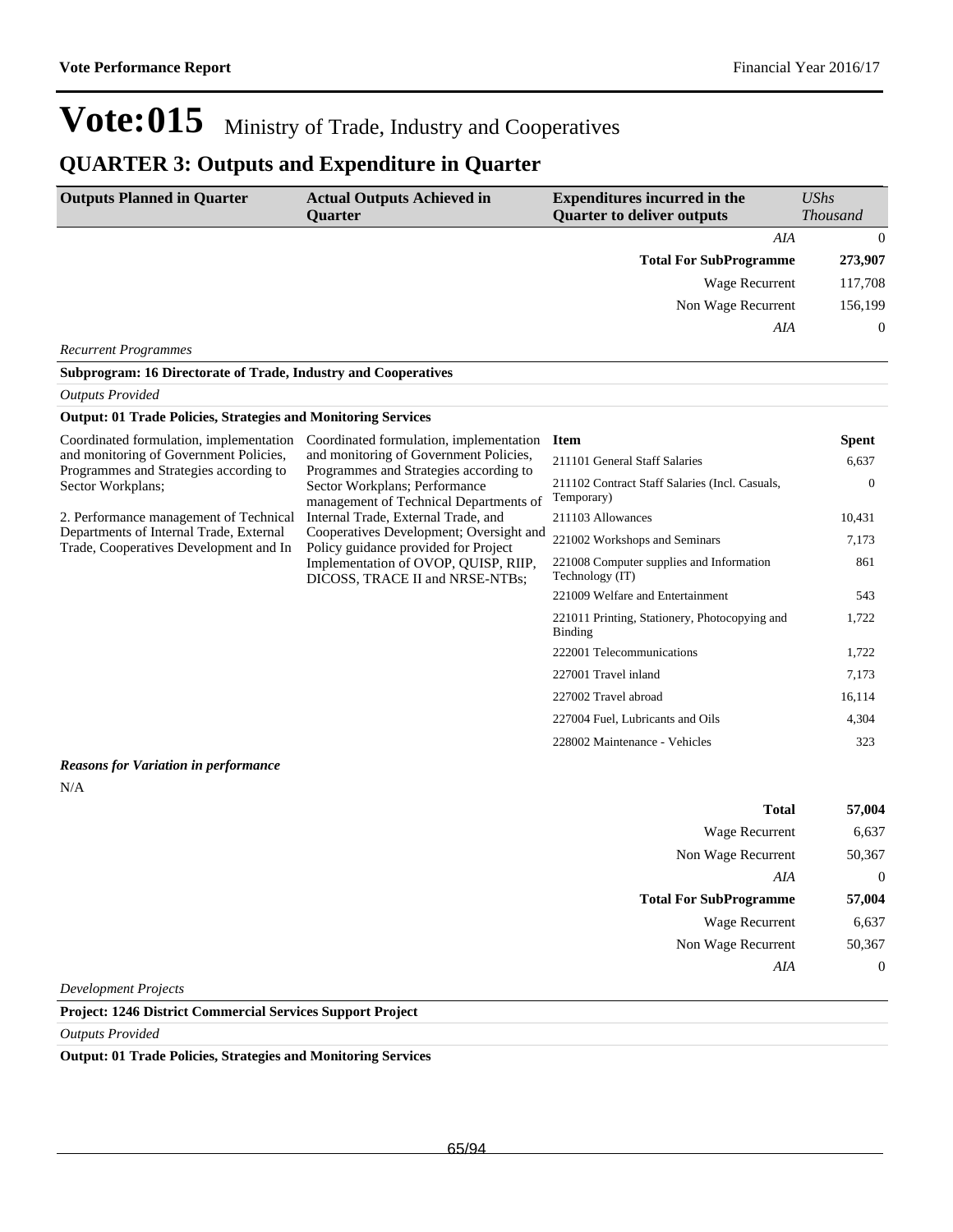# Vote:015 Ministry of Trade, Industry and Cooperatives

## QUARTER 3: Outputs and Expenditure in Quarter

| Outputs Planned in Quarter | Actual Outputs Achieved in Quarter | Expenditures incurred in the Quarter to deliver outputs | UShs Thousand |
|---|---|---|---|
| | | *AIA* | 0 |
| | | **Total For SubProgramme** | **273,907** |
| | | Wage Recurrent | 117,708 |
| | | Non Wage Recurrent | 156,199 |
| | | *AIA* | 0 |

*Recurrent Programmes*

**Subprogram: 16 Directorate of Trade, Industry and Cooperatives**

*Outputs Provided*

**Output: 01 Trade Policies, Strategies and Monitoring Services**

| Outputs Planned in Quarter | Actual Outputs Achieved in Quarter | Item | Spent |
|---|---|---|---|
| Coordinated formulation, implementation and monitoring of Government Policies, Programmes and Strategies according to Sector Workplans;<br><br>2. Performance management of Technical Departments of Internal Trade, External Trade, Cooperatives Development and In | Coordinated formulation, implementation and monitoring of Government Policies, Programmes and Strategies according to Sector Workplans; Performance management of Technical Departments of Internal Trade, External Trade, and Cooperatives Development; Oversight and Policy guidance provided for Project Implementation of OVOP, QUISP, RIIP, DICOSS, TRACE II and NRSE-NTBs; | 211101 General Staff Salaries | 6,637 |
| | | 211102 Contract Staff Salaries (Incl. Casuals, Temporary) | 0 |
| | | 211103 Allowances | 10,431 |
| | | 221002 Workshops and Seminars | 7,173 |
| | | 221008 Computer supplies and Information Technology (IT) | 861 |
| | | 221009 Welfare and Entertainment | 543 |
| | | 221011 Printing, Stationery, Photocopying and Binding | 1,722 |
| | | 222001 Telecommunications | 1,722 |
| | | 227001 Travel inland | 7,173 |
| | | 227002 Travel abroad | 16,114 |
| | | 227004 Fuel, Lubricants and Oils | 4,304 |
| | | 228002 Maintenance - Vehicles | 323 |

***Reasons for Variation in performance***

N/A

| | |
|---|---|
| **Total** | **57,004** |
| Wage Recurrent | 6,637 |
| Non Wage Recurrent | 50,367 |
| *AIA* | 0 |
| **Total For SubProgramme** | **57,004** |
| Wage Recurrent | 6,637 |
| Non Wage Recurrent | 50,367 |
| *AIA* | 0 |

*Development Projects*

**Project: 1246 District Commercial Services Support Project**

*Outputs Provided*

**Output: 01 Trade Policies, Strategies and Monitoring Services**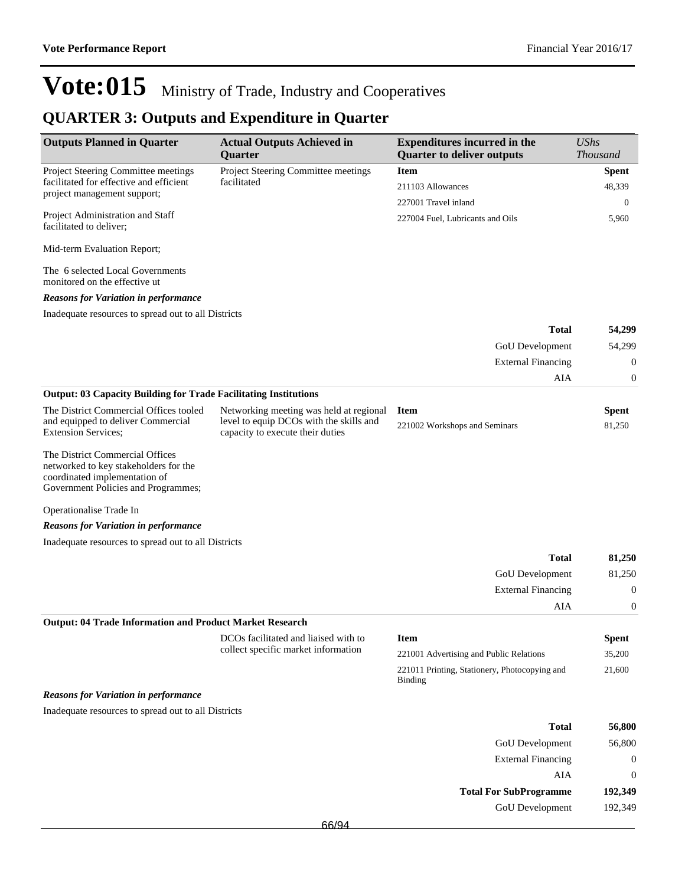# Vote:015 Ministry of Trade, Industry and Cooperatives

## QUARTER 3: Outputs and Expenditure in Quarter

| Outputs Planned in Quarter | Actual Outputs Achieved in Quarter | Expenditures incurred in the Quarter to deliver outputs | UShs Thousand |
|---|---|---|---|
| Project Steering Committee meetings facilitated for effective and efficient project management support;<br><br>Project Administration and Staff facilitated to deliver;<br><br>Mid-term Evaluation Report;<br><br>The 6 selected Local Governments monitored on the effective ut | Project Steering Committee meetings facilitated | **Item** | **Spent** |
| | | 211103 Allowances | 48,339 |
| | | 227001 Travel inland | 0 |
| | | 227004 Fuel, Lubricants and Oils | 5,960 |

***Reasons for Variation in performance***

Inadequate resources to spread out to all Districts

| | |
|---|---|
| **Total** | **54,299** |
| GoU Development | 54,299 |
| External Financing | 0 |
| AIA | 0 |

**Output: 03 Capacity Building for Trade Facilitating Institutions**

| Outputs Planned in Quarter | Actual Outputs Achieved in Quarter | Expenditures incurred in the Quarter to deliver outputs | UShs Thousand |
|---|---|---|---|
| The District Commercial Offices tooled and equipped to deliver Commercial Extension Services;<br><br>The District Commercial Offices networked to key stakeholders for the coordinated implementation of Government Policies and Programmes;<br><br>Operationalise Trade In | Networking meeting was held at regional level to equip DCOs with the skills and capacity to execute their duties | **Item** | **Spent** |
| | | 221002 Workshops and Seminars | 81,250 |

***Reasons for Variation in performance***

Inadequate resources to spread out to all Districts

| | |
|---|---|
| **Total** | **81,250** |
| GoU Development | 81,250 |
| External Financing | 0 |
| AIA | 0 |

**Output: 04 Trade Information and Product Market Research**

| Outputs Planned in Quarter | Actual Outputs Achieved in Quarter | Expenditures incurred in the Quarter to deliver outputs | UShs Thousand |
|---|---|---|---|
| | DCOs facilitated and liaised with to collect specific market information | **Item** | **Spent** |
| | | 221001 Advertising and Public Relations | 35,200 |
| | | 221011 Printing, Stationery, Photocopying and Binding | 21,600 |

***Reasons for Variation in performance***

Inadequate resources to spread out to all Districts

| | |
|---|---|
| **Total** | **56,800** |
| GoU Development | 56,800 |
| External Financing | 0 |
| AIA | 0 |
| **Total For SubProgramme** | **192,349** |
| GoU Development | 192,349 |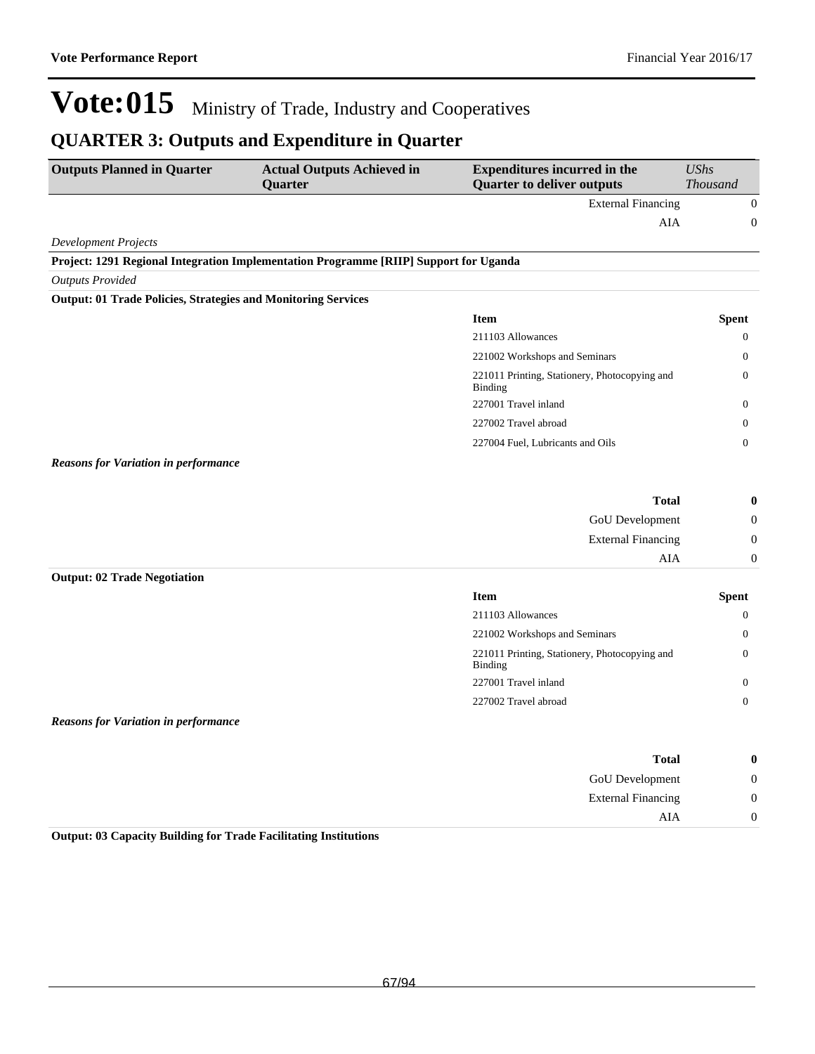# Vote:015 Ministry of Trade, Industry and Cooperatives

## QUARTER 3: Outputs and Expenditure in Quarter

| Outputs Planned in Quarter | Actual Outputs Achieved in Quarter | Expenditures incurred in the Quarter to deliver outputs | *UShs Thousand* |
|---|---|---|---|
| | | External Financing | 0 |
| | | AIA | 0 |

*Development Projects*

**Project: 1291 Regional Integration Implementation Programme [RIIP] Support for Uganda**

*Outputs Provided*

**Output: 01 Trade Policies, Strategies and Monitoring Services**

| Item | Spent |
|---|---|
| 211103 Allowances | 0 |
| 221002 Workshops and Seminars | 0 |
| 221011 Printing, Stationery, Photocopying and Binding | 0 |
| 227001 Travel inland | 0 |
| 227002 Travel abroad | 0 |
| 227004 Fuel, Lubricants and Oils | 0 |

***Reasons for Variation in performance***

| | |
|---|---|
| **Total** | **0** |
| GoU Development | 0 |
| External Financing | 0 |
| AIA | 0 |

**Output: 02 Trade Negotiation**

| Item | Spent |
|---|---|
| 211103 Allowances | 0 |
| 221002 Workshops and Seminars | 0 |
| 221011 Printing, Stationery, Photocopying and Binding | 0 |
| 227001 Travel inland | 0 |
| 227002 Travel abroad | 0 |

***Reasons for Variation in performance***

| | |
|---|---|
| **Total** | **0** |
| GoU Development | 0 |
| External Financing | 0 |
| AIA | 0 |

**Output: 03 Capacity Building for Trade Facilitating Institutions**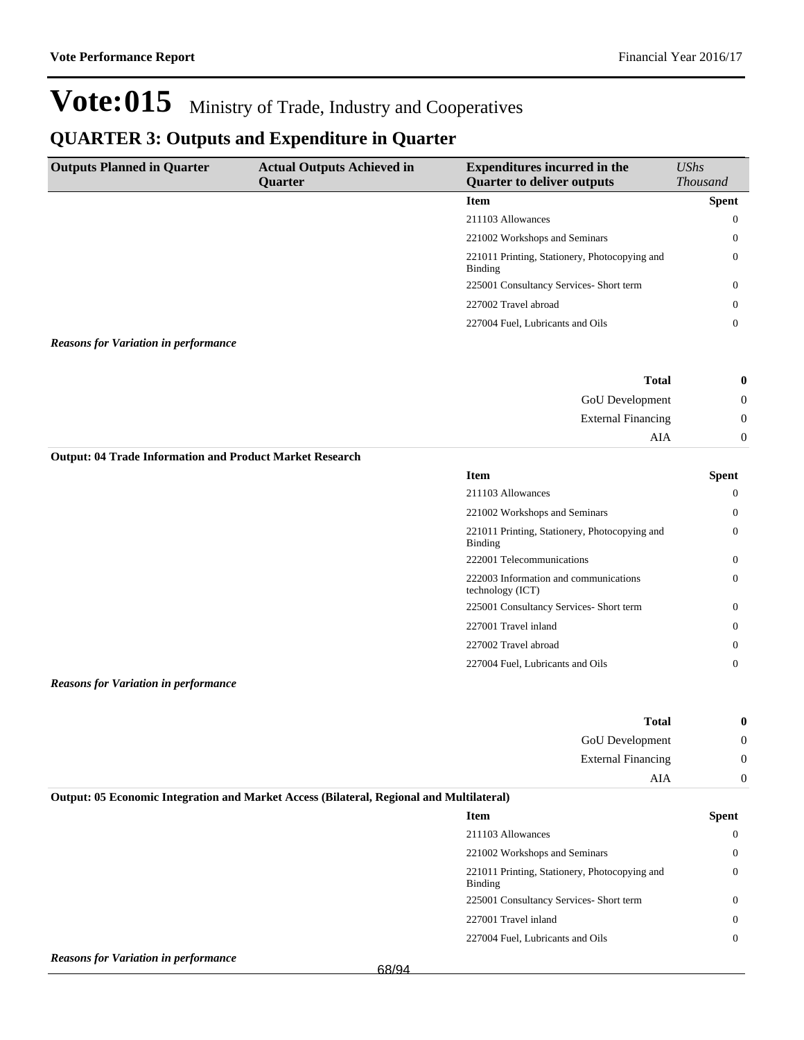# Vote:015 Ministry of Trade, Industry and Cooperatives

## QUARTER 3: Outputs and Expenditure in Quarter

| Outputs Planned in Quarter | Actual Outputs Achieved in Quarter | Expenditures incurred in the Quarter to deliver outputs | *UShs Thousand* |
|---|---|---|---|
| | | **Item** | **Spent** |
| | | 211103 Allowances | 0 |
| | | 221002 Workshops and Seminars | 0 |
| | | 221011 Printing, Stationery, Photocopying and Binding | 0 |
| | | 225001 Consultancy Services- Short term | 0 |
| | | 227002 Travel abroad | 0 |
| | | 227004 Fuel, Lubricants and Oils | 0 |

***Reasons for Variation in performance***

| | |
|---|---|
| **Total** | **0** |
| GoU Development | 0 |
| External Financing | 0 |
| AIA | 0 |

**Output: 04 Trade Information and Product Market Research**

| Item | Spent |
|---|---|
| 211103 Allowances | 0 |
| 221002 Workshops and Seminars | 0 |
| 221011 Printing, Stationery, Photocopying and Binding | 0 |
| 222001 Telecommunications | 0 |
| 222003 Information and communications technology (ICT) | 0 |
| 225001 Consultancy Services- Short term | 0 |
| 227001 Travel inland | 0 |
| 227002 Travel abroad | 0 |
| 227004 Fuel, Lubricants and Oils | 0 |

***Reasons for Variation in performance***

| | |
|---|---|
| **Total** | **0** |
| GoU Development | 0 |
| External Financing | 0 |
| AIA | 0 |

**Output: 05 Economic Integration and Market Access (Bilateral, Regional and Multilateral)**

| Item | Spent |
|---|---|
| 211103 Allowances | 0 |
| 221002 Workshops and Seminars | 0 |
| 221011 Printing, Stationery, Photocopying and Binding | 0 |
| 225001 Consultancy Services- Short term | 0 |
| 227001 Travel inland | 0 |
| 227004 Fuel, Lubricants and Oils | 0 |

***Reasons for Variation in performance***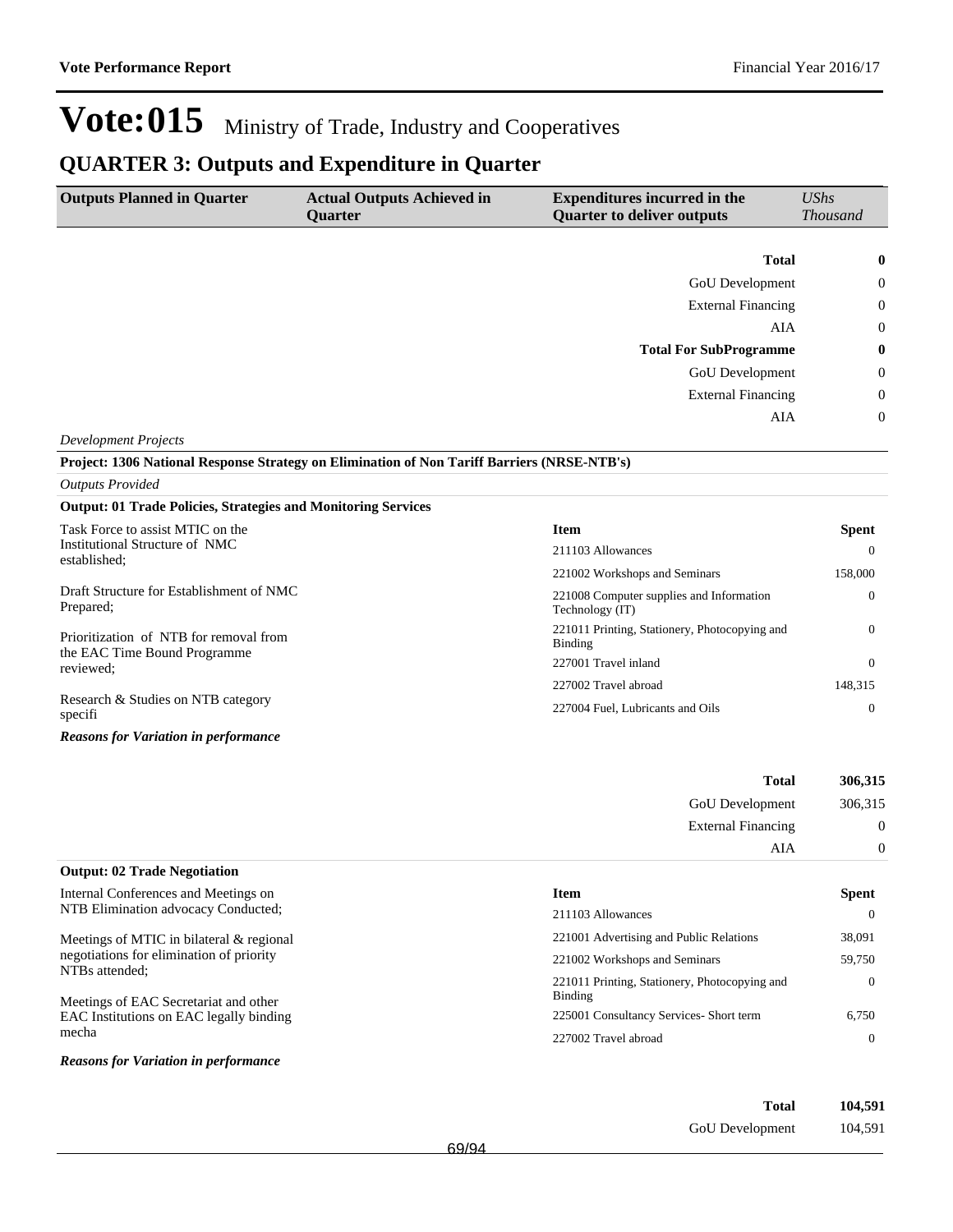# Vote:015 Ministry of Trade, Industry and Cooperatives

## QUARTER 3: Outputs and Expenditure in Quarter

| Outputs Planned in Quarter | Actual Outputs Achieved in Quarter | Expenditures incurred in the Quarter to deliver outputs | *UShs Thousand* |
|---|---|---|---|

| | |
|---|---|
| **Total** | **0** |
| GoU Development | 0 |
| External Financing | 0 |
| AIA | 0 |
| **Total For SubProgramme** | **0** |
| GoU Development | 0 |
| External Financing | 0 |
| AIA | 0 |

*Development Projects*

**Project: 1306 National Response Strategy on Elimination of Non Tariff Barriers (NRSE-NTB's)**

*Outputs Provided*

**Output: 01 Trade Policies, Strategies and Monitoring Services**

Task Force to assist MTIC on the Institutional Structure of NMC established;

Draft Structure for Establishment of NMC Prepared;

Prioritization of NTB for removal from the EAC Time Bound Programme reviewed;

Research & Studies on NTB category specifi

| Item | Spent |
|---|---|
| 211103 Allowances | 0 |
| 221002 Workshops and Seminars | 158,000 |
| 221008 Computer supplies and Information Technology (IT) | 0 |
| 221011 Printing, Stationery, Photocopying and Binding | 0 |
| 227001 Travel inland | 0 |
| 227002 Travel abroad | 148,315 |
| 227004 Fuel, Lubricants and Oils | 0 |

***Reasons for Variation in performance***

| | |
|---|---|
| **Total** | **306,315** |
| GoU Development | 306,315 |
| External Financing | 0 |
| AIA | 0 |

**Output: 02 Trade Negotiation**

Internal Conferences and Meetings on NTB Elimination advocacy Conducted;

Meetings of MTIC in bilateral & regional negotiations for elimination of priority NTBs attended;

Meetings of EAC Secretariat and other EAC Institutions on EAC legally binding mecha

| Item | Spent |
|---|---|
| 211103 Allowances | 0 |
| 221001 Advertising and Public Relations | 38,091 |
| 221002 Workshops and Seminars | 59,750 |
| 221011 Printing, Stationery, Photocopying and Binding | 0 |
| 225001 Consultancy Services- Short term | 6,750 |
| 227002 Travel abroad | 0 |

***Reasons for Variation in performance***

| | |
|---|---|
| **Total** | **104,591** |
| GoU Development | 104,591 |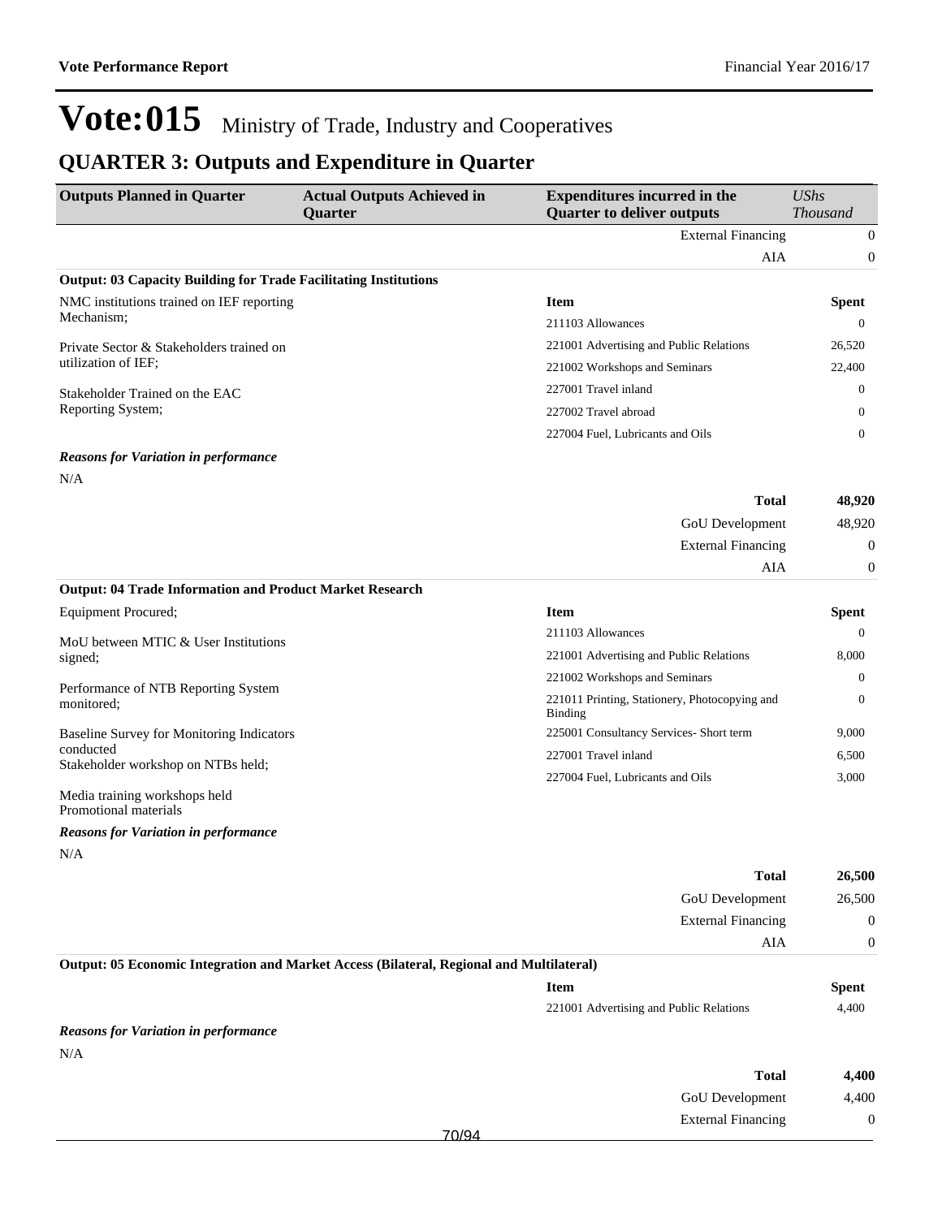# Vote:015 Ministry of Trade, Industry and Cooperatives

## QUARTER 3: Outputs and Expenditure in Quarter

| Outputs Planned in Quarter | Actual Outputs Achieved in Quarter | Expenditures incurred in the Quarter to deliver outputs | *UShs Thousand* |
|---|---|---|---|
| | | External Financing | 0 |
| | | AIA | 0 |

**Output: 03 Capacity Building for Trade Facilitating Institutions**

| Outputs Planned in Quarter | Actual Outputs Achieved in Quarter | Item | Spent |
|---|---|---|---|
| NMC institutions trained on IEF reporting Mechanism; | | 211103 Allowances | 0 |
| Private Sector & Stakeholders trained on utilization of IEF; | | 221001 Advertising and Public Relations | 26,520 |
| Stakeholder Trained on the EAC Reporting System; | | 221002 Workshops and Seminars | 22,400 |
| | | 227001 Travel inland | 0 |
| | | 227002 Travel abroad | 0 |
| | | 227004 Fuel, Lubricants and Oils | 0 |

***Reasons for Variation in performance***

N/A

| | |
|---|---|
| **Total** | **48,920** |
| GoU Development | 48,920 |
| External Financing | 0 |
| AIA | 0 |

**Output: 04 Trade Information and Product Market Research**

| Outputs Planned in Quarter | Actual Outputs Achieved in Quarter | Item | Spent |
|---|---|---|---|
| Equipment Procured; | | 211103 Allowances | 0 |
| MoU between MTIC & User Institutions signed; | | 221001 Advertising and Public Relations | 8,000 |
| Performance of NTB Reporting System monitored; | | 221002 Workshops and Seminars | 0 |
| Baseline Survey for Monitoring Indicators conducted | | 221011 Printing, Stationery, Photocopying and Binding | 0 |
| Stakeholder workshop on NTBs held; | | 225001 Consultancy Services- Short term | 9,000 |
| Media training workshops held | | 227001 Travel inland | 6,500 |
| Promotional materials | | 227004 Fuel, Lubricants and Oils | 3,000 |

***Reasons for Variation in performance***

N/A

| | |
|---|---|
| **Total** | **26,500** |
| GoU Development | 26,500 |
| External Financing | 0 |
| AIA | 0 |

**Output: 05 Economic Integration and Market Access (Bilateral, Regional and Multilateral)**

| Item | Spent |
|---|---|
| 221001 Advertising and Public Relations | 4,400 |

***Reasons for Variation in performance***

N/A

| | |
|---|---|
| **Total** | **4,400** |
| GoU Development | 4,400 |
| External Financing | 0 |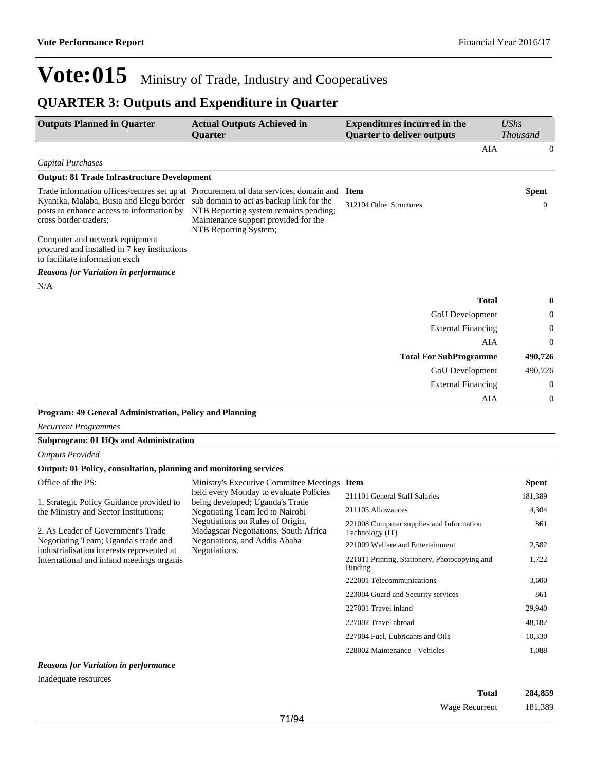# Vote:015 Ministry of Trade, Industry and Cooperatives

## QUARTER 3: Outputs and Expenditure in Quarter

| Outputs Planned in Quarter | Actual Outputs Achieved in Quarter | Expenditures incurred in the Quarter to deliver outputs | UShs Thousand |
|---|---|---|---|
| | | AIA | 0 |

*Capital Purchases*

**Output: 81 Trade Infrastructure Development**

| Outputs Planned in Quarter | Actual Outputs Achieved in Quarter | Item | Spent |
|---|---|---|---|
| Trade information offices/centres set up at Kyanika, Malaba, Busia and Elegu border posts to enhance access to information by cross border traders;<br><br>Computer and network equipment procured and installed in 7 key institutions to facilitate information exch | Procurement of data services, domain and sub domain to act as backup link for the NTB Reporting system remains pending; Maintenance support provided for the NTB Reporting System; | 312104 Other Structures | 0 |

***Reasons for Variation in performance***

N/A

| | |
|---|---|
| **Total** | **0** |
| GoU Development | 0 |
| External Financing | 0 |
| AIA | 0 |
| **Total For SubProgramme** | **490,726** |
| GoU Development | 490,726 |
| External Financing | 0 |
| AIA | 0 |

**Program: 49 General Administration, Policy and Planning**

*Recurrent Programmes*

**Subprogram: 01 HQs and Administration**

*Outputs Provided*

**Output: 01 Policy, consultation, planning and monitoring services**

| Outputs Planned in Quarter | Actual Outputs Achieved in Quarter | Item | Spent |
|---|---|---|---|
| Office of the PS:<br><br>1. Strategic Policy Guidance provided to the Ministry and Sector Institutions;<br><br>2. As Leader of Government's Trade Negotiating Team; Uganda's trade and industrialisation interests represented at International and inland meetings organis | Ministry's Executive Committee Meetings held every Monday to evaluate Policies being developed; Uganda's Trade Negotiating Team led to Nairobi Negotiations on Rules of Origin, Madagscar Negotiations, South Africa Negotiations, and Addis Ababa Negotiations. | 211101 General Staff Salaries | 181,389 |
| | | 211103 Allowances | 4,304 |
| | | 221008 Computer supplies and Information Technology (IT) | 861 |
| | | 221009 Welfare and Entertainment | 2,582 |
| | | 221011 Printing, Stationery, Photocopying and Binding | 1,722 |
| | | 222001 Telecommunications | 3,600 |
| | | 223004 Guard and Security services | 861 |
| | | 227001 Travel inland | 29,940 |
| | | 227002 Travel abroad | 48,182 |
| | | 227004 Fuel, Lubricants and Oils | 10,330 |
| | | 228002 Maintenance - Vehicles | 1,088 |

***Reasons for Variation in performance***

Inadequate resources

| | |
|---|---|
| **Total** | **284,859** |
| Wage Recurrent | 181,389 |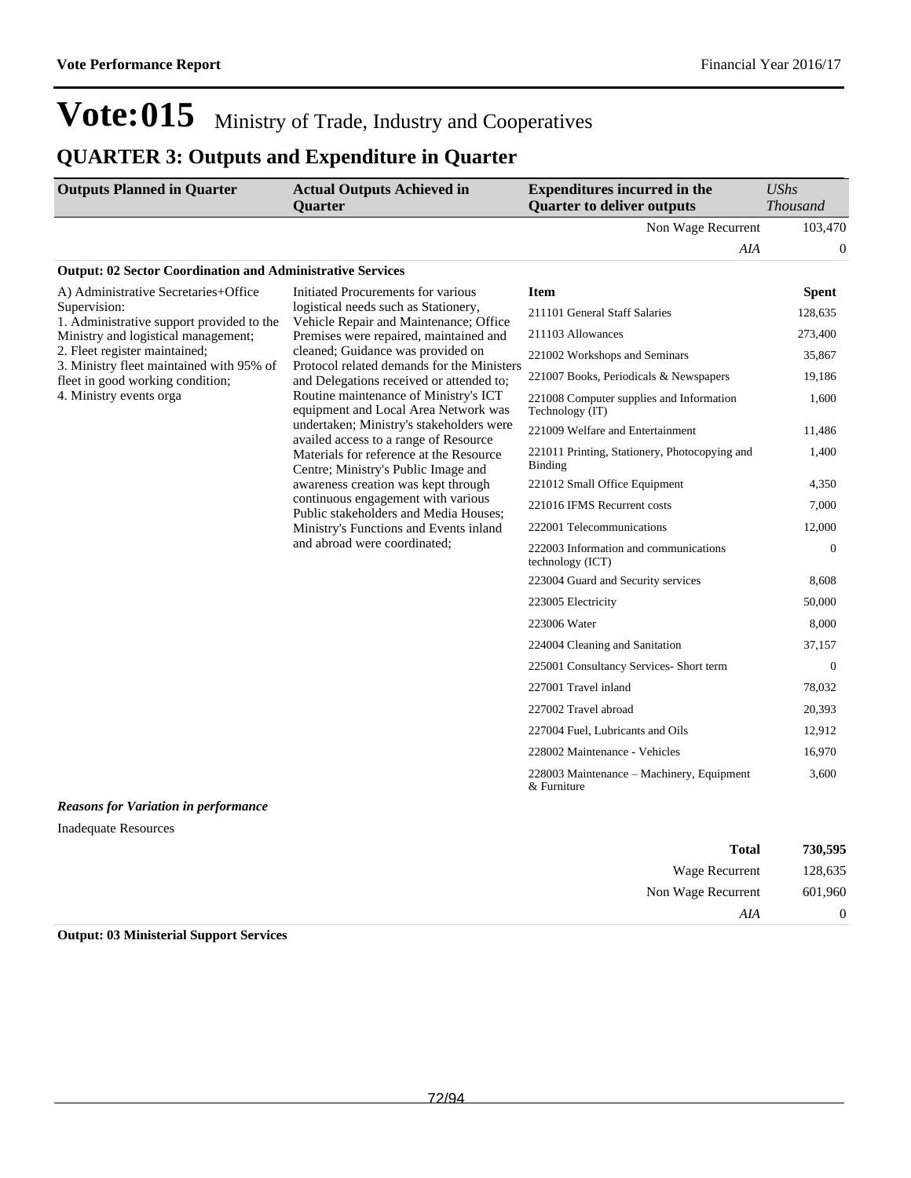# Vote:015 Ministry of Trade, Industry and Cooperatives

## QUARTER 3: Outputs and Expenditure in Quarter

| Outputs Planned in Quarter | Actual Outputs Achieved in Quarter | Expenditures incurred in the Quarter to deliver outputs | UShs Thousand |
|---|---|---|---|
| | | Non Wage Recurrent | 103,470 |
| | | *AIA* | 0 |

**Output: 02 Sector Coordination and Administrative Services**

| Outputs Planned in Quarter | Actual Outputs Achieved in Quarter | Item | Spent |
|---|---|---|---|
| A) Administrative Secretaries+Office Supervision:<br>1. Administrative support provided to the Ministry and logistical management;<br>2. Fleet register maintained;<br>3. Ministry fleet maintained with 95% of fleet in good working condition;<br>4. Ministry events orga | Initiated Procurements for various logistical needs such as Stationery, Vehicle Repair and Maintenance; Office Premises were repaired, maintained and cleaned; Guidance was provided on Protocol related demands for the Ministers and Delegations received or attended to; Routine maintenance of Ministry's ICT equipment and Local Area Network was undertaken; Ministry's stakeholders were availed access to a range of Resource Materials for reference at the Resource Centre; Ministry's Public Image and awareness creation was kept through continuous engagement with various Public stakeholders and Media Houses; Ministry's Functions and Events inland and abroad were coordinated; | 211101 General Staff Salaries | 128,635 |
| | | 211103 Allowances | 273,400 |
| | | 221002 Workshops and Seminars | 35,867 |
| | | 221007 Books, Periodicals & Newspapers | 19,186 |
| | | 221008 Computer supplies and Information Technology (IT) | 1,600 |
| | | 221009 Welfare and Entertainment | 11,486 |
| | | 221011 Printing, Stationery, Photocopying and Binding | 1,400 |
| | | 221012 Small Office Equipment | 4,350 |
| | | 221016 IFMS Recurrent costs | 7,000 |
| | | 222001 Telecommunications | 12,000 |
| | | 222003 Information and communications technology (ICT) | 0 |
| | | 223004 Guard and Security services | 8,608 |
| | | 223005 Electricity | 50,000 |
| | | 223006 Water | 8,000 |
| | | 224004 Cleaning and Sanitation | 37,157 |
| | | 225001 Consultancy Services- Short term | 0 |
| | | 227001 Travel inland | 78,032 |
| | | 227002 Travel abroad | 20,393 |
| | | 227004 Fuel, Lubricants and Oils | 12,912 |
| | | 228002 Maintenance - Vehicles | 16,970 |
| | | 228003 Maintenance – Machinery, Equipment & Furniture | 3,600 |

***Reasons for Variation in performance***

Inadequate Resources

| | |
|---|---|
| **Total** | **730,595** |
| Wage Recurrent | 128,635 |
| Non Wage Recurrent | 601,960 |
| *AIA* | 0 |

**Output: 03 Ministerial Support Services**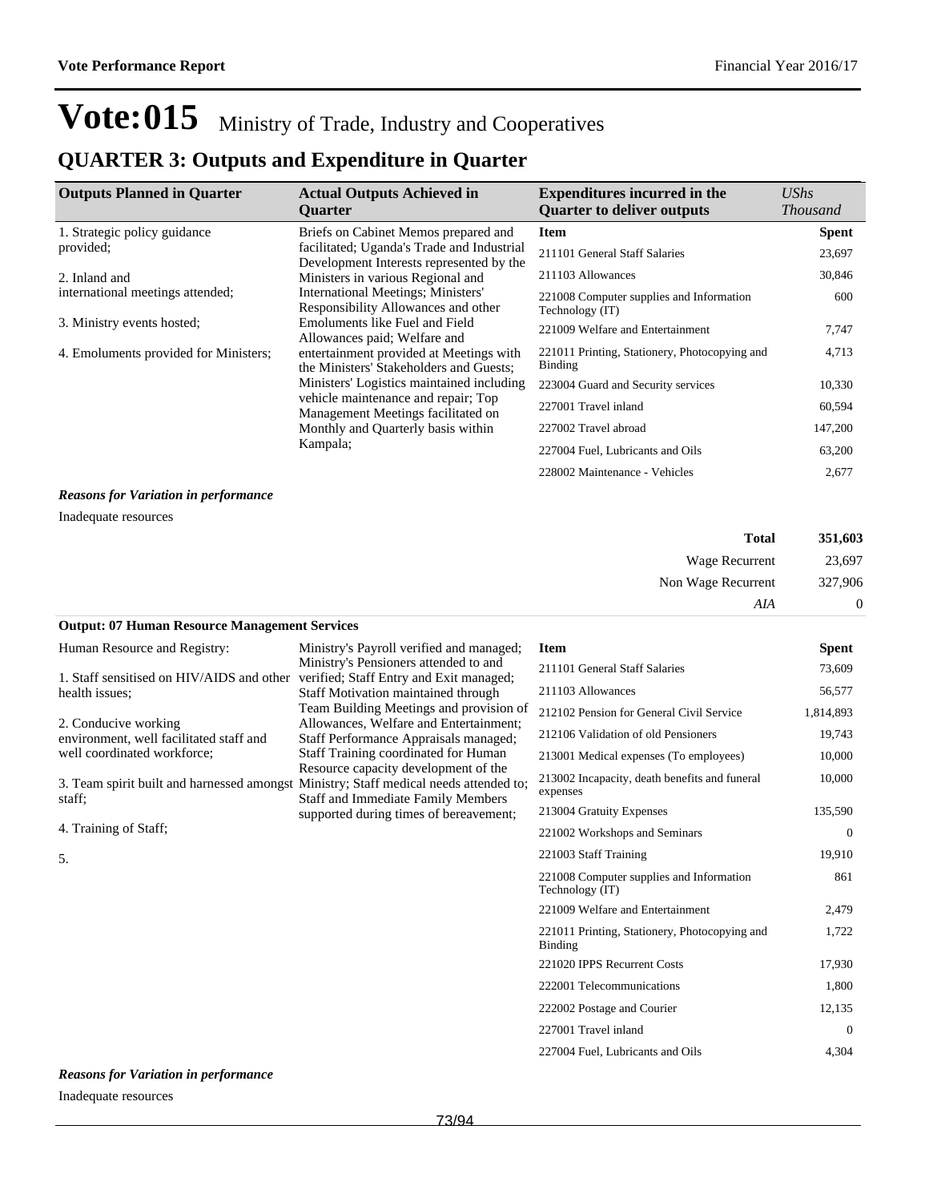# Vote:015 Ministry of Trade, Industry and Cooperatives

## QUARTER 3: Outputs and Expenditure in Quarter

| Outputs Planned in Quarter | Actual Outputs Achieved in Quarter | Expenditures incurred in the Quarter to deliver outputs | *UShs Thousand* |
|---|---|---|---|
| 1. Strategic policy guidance provided;<br><br>2. Inland and international meetings attended;<br><br>3. Ministry events hosted;<br><br>4. Emoluments provided for Ministers; | Briefs on Cabinet Memos prepared and facilitated; Uganda's Trade and Industrial Development Interests represented by the Ministers in various Regional and International Meetings; Ministers' Responsibility Allowances and other Emoluments like Fuel and Field Allowances paid; Welfare and entertainment provided at Meetings with the Ministers' Stakeholders and Guests; Ministers' Logistics maintained including vehicle maintenance and repair; Top Management Meetings facilitated on Monthly and Quarterly basis within Kampala; | **Item** | **Spent** |
| | | 211101 General Staff Salaries | 23,697 |
| | | 211103 Allowances | 30,846 |
| | | 221008 Computer supplies and Information Technology (IT) | 600 |
| | | 221009 Welfare and Entertainment | 7,747 |
| | | 221011 Printing, Stationery, Photocopying and Binding | 4,713 |
| | | 223004 Guard and Security services | 10,330 |
| | | 227001 Travel inland | 60,594 |
| | | 227002 Travel abroad | 147,200 |
| | | 227004 Fuel, Lubricants and Oils | 63,200 |
| | | 228002 Maintenance - Vehicles | 2,677 |

***Reasons for Variation in performance***

Inadequate resources

| | |
|---|---|
| **Total** | **351,603** |
| Wage Recurrent | 23,697 |
| Non Wage Recurrent | 327,906 |
| *AIA* | 0 |

**Output: 07 Human Resource Management Services**

| Outputs Planned in Quarter | Actual Outputs Achieved in Quarter | Expenditures incurred in the Quarter to deliver outputs | *UShs Thousand* |
|---|---|---|---|
| Human Resource and Registry:<br><br>1. Staff sensitised on HIV/AIDS and other health issues;<br><br>2. Conducive working environment, well facilitated staff and well coordinated workforce;<br><br>3. Team spirit built and harnessed amongst staff;<br><br>4. Training of Staff;<br><br>5. | Ministry's Payroll verified and managed; Ministry's Pensioners attended to and verified; Staff Entry and Exit managed; Staff Motivation maintained through Team Building Meetings and provision of Allowances, Welfare and Entertainment; Staff Performance Appraisals managed; Staff Training coordinated for Human Resource capacity development of the Ministry; Staff medical needs attended to; Staff and Immediate Family Members supported during times of bereavement; | **Item** | **Spent** |
| | | 211101 General Staff Salaries | 73,609 |
| | | 211103 Allowances | 56,577 |
| | | 212102 Pension for General Civil Service | 1,814,893 |
| | | 212106 Validation of old Pensioners | 19,743 |
| | | 213001 Medical expenses (To employees) | 10,000 |
| | | 213002 Incapacity, death benefits and funeral expenses | 10,000 |
| | | 213004 Gratuity Expenses | 135,590 |
| | | 221002 Workshops and Seminars | 0 |
| | | 221003 Staff Training | 19,910 |
| | | 221008 Computer supplies and Information Technology (IT) | 861 |
| | | 221009 Welfare and Entertainment | 2,479 |
| | | 221011 Printing, Stationery, Photocopying and Binding | 1,722 |
| | | 221020 IPPS Recurrent Costs | 17,930 |
| | | 222001 Telecommunications | 1,800 |
| | | 222002 Postage and Courier | 12,135 |
| | | 227001 Travel inland | 0 |
| | | 227004 Fuel, Lubricants and Oils | 4,304 |

***Reasons for Variation in performance***

Inadequate resources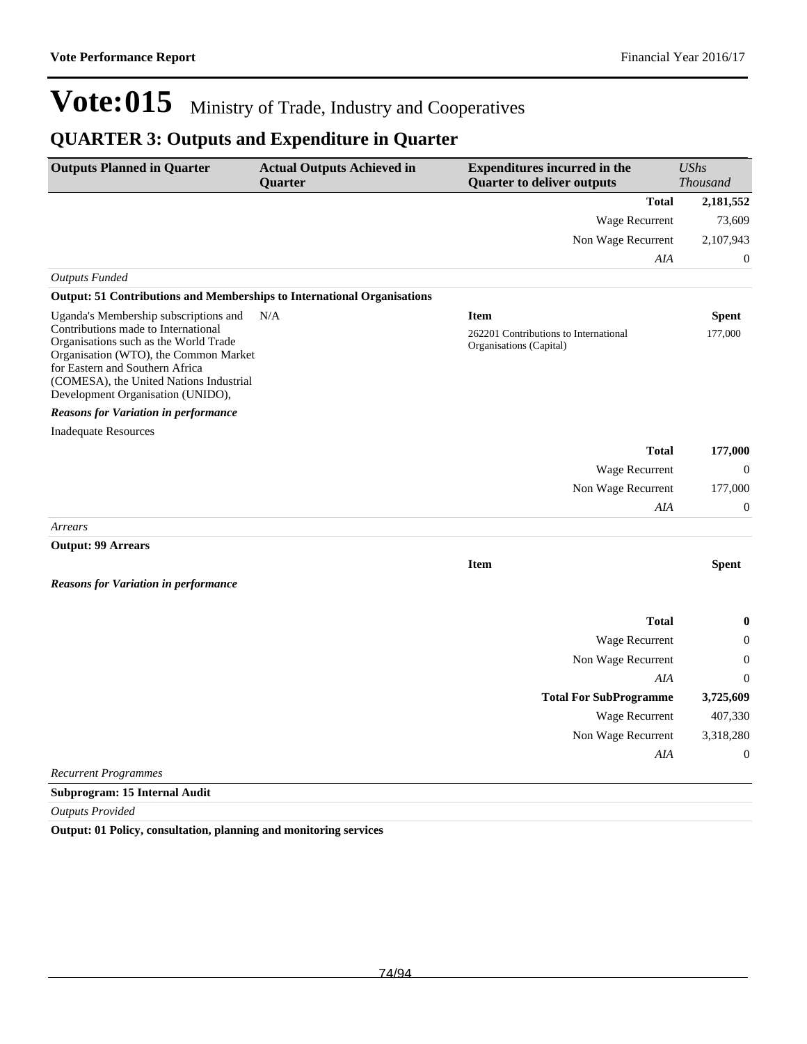# Vote:015 Ministry of Trade, Industry and Cooperatives

## QUARTER 3: Outputs and Expenditure in Quarter

| Outputs Planned in Quarter | Actual Outputs Achieved in Quarter | Expenditures incurred in the Quarter to deliver outputs | UShs Thousand |
|---|---|---|---|
| | | **Total** | **2,181,552** |
| | | Wage Recurrent | 73,609 |
| | | Non Wage Recurrent | 2,107,943 |
| | | *AIA* | 0 |
| *Outputs Funded* | | | |
| **Output: 51 Contributions and Memberships to International Organisations** | | | |
| Uganda's Membership subscriptions and Contributions made to International Organisations such as the World Trade Organisation (WTO), the Common Market for Eastern and Southern Africa (COMESA), the United Nations Industrial Development Organisation (UNIDO), | N/A | **Item** | **Spent** |
| | | 262201 Contributions to International Organisations (Capital) | 177,000 |
| ***Reasons for Variation in performance*** | | | |
| Inadequate Resources | | | |
| | | **Total** | **177,000** |
| | | Wage Recurrent | 0 |
| | | Non Wage Recurrent | 177,000 |
| | | *AIA* | 0 |
| *Arrears* | | | |
| **Output: 99 Arrears** | | | |
| | | **Item** | **Spent** |
| ***Reasons for Variation in performance*** | | | |
| | | **Total** | **0** |
| | | Wage Recurrent | 0 |
| | | Non Wage Recurrent | 0 |
| | | *AIA* | 0 |
| | | **Total For SubProgramme** | **3,725,609** |
| | | Wage Recurrent | 407,330 |
| | | Non Wage Recurrent | 3,318,280 |
| | | *AIA* | 0 |
| *Recurrent Programmes* | | | |
| **Subprogram: 15 Internal Audit** | | | |
| *Outputs Provided* | | | |
| **Output: 01 Policy, consultation, planning and monitoring services** | | | |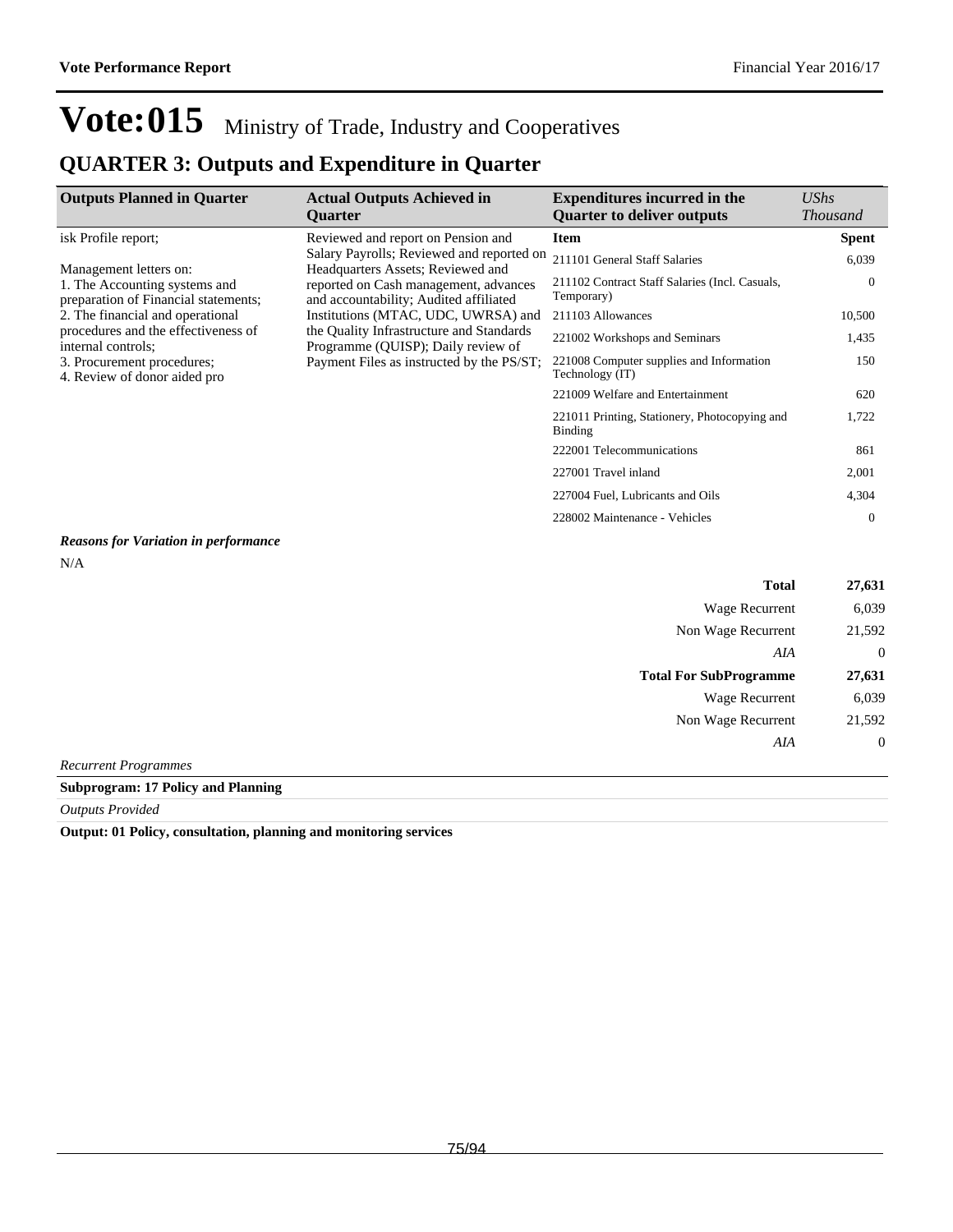# Vote:015 Ministry of Trade, Industry and Cooperatives

## QUARTER 3: Outputs and Expenditure in Quarter

| Outputs Planned in Quarter | Actual Outputs Achieved in Quarter | Expenditures incurred in the Quarter to deliver outputs | *UShs Thousand* |
|---|---|---|---|
| isk Profile report;<br><br>Management letters on:<br>1. The Accounting systems and preparation of Financial statements;<br>2. The financial and operational procedures and the effectiveness of internal controls;<br>3. Procurement procedures;<br>4. Review of donor aided pro | Reviewed and report on Pension and Salary Payrolls; Reviewed and reported on Headquarters Assets; Reviewed and reported on Cash management, advances and accountability; Audited affiliated Institutions (MTAC, UDC, UWRSA) and the Quality Infrastructure and Standards Programme (QUISP); Daily review of Payment Files as instructed by the PS/ST; | **Item** | **Spent** |
| | | 211101 General Staff Salaries | 6,039 |
| | | 211102 Contract Staff Salaries (Incl. Casuals, Temporary) | 0 |
| | | 211103 Allowances | 10,500 |
| | | 221002 Workshops and Seminars | 1,435 |
| | | 221008 Computer supplies and Information Technology (IT) | 150 |
| | | 221009 Welfare and Entertainment | 620 |
| | | 221011 Printing, Stationery, Photocopying and Binding | 1,722 |
| | | 222001 Telecommunications | 861 |
| | | 227001 Travel inland | 2,001 |
| | | 227004 Fuel, Lubricants and Oils | 4,304 |
| | | 228002 Maintenance - Vehicles | 0 |

***Reasons for Variation in performance***

N/A

| | |
|---|---|
| **Total** | **27,631** |
| Wage Recurrent | 6,039 |
| Non Wage Recurrent | 21,592 |
| *AIA* | 0 |
| **Total For SubProgramme** | **27,631** |
| Wage Recurrent | 6,039 |
| Non Wage Recurrent | 21,592 |
| *AIA* | 0 |

*Recurrent Programmes*

**Subprogram: 17 Policy and Planning**

*Outputs Provided*

**Output: 01 Policy, consultation, planning and monitoring services**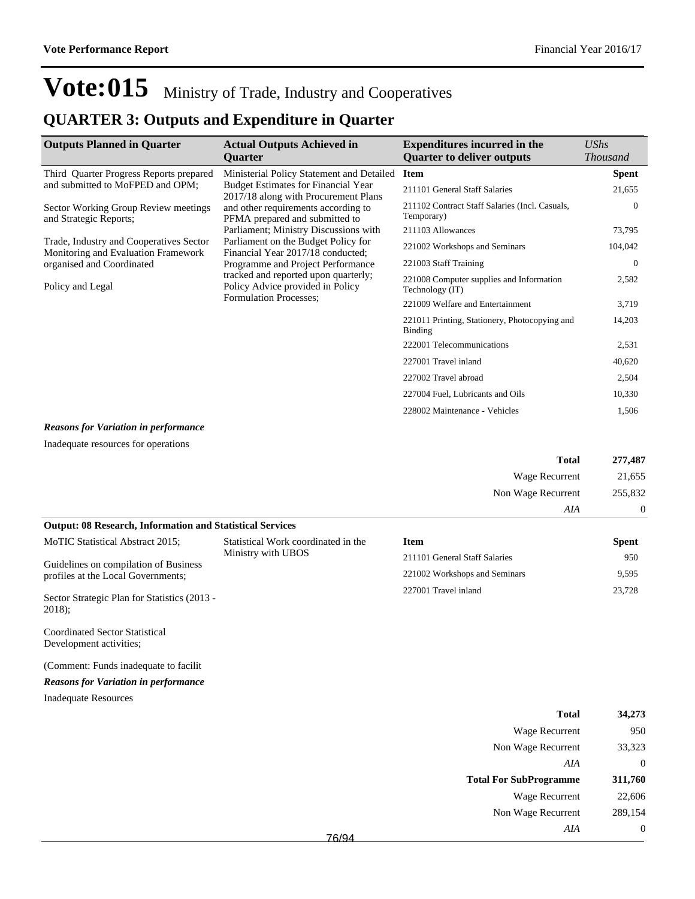# Vote:015 Ministry of Trade, Industry and Cooperatives

## QUARTER 3: Outputs and Expenditure in Quarter

| Outputs Planned in Quarter | Actual Outputs Achieved in Quarter | Expenditures incurred in the Quarter to deliver outputs | *UShs Thousand* |
|---|---|---|---|
| Third Quarter Progress Reports prepared and submitted to MoFPED and OPM;<br><br>Sector Working Group Review meetings and Strategic Reports;<br><br>Trade, Industry and Cooperatives Sector Monitoring and Evaluation Framework organised and Coordinated<br><br>Policy and Legal | Ministerial Policy Statement and Detailed Budget Estimates for Financial Year 2017/18 along with Procurement Plans and other requirements according to PFMA prepared and submitted to Parliament; Ministry Discussions with Parliament on the Budget Policy for Financial Year 2017/18 conducted; Programme and Project Performance tracked and reported upon quarterly; Policy Advice provided in Policy Formulation Processes; | **Item** | **Spent** |
| | | 211101 General Staff Salaries | 21,655 |
| | | 211102 Contract Staff Salaries (Incl. Casuals, Temporary) | 0 |
| | | 211103 Allowances | 73,795 |
| | | 221002 Workshops and Seminars | 104,042 |
| | | 221003 Staff Training | 0 |
| | | 221008 Computer supplies and Information Technology (IT) | 2,582 |
| | | 221009 Welfare and Entertainment | 3,719 |
| | | 221011 Printing, Stationery, Photocopying and Binding | 14,203 |
| | | 222001 Telecommunications | 2,531 |
| | | 227001 Travel inland | 40,620 |
| | | 227002 Travel abroad | 2,504 |
| | | 227004 Fuel, Lubricants and Oils | 10,330 |
| | | 228002 Maintenance - Vehicles | 1,506 |

***Reasons for Variation in performance***

Inadequate resources for operations

| | |
|---|---|
| **Total** | **277,487** |
| Wage Recurrent | 21,655 |
| Non Wage Recurrent | 255,832 |
| *AIA* | 0 |

**Output: 08 Research, Information and Statistical Services**

| Outputs Planned in Quarter | Actual Outputs Achieved in Quarter | Item | Spent |
|---|---|---|---|
| MoTIC Statistical Abstract 2015;<br><br>Guidelines on compilation of Business profiles at the Local Governments;<br><br>Sector Strategic Plan for Statistics (2013 - 2018);<br><br>Coordinated Sector Statistical Development activities;<br><br>(Comment: Funds inadequate to facilit | Statistical Work coordinated in the Ministry with UBOS | 211101 General Staff Salaries | 950 |
| | | 221002 Workshops and Seminars | 9,595 |
| | | 227001 Travel inland | 23,728 |

***Reasons for Variation in performance***

Inadequate Resources

| | |
|---|---|
| **Total** | **34,273** |
| Wage Recurrent | 950 |
| Non Wage Recurrent | 33,323 |
| *AIA* | 0 |
| **Total For SubProgramme** | **311,760** |
| Wage Recurrent | 22,606 |
| Non Wage Recurrent | 289,154 |
| *AIA* | 0 |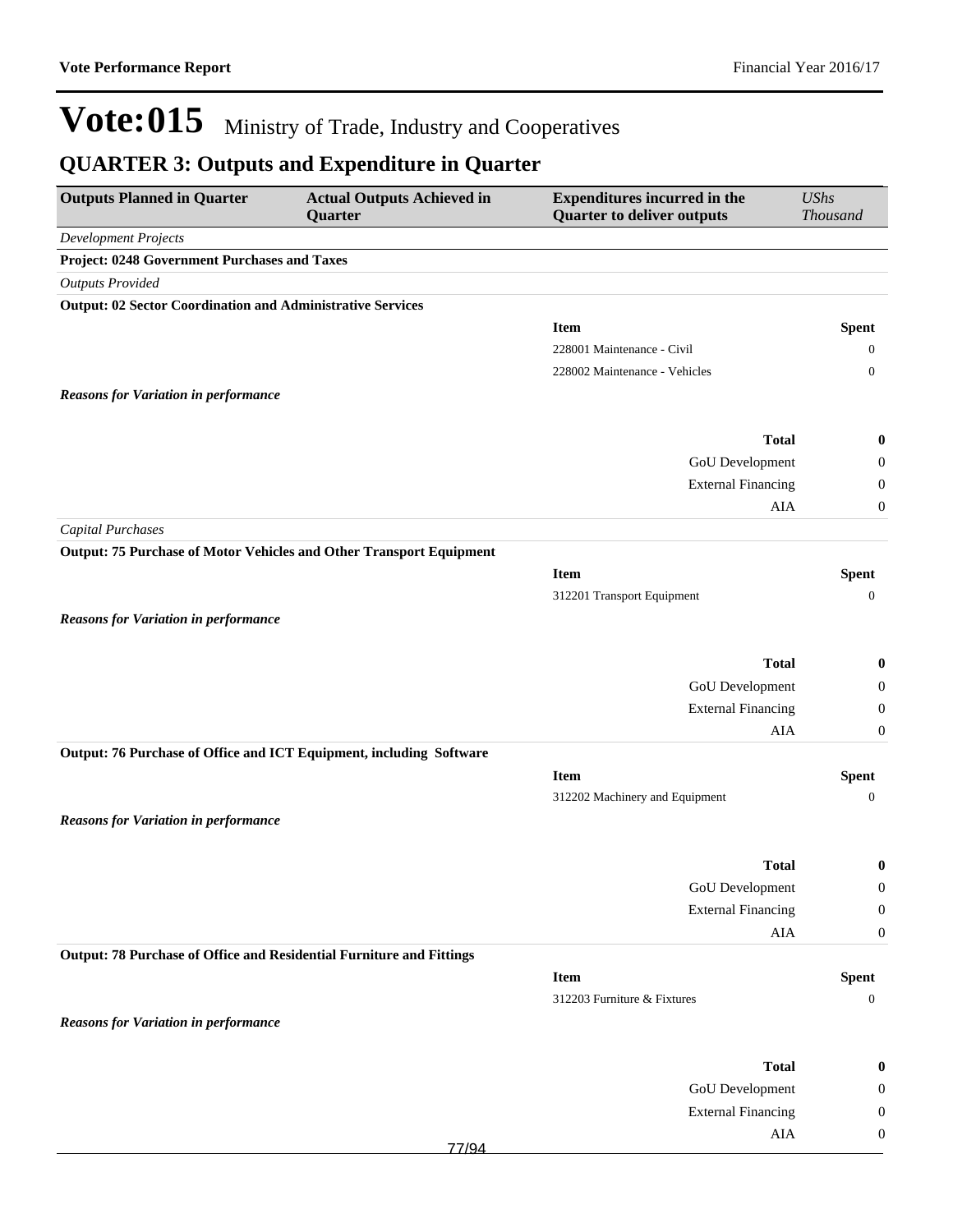# Vote:015 Ministry of Trade, Industry and Cooperatives

## QUARTER 3: Outputs and Expenditure in Quarter

| Outputs Planned in Quarter | Actual Outputs Achieved in Quarter | Expenditures incurred in the Quarter to deliver outputs | *UShs Thousand* |
|---|---|---|---|
| *Development Projects* | | | |
| **Project: 0248 Government Purchases and Taxes** | | | |
| *Outputs Provided* | | | |
| **Output: 02 Sector Coordination and Administrative Services** | | | |
| | | **Item** | **Spent** |
| | | 228001 Maintenance - Civil | 0 |
| | | 228002 Maintenance - Vehicles | 0 |
| ***Reasons for Variation in performance*** | | | |
| | | **Total** | **0** |
| | | GoU Development | 0 |
| | | External Financing | 0 |
| | | AIA | 0 |
| *Capital Purchases* | | | |
| **Output: 75 Purchase of Motor Vehicles and Other Transport Equipment** | | | |
| | | **Item** | **Spent** |
| | | 312201 Transport Equipment | 0 |
| ***Reasons for Variation in performance*** | | | |
| | | **Total** | **0** |
| | | GoU Development | 0 |
| | | External Financing | 0 |
| | | AIA | 0 |
| **Output: 76 Purchase of Office and ICT Equipment, including Software** | | | |
| | | **Item** | **Spent** |
| | | 312202 Machinery and Equipment | 0 |
| ***Reasons for Variation in performance*** | | | |
| | | **Total** | **0** |
| | | GoU Development | 0 |
| | | External Financing | 0 |
| | | AIA | 0 |
| **Output: 78 Purchase of Office and Residential Furniture and Fittings** | | | |
| | | **Item** | **Spent** |
| | | 312203 Furniture & Fixtures | 0 |
| ***Reasons for Variation in performance*** | | | |
| | | **Total** | **0** |
| | | GoU Development | 0 |
| | | External Financing | 0 |
| | | AIA | 0 |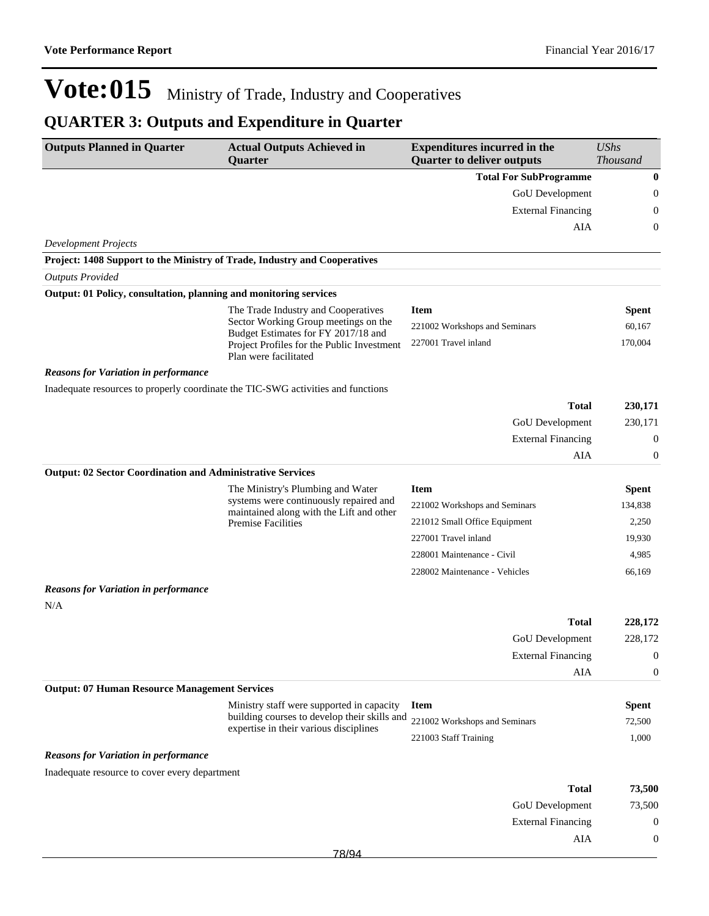# Vote:015 Ministry of Trade, Industry and Cooperatives

## QUARTER 3: Outputs and Expenditure in Quarter

| Outputs Planned in Quarter | Actual Outputs Achieved in Quarter | Expenditures incurred in the Quarter to deliver outputs | *UShs Thousand* |
|---|---|---|---|
| | | **Total For SubProgramme** | **0** |
| | | GoU Development | 0 |
| | | External Financing | 0 |
| | | AIA | 0 |

*Development Projects*

**Project: 1408 Support to the Ministry of Trade, Industry and Cooperatives**

*Outputs Provided*

**Output: 01 Policy, consultation, planning and monitoring services**

| Outputs Planned in Quarter | Actual Outputs Achieved in Quarter | Item | Spent |
|---|---|---|---|
| | The Trade Industry and Cooperatives Sector Working Group meetings on the Budget Estimates for FY 2017/18 and Project Profiles for the Public Investment Plan were facilitated | 221002 Workshops and Seminars | 60,167 |
| | | 227001 Travel inland | 170,004 |

***Reasons for Variation in performance***

Inadequate resources to properly coordinate the TIC-SWG activities and functions

| | |
|---|---|
| **Total** | **230,171** |
| GoU Development | 230,171 |
| External Financing | 0 |
| AIA | 0 |

**Output: 02 Sector Coordination and Administrative Services**

| Outputs Planned in Quarter | Actual Outputs Achieved in Quarter | Item | Spent |
|---|---|---|---|
| | The Ministry's Plumbing and Water systems were continuously repaired and maintained along with the Lift and other Premise Facilities | 221002 Workshops and Seminars | 134,838 |
| | | 221012 Small Office Equipment | 2,250 |
| | | 227001 Travel inland | 19,930 |
| | | 228001 Maintenance - Civil | 4,985 |
| | | 228002 Maintenance - Vehicles | 66,169 |

***Reasons for Variation in performance***

N/A

| | |
|---|---|
| **Total** | **228,172** |
| GoU Development | 228,172 |
| External Financing | 0 |
| AIA | 0 |

**Output: 07 Human Resource Management Services**

| Outputs Planned in Quarter | Actual Outputs Achieved in Quarter | Item | Spent |
|---|---|---|---|
| | Ministry staff were supported in capacity building courses to develop their skills and expertise in their various disciplines | 221002 Workshops and Seminars | 72,500 |
| | | 221003 Staff Training | 1,000 |

***Reasons for Variation in performance***

Inadequate resource to cover every department

| | |
|---|---|
| **Total** | **73,500** |
| GoU Development | 73,500 |
| External Financing | 0 |
| AIA | 0 |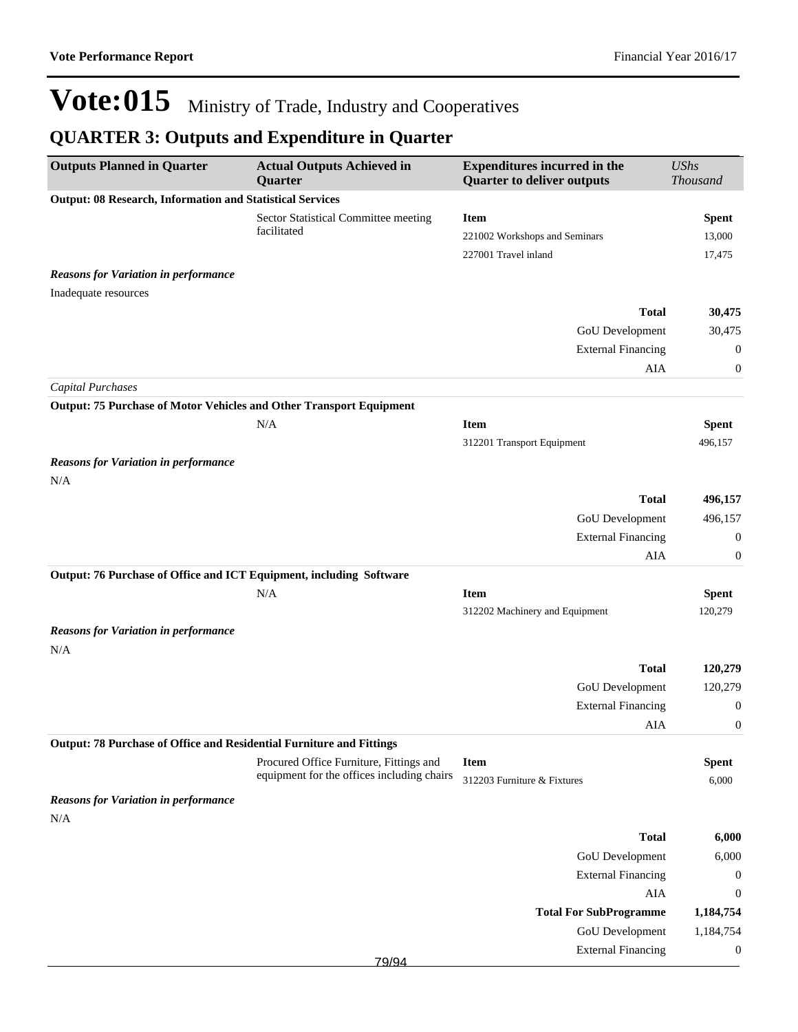# Vote:015 Ministry of Trade, Industry and Cooperatives

## QUARTER 3: Outputs and Expenditure in Quarter

| Outputs Planned in Quarter | Actual Outputs Achieved in Quarter | Expenditures incurred in the Quarter to deliver outputs | *UShs Thousand* |
|---|---|---|---|
| **Output: 08 Research, Information and Statistical Services** | | | |
| | Sector Statistical Committee meeting facilitated | **Item** | **Spent** |
| | | 221002 Workshops and Seminars | 13,000 |
| | | 227001 Travel inland | 17,475 |
| ***Reasons for Variation in performance*** | | | |
| Inadequate resources | | | |
| | | **Total** | **30,475** |
| | | GoU Development | 30,475 |
| | | External Financing | 0 |
| | | AIA | 0 |
| *Capital Purchases* | | | |
| **Output: 75 Purchase of Motor Vehicles and Other Transport Equipment** | | | |
| | N/A | **Item** | **Spent** |
| | | 312201 Transport Equipment | 496,157 |
| ***Reasons for Variation in performance*** | | | |
| N/A | | | |
| | | **Total** | **496,157** |
| | | GoU Development | 496,157 |
| | | External Financing | 0 |
| | | AIA | 0 |
| **Output: 76 Purchase of Office and ICT Equipment, including Software** | | | |
| | N/A | **Item** | **Spent** |
| | | 312202 Machinery and Equipment | 120,279 |
| ***Reasons for Variation in performance*** | | | |
| N/A | | | |
| | | **Total** | **120,279** |
| | | GoU Development | 120,279 |
| | | External Financing | 0 |
| | | AIA | 0 |
| **Output: 78 Purchase of Office and Residential Furniture and Fittings** | | | |
| | Procured Office Furniture, Fittings and equipment for the offices including chairs | **Item** | **Spent** |
| | | 312203 Furniture & Fixtures | 6,000 |
| ***Reasons for Variation in performance*** | | | |
| N/A | | | |
| | | **Total** | **6,000** |
| | | GoU Development | 6,000 |
| | | External Financing | 0 |
| | | AIA | 0 |
| | | **Total For SubProgramme** | **1,184,754** |
| | | GoU Development | 1,184,754 |
| | | External Financing | 0 |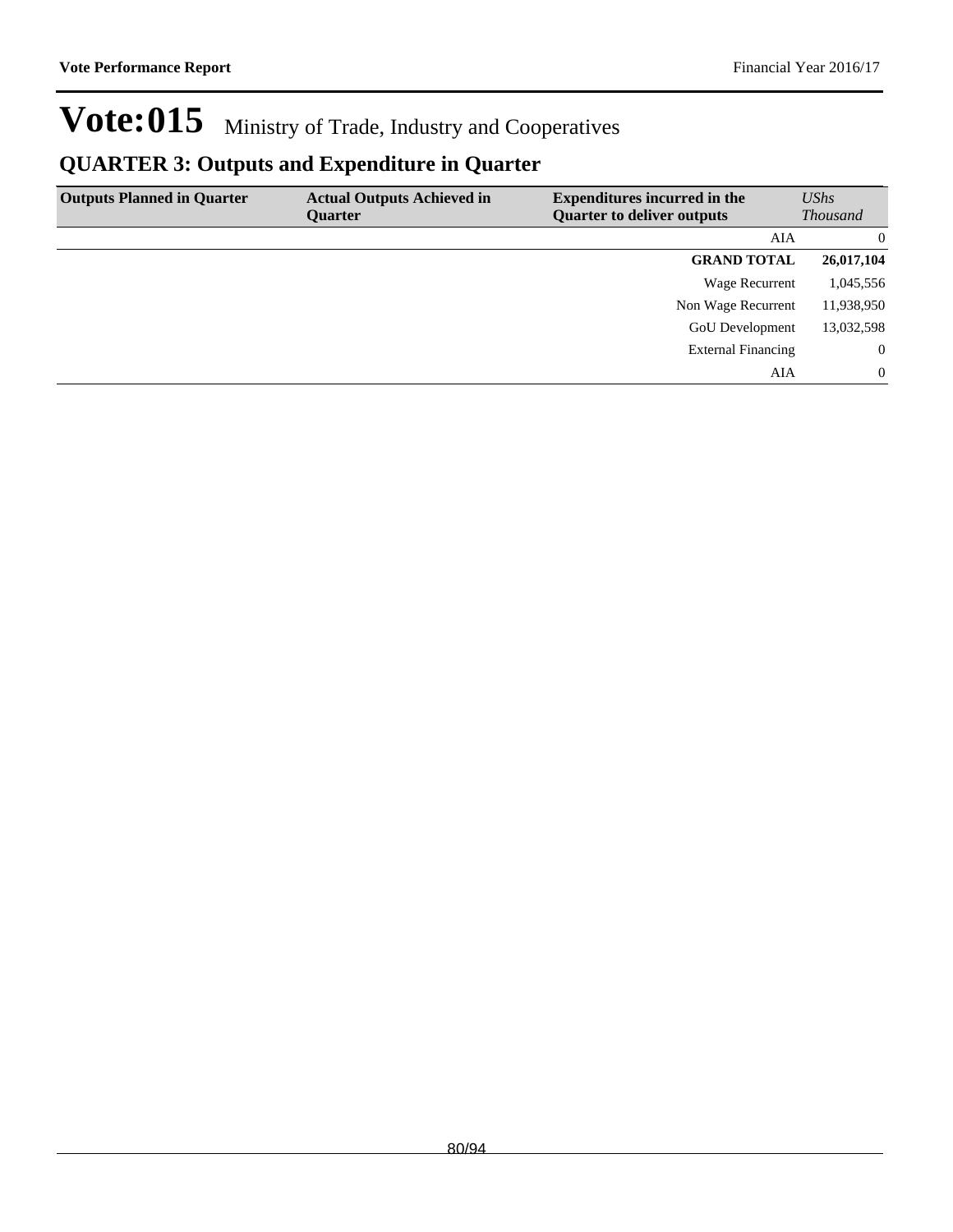# Vote:015 Ministry of Trade, Industry and Cooperatives

## QUARTER 3: Outputs and Expenditure in Quarter

| Outputs Planned in Quarter | Actual Outputs Achieved in Quarter | Expenditures incurred in the Quarter to deliver outputs | *UShs Thousand* |
|---|---|---|---|
| | | AIA | 0 |
| | | **GRAND TOTAL** | **26,017,104** |
| | | Wage Recurrent | 1,045,556 |
| | | Non Wage Recurrent | 11,938,950 |
| | | GoU Development | 13,032,598 |
| | | External Financing | 0 |
| | | AIA | 0 |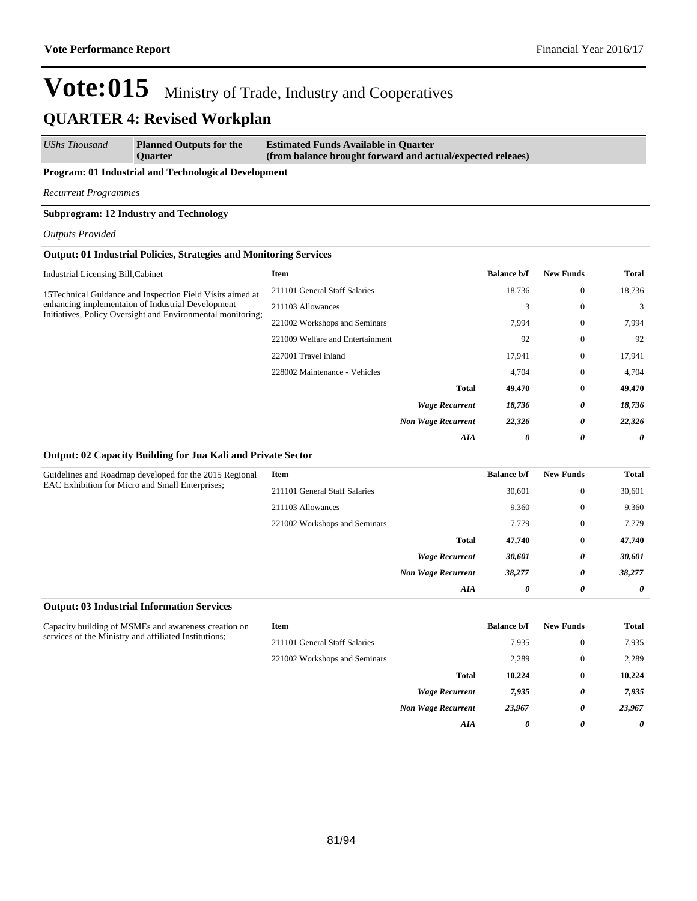# Vote:015 Ministry of Trade, Industry and Cooperatives

## QUARTER 4: Revised Workplan

| *UShs Thousand* | **Planned Outputs for the Quarter** | **Estimated Funds Available in Quarter (from balance brought forward and actual/expected releaes)** |
|---|---|---|

**Program: 01 Industrial and Technological Development**

*Recurrent Programmes*

**Subprogram: 12 Industry and Technology**

*Outputs Provided*

**Output: 01 Industrial Policies, Strategies and Monitoring Services**

| Planned Outputs | Item | Balance b/f | New Funds | Total |
|---|---|---|---|---|
| Industrial Licensing Bill,Cabinet<br><br>15Technical Guidance and Inspection Field Visits aimed at enhancing implementaion of Industrial Development Initiatives, Policy Oversight and Environmental monitoring; | 211101 General Staff Salaries | 18,736 | 0 | 18,736 |
| | 211103 Allowances | 3 | 0 | 3 |
| | 221002 Workshops and Seminars | 7,994 | 0 | 7,994 |
| | 221009 Welfare and Entertainment | 92 | 0 | 92 |
| | 227001 Travel inland | 17,941 | 0 | 17,941 |
| | 228002 Maintenance - Vehicles | 4,704 | 0 | 4,704 |
| | **Total** | **49,470** | 0 | **49,470** |
| | ***Wage Recurrent*** | ***18,736*** | ***0*** | ***18,736*** |
| | ***Non Wage Recurrent*** | ***22,326*** | ***0*** | ***22,326*** |
| | ***AIA*** | ***0*** | ***0*** | ***0*** |

**Output: 02 Capacity Building for Jua Kali and Private Sector**

| Planned Outputs | Item | Balance b/f | New Funds | Total |
|---|---|---|---|---|
| Guidelines and Roadmap developed for the 2015 Regional EAC Exhibition for Micro and Small Enterprises; | 211101 General Staff Salaries | 30,601 | 0 | 30,601 |
| | 211103 Allowances | 9,360 | 0 | 9,360 |
| | 221002 Workshops and Seminars | 7,779 | 0 | 7,779 |
| | **Total** | **47,740** | 0 | **47,740** |
| | ***Wage Recurrent*** | ***30,601*** | ***0*** | ***30,601*** |
| | ***Non Wage Recurrent*** | ***38,277*** | ***0*** | ***38,277*** |
| | ***AIA*** | ***0*** | ***0*** | ***0*** |

**Output: 03 Industrial Information Services**

| Planned Outputs | Item | Balance b/f | New Funds | Total |
|---|---|---|---|---|
| Capacity building of MSMEs and awareness creation on services of the Ministry and affiliated Institutions; | 211101 General Staff Salaries | 7,935 | 0 | 7,935 |
| | 221002 Workshops and Seminars | 2,289 | 0 | 2,289 |
| | **Total** | **10,224** | 0 | **10,224** |
| | ***Wage Recurrent*** | ***7,935*** | ***0*** | ***7,935*** |
| | ***Non Wage Recurrent*** | ***23,967*** | ***0*** | ***23,967*** |
| | ***AIA*** | ***0*** | ***0*** | ***0*** |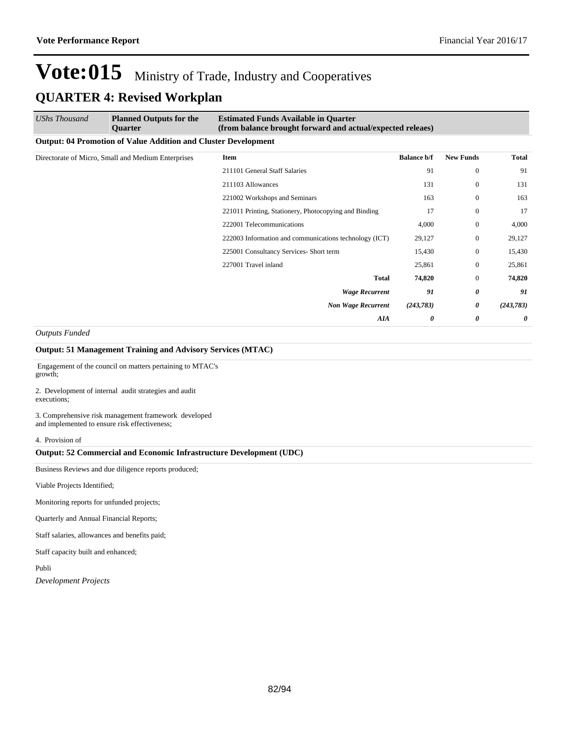# Vote:015 Ministry of Trade, Industry and Cooperatives

## QUARTER 4: Revised Workplan

| *UShs Thousand* | **Planned Outputs for the Quarter** | **Estimated Funds Available in Quarter (from balance brought forward and actual/expected releaes)** | | | |
|---|---|---|---|---|---|

**Output: 04 Promotion of Value Addition and Cluster Development**

| Directorate of Micro, Small and Medium Enterprises | **Item** | **Balance b/f** | **New Funds** | **Total** |
|---|---|---|---|---|
| | 211101 General Staff Salaries | 91 | 0 | 91 |
| | 211103 Allowances | 131 | 0 | 131 |
| | 221002 Workshops and Seminars | 163 | 0 | 163 |
| | 221011 Printing, Stationery, Photocopying and Binding | 17 | 0 | 17 |
| | 222001 Telecommunications | 4,000 | 0 | 4,000 |
| | 222003 Information and communications technology (ICT) | 29,127 | 0 | 29,127 |
| | 225001 Consultancy Services- Short term | 15,430 | 0 | 15,430 |
| | 227001 Travel inland | 25,861 | 0 | 25,861 |
| | **Total** | **74,820** | 0 | **74,820** |
| | ***Wage Recurrent*** | ***91*** | ***0*** | ***91*** |
| | ***Non Wage Recurrent*** | ***(243,783)*** | ***0*** | ***(243,783)*** |
| | ***AIA*** | ***0*** | ***0*** | ***0*** |

*Outputs Funded*

**Output: 51 Management Training and Advisory Services (MTAC)**

Engagement of the council on matters pertaining to MTAC's growth;

2. Development of internal audit strategies and audit executions;

3. Comprehensive risk management framework developed and implemented to ensure risk effectiveness;

4. Provision of

**Output: 52 Commercial and Economic Infrastructure Development (UDC)**

Business Reviews and due diligence reports produced;

Viable Projects Identified;

Monitoring reports for unfunded projects;

Quarterly and Annual Financial Reports;

Staff salaries, allowances and benefits paid;

Staff capacity built and enhanced;

Publi

*Development Projects*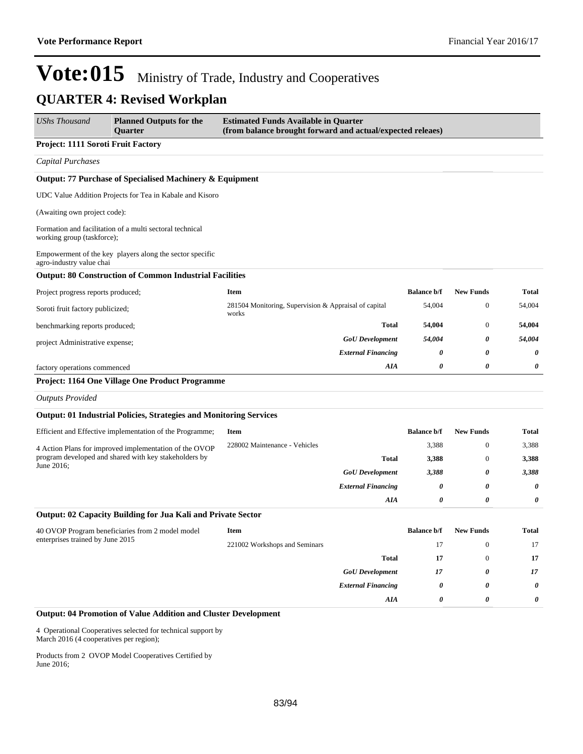# Vote:015 Ministry of Trade, Industry and Cooperatives

## QUARTER 4: Revised Workplan

| *UShs Thousand* | **Planned Outputs for the Quarter** | **Estimated Funds Available in Quarter (from balance brought forward and actual/expected releaes)** |
|---|---|---|

**Project: 1111 Soroti Fruit Factory**

*Capital Purchases*

**Output: 77 Purchase of Specialised Machinery & Equipment**

UDC Value Addition Projects for Tea in Kabale and Kisoro

(Awaiting own project code):

Formation and facilitation of a multi sectoral technical working group (taskforce);

Empowerment of the key players along the sector specific agro-industry value chai

**Output: 80 Construction of Common Industrial Facilities**

| Planned Outputs | Item | Balance b/f | New Funds | Total |
|---|---|---|---|---|
| Project progress reports produced; | **Item** | **Balance b/f** | **New Funds** | **Total** |
| Soroti fruit factory publicized; | 281504 Monitoring, Supervision & Appraisal of capital works | 54,004 | 0 | 54,004 |
| benchmarking reports produced; | **Total** | **54,004** | 0 | **54,004** |
| project Administrative expense; | ***GoU Development*** | ***54,004*** | ***0*** | ***54,004*** |
| | ***External Financing*** | ***0*** | ***0*** | ***0*** |
| factory operations commenced | ***AIA*** | ***0*** | ***0*** | ***0*** |

**Project: 1164 One Village One Product Programme**

*Outputs Provided*

**Output: 01 Industrial Policies, Strategies and Monitoring Services**

| Planned Outputs | Item | Balance b/f | New Funds | Total |
|---|---|---|---|---|
| Efficient and Effective implementation of the Programme; | **Item** | **Balance b/f** | **New Funds** | **Total** |
| 4 Action Plans for improved implementation of the OVOP program developed and shared with key stakeholders by June 2016; | 228002 Maintenance - Vehicles | 3,388 | 0 | 3,388 |
| | **Total** | **3,388** | 0 | **3,388** |
| | ***GoU Development*** | ***3,388*** | ***0*** | ***3,388*** |
| | ***External Financing*** | ***0*** | ***0*** | ***0*** |
| | ***AIA*** | ***0*** | ***0*** | ***0*** |

**Output: 02 Capacity Building for Jua Kali and Private Sector**

| Planned Outputs | Item | Balance b/f | New Funds | Total |
|---|---|---|---|---|
| 40 OVOP Program beneficiaries from 2 model model enterprises trained by June 2015 | **Item** | **Balance b/f** | **New Funds** | **Total** |
| | 221002 Workshops and Seminars | 17 | 0 | 17 |
| | **Total** | **17** | 0 | **17** |
| | ***GoU Development*** | ***17*** | ***0*** | ***17*** |
| | ***External Financing*** | ***0*** | ***0*** | ***0*** |
| | ***AIA*** | ***0*** | ***0*** | ***0*** |

**Output: 04 Promotion of Value Addition and Cluster Development**

4 Operational Cooperatives selected for technical support by March 2016 (4 cooperatives per region);

Products from 2 OVOP Model Cooperatives Certified by June 2016;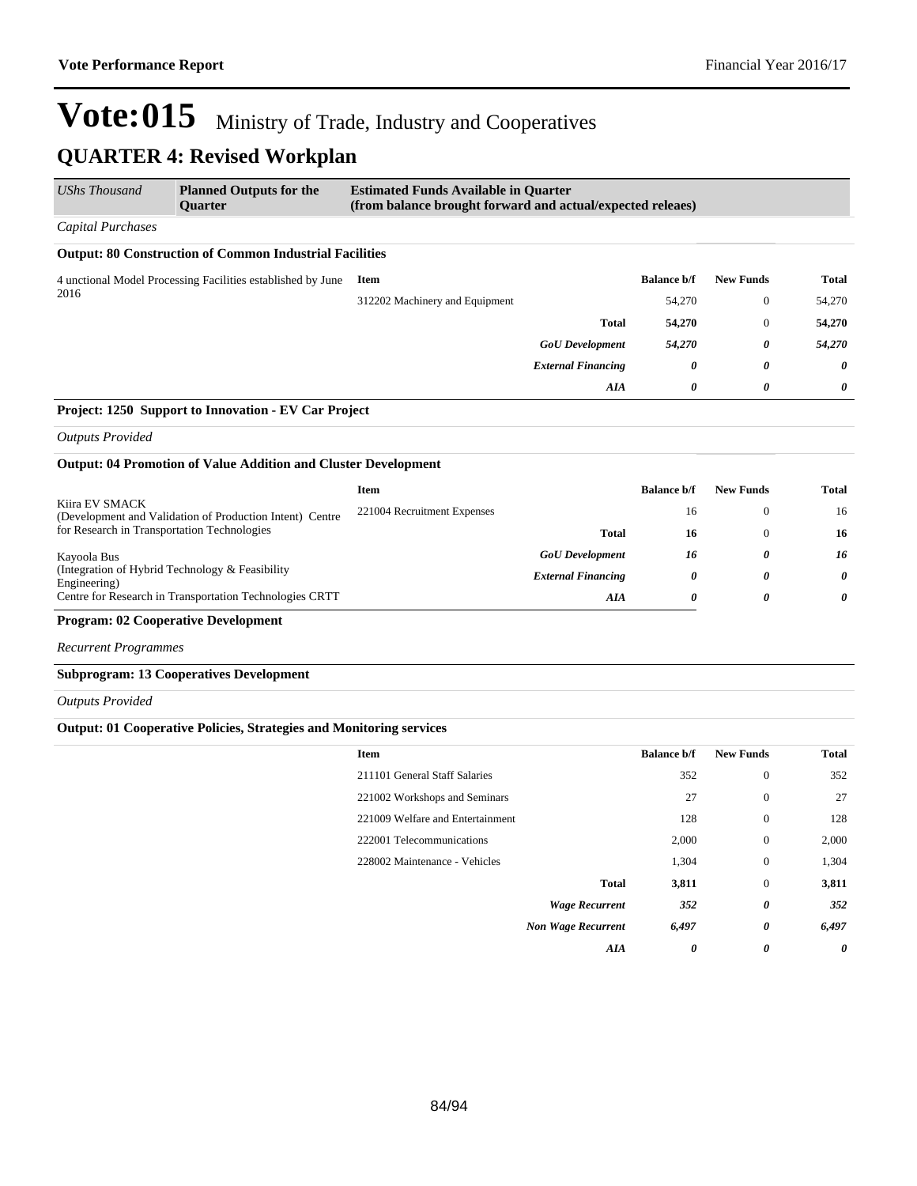# Vote:015 Ministry of Trade, Industry and Cooperatives

## QUARTER 4: Revised Workplan

| *UShs Thousand* | **Planned Outputs for the Quarter** | **Estimated Funds Available in Quarter (from balance brought forward and actual/expected releaes)** |
|---|---|---|

*Capital Purchases*

**Output: 80 Construction of Common Industrial Facilities**

4 unctional Model Processing Facilities established by June 2016

| Item | Balance b/f | New Funds | Total |
|---|---|---|---|
| 312202 Machinery and Equipment | 54,270 | 0 | 54,270 |
| **Total** | **54,270** | 0 | **54,270** |
| ***GoU Development*** | ***54,270*** | ***0*** | ***54,270*** |
| ***External Financing*** | ***0*** | ***0*** | ***0*** |
| ***AIA*** | ***0*** | ***0*** | ***0*** |

**Project: 1250 Support to Innovation - EV Car Project**

*Outputs Provided*

**Output: 04 Promotion of Value Addition and Cluster Development**

Kiira EV SMACK
(Development and Validation of Production Intent) Centre for Research in Transportation Technologies

Kayoola Bus
(Integration of Hybrid Technology & Feasibility Engineering)
Centre for Research in Transportation Technologies CRTT

| Item | Balance b/f | New Funds | Total |
|---|---|---|---|
| 221004 Recruitment Expenses | 16 | 0 | 16 |
| **Total** | **16** | 0 | **16** |
| ***GoU Development*** | ***16*** | ***0*** | ***16*** |
| ***External Financing*** | ***0*** | ***0*** | ***0*** |
| ***AIA*** | ***0*** | ***0*** | ***0*** |

**Program: 02 Cooperative Development**

*Recurrent Programmes*

**Subprogram: 13 Cooperatives Development**

*Outputs Provided*

**Output: 01 Cooperative Policies, Strategies and Monitoring services**

| Item | Balance b/f | New Funds | Total |
|---|---|---|---|
| 211101 General Staff Salaries | 352 | 0 | 352 |
| 221002 Workshops and Seminars | 27 | 0 | 27 |
| 221009 Welfare and Entertainment | 128 | 0 | 128 |
| 222001 Telecommunications | 2,000 | 0 | 2,000 |
| 228002 Maintenance - Vehicles | 1,304 | 0 | 1,304 |
| **Total** | **3,811** | 0 | **3,811** |
| ***Wage Recurrent*** | ***352*** | ***0*** | ***352*** |
| ***Non Wage Recurrent*** | ***6,497*** | ***0*** | ***6,497*** |
| ***AIA*** | ***0*** | ***0*** | ***0*** |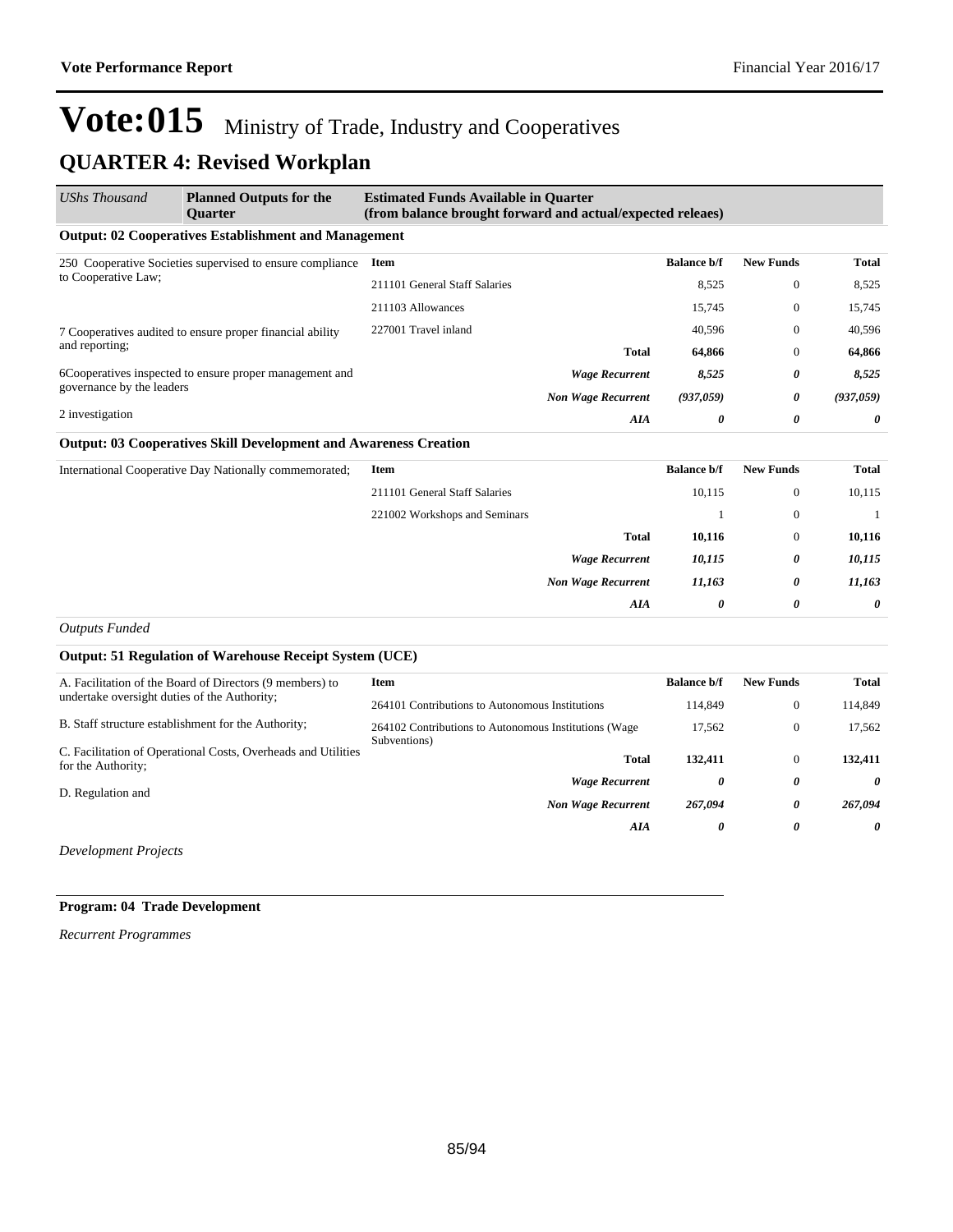# Vote:015 Ministry of Trade, Industry and Cooperatives

## QUARTER 4: Revised Workplan

| *UShs Thousand* | **Planned Outputs for the Quarter** | **Estimated Funds Available in Quarter (from balance brought forward and actual/expected releaes)** | | | |
|---|---|---|---|---|---|

**Output: 02 Cooperatives Establishment and Management**

| Planned Outputs | Item | Balance b/f | New Funds | Total |
|---|---|---|---|---|
| 250 Cooperative Societies supervised to ensure compliance to Cooperative Law; | 211101 General Staff Salaries | 8,525 | 0 | 8,525 |
| 7 Cooperatives audited to ensure proper financial ability and reporting; | 211103 Allowances | 15,745 | 0 | 15,745 |
| 6Cooperatives inspected to ensure proper management and governance by the leaders | 227001 Travel inland | 40,596 | 0 | 40,596 |
| 2 investigation | **Total** | **64,866** | 0 | **64,866** |
| | ***Wage Recurrent*** | ***8,525*** | ***0*** | ***8,525*** |
| | ***Non Wage Recurrent*** | ***(937,059)*** | ***0*** | ***(937,059)*** |
| | ***AIA*** | ***0*** | ***0*** | ***0*** |

**Output: 03 Cooperatives Skill Development and Awareness Creation**

| Planned Outputs | Item | Balance b/f | New Funds | Total |
|---|---|---|---|---|
| International Cooperative Day Nationally commemorated; | 211101 General Staff Salaries | 10,115 | 0 | 10,115 |
| | 221002 Workshops and Seminars | 1 | 0 | 1 |
| | **Total** | **10,116** | 0 | **10,116** |
| | ***Wage Recurrent*** | ***10,115*** | ***0*** | ***10,115*** |
| | ***Non Wage Recurrent*** | ***11,163*** | ***0*** | ***11,163*** |
| | ***AIA*** | ***0*** | ***0*** | ***0*** |

*Outputs Funded*

**Output: 51 Regulation of Warehouse Receipt System (UCE)**

| Planned Outputs | Item | Balance b/f | New Funds | Total |
|---|---|---|---|---|
| A. Facilitation of the Board of Directors (9 members) to undertake oversight duties of the Authority; | 264101 Contributions to Autonomous Institutions | 114,849 | 0 | 114,849 |
| B. Staff structure establishment for the Authority; | 264102 Contributions to Autonomous Institutions (Wage Subventions) | 17,562 | 0 | 17,562 |
| C. Facilitation of Operational Costs, Overheads and Utilities for the Authority; | **Total** | **132,411** | 0 | **132,411** |
| D. Regulation and | ***Wage Recurrent*** | ***0*** | ***0*** | ***0*** |
| | ***Non Wage Recurrent*** | ***267,094*** | ***0*** | ***267,094*** |
| | ***AIA*** | ***0*** | ***0*** | ***0*** |

*Development Projects*

**Program: 04 Trade Development**

*Recurrent Programmes*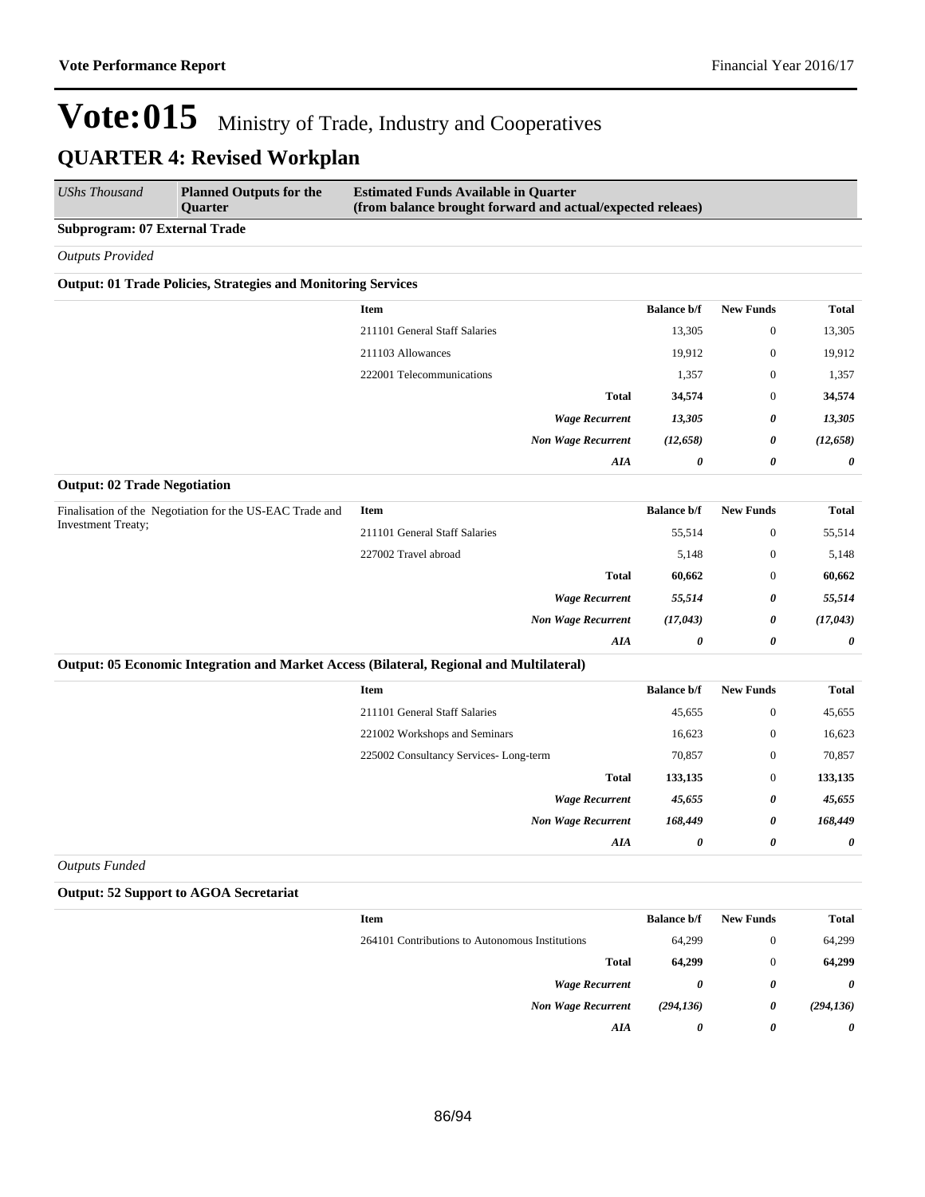# Vote:015 Ministry of Trade, Industry and Cooperatives

## QUARTER 4: Revised Workplan

| *UShs Thousand* | **Planned Outputs for the Quarter** | **Estimated Funds Available in Quarter (from balance brought forward and actual/expected releaes)** |
|---|---|---|

**Subprogram: 07 External Trade**

*Outputs Provided*

**Output: 01 Trade Policies, Strategies and Monitoring Services**

| Planned Outputs | Item | Balance b/f | New Funds | Total |
|---|---|---|---|---|
| | 211101 General Staff Salaries | 13,305 | 0 | 13,305 |
| | 211103 Allowances | 19,912 | 0 | 19,912 |
| | 222001 Telecommunications | 1,357 | 0 | 1,357 |
| | **Total** | **34,574** | 0 | **34,574** |
| | ***Wage Recurrent*** | ***13,305*** | ***0*** | ***13,305*** |
| | ***Non Wage Recurrent*** | ***(12,658)*** | ***0*** | ***(12,658)*** |
| | ***AIA*** | ***0*** | ***0*** | ***0*** |

**Output: 02 Trade Negotiation**

| Planned Outputs | Item | Balance b/f | New Funds | Total |
|---|---|---|---|---|
| Finalisation of the Negotiation for the US-EAC Trade and Investment Treaty; | 211101 General Staff Salaries | 55,514 | 0 | 55,514 |
| | 227002 Travel abroad | 5,148 | 0 | 5,148 |
| | **Total** | **60,662** | 0 | **60,662** |
| | ***Wage Recurrent*** | ***55,514*** | ***0*** | ***55,514*** |
| | ***Non Wage Recurrent*** | ***(17,043)*** | ***0*** | ***(17,043)*** |
| | ***AIA*** | ***0*** | ***0*** | ***0*** |

**Output: 05 Economic Integration and Market Access (Bilateral, Regional and Multilateral)**

| Planned Outputs | Item | Balance b/f | New Funds | Total |
|---|---|---|---|---|
| | 211101 General Staff Salaries | 45,655 | 0 | 45,655 |
| | 221002 Workshops and Seminars | 16,623 | 0 | 16,623 |
| | 225002 Consultancy Services- Long-term | 70,857 | 0 | 70,857 |
| | **Total** | **133,135** | 0 | **133,135** |
| | ***Wage Recurrent*** | ***45,655*** | ***0*** | ***45,655*** |
| | ***Non Wage Recurrent*** | ***168,449*** | ***0*** | ***168,449*** |
| | ***AIA*** | ***0*** | ***0*** | ***0*** |

*Outputs Funded*

**Output: 52 Support to AGOA Secretariat**

| Planned Outputs | Item | Balance b/f | New Funds | Total |
|---|---|---|---|---|
| | 264101 Contributions to Autonomous Institutions | 64,299 | 0 | 64,299 |
| | **Total** | **64,299** | 0 | **64,299** |
| | ***Wage Recurrent*** | ***0*** | ***0*** | ***0*** |
| | ***Non Wage Recurrent*** | ***(294,136)*** | ***0*** | ***(294,136)*** |
| | ***AIA*** | ***0*** | ***0*** | ***0*** |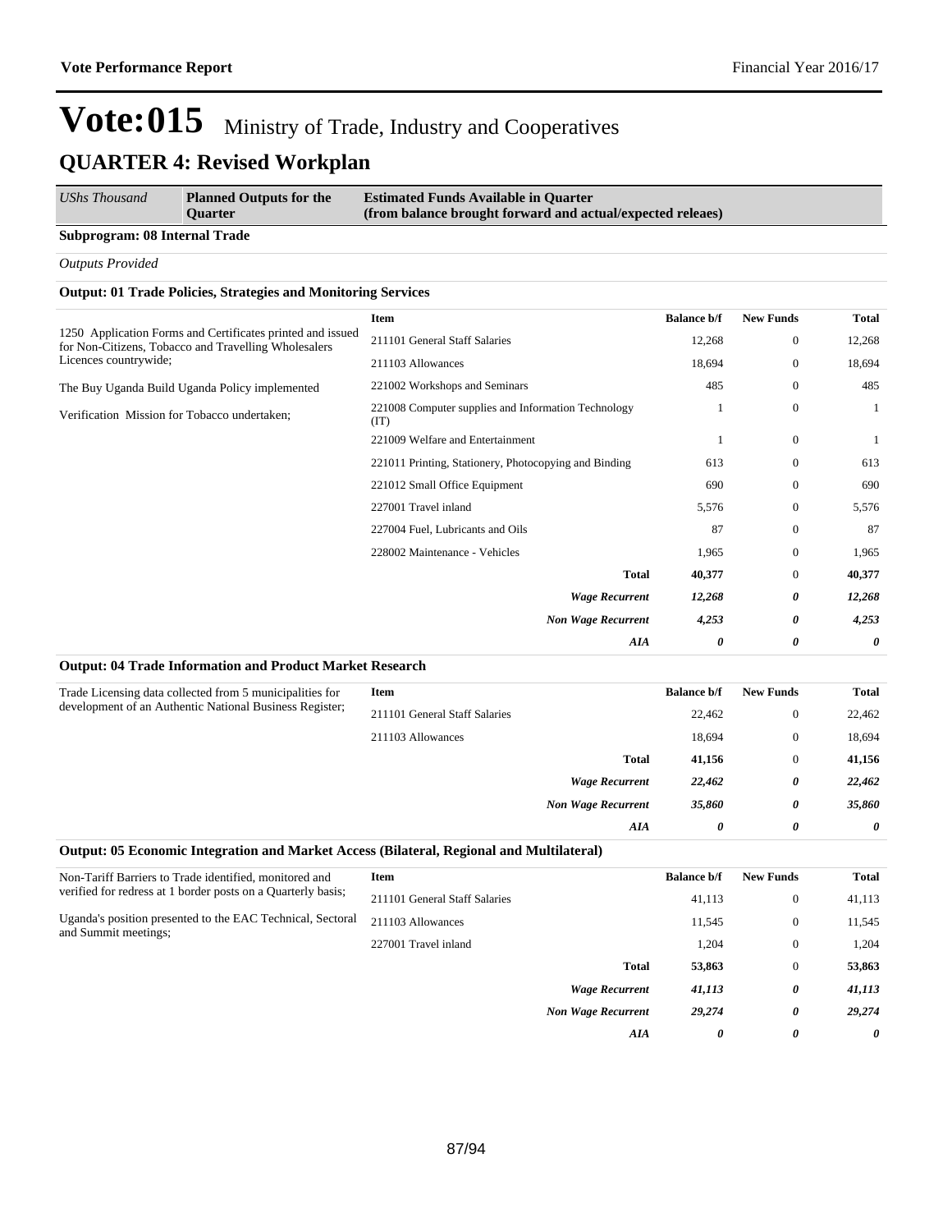# Vote:015 Ministry of Trade, Industry and Cooperatives

## QUARTER 4: Revised Workplan

| *UShs Thousand* | **Planned Outputs for the Quarter** | **Estimated Funds Available in Quarter (from balance brought forward and actual/expected releaes)** |
|---|---|---|

**Subprogram: 08 Internal Trade**

*Outputs Provided*

**Output: 01 Trade Policies, Strategies and Monitoring Services**

1250 Application Forms and Certificates printed and issued for Non-Citizens, Tobacco and Travelling Wholesalers Licences countrywide;

The Buy Uganda Build Uganda Policy implemented

Verification Mission for Tobacco undertaken;

| Item | Balance b/f | New Funds | Total |
|---|---|---|---|
| 211101 General Staff Salaries | 12,268 | 0 | 12,268 |
| 211103 Allowances | 18,694 | 0 | 18,694 |
| 221002 Workshops and Seminars | 485 | 0 | 485 |
| 221008 Computer supplies and Information Technology (IT) | 1 | 0 | 1 |
| 221009 Welfare and Entertainment | 1 | 0 | 1 |
| 221011 Printing, Stationery, Photocopying and Binding | 613 | 0 | 613 |
| 221012 Small Office Equipment | 690 | 0 | 690 |
| 227001 Travel inland | 5,576 | 0 | 5,576 |
| 227004 Fuel, Lubricants and Oils | 87 | 0 | 87 |
| 228002 Maintenance - Vehicles | 1,965 | 0 | 1,965 |
| **Total** | **40,377** | 0 | **40,377** |
| ***Wage Recurrent*** | ***12,268*** | ***0*** | ***12,268*** |
| ***Non Wage Recurrent*** | ***4,253*** | ***0*** | ***4,253*** |
| ***AIA*** | ***0*** | ***0*** | ***0*** |

**Output: 04 Trade Information and Product Market Research**

Trade Licensing data collected from 5 municipalities for development of an Authentic National Business Register;

| Item | Balance b/f | New Funds | Total |
|---|---|---|---|
| 211101 General Staff Salaries | 22,462 | 0 | 22,462 |
| 211103 Allowances | 18,694 | 0 | 18,694 |
| **Total** | **41,156** | 0 | **41,156** |
| ***Wage Recurrent*** | ***22,462*** | ***0*** | ***22,462*** |
| ***Non Wage Recurrent*** | ***35,860*** | ***0*** | ***35,860*** |
| ***AIA*** | ***0*** | ***0*** | ***0*** |

**Output: 05 Economic Integration and Market Access (Bilateral, Regional and Multilateral)**

Non-Tariff Barriers to Trade identified, monitored and verified for redress at 1 border posts on a Quarterly basis;

Uganda's position presented to the EAC Technical, Sectoral and Summit meetings;

| Item | Balance b/f | New Funds | Total |
|---|---|---|---|
| 211101 General Staff Salaries | 41,113 | 0 | 41,113 |
| 211103 Allowances | 11,545 | 0 | 11,545 |
| 227001 Travel inland | 1,204 | 0 | 1,204 |
| **Total** | **53,863** | 0 | **53,863** |
| ***Wage Recurrent*** | ***41,113*** | ***0*** | ***41,113*** |
| ***Non Wage Recurrent*** | ***29,274*** | ***0*** | ***29,274*** |
| ***AIA*** | ***0*** | ***0*** | ***0*** |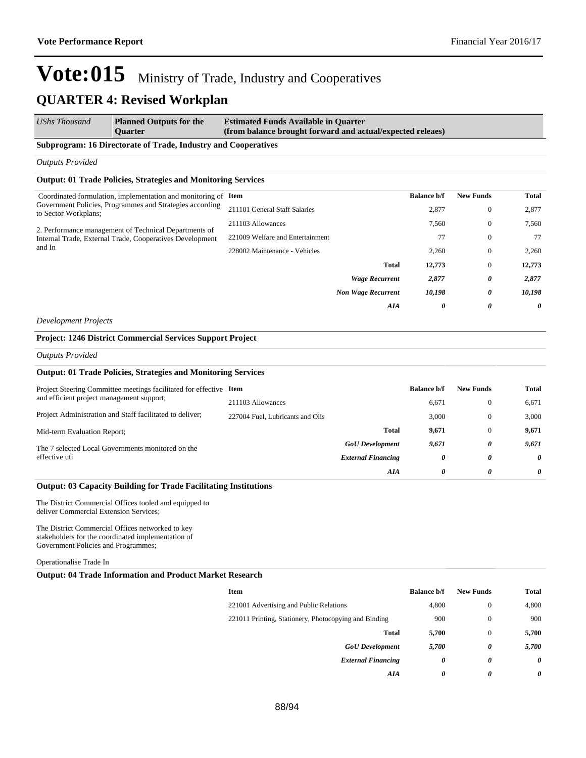# Vote:015 Ministry of Trade, Industry and Cooperatives

## QUARTER 4: Revised Workplan

| *UShs Thousand* | **Planned Outputs for the Quarter** | **Estimated Funds Available in Quarter (from balance brought forward and actual/expected releaes)** |
|---|---|---|

**Subprogram: 16 Directorate of Trade, Industry and Cooperatives**

*Outputs Provided*

**Output: 01 Trade Policies, Strategies and Monitoring Services**

Coordinated formulation, implementation and monitoring of Government Policies, Programmes and Strategies according to Sector Workplans;

2. Performance management of Technical Departments of Internal Trade, External Trade, Cooperatives Development and In

| Item | Balance b/f | New Funds | Total |
|---|---|---|---|
| 211101 General Staff Salaries | 2,877 | 0 | 2,877 |
| 211103 Allowances | 7,560 | 0 | 7,560 |
| 221009 Welfare and Entertainment | 77 | 0 | 77 |
| 228002 Maintenance - Vehicles | 2,260 | 0 | 2,260 |
| **Total** | **12,773** | 0 | **12,773** |
| ***Wage Recurrent*** | ***2,877*** | ***0*** | ***2,877*** |
| ***Non Wage Recurrent*** | ***10,198*** | ***0*** | ***10,198*** |
| ***AIA*** | ***0*** | ***0*** | ***0*** |

*Development Projects*

**Project: 1246 District Commercial Services Support Project**

*Outputs Provided*

**Output: 01 Trade Policies, Strategies and Monitoring Services**

Project Steering Committee meetings facilitated for effective and efficient project management support;

Project Administration and Staff facilitated to deliver;

Mid-term Evaluation Report;

The 7 selected Local Governments monitored on the effective uti

| Item | Balance b/f | New Funds | Total |
|---|---|---|---|
| 211103 Allowances | 6,671 | 0 | 6,671 |
| 227004 Fuel, Lubricants and Oils | 3,000 | 0 | 3,000 |
| **Total** | **9,671** | 0 | **9,671** |
| ***GoU Development*** | ***9,671*** | ***0*** | ***9,671*** |
| ***External Financing*** | ***0*** | ***0*** | ***0*** |
| ***AIA*** | ***0*** | ***0*** | ***0*** |

**Output: 03 Capacity Building for Trade Facilitating Institutions**

The District Commercial Offices tooled and equipped to deliver Commercial Extension Services;

The District Commercial Offices networked to key stakeholders for the coordinated implementation of Government Policies and Programmes;

Operationalise Trade In

**Output: 04 Trade Information and Product Market Research**

| Item | Balance b/f | New Funds | Total |
|---|---|---|---|
| 221001 Advertising and Public Relations | 4,800 | 0 | 4,800 |
| 221011 Printing, Stationery, Photocopying and Binding | 900 | 0 | 900 |
| **Total** | **5,700** | 0 | **5,700** |
| ***GoU Development*** | ***5,700*** | ***0*** | ***5,700*** |
| ***External Financing*** | ***0*** | ***0*** | ***0*** |
| ***AIA*** | ***0*** | ***0*** | ***0*** |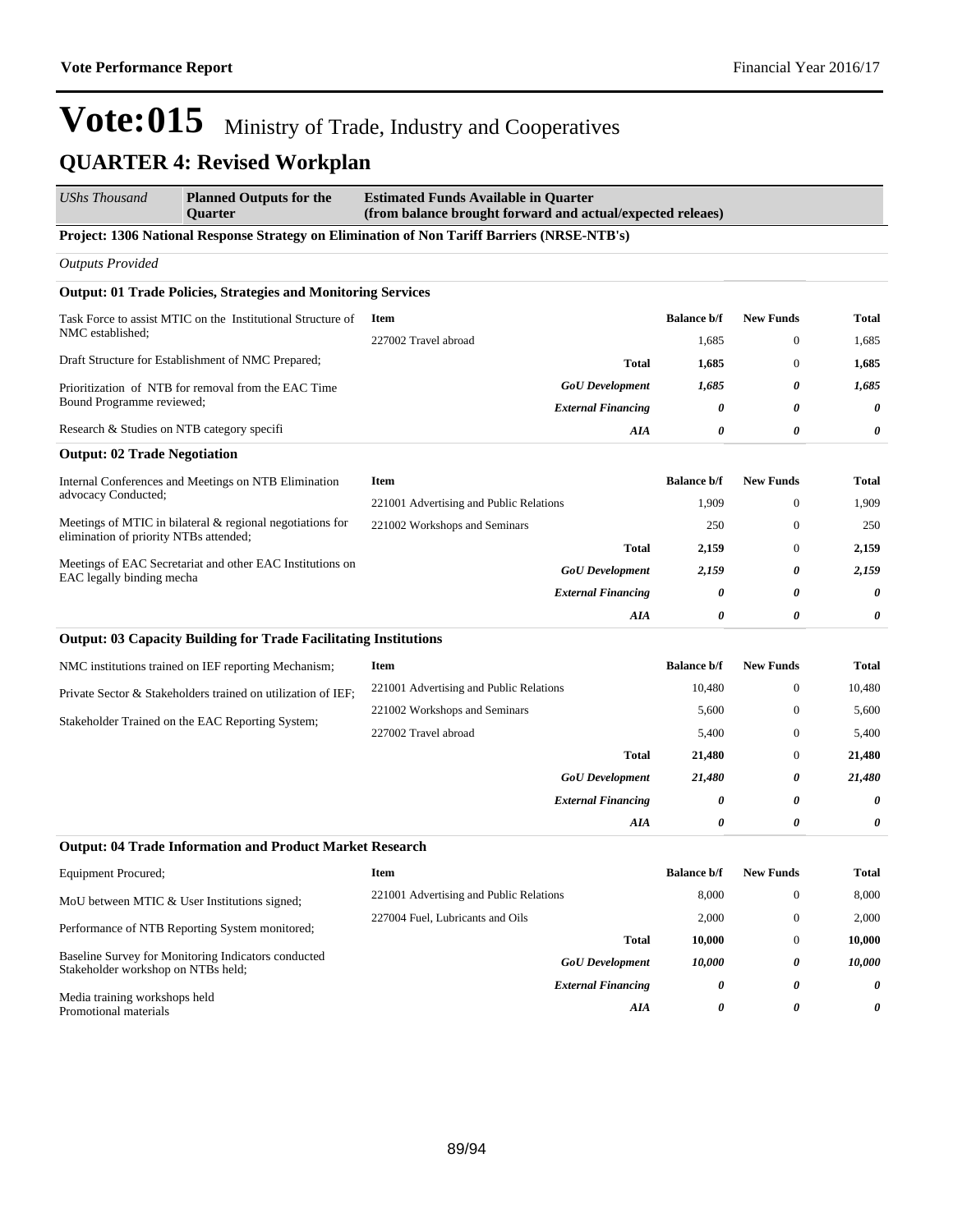# Vote:015 Ministry of Trade, Industry and Cooperatives

## QUARTER 4: Revised Workplan

| UShs Thousand | Planned Outputs for the Quarter | Estimated Funds Available in Quarter (from balance brought forward and actual/expected releaes) |
|---|---|---|

**Project: 1306 National Response Strategy on Elimination of Non Tariff Barriers (NRSE-NTB's)**

*Outputs Provided*

**Output: 01 Trade Policies, Strategies and Monitoring Services**

Task Force to assist MTIC on the Institutional Structure of NMC established;

Draft Structure for Establishment of NMC Prepared;

Prioritization of NTB for removal from the EAC Time Bound Programme reviewed;

Research & Studies on NTB category specifi

| Item | Balance b/f | New Funds | Total |
|---|---|---|---|
| 227002 Travel abroad | 1,685 | 0 | 1,685 |
| **Total** | **1,685** | 0 | **1,685** |
| ***GoU Development*** | ***1,685*** | ***0*** | ***1,685*** |
| ***External Financing*** | ***0*** | ***0*** | ***0*** |
| ***AIA*** | ***0*** | ***0*** | ***0*** |

**Output: 02 Trade Negotiation**

Internal Conferences and Meetings on NTB Elimination advocacy Conducted;

Meetings of MTIC in bilateral & regional negotiations for elimination of priority NTBs attended;

Meetings of EAC Secretariat and other EAC Institutions on EAC legally binding mecha

| Item | Balance b/f | New Funds | Total |
|---|---|---|---|
| 221001 Advertising and Public Relations | 1,909 | 0 | 1,909 |
| 221002 Workshops and Seminars | 250 | 0 | 250 |
| **Total** | **2,159** | 0 | **2,159** |
| ***GoU Development*** | ***2,159*** | ***0*** | ***2,159*** |
| ***External Financing*** | ***0*** | ***0*** | ***0*** |
| ***AIA*** | ***0*** | ***0*** | ***0*** |

**Output: 03 Capacity Building for Trade Facilitating Institutions**

NMC institutions trained on IEF reporting Mechanism;

Private Sector & Stakeholders trained on utilization of IEF;

Stakeholder Trained on the EAC Reporting System;

| Item | Balance b/f | New Funds | Total |
|---|---|---|---|
| 221001 Advertising and Public Relations | 10,480 | 0 | 10,480 |
| 221002 Workshops and Seminars | 5,600 | 0 | 5,600 |
| 227002 Travel abroad | 5,400 | 0 | 5,400 |
| **Total** | **21,480** | 0 | **21,480** |
| ***GoU Development*** | ***21,480*** | ***0*** | ***21,480*** |
| ***External Financing*** | ***0*** | ***0*** | ***0*** |
| ***AIA*** | ***0*** | ***0*** | ***0*** |

**Output: 04 Trade Information and Product Market Research**

Equipment Procured;

MoU between MTIC & User Institutions signed;

Performance of NTB Reporting System monitored;

Baseline Survey for Monitoring Indicators conducted
Stakeholder workshop on NTBs held;

Media training workshops held
Promotional materials

| Item | Balance b/f | New Funds | Total |
|---|---|---|---|
| 221001 Advertising and Public Relations | 8,000 | 0 | 8,000 |
| 227004 Fuel, Lubricants and Oils | 2,000 | 0 | 2,000 |
| **Total** | **10,000** | 0 | **10,000** |
| ***GoU Development*** | ***10,000*** | ***0*** | ***10,000*** |
| ***External Financing*** | ***0*** | ***0*** | ***0*** |
| ***AIA*** | ***0*** | ***0*** | ***0*** |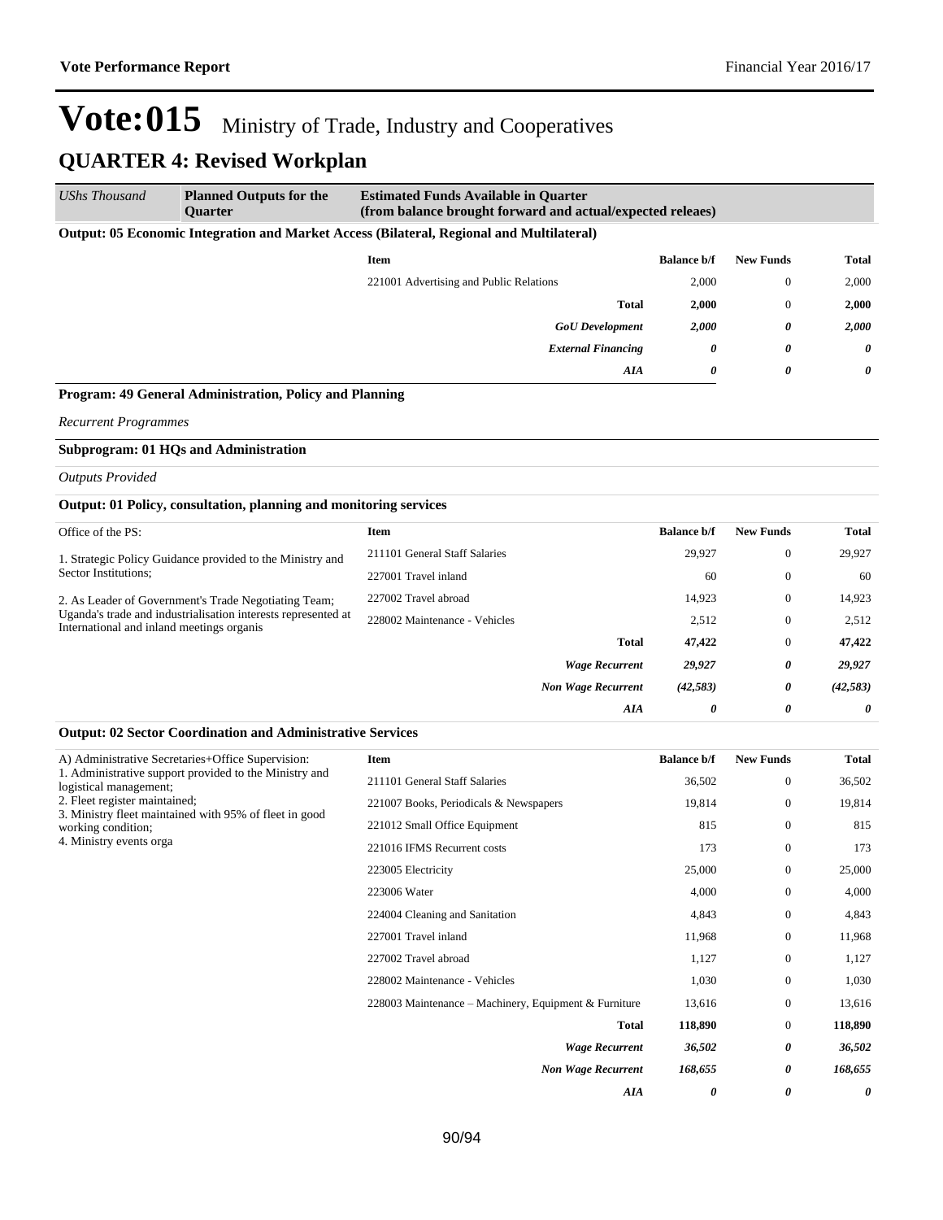# Vote:015 Ministry of Trade, Industry and Cooperatives

## QUARTER 4: Revised Workplan

| UShs Thousand | Planned Outputs for the Quarter | Estimated Funds Available in Quarter (from balance brought forward and actual/expected releaes) | | | |
|---|---|---|---|---|---|

**Output: 05 Economic Integration and Market Access (Bilateral, Regional and Multilateral)**

| | Item | Balance b/f | New Funds | Total |
|---|---|---|---|---|
| | 221001 Advertising and Public Relations | 2,000 | 0 | 2,000 |
| | **Total** | **2,000** | 0 | **2,000** |
| | ***GoU Development*** | ***2,000*** | ***0*** | ***2,000*** |
| | ***External Financing*** | ***0*** | ***0*** | ***0*** |
| | ***AIA*** | ***0*** | ***0*** | ***0*** |

**Program: 49 General Administration, Policy and Planning**

*Recurrent Programmes*

**Subprogram: 01 HQs and Administration**

*Outputs Provided*

**Output: 01 Policy, consultation, planning and monitoring services**

| Planned Outputs | Item | Balance b/f | New Funds | Total |
|---|---|---|---|---|
| Office of the PS:<br><br>1. Strategic Policy Guidance provided to the Ministry and Sector Institutions;<br><br>2. As Leader of Government's Trade Negotiating Team; Uganda's trade and industrialisation interests represented at International and inland meetings organis | 211101 General Staff Salaries | 29,927 | 0 | 29,927 |
| | 227001 Travel inland | 60 | 0 | 60 |
| | 227002 Travel abroad | 14,923 | 0 | 14,923 |
| | 228002 Maintenance - Vehicles | 2,512 | 0 | 2,512 |
| | **Total** | **47,422** | 0 | **47,422** |
| | ***Wage Recurrent*** | ***29,927*** | ***0*** | ***29,927*** |
| | ***Non Wage Recurrent*** | ***(42,583)*** | ***0*** | ***(42,583)*** |
| | ***AIA*** | ***0*** | ***0*** | ***0*** |

**Output: 02 Sector Coordination and Administrative Services**

| Planned Outputs | Item | Balance b/f | New Funds | Total |
|---|---|---|---|---|
| A) Administrative Secretaries+Office Supervision:<br>1. Administrative support provided to the Ministry and logistical management;<br>2. Fleet register maintained;<br>3. Ministry fleet maintained with 95% of fleet in good working condition;<br>4. Ministry events orga | 211101 General Staff Salaries | 36,502 | 0 | 36,502 |
| | 221007 Books, Periodicals & Newspapers | 19,814 | 0 | 19,814 |
| | 221012 Small Office Equipment | 815 | 0 | 815 |
| | 221016 IFMS Recurrent costs | 173 | 0 | 173 |
| | 223005 Electricity | 25,000 | 0 | 25,000 |
| | 223006 Water | 4,000 | 0 | 4,000 |
| | 224004 Cleaning and Sanitation | 4,843 | 0 | 4,843 |
| | 227001 Travel inland | 11,968 | 0 | 11,968 |
| | 227002 Travel abroad | 1,127 | 0 | 1,127 |
| | 228002 Maintenance - Vehicles | 1,030 | 0 | 1,030 |
| | 228003 Maintenance – Machinery, Equipment & Furniture | 13,616 | 0 | 13,616 |
| | **Total** | **118,890** | 0 | **118,890** |
| | ***Wage Recurrent*** | ***36,502*** | ***0*** | ***36,502*** |
| | ***Non Wage Recurrent*** | ***168,655*** | ***0*** | ***168,655*** |
| | ***AIA*** | ***0*** | ***0*** | ***0*** |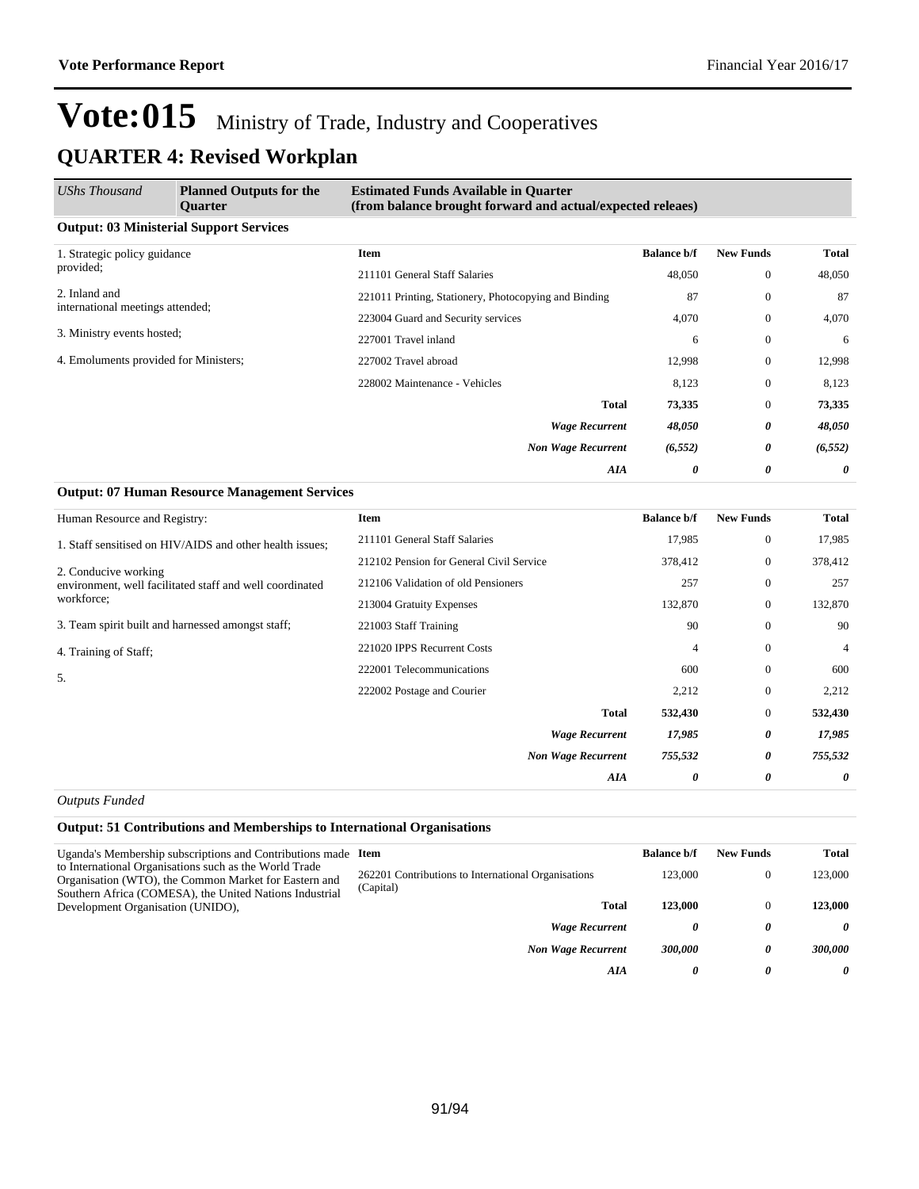# Vote:015 Ministry of Trade, Industry and Cooperatives

## QUARTER 4: Revised Workplan

| *UShs Thousand* | **Planned Outputs for the Quarter** | **Estimated Funds Available in Quarter (from balance brought forward and actual/expected releaes)** | | | |
|---|---|---|---|---|---|

**Output: 03 Ministerial Support Services**

| Planned Outputs | Item | Balance b/f | New Funds | Total |
|---|---|---|---|---|
| 1. Strategic policy guidance provided; | 211101 General Staff Salaries | 48,050 | 0 | 48,050 |
| 2. Inland and international meetings attended; | 221011 Printing, Stationery, Photocopying and Binding | 87 | 0 | 87 |
| 3. Ministry events hosted; | 223004 Guard and Security services | 4,070 | 0 | 4,070 |
| 4. Emoluments provided for Ministers; | 227001 Travel inland | 6 | 0 | 6 |
| | 227002 Travel abroad | 12,998 | 0 | 12,998 |
| | 228002 Maintenance - Vehicles | 8,123 | 0 | 8,123 |
| | **Total** | **73,335** | 0 | **73,335** |
| | ***Wage Recurrent*** | ***48,050*** | ***0*** | ***48,050*** |
| | ***Non Wage Recurrent*** | ***(6,552)*** | ***0*** | ***(6,552)*** |
| | ***AIA*** | ***0*** | ***0*** | ***0*** |

**Output: 07 Human Resource Management Services**

| Planned Outputs | Item | Balance b/f | New Funds | Total |
|---|---|---|---|---|
| Human Resource and Registry: | 211101 General Staff Salaries | 17,985 | 0 | 17,985 |
| 1. Staff sensitised on HIV/AIDS and other health issues; | 212102 Pension for General Civil Service | 378,412 | 0 | 378,412 |
| 2. Conducive working environment, well facilitated staff and well coordinated workforce; | 212106 Validation of old Pensioners | 257 | 0 | 257 |
| 3. Team spirit built and harnessed amongst staff; | 213004 Gratuity Expenses | 132,870 | 0 | 132,870 |
| 4. Training of Staff; | 221003 Staff Training | 90 | 0 | 90 |
| 5. | 221020 IPPS Recurrent Costs | 4 | 0 | 4 |
| | 222001 Telecommunications | 600 | 0 | 600 |
| | 222002 Postage and Courier | 2,212 | 0 | 2,212 |
| | **Total** | **532,430** | 0 | **532,430** |
| | ***Wage Recurrent*** | ***17,985*** | ***0*** | ***17,985*** |
| | ***Non Wage Recurrent*** | ***755,532*** | ***0*** | ***755,532*** |
| | ***AIA*** | ***0*** | ***0*** | ***0*** |

*Outputs Funded*

**Output: 51 Contributions and Memberships to International Organisations**

| Planned Outputs | Item | Balance b/f | New Funds | Total |
|---|---|---|---|---|
| Uganda's Membership subscriptions and Contributions made to International Organisations such as the World Trade Organisation (WTO), the Common Market for Eastern and Southern Africa (COMESA), the United Nations Industrial Development Organisation (UNIDO), | 262201 Contributions to International Organisations (Capital) | 123,000 | 0 | 123,000 |
| | **Total** | **123,000** | 0 | **123,000** |
| | ***Wage Recurrent*** | ***0*** | ***0*** | ***0*** |
| | ***Non Wage Recurrent*** | ***300,000*** | ***0*** | ***300,000*** |
| | ***AIA*** | ***0*** | ***0*** | ***0*** |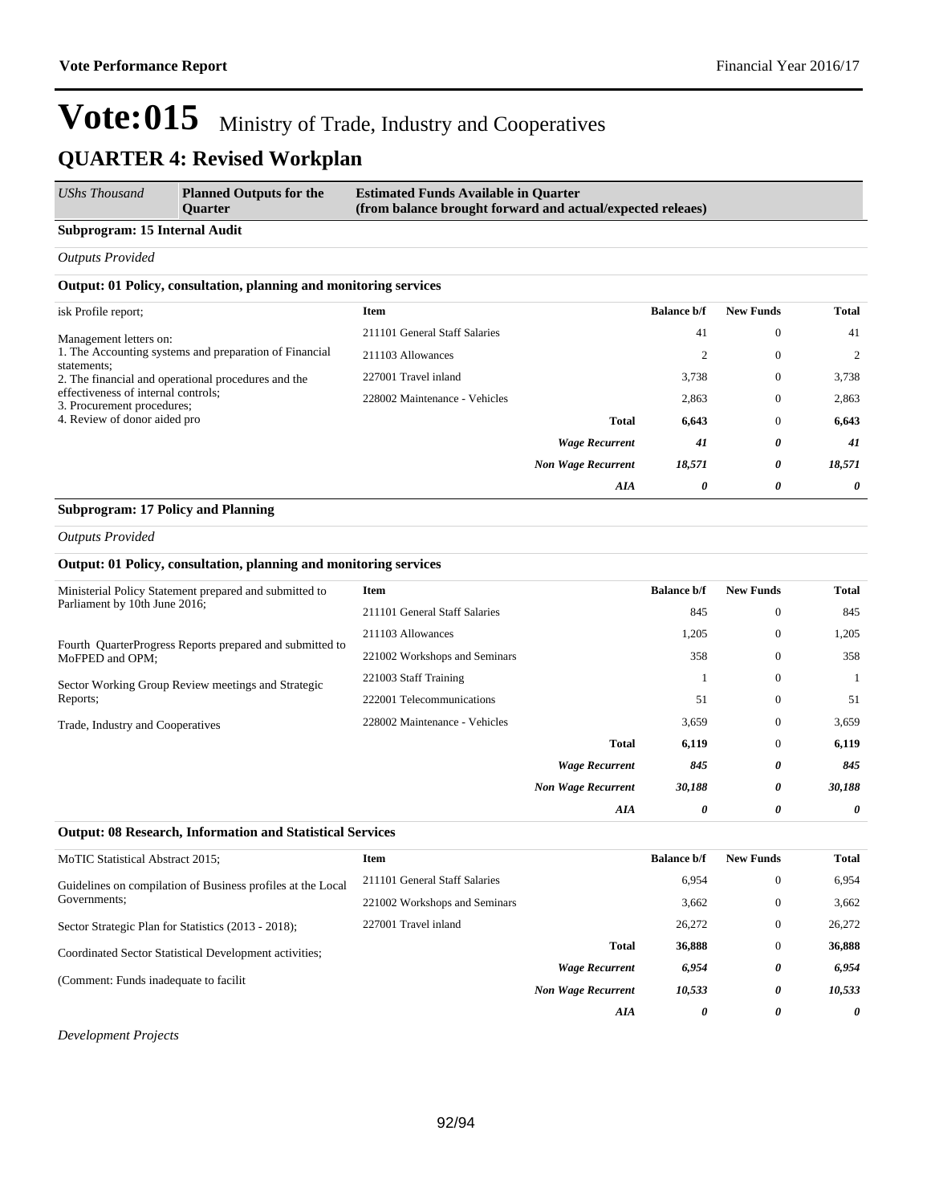# Vote:015 Ministry of Trade, Industry and Cooperatives

## QUARTER 4: Revised Workplan

| *UShs Thousand* | **Planned Outputs for the Quarter** | **Estimated Funds Available in Quarter (from balance brought forward and actual/expected releaes)** |
|---|---|---|

### Subprogram: 15 Internal Audit

*Outputs Provided*

#### Output: 01 Policy, consultation, planning and monitoring services

isk Profile report;

Management letters on:
1. The Accounting systems and preparation of Financial statements;
2. The financial and operational procedures and the effectiveness of internal controls;
3. Procurement procedures;
4. Review of donor aided pro

| Item | Balance b/f | New Funds | Total |
|---|---|---|---|
| 211101 General Staff Salaries | 41 | 0 | 41 |
| 211103 Allowances | 2 | 0 | 2 |
| 227001 Travel inland | 3,738 | 0 | 3,738 |
| 228002 Maintenance - Vehicles | 2,863 | 0 | 2,863 |
| **Total** | **6,643** | 0 | **6,643** |
| ***Wage Recurrent*** | ***41*** | ***0*** | ***41*** |
| ***Non Wage Recurrent*** | ***18,571*** | ***0*** | ***18,571*** |
| ***AIA*** | ***0*** | ***0*** | ***0*** |

### Subprogram: 17 Policy and Planning

*Outputs Provided*

#### Output: 01 Policy, consultation, planning and monitoring services

Ministerial Policy Statement prepared and submitted to Parliament by 10th June 2016;

Fourth QuarterProgress Reports prepared and submitted to MoFPED and OPM;

Sector Working Group Review meetings and Strategic Reports;

Trade, Industry and Cooperatives

| Item | Balance b/f | New Funds | Total |
|---|---|---|---|
| 211101 General Staff Salaries | 845 | 0 | 845 |
| 211103 Allowances | 1,205 | 0 | 1,205 |
| 221002 Workshops and Seminars | 358 | 0 | 358 |
| 221003 Staff Training | 1 | 0 | 1 |
| 222001 Telecommunications | 51 | 0 | 51 |
| 228002 Maintenance - Vehicles | 3,659 | 0 | 3,659 |
| **Total** | **6,119** | 0 | **6,119** |
| ***Wage Recurrent*** | ***845*** | ***0*** | ***845*** |
| ***Non Wage Recurrent*** | ***30,188*** | ***0*** | ***30,188*** |
| ***AIA*** | ***0*** | ***0*** | ***0*** |

#### Output: 08 Research, Information and Statistical Services

MoTIC Statistical Abstract 2015;

Guidelines on compilation of Business profiles at the Local Governments;

Sector Strategic Plan for Statistics (2013 - 2018);

Coordinated Sector Statistical Development activities;

(Comment: Funds inadequate to facilit

| Item | Balance b/f | New Funds | Total |
|---|---|---|---|
| 211101 General Staff Salaries | 6,954 | 0 | 6,954 |
| 221002 Workshops and Seminars | 3,662 | 0 | 3,662 |
| 227001 Travel inland | 26,272 | 0 | 26,272 |
| **Total** | **36,888** | 0 | **36,888** |
| ***Wage Recurrent*** | ***6,954*** | ***0*** | ***6,954*** |
| ***Non Wage Recurrent*** | ***10,533*** | ***0*** | ***10,533*** |
| ***AIA*** | ***0*** | ***0*** | ***0*** |

*Development Projects*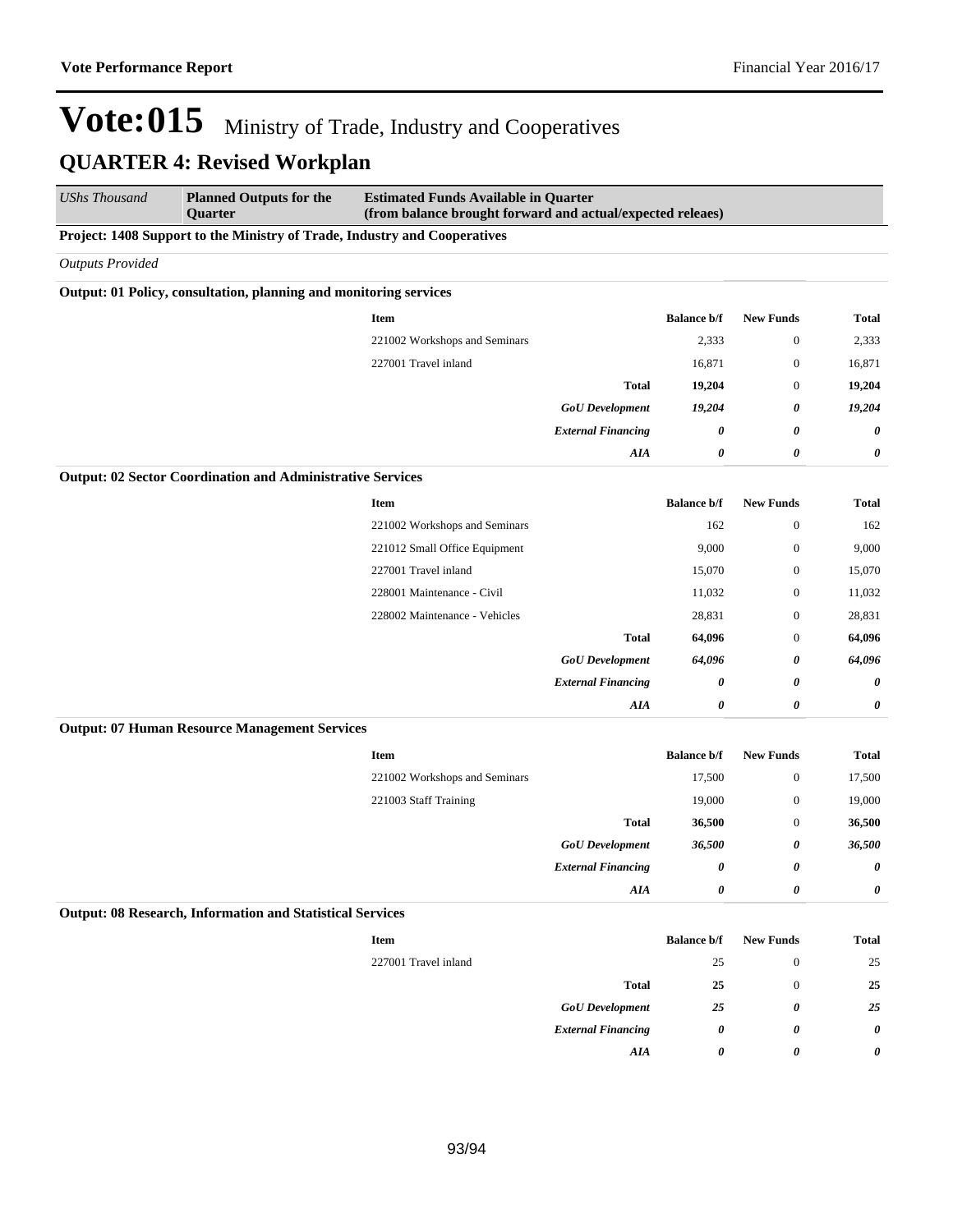# Vote:015 Ministry of Trade, Industry and Cooperatives

## QUARTER 4: Revised Workplan

| *UShs Thousand* | **Planned Outputs for the Quarter** | **Estimated Funds Available in Quarter (from balance brought forward and actual/expected releaes)** |
|---|---|---|

**Project: 1408 Support to the Ministry of Trade, Industry and Cooperatives**

*Outputs Provided*

**Output: 01 Policy, consultation, planning and monitoring services**

| Item | Balance b/f | New Funds | Total |
|---|---|---|---|
| 221002 Workshops and Seminars | 2,333 | 0 | 2,333 |
| 227001 Travel inland | 16,871 | 0 | 16,871 |
| **Total** | **19,204** | 0 | **19,204** |
| ***GoU Development*** | ***19,204*** | ***0*** | ***19,204*** |
| ***External Financing*** | ***0*** | ***0*** | ***0*** |
| ***AIA*** | ***0*** | ***0*** | ***0*** |

**Output: 02 Sector Coordination and Administrative Services**

| Item | Balance b/f | New Funds | Total |
|---|---|---|---|
| 221002 Workshops and Seminars | 162 | 0 | 162 |
| 221012 Small Office Equipment | 9,000 | 0 | 9,000 |
| 227001 Travel inland | 15,070 | 0 | 15,070 |
| 228001 Maintenance - Civil | 11,032 | 0 | 11,032 |
| 228002 Maintenance - Vehicles | 28,831 | 0 | 28,831 |
| **Total** | **64,096** | 0 | **64,096** |
| ***GoU Development*** | ***64,096*** | ***0*** | ***64,096*** |
| ***External Financing*** | ***0*** | ***0*** | ***0*** |
| ***AIA*** | ***0*** | ***0*** | ***0*** |

**Output: 07 Human Resource Management Services**

| Item | Balance b/f | New Funds | Total |
|---|---|---|---|
| 221002 Workshops and Seminars | 17,500 | 0 | 17,500 |
| 221003 Staff Training | 19,000 | 0 | 19,000 |
| **Total** | **36,500** | 0 | **36,500** |
| ***GoU Development*** | ***36,500*** | ***0*** | ***36,500*** |
| ***External Financing*** | ***0*** | ***0*** | ***0*** |
| ***AIA*** | ***0*** | ***0*** | ***0*** |

**Output: 08 Research, Information and Statistical Services**

| Item | Balance b/f | New Funds | Total |
|---|---|---|---|
| 227001 Travel inland | 25 | 0 | 25 |
| **Total** | **25** | 0 | **25** |
| ***GoU Development*** | ***25*** | ***0*** | ***25*** |
| ***External Financing*** | ***0*** | ***0*** | ***0*** |
| ***AIA*** | ***0*** | ***0*** | ***0*** |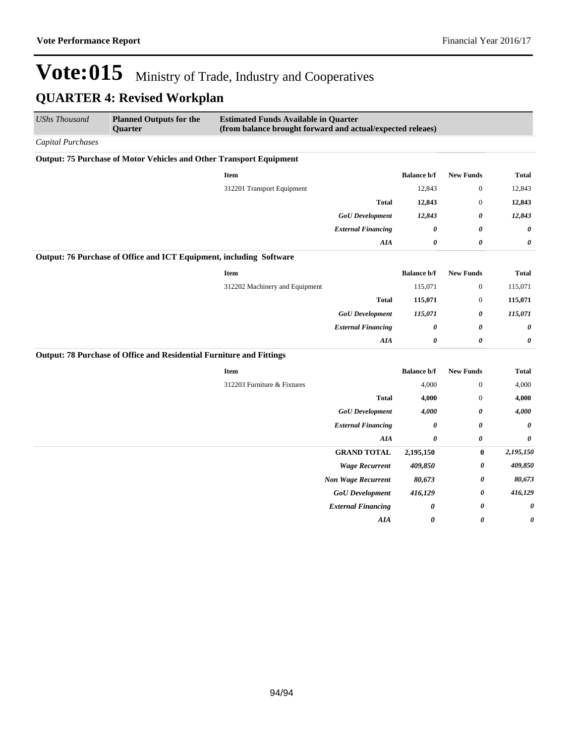# Vote:015 Ministry of Trade, Industry and Cooperatives

## QUARTER 4: Revised Workplan

| *UShs Thousand* | **Planned Outputs for the Quarter** | **Estimated Funds Available in Quarter (from balance brought forward and actual/expected releaes)** |
|---|---|---|

*Capital Purchases*

**Output: 75 Purchase of Motor Vehicles and Other Transport Equipment**

| Item | Balance b/f | New Funds | Total |
|---|---|---|---|
| 312201 Transport Equipment | 12,843 | 0 | 12,843 |
| **Total** | **12,843** | 0 | **12,843** |
| ***GoU Development*** | ***12,843*** | ***0*** | ***12,843*** |
| ***External Financing*** | ***0*** | ***0*** | ***0*** |
| ***AIA*** | ***0*** | ***0*** | ***0*** |

**Output: 76 Purchase of Office and ICT Equipment, including Software**

| Item | Balance b/f | New Funds | Total |
|---|---|---|---|
| 312202 Machinery and Equipment | 115,071 | 0 | 115,071 |
| **Total** | **115,071** | 0 | **115,071** |
| ***GoU Development*** | ***115,071*** | ***0*** | ***115,071*** |
| ***External Financing*** | ***0*** | ***0*** | ***0*** |
| ***AIA*** | ***0*** | ***0*** | ***0*** |

**Output: 78 Purchase of Office and Residential Furniture and Fittings**

| Item | Balance b/f | New Funds | Total |
|---|---|---|---|
| 312203 Furniture & Fixtures | 4,000 | 0 | 4,000 |
| **Total** | **4,000** | 0 | **4,000** |
| ***GoU Development*** | ***4,000*** | ***0*** | ***4,000*** |
| ***External Financing*** | ***0*** | ***0*** | ***0*** |
| ***AIA*** | ***0*** | ***0*** | ***0*** |

| | Balance b/f | New Funds | Total |
|---|---|---|---|
| **GRAND TOTAL** | **2,195,150** | **0** | ***2,195,150*** |
| ***Wage Recurrent*** | ***409,850*** | ***0*** | ***409,850*** |
| ***Non Wage Recurrent*** | ***80,673*** | ***0*** | ***80,673*** |
| ***GoU Development*** | ***416,129*** | ***0*** | ***416,129*** |
| ***External Financing*** | ***0*** | ***0*** | ***0*** |
| ***AIA*** | ***0*** | ***0*** | ***0*** |